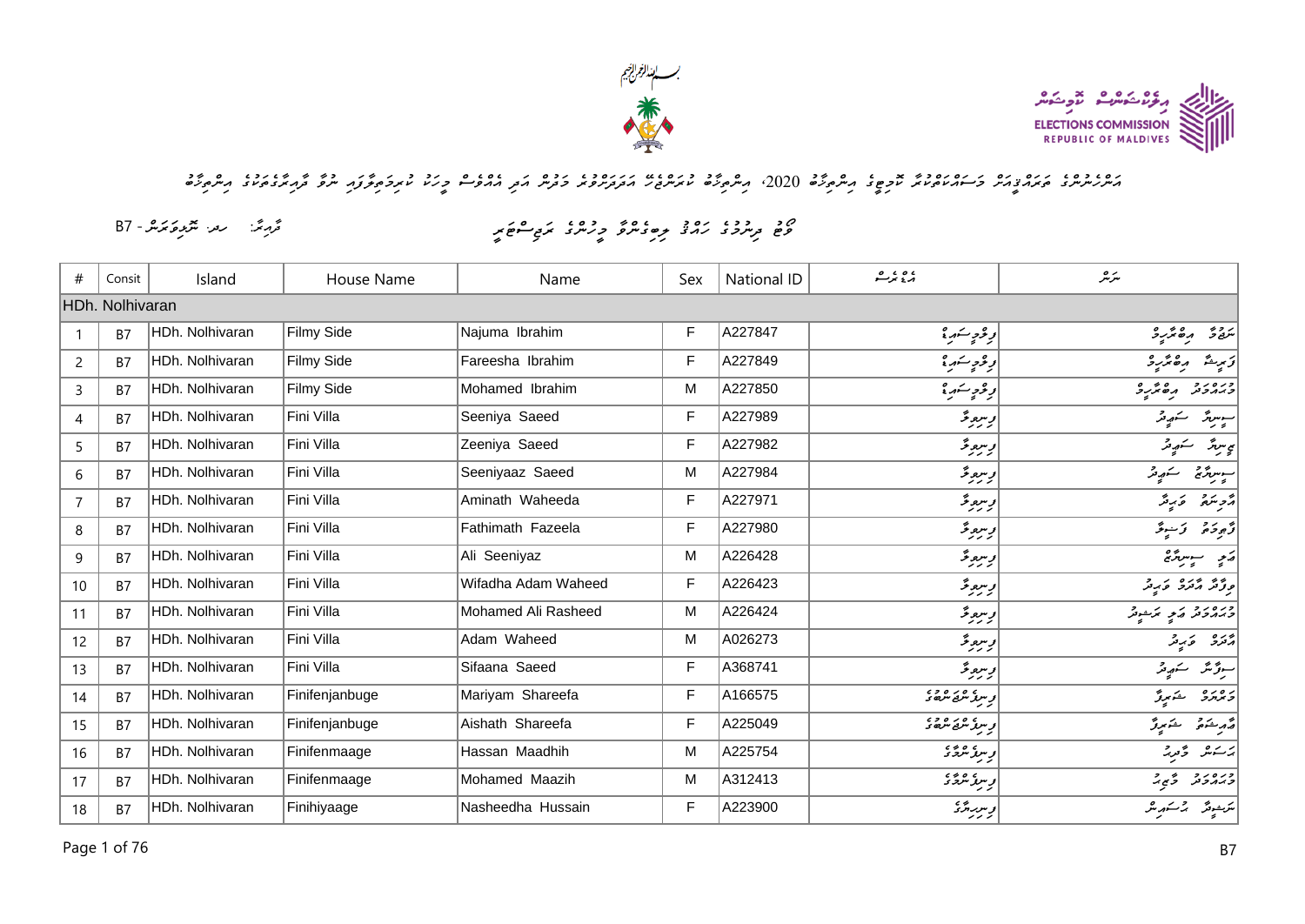ELECTIONS COMMISSION
REPUBLIC OF MALDIVES

# އަންހެނުންގެ ތަރައްޤީއަށް މަސައްކަތްކުރާ ކޮމިޓީގެ އިންތިހާބު 2020، އިންތިހާބުގެ ކުރިން ޤައުމީ ރަޖިސްޓަރީގައި ހިމެނޭ ވޯޓުލާން ފަރާތްތަކުގެ ލިސްޓު

ޕާޓީ: ހދ. ނޮޅިވަރަން - B7

| # | Consit | Island | House Name | Name | Sex | National ID | ގެއުގެ ނަން | ނަން |
|---|---|---|---|---|---|---|---|---|
| HDh. Nolhivaran | | | | | | | | |
| 1 | B7 | HDh. Nolhivaran | Filmy Side | Najuma Ibrahim | F | A227847 | ފިލްމީސައިޑް | ނަޖުމާ އިބްރާހީމް |
| 2 | B7 | HDh. Nolhivaran | Filmy Side | Fareesha Ibrahim | F | A227849 | ފިލްމީސައިޑް | ފަރީޝާ އިބްރާހީމް |
| 3 | B7 | HDh. Nolhivaran | Filmy Side | Mohamed Ibrahim | M | A227850 | ފިލްމީސައިޑް | މުހައްމަދު އިބްރާހީމް |
| 4 | B7 | HDh. Nolhivaran | Fini Villa | Seeniya Saeed | F | A227989 | ފިނިވިލާ | ސީނިޔާ ސަޢީދު |
| 5 | B7 | HDh. Nolhivaran | Fini Villa | Zeeniya Saeed | F | A227982 | ފިނިވިލާ | ޒީނިޔާ ސަޢީދު |
| 6 | B7 | HDh. Nolhivaran | Fini Villa | Seeniyaaz Saeed | M | A227984 | ފިނިވިލާ | ސީނިޔާޒު ސަޢީދު |
| 7 | B7 | HDh. Nolhivaran | Fini Villa | Aminath Waheeda | F | A227971 | ފިނިވިލާ | އާމިނަތު ވަހީދާ |
| 8 | B7 | HDh. Nolhivaran | Fini Villa | Fathimath Fazeela | F | A227980 | ފިނިވިލާ | ފާތިމަތު ފަޒީލާ |
| 9 | B7 | HDh. Nolhivaran | Fini Villa | Ali Seeniyaz | M | A226428 | ފިނިވިލާ | އަލި ސީނިޔާޒު |
| 10 | B7 | HDh. Nolhivaran | Fini Villa | Wifadha Adam Waheed | F | A226423 | ފިނިވިލާ | ވިފާދާ އާދަމް ވަހީދު |
| 11 | B7 | HDh. Nolhivaran | Fini Villa | Mohamed Ali Rasheed | M | A226424 | ފިނިވިލާ | މުހައްމަދު އަލި ރަޝީދު |
| 12 | B7 | HDh. Nolhivaran | Fini Villa | Adam Waheed | M | A026273 | ފިނިވިލާ | އާދަމް ވަހީދު |
| 13 | B7 | HDh. Nolhivaran | Fini Villa | Sifaana Saeed | F | A368741 | ފިނިވިލާ | ސިފާނާ ސަޢީދު |
| 14 | B7 | HDh. Nolhivaran | Finifenjanbuge | Mariyam Shareefa | F | A166575 | ފިނިފެންޖަންބުގެ | މަރިޔަމް ޝަރީފާ |
| 15 | B7 | HDh. Nolhivaran | Finifenjanbuge | Aishath Shareefa | F | A225049 | ފިނިފެންޖަންބުގެ | އައިޝަތު ޝަރީފާ |
| 16 | B7 | HDh. Nolhivaran | Finifenmaage | Hassan Maadhih | M | A225754 | ފިނިފެންމާގެ | ހަސަން މާދިހް |
| 17 | B7 | HDh. Nolhivaran | Finifenmaage | Mohamed Maazih | M | A312413 | ފިނިފެންމާގެ | މުހައްމަދު މާޒިހް |
| 18 | B7 | HDh. Nolhivaran | Finihiyaage | Nasheedha Hussain | F | A223900 | ފިނިހިޔާގެ | ނަޝީދާ ހުސައިން |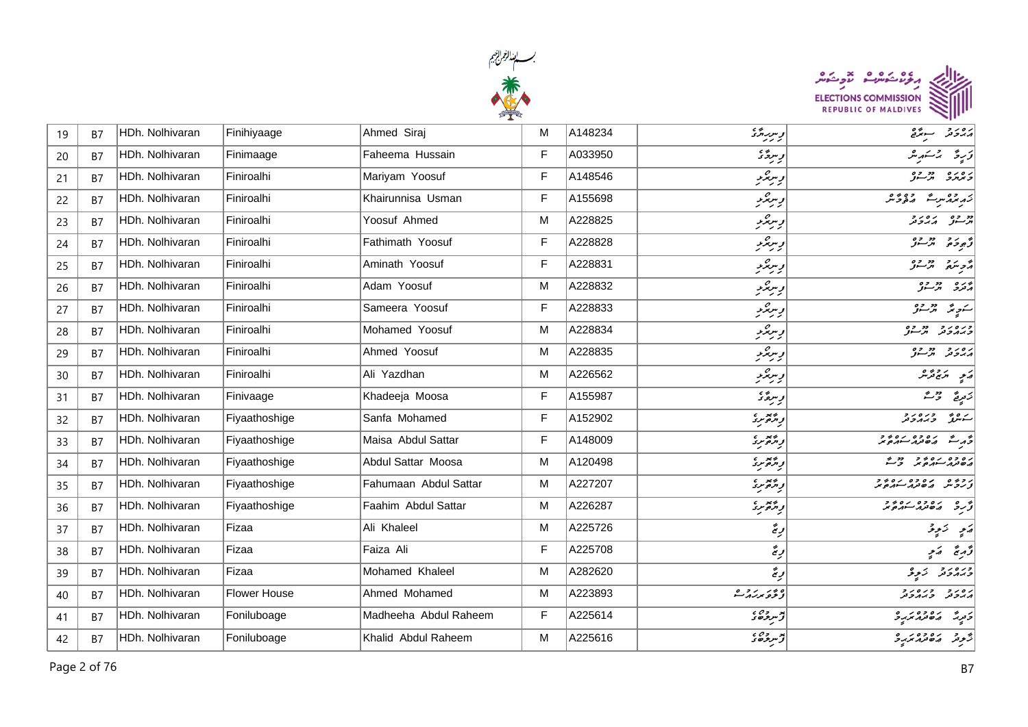| 19 | B7 | HDh. Nolhivaran | Finihiyaage | Ahmed Siraj | M | A148234 | ފިނިހިޔާގެ | އަޙްމަދު ސިރާޖު |
|---|---|---|---|---|---|---|---|---|
| 20 | B7 | HDh. Nolhivaran | Finimaage | Faheema Hussain | F | A033950 | ފިނިމާގެ | ފަހީމާ ޙުސައިން |
| 21 | B7 | HDh. Nolhivaran | Finiroalhi | Mariyam Yoosuf | F | A148546 | ފިނިރޯޅި | މަރިޔަމް ޔޫސުފް |
| 22 | B7 | HDh. Nolhivaran | Finiroalhi | Khairunnisa Usman | F | A155698 | ފިނިރޯޅި | ޚައިރުއްނިސާ ޢުثްމާން |
| 23 | B7 | HDh. Nolhivaran | Finiroalhi | Yoosuf Ahmed | M | A228825 | ފިނިރޯޅި | ޔޫސުފް އަޙްމަދު |
| 24 | B7 | HDh. Nolhivaran | Finiroalhi | Fathimath Yoosuf | F | A228828 | ފިނިރޯޅި | ފާތިމަތު ޔޫސުފް |
| 25 | B7 | HDh. Nolhivaran | Finiroalhi | Aminath Yoosuf | F | A228831 | ފިނިރޯޅި | އާމިނަތު ޔޫސުފް |
| 26 | B7 | HDh. Nolhivaran | Finiroalhi | Adam Yoosuf | M | A228832 | ފިނިރޯޅި | އާދަމް ޔޫސުފް |
| 27 | B7 | HDh. Nolhivaran | Finiroalhi | Sameera Yoosuf | F | A228833 | ފިނިރޯޅި | ސަމީރާ ޔޫސުފް |
| 28 | B7 | HDh. Nolhivaran | Finiroalhi | Mohamed Yoosuf | M | A228834 | ފިނިރޯޅި | މުޙައްމަދު ޔޫސުފް |
| 29 | B7 | HDh. Nolhivaran | Finiroalhi | Ahmed Yoosuf | M | A228835 | ފިނިރޯޅި | އަޙްމަދު ޔޫސުފް |
| 30 | B7 | HDh. Nolhivaran | Finiroalhi | Ali Yazdhan | M | A226562 | ފިނިރޯޅި | ޢަލީ ޔަޒްދާން |
| 31 | B7 | HDh. Nolhivaran | Finivaage | Khadeeja Moosa | F | A155987 | ފިނިވާގެ | ޚަދީޖާ މޫސާ |
| 32 | B7 | HDh. Nolhivaran | Fiyaathoshige | Sanfa Mohamed | F | A152902 | ފިޔާތޮށިގެ | ސަންފާ މުޙައްމަދު |
| 33 | B7 | HDh. Nolhivaran | Fiyaathoshige | Maisa Abdul Sattar | F | A148009 | ފިޔާތޮށިގެ | މައިސާ ޢަބްދުލްސައްތާރު |
| 34 | B7 | HDh. Nolhivaran | Fiyaathoshige | Abdul Sattar Moosa | M | A120498 | ފިޔާތޮށިގެ | ޢަބްދުލްސައްތާރު މޫސާ |
| 35 | B7 | HDh. Nolhivaran | Fiyaathoshige | Fahumaan Abdul Sattar | M | A227207 | ފިޔާތޮށިގެ | ފަހުމާން ޢަބްދުލްސައްތާރު |
| 36 | B7 | HDh. Nolhivaran | Fiyaathoshige | Faahim Abdul Sattar | M | A226287 | ފިޔާތޮށިގެ | ފާހިމް ޢަބްދުލްސައްތާރު |
| 37 | B7 | HDh. Nolhivaran | Fizaa | Ali Khaleel | M | A225726 | ފިޒާ | ޢަލީ ޚަލީލު |
| 38 | B7 | HDh. Nolhivaran | Fizaa | Faiza Ali | F | A225708 | ފިޒާ | ފާއިޒާ ޢަލީ |
| 39 | B7 | HDh. Nolhivaran | Fizaa | Mohamed Khaleel | M | A282620 | ފިޒާ | މުޙައްމަދު ޚަލީލު |
| 40 | B7 | HDh. Nolhivaran | Flower House | Ahmed Mohamed | M | A223893 | ފްލަވަރހައުސް | އަޙްމަދު މުޙައްމަދު |
| 41 | B7 | HDh. Nolhivaran | Foniluboage | Madheeha Abdul Raheem | F | A225614 | ފޮނިލުބޯގެ | މަދީޙާ ޢަބްދުއްރަޙީމް |
| 42 | B7 | HDh. Nolhivaran | Foniluboage | Khalid Abdul Raheem | M | A225616 | ފޮނިލުބޯގެ | ޚާލިދު ޢަބްދުއްރަޙީމް |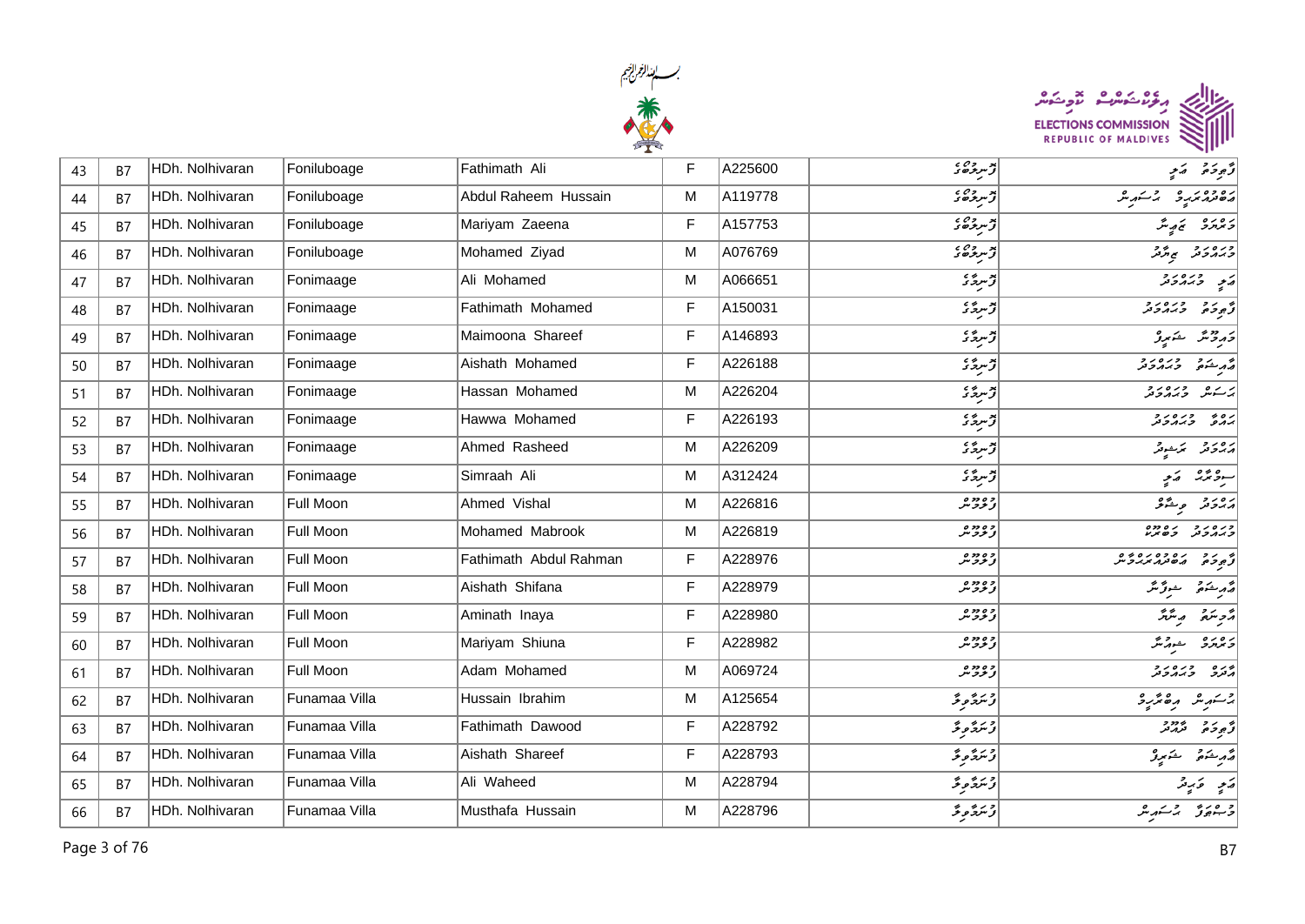| 43 | B7 | HDh. Nolhivaran | Foniluboage | Fathimath Ali | F | A225600 | ފޮނިލުބޯގެ | ފާތިމަތު އަލީ |
|---|---|---|---|---|---|---|---|---|
| 44 | B7 | HDh. Nolhivaran | Foniluboage | Abdul Raheem Hussain | M | A119778 | ފޮނިލުބޯގެ | އަބްދުއްރަޙީމް ހުސައިން |
| 45 | B7 | HDh. Nolhivaran | Foniluboage | Mariyam Zaeena | F | A157753 | ފޮނިލުބޯގެ | މަރިޔަމް ޒަޢީނާ |
| 46 | B7 | HDh. Nolhivaran | Foniluboage | Mohamed Ziyad | M | A076769 | ފޮނިލުބޯގެ | މުޙައްމަދު ޒިޔާދު |
| 47 | B7 | HDh. Nolhivaran | Fonimaage | Ali Mohamed | M | A066651 | ފޮނިމާގެ | އަލީ މުޙައްމަދު |
| 48 | B7 | HDh. Nolhivaran | Fonimaage | Fathimath Mohamed | F | A150031 | ފޮނިމާގެ | ފާތިމަތު މުޙައްމަދު |
| 49 | B7 | HDh. Nolhivaran | Fonimaage | Maimoona Shareef | F | A146893 | ފޮނިމާގެ | މައިމޫނާ ޝަރީފު |
| 50 | B7 | HDh. Nolhivaran | Fonimaage | Aishath Mohamed | F | A226188 | ފޮނިމާގެ | އާއިޝަތު މުޙައްމަދު |
| 51 | B7 | HDh. Nolhivaran | Fonimaage | Hassan Mohamed | M | A226204 | ފޮނިމާގެ | ޙަސަން މުޙައްމަދު |
| 52 | B7 | HDh. Nolhivaran | Fonimaage | Hawwa Mohamed | F | A226193 | ފޮނިމާގެ | ޙައްވާ މުޙައްމަދު |
| 53 | B7 | HDh. Nolhivaran | Fonimaage | Ahmed Rasheed | M | A226209 | ފޮނިމާގެ | އަޙްމަދު ރަޝީދު |
| 54 | B7 | HDh. Nolhivaran | Fonimaage | Simraah Ali | M | A312424 | ފޮނިމާގެ | ސިމްރާހް އަލީ |
| 55 | B7 | HDh. Nolhivaran | Full Moon | Ahmed Vishal | M | A226816 | ފުލްމޫން | އަޙްމަދު ވިޝާލް |
| 56 | B7 | HDh. Nolhivaran | Full Moon | Mohamed Mabrook | M | A226819 | ފުލްމޫން | މުޙައްމަދު މަބްރޫކް |
| 57 | B7 | HDh. Nolhivaran | Full Moon | Fathimath Abdul Rahman | F | A228976 | ފުލްމޫން | ފާތިމަތު އަބްދުއްރަޙްމާން |
| 58 | B7 | HDh. Nolhivaran | Full Moon | Aishath Shifana | F | A228979 | ފުލްމޫން | އާއިޝަތު ޝިފާނާ |
| 59 | B7 | HDh. Nolhivaran | Full Moon | Aminath Inaya | F | A228980 | ފުލްމޫން | އާމިނަތު އިނާޔާ |
| 60 | B7 | HDh. Nolhivaran | Full Moon | Mariyam Shiuna | F | A228982 | ފުލްމޫން | މަރިޔަމް ޝިއުނާ |
| 61 | B7 | HDh. Nolhivaran | Full Moon | Adam Mohamed | M | A069724 | ފުލްމޫން | އާދަމް މުޙައްމަދު |
| 62 | B7 | HDh. Nolhivaran | Funamaa Villa | Hussain Ibrahim | M | A125654 | ފުނަމާވިލާ | ހުސައިން އިބްރާހީމް |
| 63 | B7 | HDh. Nolhivaran | Funamaa Villa | Fathimath Dawood | F | A228792 | ފުނަމާވިލާ | ފާތިމަތުދާއޫދު |
| 64 | B7 | HDh. Nolhivaran | Funamaa Villa | Aishath Shareef | F | A228793 | ފުނަމާވިލާ | އާއިޝަތު ޝަރީފު |
| 65 | B7 | HDh. Nolhivaran | Funamaa Villa | Ali Waheed | M | A228794 | ފުނަމާވިލާ | އަލީ ވަޙީދު |
| 66 | B7 | HDh. Nolhivaran | Funamaa Villa | Musthafa Hussain | M | A228796 | ފުނަމާވިލާ | މުސްތަފާ ހުސައިން |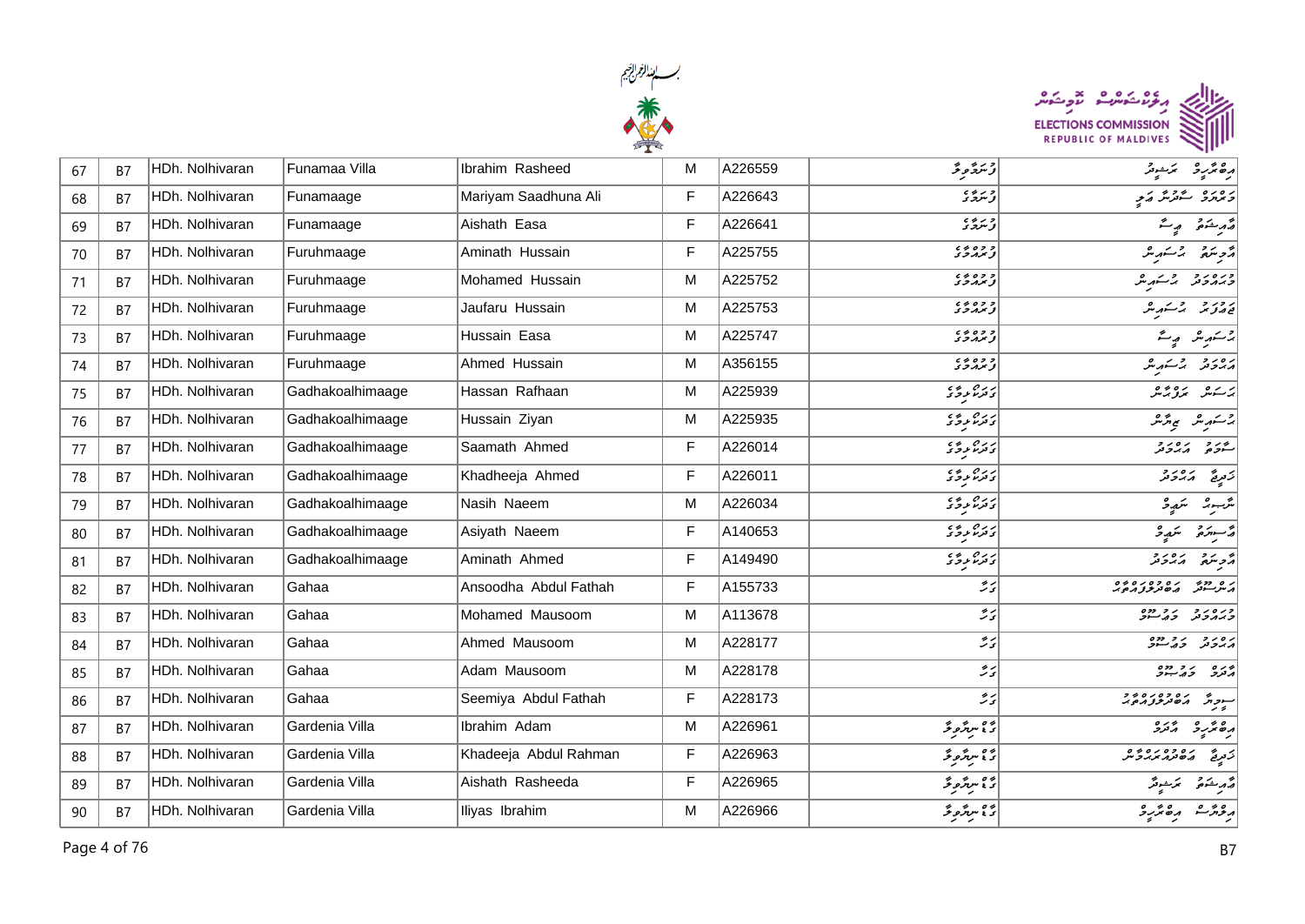| 67 | B7 | HDh. Nolhivaran | Funamaa Villa | Ibrahim Rasheed | M | A226559 | ފުނަމާވިލާ | އިބްރާހިމް ރަޝީދު |
|---|---|---|---|---|---|---|---|---|
| 68 | B7 | HDh. Nolhivaran | Funamaage | Mariyam Saadhuna Ali | F | A226643 | ފުނަމާގެ | މަރިޔަމް ސާދުނާ ޢަލީ |
| 69 | B7 | HDh. Nolhivaran | Funamaage | Aishath Easa | F | A226641 | ފުނަމާގެ | އައިޝަތު ޢީސާ |
| 70 | B7 | HDh. Nolhivaran | Furuhmaage | Aminath Hussain | F | A225755 | ފުރުއްމާގެ | އާމިނަތު ހުސައިން |
| 71 | B7 | HDh. Nolhivaran | Furuhmaage | Mohamed Hussain | M | A225752 | ފުރުއްމާގެ | މުޙައްމަދު ހުސައިން |
| 72 | B7 | HDh. Nolhivaran | Furuhmaage | Jaufaru Hussain | M | A225753 | ފުރުއްމާގެ | ޖައުފަރު ހުސައިން |
| 73 | B7 | HDh. Nolhivaran | Furuhmaage | Hussain Easa | M | A225747 | ފުރުއްމާގެ | ހުސައިން ޢީސާ |
| 74 | B7 | HDh. Nolhivaran | Furuhmaage | Ahmed Hussain | M | A356155 | ފުރުއްމާގެ | އަޙްމަދު ހުސައިން |
| 75 | B7 | HDh. Nolhivaran | Gadhakoalhimaage | Hassan Rafhaan | M | A225939 | ގަދަކޮޅިމާގެ | ހަސަން ރަފްހާން |
| 76 | B7 | HDh. Nolhivaran | Gadhakoalhimaage | Hussain Ziyan | M | A225935 | ގަދަކޮޅިމާގެ | ހުސައިން ޒިޔާން |
| 77 | B7 | HDh. Nolhivaran | Gadhakoalhimaage | Saamath Ahmed | F | A226014 | ގަދަކޮޅިމާގެ | ސާމަތު އަޙްމަދު |
| 78 | B7 | HDh. Nolhivaran | Gadhakoalhimaage | Khadheeja Ahmed | F | A226011 | ގަދަކޮޅިމާގެ | ޚަދީޖާ އަޙްމަދު |
| 79 | B7 | HDh. Nolhivaran | Gadhakoalhimaage | Nasih Naeem | M | A226034 | ގަދަކޮޅިމާގެ | ނާސިޙް ނަޢީމް |
| 80 | B7 | HDh. Nolhivaran | Gadhakoalhimaage | Asiyath Naeem | F | A140653 | ގަދަކޮޅިމާގެ | އާސިޔަތު ނަޢީމް |
| 81 | B7 | HDh. Nolhivaran | Gadhakoalhimaage | Aminath Ahmed | F | A149490 | ގަދަކޮޅިމާގެ | އާމިނަތު އަޙްމަދު |
| 82 | B7 | HDh. Nolhivaran | Gahaa | Ansoodha Abdul Fathah | F | A155733 | ގަހާ | އަންސޫދާ ޢަބްދުލްފައްތާޙް |
| 83 | B7 | HDh. Nolhivaran | Gahaa | Mohamed Mausoom | M | A113678 | ގަހާ | މުޙައްމަދު މައުސޫމް |
| 84 | B7 | HDh. Nolhivaran | Gahaa | Ahmed Mausoom | M | A228177 | ގަހާ | އަޙްމަދު މައުސޫމް |
| 85 | B7 | HDh. Nolhivaran | Gahaa | Adam Mausoom | M | A228178 | ގަހާ | އާދަމް މައުސޫމް |
| 86 | B7 | HDh. Nolhivaran | Gahaa | Seemiya Abdul Fathah | F | A228173 | ގަހާ | ސީމިޔާ ޢަބްދުލްފައްތާޙް |
| 87 | B7 | HDh. Nolhivaran | Gardenia Villa | Ibrahim Adam | M | A226961 | ގާޑީނިޔާވިލާ | އިބްރާހިމް އާދަމް |
| 88 | B7 | HDh. Nolhivaran | Gardenia Villa | Khadeeja Abdul Rahman | F | A226963 | ގާޑީނިޔާވިލާ | ޚަދީޖާ ޢަބްދުއްރަޙްމާން |
| 89 | B7 | HDh. Nolhivaran | Gardenia Villa | Aishath Rasheeda | F | A226965 | ގާޑީނިޔާވިލާ | އައިޝަތު ރަޝީދާ |
| 90 | B7 | HDh. Nolhivaran | Gardenia Villa | Iliyas Ibrahim | M | A226966 | ގާޑީނިޔާވިލާ | އިލިޔާސް އިބްރާހިމް |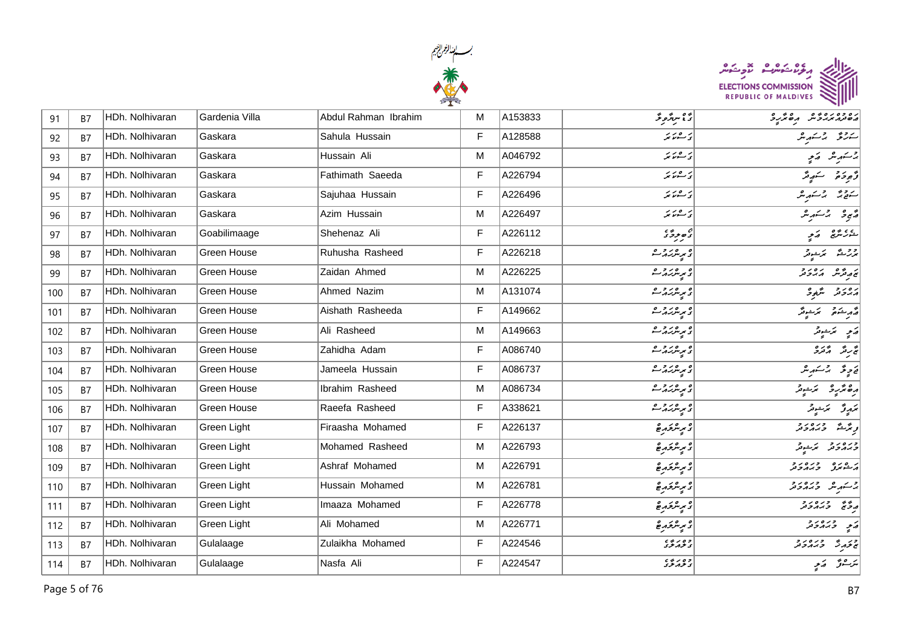| 91 | B7 | HDh. Nolhivaran | Gardenia Villa | Abdul Rahman Ibrahim | M | A153833 | ގާޑީނިޔާވިލާ | އަބްދުއްރަޙްމާން އިބްރާހީމް |
|---|---|---|---|---|---|---|---|---|
| 92 | B7 | HDh. Nolhivaran | Gaskara | Sahula Hussain | F | A128588 | ގަސްކަރަ | ސަހުލާ ހުސައިން |
| 93 | B7 | HDh. Nolhivaran | Gaskara | Hussain Ali | M | A046792 | ގަސްކަރަ | ހުސައިން އަލި |
| 94 | B7 | HDh. Nolhivaran | Gaskara | Fathimath Saeeda | F | A226794 | ގަސްކަރަ | ފާތިމަތު ސައީދާ |
| 95 | B7 | HDh. Nolhivaran | Gaskara | Sajuhaa Hussain | F | A226496 | ގަސްކަރަ | ސަޖުހާ ހުސައިން |
| 96 | B7 | HDh. Nolhivaran | Gaskara | Azim Hussain | M | A226497 | ގަސްކަރަ | އާޒިމް ހުސައިން |
| 97 | B7 | HDh. Nolhivaran | Goabilimaage | Shehenaz Ali | F | A226112 | ގޯބިލިމާގެ | ޝެހެނާޒް އަލި |
| 98 | B7 | HDh. Nolhivaran | Green House | Ruhusha Rasheed | F | A226218 | ގްރީންހައުސް | ރުހުޝާ ރަޝީދު |
| 99 | B7 | HDh. Nolhivaran | Green House | Zaidan Ahmed | M | A226225 | ގްރީންހައުސް | ޒައިދާން އަޙްމަދު |
| 100 | B7 | HDh. Nolhivaran | Green House | Ahmed Nazim | M | A131074 | ގްރީންހައުސް | އަޙްމަދު ނާޒިމް |
| 101 | B7 | HDh. Nolhivaran | Green House | Aishath Rasheeda | F | A149662 | ގްރީންހައުސް | އާއިޝަތު ރަޝީދާ |
| 102 | B7 | HDh. Nolhivaran | Green House | Ali Rasheed | M | A149663 | ގްރީންހައުސް | އަލި ރަޝީދު |
| 103 | B7 | HDh. Nolhivaran | Green House | Zahidha Adam | F | A086740 | ގްރީންހައުސް | ޒާހިދާ އާދަމް |
| 104 | B7 | HDh. Nolhivaran | Green House | Jameela Hussain | F | A086737 | ގްރީންހައުސް | ޖަމީލާ ހުސައިން |
| 105 | B7 | HDh. Nolhivaran | Green House | Ibrahim Rasheed | M | A086734 | ގްރީންހައުސް | އިބްރާހީމް ރަޝީދު |
| 106 | B7 | HDh. Nolhivaran | Green House | Raeefa Rasheed | F | A338621 | ގްރީންހައުސް | ރައީފާ ރަޝީދު |
| 107 | B7 | HDh. Nolhivaran | Green Light | Firaasha Mohamed | F | A226137 | ގްރީންލައިޓް | ފިރާޝާ މުޙައްމަދު |
| 108 | B7 | HDh. Nolhivaran | Green Light | Mohamed Rasheed | M | A226793 | ގްރީންލައިޓް | މުޙައްމަދު ރަޝީދު |
| 109 | B7 | HDh. Nolhivaran | Green Light | Ashraf Mohamed | M | A226791 | ގްރީންލައިޓް | އަޝްރަފް މުޙައްމަދު |
| 110 | B7 | HDh. Nolhivaran | Green Light | Hussain Mohamed | M | A226781 | ގްރީންލައިޓް | ހުސައިން މުޙައްމަދު |
| 111 | B7 | HDh. Nolhivaran | Green Light | Imaaza Mohamed | F | A226778 | ގްރީންލައިޓް | އިމާޒާ މުޙައްމަދު |
| 112 | B7 | HDh. Nolhivaran | Green Light | Ali Mohamed | M | A226771 | ގްރީންލައިޓް | އަލި މުޙައްމަދު |
| 113 | B7 | HDh. Nolhivaran | Gulalaage | Zulaikha Mohamed | F | A224546 | ގުލަލާގެ | ޒުލައިޚާ މުޙައްމަދު |
| 114 | B7 | HDh. Nolhivaran | Gulalaage | Nasfa Ali | F | A224547 | ގުލަލާގެ | ނަސްފާ އަލި |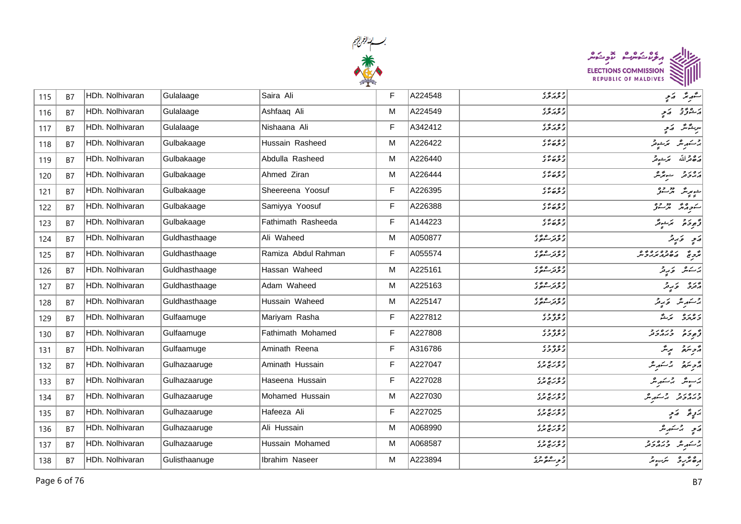| 115 | B7 | HDh. Nolhivaran | Gulalaage | Saira Ali | F | A224548 | ގުލަލާގެ | ސާއިރާ ޢަލީ |
|---|---|---|---|---|---|---|---|---|
| 116 | B7 | HDh. Nolhivaran | Gulalaage | Ashfaaq Ali | M | A224549 | ގުލަލާގެ | އަޝްފާޤް ޢަލީ |
| 117 | B7 | HDh. Nolhivaran | Gulalaage | Nishaana Ali | F | A342412 | ގުލަލާގެ | ނިޝާނާ ޢަލީ |
| 118 | B7 | HDh. Nolhivaran | Gulbakaage | Hussain Rasheed | M | A226422 | ގުލްބަކާގެ | ހުސައިން ރަޝީދު |
| 119 | B7 | HDh. Nolhivaran | Gulbakaage | Abdulla Rasheed | M | A226440 | ގުލްބަކާގެ | ޢަބްދުﷲ ރަޝީދު |
| 120 | B7 | HDh. Nolhivaran | Gulbakaage | Ahmed Ziran | M | A226444 | ގުލްބަކާގެ | އަޙްމަދު ޒިރާން |
| 121 | B7 | HDh. Nolhivaran | Gulbakaage | Sheereena Yoosuf | F | A226395 | ގުލްބަކާގެ | ޝީރީނާ ޔޫސުފް |
| 122 | B7 | HDh. Nolhivaran | Gulbakaage | Samiyya Yoosuf | F | A226388 | ގުލްބަކާގެ | ސަމިއްޔާ ޔޫސުފް |
| 123 | B7 | HDh. Nolhivaran | Gulbakaage | Fathimath Rasheeda | F | A144223 | ގުލްބަކާގެ | ފާތިމަތު ރަޝީދާ |
| 124 | B7 | HDh. Nolhivaran | Guldhasthaage | Ali Waheed | M | A050877 | ގުލްދަސްތާގެ | ޢަލީ ވަޙީދު |
| 125 | B7 | HDh. Nolhivaran | Guldhasthaage | Ramiza Abdul Rahman | F | A055574 | ގުލްދަސްތާގެ | ރާމިޒާ ޢަބްދުއްރަޙްމާން |
| 126 | B7 | HDh. Nolhivaran | Guldhasthaage | Hassan Waheed | M | A225161 | ގުލްދަސްތާގެ | ޙަސަން ވަޙީދު |
| 127 | B7 | HDh. Nolhivaran | Guldhasthaage | Adam Waheed | M | A225163 | ގުލްދަސްތާގެ | އާދަމް ވަޙީދު |
| 128 | B7 | HDh. Nolhivaran | Guldhasthaage | Hussain Waheed | M | A225147 | ގުލްދަސްތާގެ | ހުސައިން ވަޙީދު |
| 129 | B7 | HDh. Nolhivaran | Gulfaamuge | Mariyam Rasha | F | A227812 | ގުލްފާމުގެ | މަރިޔަމް ރަޝާ |
| 130 | B7 | HDh. Nolhivaran | Gulfaamuge | Fathimath Mohamed | F | A227808 | ގުލްފާމުގެ | ފާތިމަތު މުޙައްމަދު |
| 131 | B7 | HDh. Nolhivaran | Gulfaamuge | Aminath Reena | F | A316786 | ގުލްފާމުގެ | އާމިނަތު ރީނާ |
| 132 | B7 | HDh. Nolhivaran | Gulhazaaruge | Aminath Hussain | F | A227047 | ގުލްހަޒާރުގެ | އާމިނަތު ހުސައިން |
| 133 | B7 | HDh. Nolhivaran | Gulhazaaruge | Haseena Hussain | F | A227028 | ގުލްހަޒާރުގެ | ހަސީނާ ހުސައިން |
| 134 | B7 | HDh. Nolhivaran | Gulhazaaruge | Mohamed Hussain | M | A227030 | ގުލްހަޒާރުގެ | މުޙައްމަދު ހުސައިން |
| 135 | B7 | HDh. Nolhivaran | Gulhazaaruge | Hafeeza Ali | F | A227025 | ގުލްހަޒާރުގެ | ޙަފީޒާ ޢަލީ |
| 136 | B7 | HDh. Nolhivaran | Gulhazaaruge | Ali Hussain | M | A068990 | ގުލްހަޒާރުގެ | ޢަލީ ހުސައިން |
| 137 | B7 | HDh. Nolhivaran | Gulhazaaruge | Hussain Mohamed | M | A068587 | ގުލްހަޒާރުގެ | ހުސައިން މުޙައްމަދު |
| 138 | B7 | HDh. Nolhivaran | Gulisthaanuge | Ibrahim Naseer | M | A223894 | ގުލިސްތާނުގެ | އިބްރާހީމް ނަސީރު |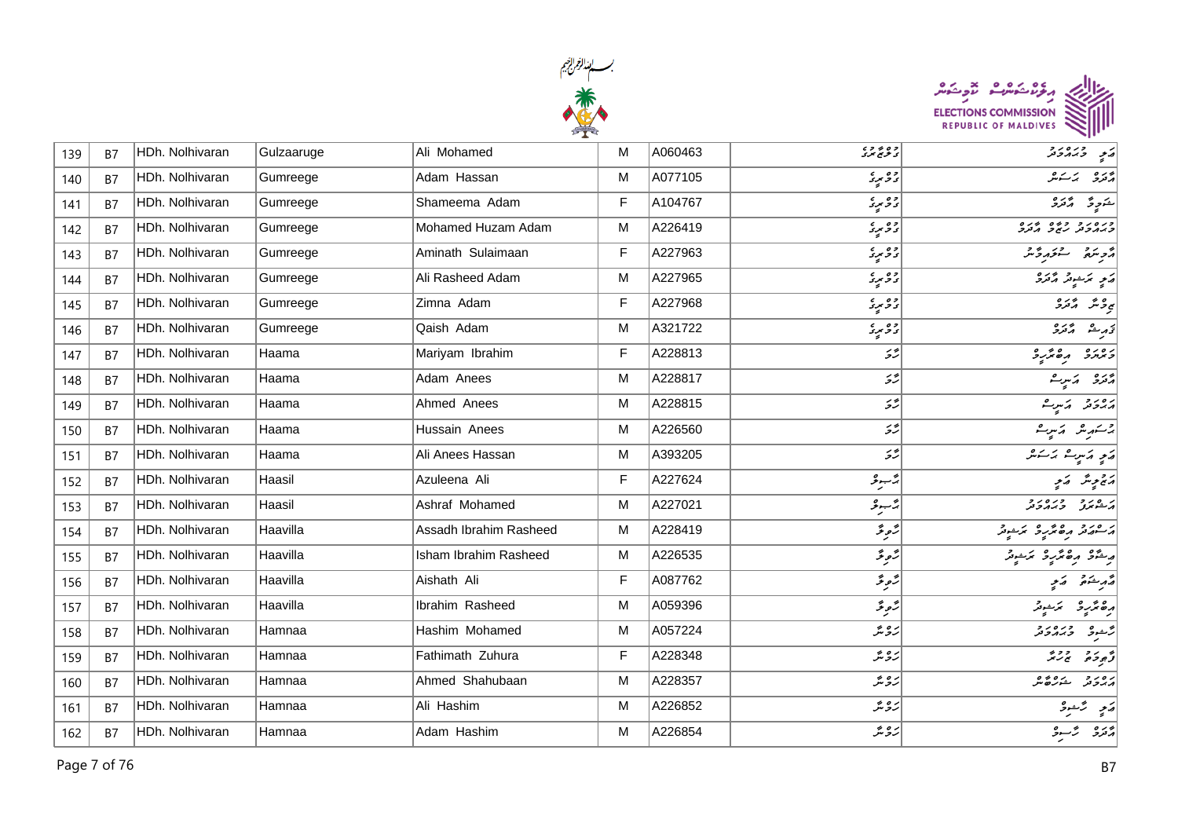| 139 | B7 | HDh. Nolhivaran | Gulzaaruge | Ali Mohamed | M | A060463 | ގުލްޒާރުގެ | ޢަލީ މުޙައްމަދު |
|---|---|---|---|---|---|---|---|---|
| 140 | B7 | HDh. Nolhivaran | Gumreege | Adam Hassan | M | A077105 | ގުމްރީގެ | އާދަމް ހަސަން |
| 141 | B7 | HDh. Nolhivaran | Gumreege | Shameema Adam | F | A104767 | ގުމްރީގެ | ޝަމީމާ އާދަމް |
| 142 | B7 | HDh. Nolhivaran | Gumreege | Mohamed Huzam Adam | M | A226419 | ގުމްރީގެ | މުޙައްމަދު ހުޒާމް އާދަމް |
| 143 | B7 | HDh. Nolhivaran | Gumreege | Aminath Sulaimaan | F | A227963 | ގުމްރީގެ | އާމިނަތު ސުލައިމާން |
| 144 | B7 | HDh. Nolhivaran | Gumreege | Ali Rasheed Adam | M | A227965 | ގުމްރީގެ | ޢަލީ ރަޝީދު އާދަމް |
| 145 | B7 | HDh. Nolhivaran | Gumreege | Zimna Adam | F | A227968 | ގުމްރީގެ | ޒިމްނާ އާދަމް |
| 146 | B7 | HDh. Nolhivaran | Gumreege | Qaish Adam | M | A321722 | ގުމްރީގެ | ޤައިޝް އާދަމް |
| 147 | B7 | HDh. Nolhivaran | Haama | Mariyam Ibrahim | F | A228813 | ހާމަ | މަރިޔަމް އިބްރާހީމް |
| 148 | B7 | HDh. Nolhivaran | Haama | Adam Anees | M | A228817 | ހާމަ | އާދަމް އަނީސް |
| 149 | B7 | HDh. Nolhivaran | Haama | Ahmed Anees | M | A228815 | ހާމަ | އަޙްމަދު އަނީސް |
| 150 | B7 | HDh. Nolhivaran | Haama | Hussain Anees | M | A226560 | ހާމަ | ހުސައިން އަނީސް |
| 151 | B7 | HDh. Nolhivaran | Haama | Ali Anees Hassan | M | A393205 | ހާމަ | ޢަލީ އަނީސް ހަސަން |
| 152 | B7 | HDh. Nolhivaran | Haasil | Azuleena Ali | F | A227624 | ހާސިލް | އަޒުލީނާ ޢަލީ |
| 153 | B7 | HDh. Nolhivaran | Haasil | Ashraf Mohamed | M | A227021 | ހާސިލް | އަޝްރަފް މުޙައްމަދު |
| 154 | B7 | HDh. Nolhivaran | Haavilla | Assadh Ibrahim Rasheed | M | A228419 | ހާވިލާ | އަސްޢަދު އިބްރާހީމް ރަޝީދު |
| 155 | B7 | HDh. Nolhivaran | Haavilla | Isham Ibrahim Rasheed | M | A226535 | ހާވިލާ | އިޝާމް އިބްރާހީމް ރަޝީދު |
| 156 | B7 | HDh. Nolhivaran | Haavilla | Aishath Ali | F | A087762 | ހާވިލާ | އާއިޝަތު ޢަލީ |
| 157 | B7 | HDh. Nolhivaran | Haavilla | Ibrahim Rasheed | M | A059396 | ހާވިލާ | އިބްރާހީމް ރަޝީދު |
| 158 | B7 | HDh. Nolhivaran | Hamnaa | Hashim Mohamed | M | A057224 | ހަމްނާ | ހާޝިމް މުޙައްމަދު |
| 159 | B7 | HDh. Nolhivaran | Hamnaa | Fathimath Zuhura | F | A228348 | ހަމްނާ | ފާތިމަތު ޒުހުރާ |
| 160 | B7 | HDh. Nolhivaran | Hamnaa | Ahmed Shahubaan | M | A228357 | ހަމްނާ | އަޙްމަދު ޝަހުބާން |
| 161 | B7 | HDh. Nolhivaran | Hamnaa | Ali Hashim | M | A226852 | ހަމްނާ | ޢަލީ ހާޝިމް |
| 162 | B7 | HDh. Nolhivaran | Hamnaa | Adam Hashim | M | A226854 | ހަމްނާ | އާދަމް ހާސިމް |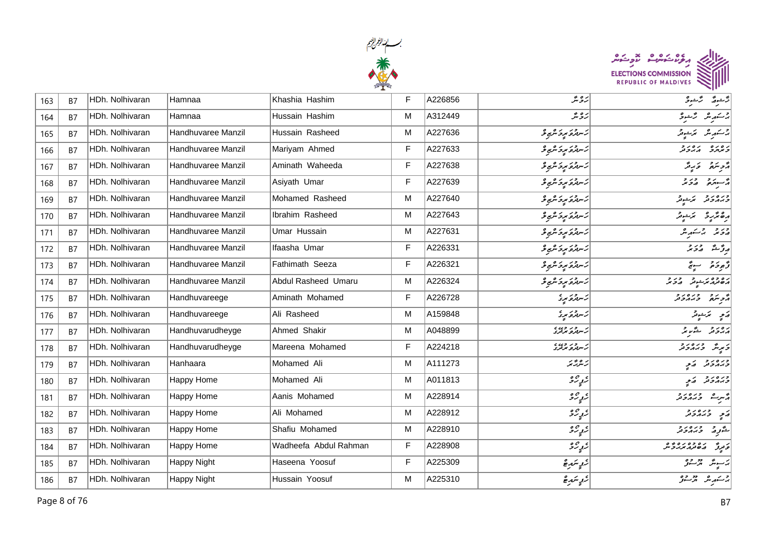| 163 | B7 | HDh. Nolhivaran | Hamnaa | Khashia Hashim | F | A226856 | ހަމްނާ | ހާޝިޔާ ހާޝިމް |
|---|---|---|---|---|---|---|---|---|
| 164 | B7 | HDh. Nolhivaran | Hamnaa | Hussain Hashim | M | A312449 | ހަމްނާ | ހުސައިން ހާޝިމް |
| 165 | B7 | HDh. Nolhivaran | Handhuvaree Manzil | Hussain Rasheed | M | A227636 | ހަނދުވަރީމަންޒިލް | ހުސައިން ރަޝީދު |
| 166 | B7 | HDh. Nolhivaran | Handhuvaree Manzil | Mariyam Ahmed | F | A227633 | ހަނދުވަރީމަންޒިލް | މަރިޔަމް އަހުމަދު |
| 167 | B7 | HDh. Nolhivaran | Handhuvaree Manzil | Aminath Waheeda | F | A227638 | ހަނދުވަރީމަންޒިލް | އާމިނަތު ވަހީދާ |
| 168 | B7 | HDh. Nolhivaran | Handhuvaree Manzil | Asiyath Umar | F | A227639 | ހަނދުވަރީމަންޒިލް | އާސިޔަތު އުމަރު |
| 169 | B7 | HDh. Nolhivaran | Handhuvaree Manzil | Mohamed Rasheed | M | A227640 | ހަނދުވަރީމަންޒިލް | މުހައްމަދު ރަޝީދު |
| 170 | B7 | HDh. Nolhivaran | Handhuvaree Manzil | Ibrahim Rasheed | M | A227643 | ހަނދުވަރީމަންޒިލް | އިބްރާހިމް ރަޝީދު |
| 171 | B7 | HDh. Nolhivaran | Handhuvaree Manzil | Umar Hussain | M | A227631 | ހަނދުވަރީމަންޒިލް | އުމަރު ހުސައިން |
| 172 | B7 | HDh. Nolhivaran | Handhuvaree Manzil | Ifaasha Umar | F | A226331 | ހަނދުވަރީމަންޒިލް | އިފާޝާ އުމަރު |
| 173 | B7 | HDh. Nolhivaran | Handhuvaree Manzil | Fathimath Seeza | F | A226321 | ހަނދުވަރީމަންޒިލް | ފާތިމަތު ސީޒާ |
| 174 | B7 | HDh. Nolhivaran | Handhuvaree Manzil | Abdul Rasheed Umaru | M | A226324 | ހަނދުވަރީމަންޒިލް | އަބްދުއްރަޝީދު އުމަރު |
| 175 | B7 | HDh. Nolhivaran | Handhuvareege | Aminath Mohamed | F | A226728 | ހަނދުވަރީގެ | އާމިނަތު މުހައްމަދު |
| 176 | B7 | HDh. Nolhivaran | Handhuvareege | Ali Rasheed | M | A159848 | ހަނދުވަރީގެ | އަލި ރަޝީދު |
| 177 | B7 | HDh. Nolhivaran | Handhuvarudheyge | Ahmed Shakir | M | A048899 | ހަނދުވަރުދޭގެ | އަހުމަދު ޝާކިރު |
| 178 | B7 | HDh. Nolhivaran | Handhuvarudheyge | Mareena Mohamed | F | A224218 | ހަނދުވަރުދޭގެ | މަރީނާ މުހައްމަދު |
| 179 | B7 | HDh. Nolhivaran | Hanhaara | Mohamed Ali | M | A111273 | ހަންހާރަ | މުހައްމަދު އަލި |
| 180 | B7 | HDh. Nolhivaran | Happy Home | Mohamed Ali | M | A011813 | ހެޕީހޯމް | މުހައްމަދު އަލި |
| 181 | B7 | HDh. Nolhivaran | Happy Home | Aanis Mohamed | M | A228914 | ހެޕީހޯމް | އާނިސް މުހައްމަދު |
| 182 | B7 | HDh. Nolhivaran | Happy Home | Ali Mohamed | M | A228912 | ހެޕީހޯމް | އަލި މުހައްމަދު |
| 183 | B7 | HDh. Nolhivaran | Happy Home | Shafiu Mohamed | M | A228910 | ހެޕީހޯމް | ޝާފިއު މުހައްމަދު |
| 184 | B7 | HDh. Nolhivaran | Happy Home | Wadheefa Abdul Rahman | F | A228908 | ހެޕީހޯމް | ވަދީފާ އަބްދުއްރަޙްމާން |
| 185 | B7 | HDh. Nolhivaran | Happy Night | Haseena Yoosuf | F | A225309 | ހެޕީނައިޓް | ހަސީނާ ޔޫސުފް |
| 186 | B7 | HDh. Nolhivaran | Happy Night | Hussain Yoosuf | M | A225310 | ހެޕީނައިޓް | ހުސައިން ޔޫސުފް |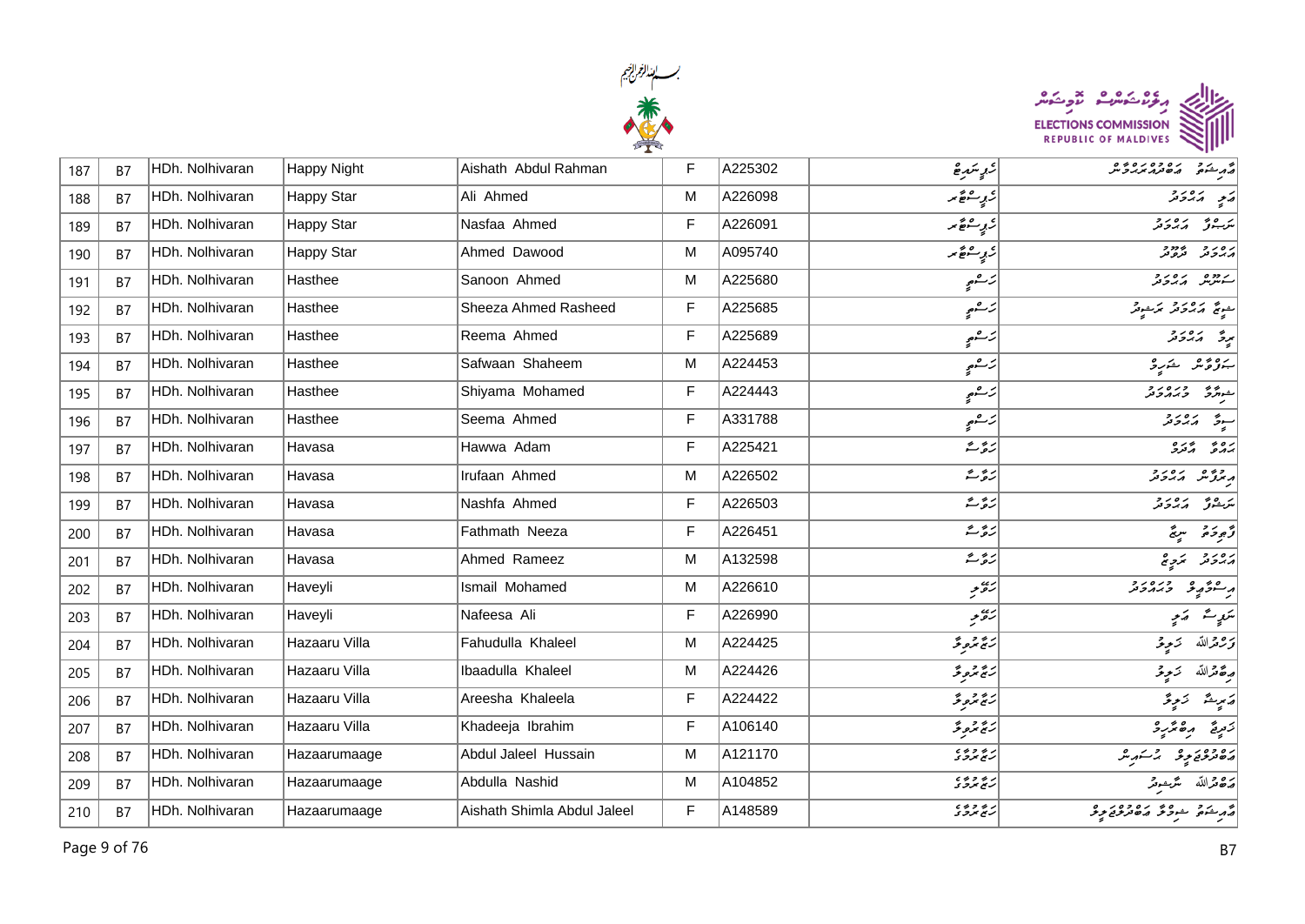| 187 | B7 | HDh. Nolhivaran | Happy Night | Aishath Abdul Rahman | F | A225302 | ހެޕީނައިޓް | އައިޝަތު އަބްދުއްރަޙްމާން |
|---|---|---|---|---|---|---|---|---|
| 188 | B7 | HDh. Nolhivaran | Happy Star | Ali Ahmed | M | A226098 | ހެޕީސްޓާރ | އަލި އަޙްމަދު |
| 189 | B7 | HDh. Nolhivaran | Happy Star | Nasfaa Ahmed | F | A226091 | ހެޕީސްޓާރ | ނަސްފާ އަޙްމަދު |
| 190 | B7 | HDh. Nolhivaran | Happy Star | Ahmed Dawood | M | A095740 | ހެޕީސްޓާރ | އަޙްމަދު ދާއޫދު |
| 191 | B7 | HDh. Nolhivaran | Hasthee | Sanoon Ahmed | M | A225680 | ހަސްތީ | ސަނޫން އަޙްމަދު |
| 192 | B7 | HDh. Nolhivaran | Hasthee | Sheeza Ahmed Rasheed | F | A225685 | ހަސްތީ | ޝީޒާ އަޙްމަދު ރަޝީދު |
| 193 | B7 | HDh. Nolhivaran | Hasthee | Reema Ahmed | F | A225689 | ހަސްތީ | ރީމާ އަޙްމަދު |
| 194 | B7 | HDh. Nolhivaran | Hasthee | Safwaan Shaheem | M | A224453 | ހަސްތީ | ޞަފްވާން ޝަހީމް |
| 195 | B7 | HDh. Nolhivaran | Hasthee | Shiyama Mohamed | F | A224443 | ހަސްތީ | ޝިޔާމާ މުޙައްމަދު |
| 196 | B7 | HDh. Nolhivaran | Hasthee | Seema Ahmed | F | A331788 | ހަސްތީ | ސީމާ އަޙްމަދު |
| 197 | B7 | HDh. Nolhivaran | Havasa | Hawwa Adam | F | A225421 | ހަވާސާ | ހައްވާ އާދަމް |
| 198 | B7 | HDh. Nolhivaran | Havasa | Irufaan Ahmed | M | A226502 | ހަވާސާ | އިރުފާން އަޙްމަދު |
| 199 | B7 | HDh. Nolhivaran | Havasa | Nashfa Ahmed | F | A226503 | ހަވާސާ | ނަޝްފާ އަޙްމަދު |
| 200 | B7 | HDh. Nolhivaran | Havasa | Fathmath Neeza | F | A226451 | ހަވާސާ | ފާތިމަތު ނީޒާ |
| 201 | B7 | HDh. Nolhivaran | Havasa | Ahmed Rameez | M | A132598 | ހަވާސާ | އަޙްމަދު ރަމީޒު |
| 202 | B7 | HDh. Nolhivaran | Haveyli | Ismail Mohamed | M | A226610 | ހަވޭލި | އިސްމާޢީލް މުޙައްމަދު |
| 203 | B7 | HDh. Nolhivaran | Haveyli | Nafeesa Ali | F | A226990 | ހަވޭލި | ނަފީސާ އަލި |
| 204 | B7 | HDh. Nolhivaran | Hazaaru Villa | Fahudulla Khaleel | M | A224425 | ހަޒާރުވިލާ | ފަހުދުﷲ ޚަލީލު |
| 205 | B7 | HDh. Nolhivaran | Hazaaru Villa | Ibaadulla Khaleel | M | A224426 | ހަޒާރުވިލާ | އިބާދުﷲ ޚަލީލު |
| 206 | B7 | HDh. Nolhivaran | Hazaaru Villa | Areesha Khaleela | F | A224422 | ހަޒާރުވިލާ | އަރީޝާ ޚަލީލާ |
| 207 | B7 | HDh. Nolhivaran | Hazaaru Villa | Khadeeja Ibrahim | F | A106140 | ހަޒާރުވިލާ | ޚަދީޖާ އިބްރާހީމް |
| 208 | B7 | HDh. Nolhivaran | Hazaarumaage | Abdul Jaleel Hussain | M | A121170 | ހަޒާރުމާގެ | އަބްދުލްޖަލީލް ޙުސައިން |
| 209 | B7 | HDh. Nolhivaran | Hazaarumaage | Abdulla Nashid | M | A104852 | ހަޒާރުމާގެ | އަބްދުﷲ ނާޝިދު |
| 210 | B7 | HDh. Nolhivaran | Hazaarumaage | Aishath Shimla Abdul Jaleel | F | A148589 | ހަޒާރުމާގެ | އައިޝަތު ޝިމްލާ އަބްދުލްޖަލީލް |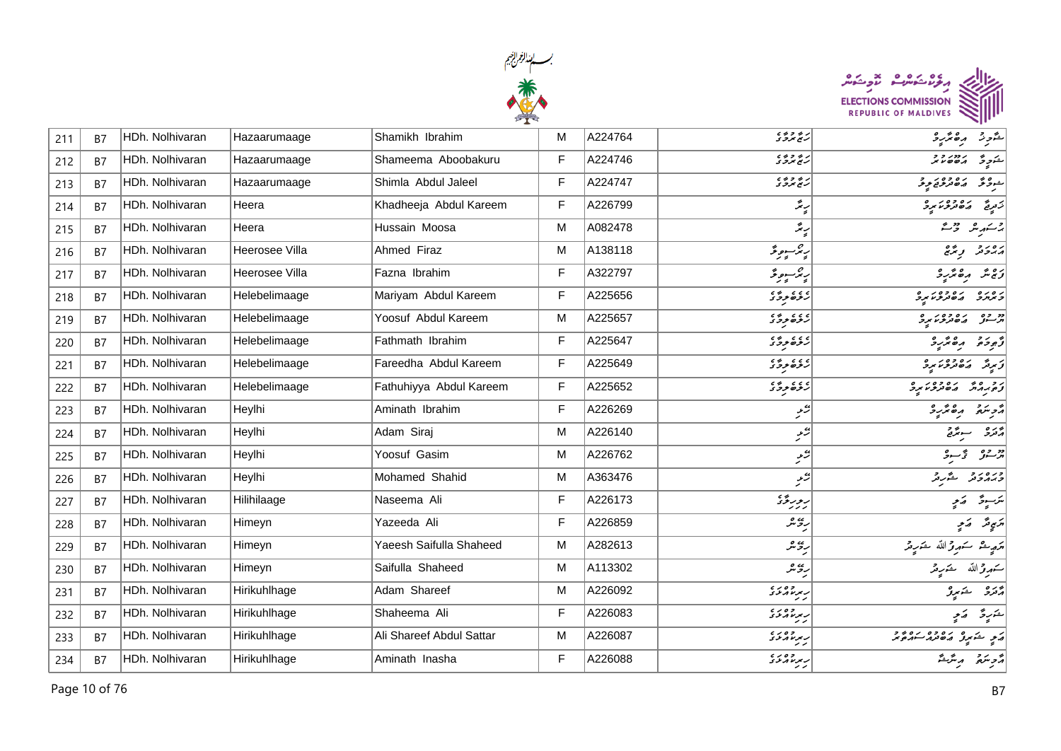| 211 | B7 | HDh. Nolhivaran | Hazaarumaage | Shamikh Ibrahim | M | A224764 | ޒަޒާރުމާގެ | ޝާމިޚް އިބްރާހީމް |
|---|---|---|---|---|---|---|---|---|
| 212 | B7 | HDh. Nolhivaran | Hazaarumaage | Shameema Aboobakuru | F | A224746 | ޒަޒާރުމާގެ | ޝަމީމާ އަބޫބަކުރު |
| 213 | B7 | HDh. Nolhivaran | Hazaarumaage | Shimla Abdul Jaleel | F | A224747 | ޒަޒާރުމާގެ | ޝިމްލާ އަބްދުލްޖަލީލް |
| 214 | B7 | HDh. Nolhivaran | Heera | Khadheeja Abdul Kareem | F | A226799 | ހީރާ | ޚަދީޖާ އަބްދުލްކަރީމް |
| 215 | B7 | HDh. Nolhivaran | Heera | Hussain Moosa | M | A082478 | ހީރާ | ހުސައިން މޫސާ |
| 216 | B7 | HDh. Nolhivaran | Heerosee Villa | Ahmed Firaz | M | A138118 | ހީރޯސީވިލާ | އަހްމަދު ފިރާޒް |
| 217 | B7 | HDh. Nolhivaran | Heerosee Villa | Fazna Ibrahim | F | A322797 | ހީރޯސީވިލާ | ފަޒްނާ އިބްރާހީމް |
| 218 | B7 | HDh. Nolhivaran | Helebelimaage | Mariyam Abdul Kareem | F | A225656 | ހެލެބެލިމާގެ | މަރިޔަމް އަބްދުލްކަރީމް |
| 219 | B7 | HDh. Nolhivaran | Helebelimaage | Yoosuf Abdul Kareem | M | A225657 | ހެލެބެލިމާގެ | ޔޫސުފް އަބްދުލްކަރީމް |
| 220 | B7 | HDh. Nolhivaran | Helebelimaage | Fathmath Ibrahim | F | A225647 | ހެލެބެލިމާގެ | ފާތިމަތު އިބްރާހީމް |
| 221 | B7 | HDh. Nolhivaran | Helebelimaage | Fareedha Abdul Kareem | F | A225649 | ހެލެބެލިމާގެ | ފަރީދާ އަބްދުލްކަރީމް |
| 222 | B7 | HDh. Nolhivaran | Helebelimaage | Fathuhiyya Abdul Kareem | F | A225652 | ހެލެބެލިމާގެ | ފަތުހިއްޔާ އަބްދުލްކަރީމް |
| 223 | B7 | HDh. Nolhivaran | Heylhi | Aminath Ibrahim | F | A226269 | ހޭޅި | އާމިނަތު އިބްރާހީމް |
| 224 | B7 | HDh. Nolhivaran | Heylhi | Adam Siraj | M | A226140 | ހޭޅި | އާދަމް ސިރާޖް |
| 225 | B7 | HDh. Nolhivaran | Heylhi | Yoosuf Gasim | M | A226762 | ހޭޅި | ޔޫސުފް ގާސިމް |
| 226 | B7 | HDh. Nolhivaran | Heylhi | Mohamed Shahid | M | A363476 | ހޭޅި | މުޙައްމަދު ޝާހިދު |
| 227 | B7 | HDh. Nolhivaran | Hilihilaage | Naseema Ali | F | A226173 | ހިލިހިލާގެ | ނަސީމާ އަލި |
| 228 | B7 | HDh. Nolhivaran | Himeyn | Yazeeda Ali | F | A226859 | ހިމޭން | ޔަޒީދާ އަލި |
| 229 | B7 | HDh. Nolhivaran | Himeyn | Yaeesh Saifulla Shaheed | M | A282613 | ހިމޭން | ޔައީޝް ސައިފުﷲ ޝަހީދު |
| 230 | B7 | HDh. Nolhivaran | Himeyn | Saifulla Shaheed | M | A113302 | ހިމޭން | ސައިފުﷲ ޝަހީދު |
| 231 | B7 | HDh. Nolhivaran | Hirikuhlhage | Adam Shareef | M | A226092 | ހިރިކުޅަގެ | އާދަމް ޝަރީފް |
| 232 | B7 | HDh. Nolhivaran | Hirikuhlhage | Shaheema Ali | F | A226083 | ހިރިކުޅަގެ | ޝަހީމާ އަލި |
| 233 | B7 | HDh. Nolhivaran | Hirikuhlhage | Ali Shareef Abdul Sattar | M | A226087 | ހިރިކުޅަގެ | އަލި ޝަރީފް އަބްދުއްސައްތާރު |
| 234 | B7 | HDh. Nolhivaran | Hirikuhlhage | Aminath Inasha | F | A226088 | ހިރިކުޅަގެ | އާމިނަތު އިނާޝާ |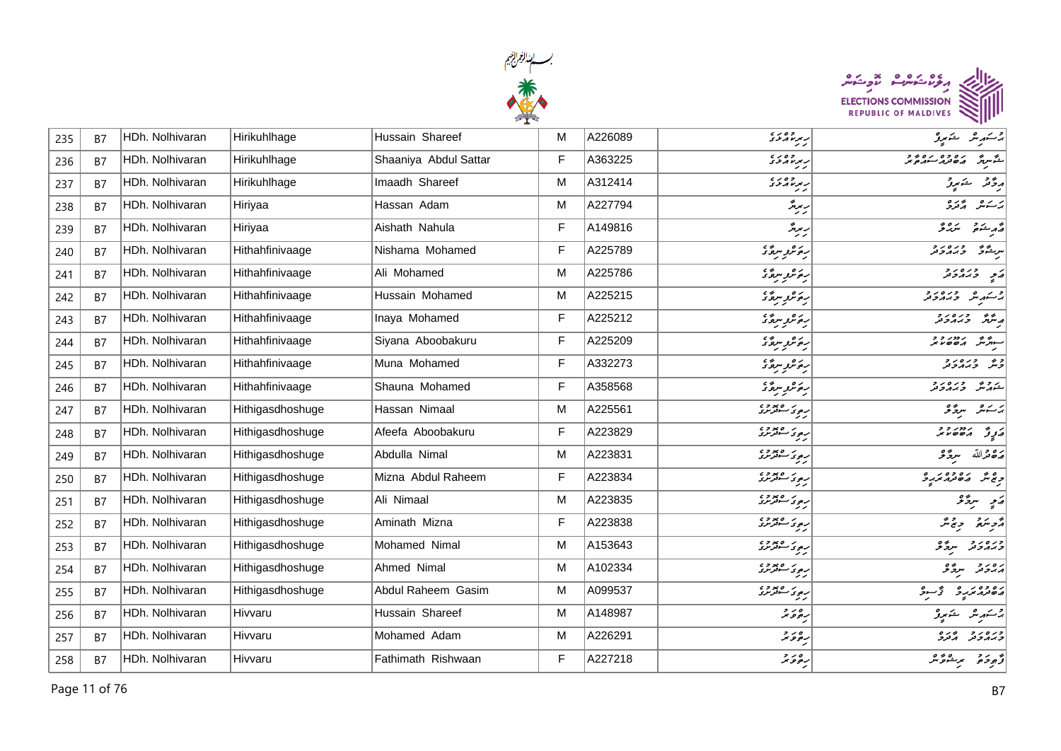| 235 | B7 | HDh. Nolhivaran | Hirikuhlhage | Hussain Shareef | M | A226089 | ހިރިކުޅުގެ | ހުސައިން ޝަރީފް |
|---|---|---|---|---|---|---|---|---|
| 236 | B7 | HDh. Nolhivaran | Hirikuhlhage | Shaaniya Abdul Sattar | F | A363225 | ހިރިކުޅުގެ | ޝާނިޔާ އަބްދުލްސައްތާރު |
| 237 | B7 | HDh. Nolhivaran | Hirikuhlhage | Imaadh Shareef | M | A312414 | ހިރިކުޅުގެ | އިމާދު ޝަރީފް |
| 238 | B7 | HDh. Nolhivaran | Hiriyaa | Hassan Adam | M | A227794 | ހިރިޔާ | ހަސަން އާދަމް |
| 239 | B7 | HDh. Nolhivaran | Hiriyaa | Aishath Nahula | F | A149816 | ހިރިޔާ | އާއިޝަތު ނަހުލާ |
| 240 | B7 | HDh. Nolhivaran | Hithahfinivaage | Nishama Mohamed | F | A225789 | ހިތަފިނިވާގެ | ނިޝާމާ މުހައްމަދު |
| 241 | B7 | HDh. Nolhivaran | Hithahfinivaage | Ali Mohamed | M | A225786 | ހިތަފިނިވާގެ | އަލި މުހައްމަދު |
| 242 | B7 | HDh. Nolhivaran | Hithahfinivaage | Hussain Mohamed | M | A225215 | ހިތަފިނިވާގެ | ހުސައިން މުހައްމަދު |
| 243 | B7 | HDh. Nolhivaran | Hithahfinivaage | Inaya Mohamed | F | A225212 | ހިތަފިނިވާގެ | އިނާޔާ މުހައްމަދު |
| 244 | B7 | HDh. Nolhivaran | Hithahfinivaage | Siyana Aboobakuru | F | A225209 | ހިތަފިނިވާގެ | ސިޔާނާ އަބޫބަކުރު |
| 245 | B7 | HDh. Nolhivaran | Hithahfinivaage | Muna Mohamed | F | A332273 | ހިތަފިނިވާގެ | މުނާ މުހައްމަދު |
| 246 | B7 | HDh. Nolhivaran | Hithahfinivaage | Shauna Mohamed | F | A358568 | ހިތަފިނިވާގެ | ޝައުނާ މުހައްމަދު |
| 247 | B7 | HDh. Nolhivaran | Hithigasdhoshuge | Hassan Nimaal | M | A225561 | ހިތިގަސްދޮށުގެ | ހަސަން ނިމާލް |
| 248 | B7 | HDh. Nolhivaran | Hithigasdhoshuge | Afeefa Aboobakuru | F | A223829 | ހިތިގަސްދޮށުގެ | އަފީފާ އަބޫބަކުރު |
| 249 | B7 | HDh. Nolhivaran | Hithigasdhoshuge | Abdulla Nimal | M | A223831 | ހިތިގަސްދޮށުގެ | އަބްދުﷲ ނިމާލް |
| 250 | B7 | HDh. Nolhivaran | Hithigasdhoshuge | Mizna Abdul Raheem | F | A223834 | ހިތިގަސްދޮށުގެ | މިޒްނާ އަބްދުއްރަހީމް |
| 251 | B7 | HDh. Nolhivaran | Hithigasdhoshuge | Ali Nimaal | M | A223835 | ހިތިގަސްދޮށުގެ | އަލި ނިމާލް |
| 252 | B7 | HDh. Nolhivaran | Hithigasdhoshuge | Aminath Mizna | F | A223838 | ހިތިގަސްދޮށުގެ | އާމިނަތު މިޒްނާ |
| 253 | B7 | HDh. Nolhivaran | Hithigasdhoshuge | Mohamed Nimal | M | A153643 | ހިތިގަސްދޮށުގެ | މުހައްމަދު ނިމާލް |
| 254 | B7 | HDh. Nolhivaran | Hithigasdhoshuge | Ahmed Nimal | M | A102334 | ހިތިގަސްދޮށުގެ | އަހުމަދު ނިމާލް |
| 255 | B7 | HDh. Nolhivaran | Hithigasdhoshuge | Abdul Raheem Gasim | M | A099537 | ހިތިގަސްދޮށުގެ | އަބްދުއްރަހީމް ޤާސިމް |
| 256 | B7 | HDh. Nolhivaran | Hivvaru | Hussain Shareef | M | A148987 | ހިއްވަރު | ހުސައިން ޝަރީފް |
| 257 | B7 | HDh. Nolhivaran | Hivvaru | Mohamed Adam | M | A226291 | ހިއްވަރު | މުހައްމަދު އާދަމް |
| 258 | B7 | HDh. Nolhivaran | Hivvaru | Fathimath Rishwaan | F | A227218 | ހިއްވަރު | ފާތިމަތު ރިޝްވާން |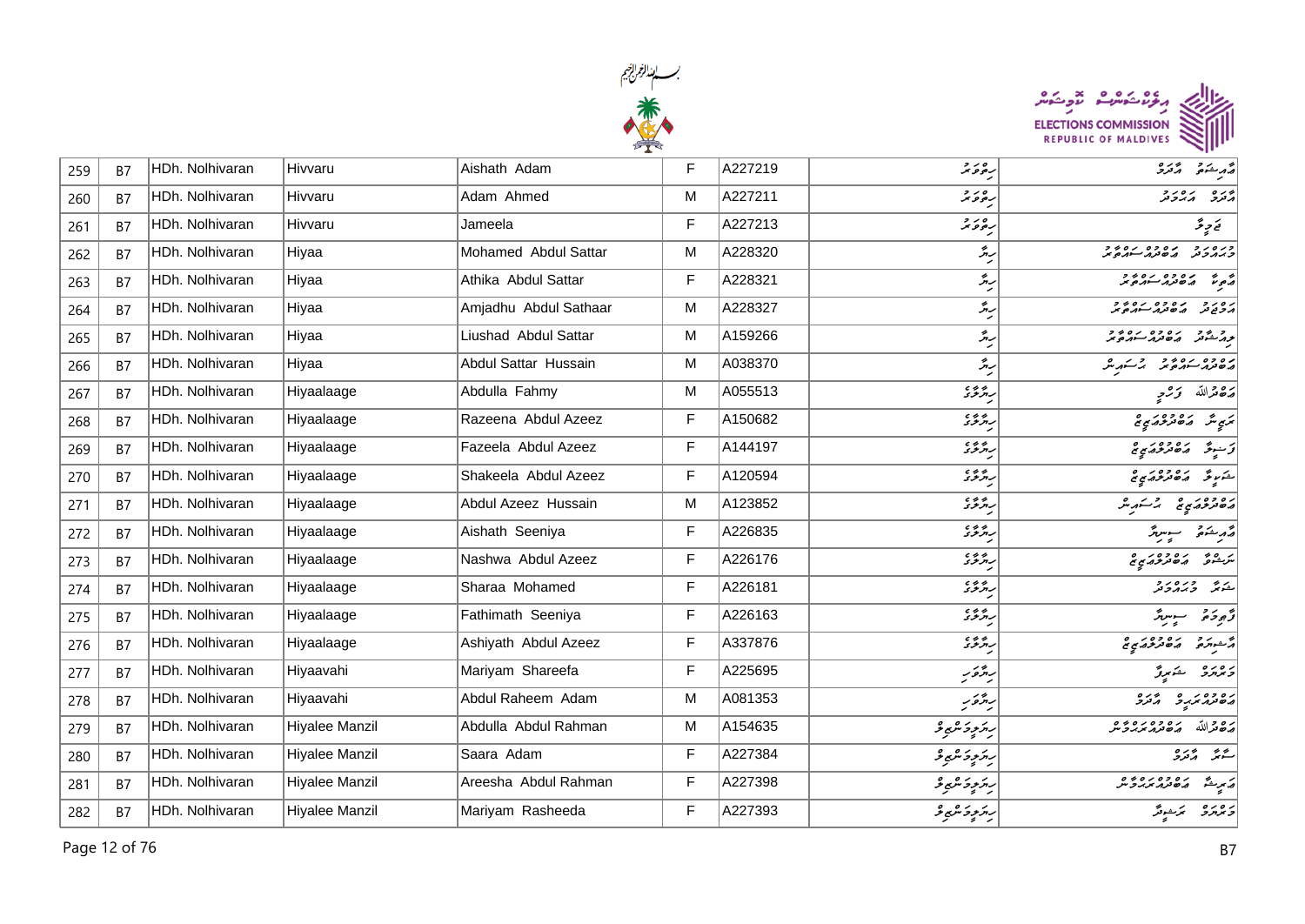| 259 | B7 | HDh. Nolhivaran | Hivvaru | Aishath Adam | F | A227219 | رِءُوَرُ | أَرْسَمْ أَدَّرَدْ |
|---|---|---|---|---|---|---|---|---|
| 260 | B7 | HDh. Nolhivaran | Hivvaru | Adam Ahmed | M | A227211 | رِءُوَرُ | أَدَّرَدْ أَبْرُوَرُ |
| 261 | B7 | HDh. Nolhivaran | Hivvaru | Jameela | F | A227213 | رِءُوَرُ | فَرِحَ |
| 262 | B7 | HDh. Nolhivaran | Hiyaa | Mohamed Abdul Sattar | M | A228320 | رِمَّ | وَرَمْرَوْرُ أَمْصَرْمُ سَهُرْعُرُ |
| 263 | B7 | HDh. Nolhivaran | Hiyaa | Athika Abdul Sattar | F | A228321 | رِمَّ | أَمْرِغَ أَمْصَرْمُ سَهُرْعُرُ |
| 264 | B7 | HDh. Nolhivaran | Hiyaa | Amjadhu Abdul Sathaar | M | A228327 | رِمَّ | أَدْفَقَرْ أَمْصَرْمُ سَهُرْعُرُ |
| 265 | B7 | HDh. Nolhivaran | Hiyaa | Liushad Abdul Sattar | M | A159266 | رِمَّ | مِرْسَقَرْ أَمْصَرْمُ سَهُرْعُرُ |
| 266 | B7 | HDh. Nolhivaran | Hiyaa | Abdul Sattar Hussain | M | A038370 | رِمَّ | أَمْصَرْمُ سَهُرْعُرُ بَرْسَهْرِسْ |
| 267 | B7 | HDh. Nolhivaran | Hiyaalaage | Abdulla Fahmy | M | A055513 | رِمَّرُّدِ | أَمْصَرَاللّه وَرْدِ |
| 268 | B7 | HDh. Nolhivaran | Hiyaalaage | Razeena Abdul Azeez | F | A150682 | رِمَّرُّدِ | مَرِيْسَ أَمْصَرْحَرَمِي ع |
| 269 | B7 | HDh. Nolhivaran | Hiyaalaage | Fazeela Abdul Azeez | F | A144197 | رِمَّرُّدِ | وَسِيوَ أَمْصَرْحَرَمِي ع |
| 270 | B7 | HDh. Nolhivaran | Hiyaalaage | Shakeela Abdul Azeez | F | A120594 | رِمَّرُّدِ | شَمِرِوَ أَمْصَرْحَرَمِي ع |
| 271 | B7 | HDh. Nolhivaran | Hiyaalaage | Abdul Azeez Hussain | M | A123852 | رِمَّرُّدِ | أَمْصَرْحَرَمِي ع بَرْسَهْرِسْ |
| 272 | B7 | HDh. Nolhivaran | Hiyaalaage | Aishath Seeniya | F | A226835 | رِمَّرُّدِ | أَرْسَمْ سِوِسِرَّ |
| 273 | B7 | HDh. Nolhivaran | Hiyaalaage | Nashwa Abdul Azeez | F | A226176 | رِمَّرُّدِ | سَرَسْوَ أَمْصَرْحَرَمِي ع |
| 274 | B7 | HDh. Nolhivaran | Hiyaalaage | Sharaa Mohamed | F | A226181 | رِمَّرُّدِ | شَمَرْ وَرَمْرَوْرُ |
| 275 | B7 | HDh. Nolhivaran | Hiyaalaage | Fathimath Seeniya | F | A226163 | رِمَّرُّدِ | وَّجِوَمْ سِوِسِرَّ |
| 276 | B7 | HDh. Nolhivaran | Hiyaalaage | Ashiyath Abdul Azeez | F | A337876 | رِمَّرُّدِ | أَسْوِمَرْوَ أَمْصَرْحَرَمِي ع |
| 277 | B7 | HDh. Nolhivaran | Hiyaavahi | Mariyam Shareefa | F | A225695 | رِمَّرَرِ | وَمْرُمَرْوَ شَمَرِوَ |
| 278 | B7 | HDh. Nolhivaran | Hiyaavahi | Abdul Raheem Adam | M | A081353 | رِمَّرَرِ | أَمْصَرْمُ بَرِوْ أَدَّرَدْ |
| 279 | B7 | HDh. Nolhivaran | Hiyalee Manzil | Abdulla Abdul Rahman | M | A154635 | رِمَرِودَسْرِ وْ | أَمْصَرَاللّه أَمْصَرْمُ بَرْرُوَسْ |
| 280 | B7 | HDh. Nolhivaran | Hiyalee Manzil | Saara Adam | F | A227384 | رِمَرِودَسْرِ وْ | سَّمَّ أَدَّرَدْ |
| 281 | B7 | HDh. Nolhivaran | Hiyalee Manzil | Areesha Abdul Rahman | F | A227398 | رِمَرِودَسْرِ وْ | أَمِرِسَّ أَمْصَرْمُ بَرْرُوَسْ |
| 282 | B7 | HDh. Nolhivaran | Hiyalee Manzil | Mariyam Rasheeda | F | A227393 | رِمَرِودَسْرِ وْ | وَمْرُمَرْوَ بَرَسْوِمَّ |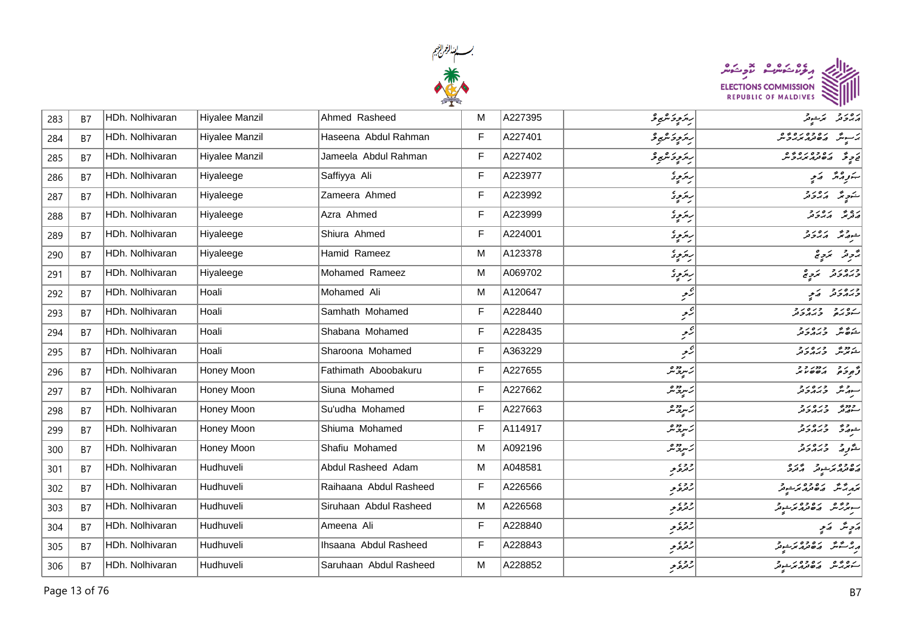| 283 | B7 | HDh. Nolhivaran | Hiyalee Manzil | Ahmed Rasheed | M | A227395 | ހިޔަލީމަންޒިލް | އަޙްމަދު ރަޝީދު |
|---|---|---|---|---|---|---|---|---|
| 284 | B7 | HDh. Nolhivaran | Hiyalee Manzil | Haseena Abdul Rahman | F | A227401 | ހިޔަލީމަންޒިލް | ހަސީނާ ޢަބްދުއްރަޙްމާން |
| 285 | B7 | HDh. Nolhivaran | Hiyalee Manzil | Jameela Abdul Rahman | F | A227402 | ހިޔަލީމަންޒިލް | ޖަމީލާ ޢަބްދުއްރަޙްމާން |
| 286 | B7 | HDh. Nolhivaran | Hiyaleege | Saffiyya Ali | F | A223977 | ހިޔަލީގެ | ޞައްފިއްޔާ ޢަލީ |
| 287 | B7 | HDh. Nolhivaran | Hiyaleege | Zameera Ahmed | F | A223992 | ހިޔަލީގެ | ޒަމީރާ އަޙްމަދު |
| 288 | B7 | HDh. Nolhivaran | Hiyaleege | Azra Ahmed | F | A223999 | ހިޔަލީގެ | ޢަޒްރާ އަޙްމަދު |
| 289 | B7 | HDh. Nolhivaran | Hiyaleege | Shiura Ahmed | F | A224001 | ހިޔަލީގެ | ޝިޢުރާ އަޙްމަދު |
| 290 | B7 | HDh. Nolhivaran | Hiyaleege | Hamid Rameez | M | A123378 | ހިޔަލީގެ | ޙާމިދު ރަމީޒް |
| 291 | B7 | HDh. Nolhivaran | Hiyaleege | Mohamed Rameez | M | A069702 | ހިޔަލީގެ | މުޙައްމަދު ރަމީޒް |
| 292 | B7 | HDh. Nolhivaran | Hoali | Mohamed Ali | M | A120647 | ހޯލި | މުޙައްމަދު ޢަލީ |
| 293 | B7 | HDh. Nolhivaran | Hoali | Samhath Mohamed | F | A228440 | ހޯލި | ސަމްހަތު މުޙައްމަދު |
| 294 | B7 | HDh. Nolhivaran | Hoali | Shabana Mohamed | F | A228435 | ހޯލި | ޝަބާނާ މުޙައްމަދު |
| 295 | B7 | HDh. Nolhivaran | Hoali | Sharoona Mohamed | F | A363229 | ހޯލި | ޝަރޫނާ މުޙައްމަދު |
| 296 | B7 | HDh. Nolhivaran | Honey Moon | Fathimath Aboobakuru | F | A227655 | ހަނީމޫން | ފާތިމަތު އަބޫބަކުރު |
| 297 | B7 | HDh. Nolhivaran | Honey Moon | Siuna Mohamed | F | A227662 | ހަނީމޫން | ސިއުނާ މުޙައްމަދު |
| 298 | B7 | HDh. Nolhivaran | Honey Moon | Su'udha Mohamed | F | A227663 | ހަނީމޫން | ސުޢޫދާ މުޙައްމަދު |
| 299 | B7 | HDh. Nolhivaran | Honey Moon | Shiuma Mohamed | F | A114917 | ހަނީމޫން | ޝިއުމާ މުޙައްމަދު |
| 300 | B7 | HDh. Nolhivaran | Honey Moon | Shafiu Mohamed | M | A092196 | ހަނީމޫން | ޝާފިޢު މުޙައްމަދު |
| 301 | B7 | HDh. Nolhivaran | Hudhuveli | Abdul Rasheed Adam | M | A048581 | ހުދުވެލި | ޢަބްދުއްރަޝީދު އާދަމް |
| 302 | B7 | HDh. Nolhivaran | Hudhuveli | Raihaana Abdul Rasheed | F | A226566 | ހުދުވެލި | ރައިހާނާ ޢަބްދުއްރަޝީދު |
| 303 | B7 | HDh. Nolhivaran | Hudhuveli | Siruhaan Abdul Rasheed | M | A226568 | ހުދުވެލި | ސިރުހާން ޢަބްދުއްރަޝީދު |
| 304 | B7 | HDh. Nolhivaran | Hudhuveli | Ameena Ali | F | A228840 | ހުދުވެލި | އަމީނާ ޢަލީ |
| 305 | B7 | HDh. Nolhivaran | Hudhuveli | Ihsaana Abdul Rasheed | F | A228843 | ހުދުވެލި | އިޙްސާނާ ޢަބްދުއްރަޝީދު |
| 306 | B7 | HDh. Nolhivaran | Hudhuveli | Saruhaan Abdul Rasheed | M | A228852 | ހުދުވެލި | ސަރުހާން ޢަބްދުއްރަޝީދު |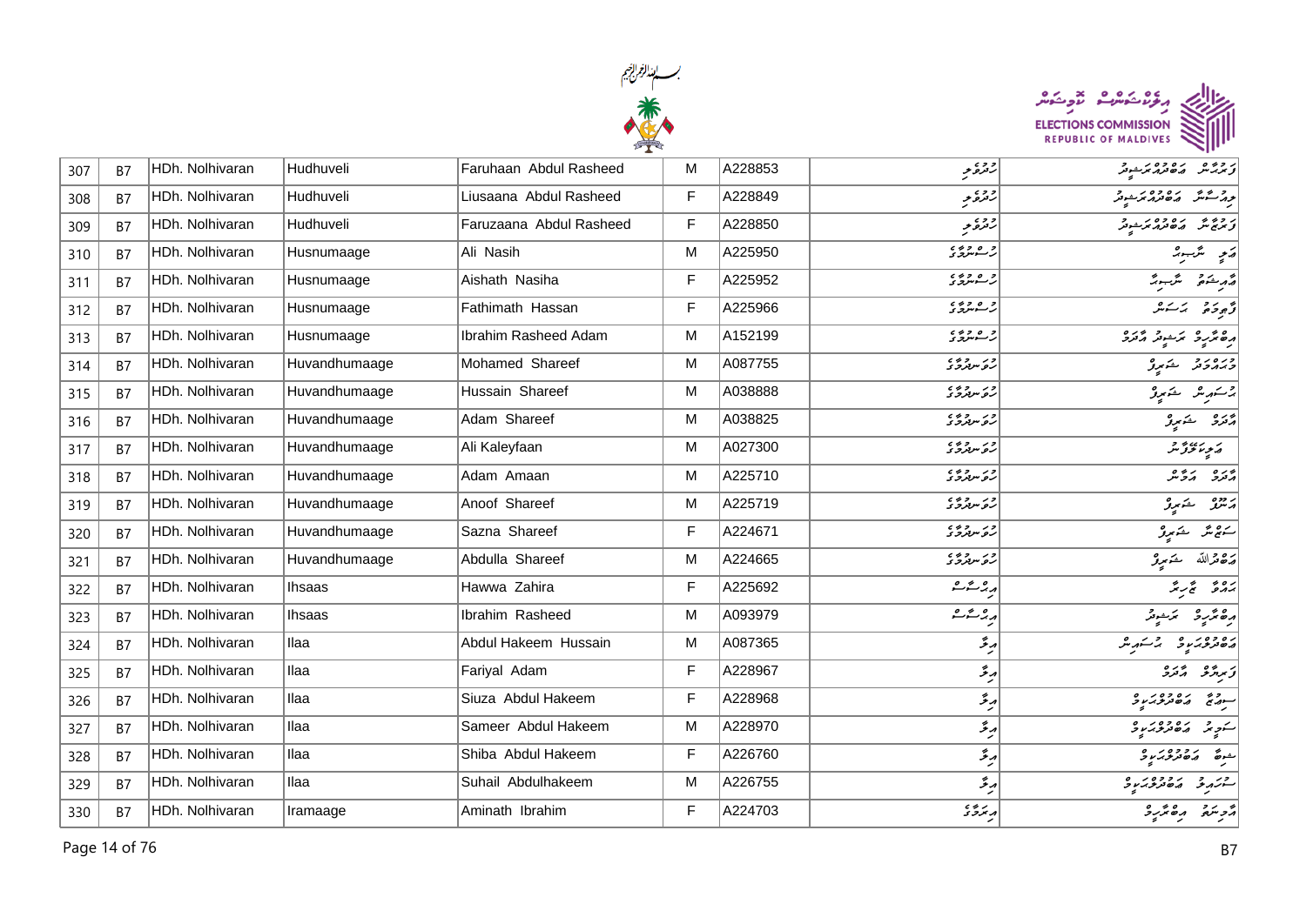| 307 | B7 | HDh. Nolhivaran | Hudhuveli | Faruhaan Abdul Rasheed | M | A228853 | ހުދުވެލި | ފަރުހާން އަބްދުއްރަޝީދު |
|---|---|---|---|---|---|---|---|---|
| 308 | B7 | HDh. Nolhivaran | Hudhuveli | Liusaana Abdul Rasheed | F | A228849 | ހުދުވެލި | ލިއުސާނާ އަބްދުއްރަޝީދު |
| 309 | B7 | HDh. Nolhivaran | Hudhuveli | Faruzaana Abdul Rasheed | F | A228850 | ހުދުވެލި | ފަރުޒާނާ އަބްދުއްރަޝީދު |
| 310 | B7 | HDh. Nolhivaran | Husnumaage | Ali Nasih | M | A225950 | ހުސްނުމާގެ | އަލި ނާސިހް |
| 311 | B7 | HDh. Nolhivaran | Husnumaage | Aishath Nasiha | F | A225952 | ހުސްނުމާގެ | އާއިޝަތު ނާސިހާ |
| 312 | B7 | HDh. Nolhivaran | Husnumaage | Fathimath Hassan | F | A225966 | ހުސްނުމާގެ | ފާތިމަތު ހަސަން |
| 313 | B7 | HDh. Nolhivaran | Husnumaage | Ibrahim Rasheed Adam | M | A152199 | ހުސްނުމާގެ | އިބްރާހިމް ރަޝީދު އާދަމް |
| 314 | B7 | HDh. Nolhivaran | Huvandhumaage | Mohamed Shareef | M | A087755 | ހުވަނދުމާގެ | މުހައްމަދު ޝަރީފު |
| 315 | B7 | HDh. Nolhivaran | Huvandhumaage | Hussain Shareef | M | A038888 | ހުވަނދުމާގެ | ހުސައިން ޝަރީފު |
| 316 | B7 | HDh. Nolhivaran | Huvandhumaage | Adam Shareef | M | A038825 | ހުވަނދުމާގެ | އާދަމް ޝަރީފު |
| 317 | B7 | HDh. Nolhivaran | Huvandhumaage | Ali Kaleyfaan | M | A027300 | ހުވަނދުމާގެ | އަލިކަލޭފާން |
| 318 | B7 | HDh. Nolhivaran | Huvandhumaage | Adam Amaan | M | A225710 | ހުވަނދުމާގެ | އާދަމް އަމާން |
| 319 | B7 | HDh. Nolhivaran | Huvandhumaage | Anoof Shareef | M | A225719 | ހުވަނދުމާގެ | އަނޫފް ޝަރީފު |
| 320 | B7 | HDh. Nolhivaran | Huvandhumaage | Sazna Shareef | F | A224671 | ހުވަނދުމާގެ | ސަޒްނާ ޝަރީފު |
| 321 | B7 | HDh. Nolhivaran | Huvandhumaage | Abdulla Shareef | M | A224665 | ހުވަނދުމާގެ | އަބްދުﷲ ޝަރީފު |
| 322 | B7 | HDh. Nolhivaran | Ihsaas | Hawwa Zahira | F | A225692 | އިހްސާސް | ހައްވާ ޒާހިރާ |
| 323 | B7 | HDh. Nolhivaran | Ihsaas | Ibrahim Rasheed | M | A093979 | އިހްސާސް | އިބްރާހިމް ރަޝީދު |
| 324 | B7 | HDh. Nolhivaran | Ilaa | Abdul Hakeem Hussain | M | A087365 | އިލާ | އަބްދުލްހަކީމް ހުސައިން |
| 325 | B7 | HDh. Nolhivaran | Ilaa | Fariyal Adam | F | A228967 | އިލާ | ފަރިޔާލް އާދަމް |
| 326 | B7 | HDh. Nolhivaran | Ilaa | Siuza Abdul Hakeem | F | A228968 | އިލާ | ސިއުޒާ އަބްދުލްހަކީމް |
| 327 | B7 | HDh. Nolhivaran | Ilaa | Sameer Abdul Hakeem | M | A228970 | އިލާ | ސަމީރު އަބްދުލްހަކީމް |
| 328 | B7 | HDh. Nolhivaran | Ilaa | Shiba Abdul Hakeem | F | A226760 | އިލާ | ޝިބާ އަބްދުލްހަކީމް |
| 329 | B7 | HDh. Nolhivaran | Ilaa | Suhail Abdulhakeem | M | A226755 | އިލާ | ސުހައިލް އަބްދުލްހަކީމް |
| 330 | B7 | HDh. Nolhivaran | Iramaage | Aminath Ibrahim | F | A224703 | އިރަމާގެ | އާމިނަތު އިބްރާހިމް |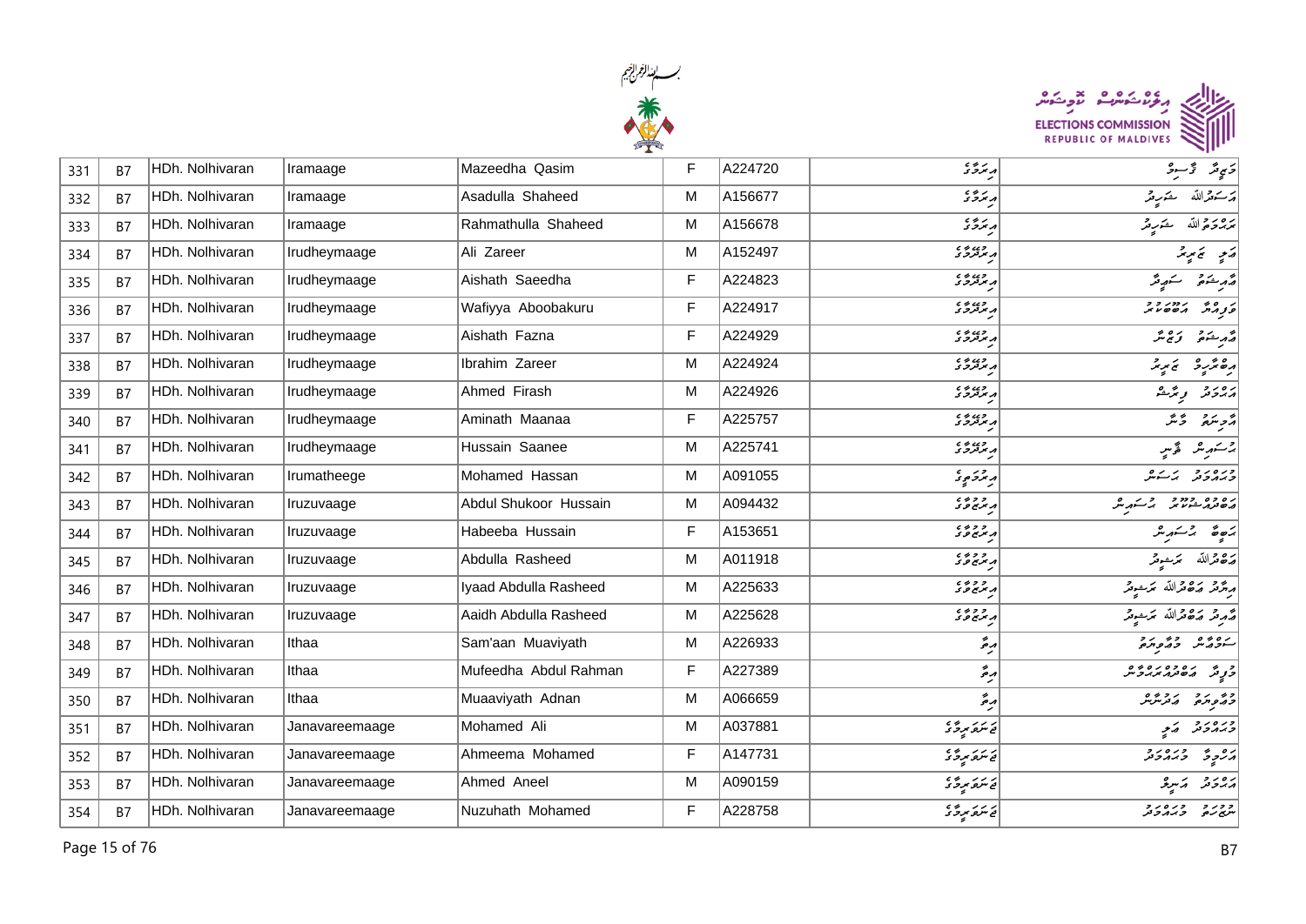| 331 | B7 | HDh. Nolhivaran | Iramaage | Mazeedha Qasim | F | A224720 | ރިރާމާގެ | މަޒީދާ ޤާސިމް |
|---|---|---|---|---|---|---|---|---|
| 332 | B7 | HDh. Nolhivaran | Iramaage | Asadulla Shaheed | M | A156677 | ރިރާމާގެ | އަސަދުﷲ ޝަހީދު |
| 333 | B7 | HDh. Nolhivaran | Iramaage | Rahmathulla Shaheed | M | A156678 | ރިރާމާގެ | ރަޙްމަތުﷲ ޝަހީދު |
| 334 | B7 | HDh. Nolhivaran | Irudheymaage | Ali Zareer | M | A152497 | އިރުދޭމާގެ | އަލި ޒަރީރު |
| 335 | B7 | HDh. Nolhivaran | Irudheymaage | Aishath Saeedha | F | A224823 | އިރުދޭމާގެ | އާއިޝަތު ސަޢީދާ |
| 336 | B7 | HDh. Nolhivaran | Irudheymaage | Wafiyya Aboobakuru | F | A224917 | އިރުދޭމާގެ | ވަފިއްޔާ އަބޫބަކުރު |
| 337 | B7 | HDh. Nolhivaran | Irudheymaage | Aishath Fazna | F | A224929 | އިރުދޭމާގެ | އާއިޝަތު ފަޒްނާ |
| 338 | B7 | HDh. Nolhivaran | Irudheymaage | Ibrahim Zareer | M | A224924 | އިރުދޭމާގެ | އިބްރާހީމް ޒަރީރު |
| 339 | B7 | HDh. Nolhivaran | Irudheymaage | Ahmed Firash | M | A224926 | އިރުދޭމާގެ | އަޙްމަދު ފިރާޝް |
| 340 | B7 | HDh. Nolhivaran | Irudheymaage | Aminath Maanaa | F | A225757 | އިރުދޭމާގެ | އާމިނަތު މާނާ |
| 341 | B7 | HDh. Nolhivaran | Irudheymaage | Hussain Saanee | M | A225741 | އިރުދޭމާގެ | ޙުސައިން ޘާނީ |
| 342 | B7 | HDh. Nolhivaran | Irumatheege | Mohamed Hassan | M | A091055 | އިރުމަތީގެ | މުޙައްމަދު ޙަސަން |
| 343 | B7 | HDh. Nolhivaran | Iruzuvaage | Abdul Shukoor Hussain | M | A094432 | އިރުޒުވާގެ | އަބްދުލްޝަކޫރު ޙުސައިން |
| 344 | B7 | HDh. Nolhivaran | Iruzuvaage | Habeeba Hussain | F | A153651 | އިރުޒުވާގެ | ޙަބީބާ ޙުސައިން |
| 345 | B7 | HDh. Nolhivaran | Iruzuvaage | Abdulla Rasheed | M | A011918 | އިރުޒުވާގެ | އަބްދުﷲ ރަޝީދު |
| 346 | B7 | HDh. Nolhivaran | Iruzuvaage | Iyaad Abdulla Rasheed | M | A225633 | އިރުޒުވާގެ | އިޔާދު އަބްދުﷲ ރަޝީދު |
| 347 | B7 | HDh. Nolhivaran | Iruzuvaage | Aaidh Abdulla Rasheed | M | A225628 | އިރުޒުވާގެ | އާއިދު އަބްދުﷲ ރަޝީދު |
| 348 | B7 | HDh. Nolhivaran | Ithaa | Sam'aan Muaviyath | M | A226933 | އިތާ | ސަމްޢާން މުޢާވިޔަތު |
| 349 | B7 | HDh. Nolhivaran | Ithaa | Mufeedha Abdul Rahman | F | A227389 | އިތާ | މުފީދާ އަބްދުއްރަޙްމާން |
| 350 | B7 | HDh. Nolhivaran | Ithaa | Muaaviyath Adnan | M | A066659 | އިތާ | މުޢާވިޔަތު އަދްނާން |
| 351 | B7 | HDh. Nolhivaran | Janavareemaage | Mohamed Ali | M | A037881 | ޖަނަވަރީމާގެ | މުޙައްމަދު އަލި |
| 352 | B7 | HDh. Nolhivaran | Janavareemaage | Ahmeema Mohamed | F | A147731 | ޖަނަވަރީމާގެ | އަޙްމީމާ މުޙައްމަދު |
| 353 | B7 | HDh. Nolhivaran | Janavareemaage | Ahmed Aneel | M | A090159 | ޖަނަވަރީމާގެ | އަޙްމަދު އަނީލް |
| 354 | B7 | HDh. Nolhivaran | Janavareemaage | Nuzuhath Mohamed | F | A228758 | ޖަނަވަރީމާގެ | ނުޒުހަތު މުޙައްމަދު |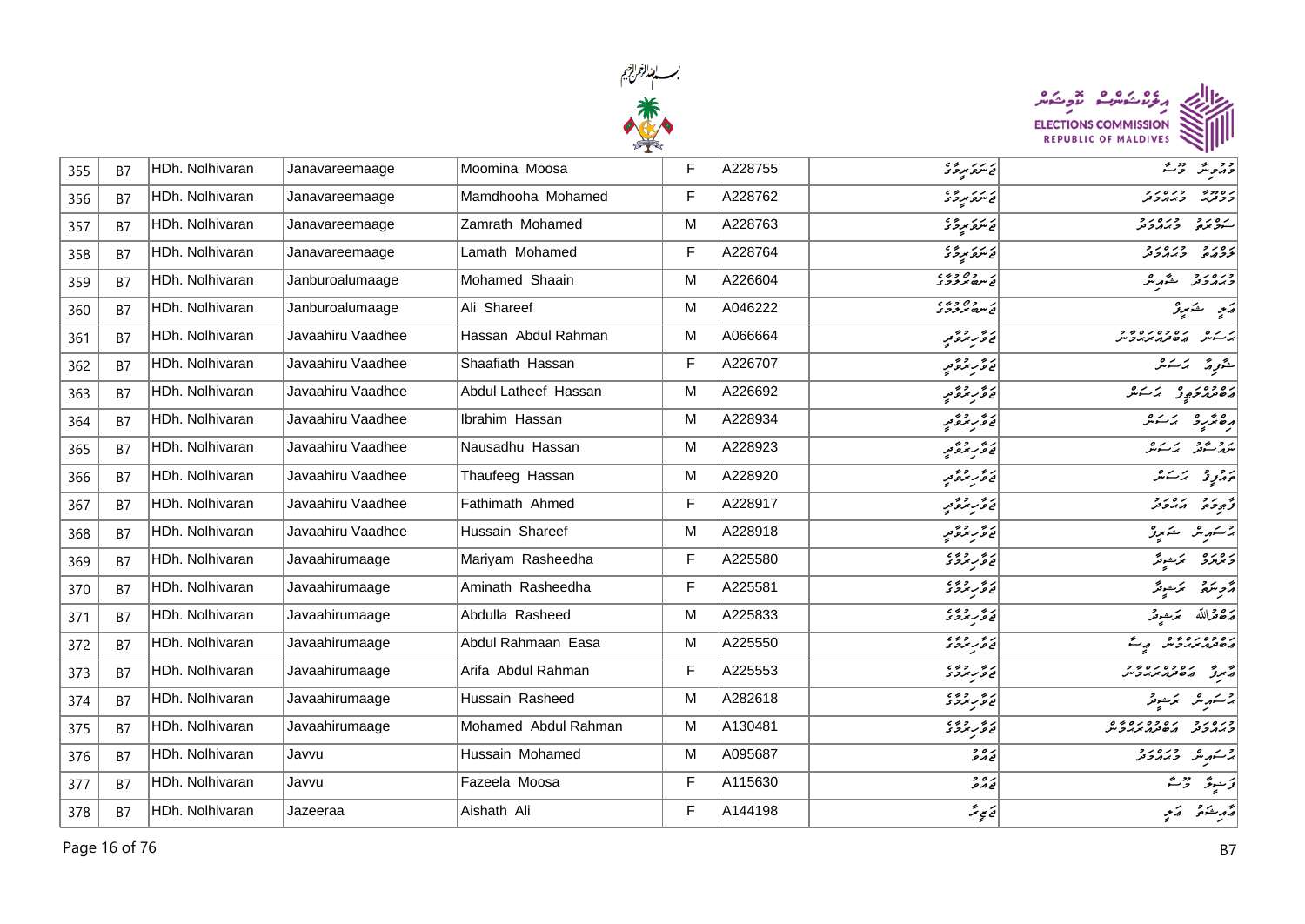| 355 | B7 | HDh. Nolhivaran | Janavareemaage | Moomina Moosa | F | A228755 | ޖަނަވަރީމާގެ | މޫމިނާ މޫސާ |
|---|---|---|---|---|---|---|---|---|
| 356 | B7 | HDh. Nolhivaran | Janavareemaage | Mamdhooha Mohamed | F | A228762 | ޖަނަވަރީމާގެ | މަމްދޫހާ މުޙައްމަދު |
| 357 | B7 | HDh. Nolhivaran | Janavareemaage | Zamrath Mohamed | M | A228763 | ޖަނަވަރީމާގެ | ޒަމްރަތު މުޙައްމަދު |
| 358 | B7 | HDh. Nolhivaran | Janavareemaage | Lamath Mohamed | F | A228764 | ޖަނަވަރީމާގެ | ލަމްއަތު މުޙައްމަދު |
| 359 | B7 | HDh. Nolhivaran | Janburoalumaage | Mohamed Shaain | M | A226604 | ޖަންބުރޯޅުމާގެ | މުޙައްމަދު ޝާއިން |
| 360 | B7 | HDh. Nolhivaran | Janburoalumaage | Ali Shareef | M | A046222 | ޖަންބުރޯޅުމާގެ | އަލި ޝަރީފު |
| 361 | B7 | HDh. Nolhivaran | Javaahiru Vaadhee | Hassan Abdul Rahman | M | A066664 | ޖަވާހިރުވާދީ | ހަސަން އަބްދުއްރަޙްމާން |
| 362 | B7 | HDh. Nolhivaran | Javaahiru Vaadhee | Shaafiath Hassan | F | A226707 | ޖަވާހިރުވާދީ | ޝާފިޢަތް ހަސަން |
| 363 | B7 | HDh. Nolhivaran | Javaahiru Vaadhee | Abdul Latheef Hassan | M | A226692 | ޖަވާހިރުވާދީ | އަބްދުއްލަޠީފު ހަސަން |
| 364 | B7 | HDh. Nolhivaran | Javaahiru Vaadhee | Ibrahim Hassan | M | A228934 | ޖަވާހިރުވާދީ | އިބްރާހިމް ހަސަން |
| 365 | B7 | HDh. Nolhivaran | Javaahiru Vaadhee | Nausadhu Hassan | M | A228923 | ޖަވާހިރުވާދީ | ނައުސަދު ހަސަން |
| 366 | B7 | HDh. Nolhivaran | Javaahiru Vaadhee | Thaufeeg Hassan | M | A228920 | ޖަވާހިރުވާދީ | ތައުފީގު ހަސަން |
| 367 | B7 | HDh. Nolhivaran | Javaahiru Vaadhee | Fathimath Ahmed | F | A228917 | ޖަވާހިރުވާދީ | ފާތިމަތު އަޙްމަދު |
| 368 | B7 | HDh. Nolhivaran | Javaahiru Vaadhee | Hussain Shareef | M | A228918 | ޖަވާހިރުވާދީ | ހުސައިން ޝަރީފު |
| 369 | B7 | HDh. Nolhivaran | Javaahirumaage | Mariyam Rasheedha | F | A225580 | ޖަވާހިރުމާގެ | މަރިޔަމް ރަޝީދާ |
| 370 | B7 | HDh. Nolhivaran | Javaahirumaage | Aminath Rasheedha | F | A225581 | ޖަވާހިރުމާގެ | އާމިނަތު ރަޝީދާ |
| 371 | B7 | HDh. Nolhivaran | Javaahirumaage | Abdulla Rasheed | M | A225833 | ޖަވާހިރުމާގެ | އަބްދުاللهރަޝީދު |
| 372 | B7 | HDh. Nolhivaran | Javaahirumaage | Abdul Rahmaan Easa | M | A225550 | ޖަވާހިރުމާގެ | އަބްދުއްރަޙްމާން ޢީސާ |
| 373 | B7 | HDh. Nolhivaran | Javaahirumaage | Arifa Abdul Rahman | F | A225553 | ޖަވާހިރުމާގެ | އާރިފާ އަބްދުއްރަޙްމާން |
| 374 | B7 | HDh. Nolhivaran | Javaahirumaage | Hussain Rasheed | M | A282618 | ޖަވާހިރުމާގެ | ހުސައިން ރަޝީދު |
| 375 | B7 | HDh. Nolhivaran | Javaahirumaage | Mohamed Abdul Rahman | M | A130481 | ޖަވާހިރުމާގެ | މުޙައްމަދު އަބްދުއްރަޙްމާން |
| 376 | B7 | HDh. Nolhivaran | Javvu | Hussain Mohamed | M | A095687 | ޖައްވު | ހުސައިން މުޙައްމަދު |
| 377 | B7 | HDh. Nolhivaran | Javvu | Fazeela Moosa | F | A115630 | ޖައްވު | ފަޒީލާ މޫސާ |
| 378 | B7 | HDh. Nolhivaran | Jazeeraa | Aishath Ali | F | A144198 | ޖަޒީރާ | އައިޝަތު އަލި |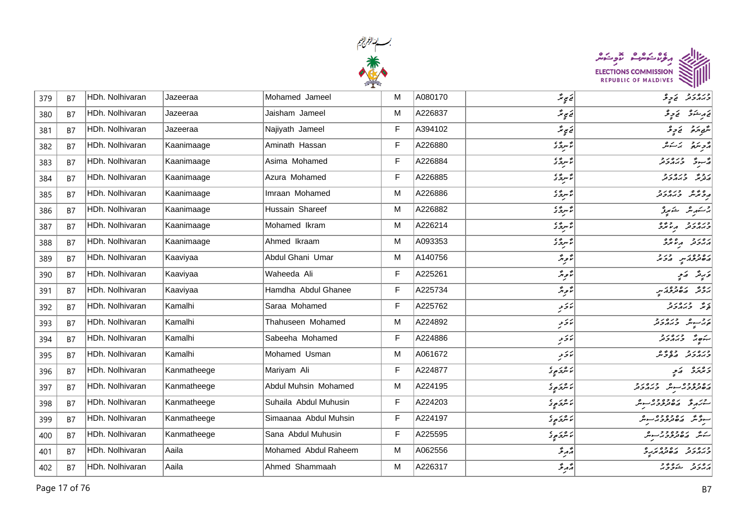| 379 | B7 | HDh. Nolhivaran | Jazeeraa | Mohamed Jameel | M | A080170 | ޖަޒީރާ | މުޙައްމަދު ޖަމީލް |
|---|---|---|---|---|---|---|---|---|
| 380 | B7 | HDh. Nolhivaran | Jazeeraa | Jaisham Jameel | M | A226837 | ޖަޒީރާ | ޖައިޝަމް ޖަމީލް |
| 381 | B7 | HDh. Nolhivaran | Jazeeraa | Najiyath Jameel | F | A394102 | ޖަޒީރާ | ނާޖިޔަތު ޖަމީލް |
| 382 | B7 | HDh. Nolhivaran | Kaanimaage | Aminath Hassan | F | A226880 | ކާނިމާގެ | އާމިނަތު ހަސަން |
| 383 | B7 | HDh. Nolhivaran | Kaanimaage | Asima Mohamed | F | A226884 | ކާނިމާގެ | އާސިމާ މުޙައްމަދު |
| 384 | B7 | HDh. Nolhivaran | Kaanimaage | Azura Mohamed | F | A226885 | ކާނިމާގެ | އަޒުރާ މުޙައްމަދު |
| 385 | B7 | HDh. Nolhivaran | Kaanimaage | Imraan Mohamed | M | A226886 | ކާނިމާގެ | އިމްރާން މުޙައްމަދު |
| 386 | B7 | HDh. Nolhivaran | Kaanimaage | Hussain Shareef | M | A226882 | ކާނިމާގެ | ހުސައިން ޝަރީފް |
| 387 | B7 | HDh. Nolhivaran | Kaanimaage | Mohamed Ikram | M | A226214 | ކާނިމާގެ | މުޙައްމަދު އިކްރާމް |
| 388 | B7 | HDh. Nolhivaran | Kaanimaage | Ahmed Ikraam | M | A093353 | ކާނިމާގެ | އަޙްމަދު އިކްރާމް |
| 389 | B7 | HDh. Nolhivaran | Kaaviyaa | Abdul Ghani Umar | M | A140756 | ކާވިޔާ | އަބްދުލްޣަނީ އުމަރު |
| 390 | B7 | HDh. Nolhivaran | Kaaviyaa | Waheeda Ali | F | A225261 | ކާވިޔާ | ވަޙީދާ އަލި |
| 391 | B7 | HDh. Nolhivaran | Kaaviyaa | Hamdha Abdul Ghanee | F | A225734 | ކާވިޔާ | ހަމްދާ އަބްދުލްޣަނީ |
| 392 | B7 | HDh. Nolhivaran | Kamalhi | Saraa Mohamed | F | A225762 | ކަމަޅި | ސާރާ މުޙައްމަދު |
| 393 | B7 | HDh. Nolhivaran | Kamalhi | Thahuseen Mohamed | M | A224892 | ކަމަޅި | ތަހުސީން މުޙައްމަދު |
| 394 | B7 | HDh. Nolhivaran | Kamalhi | Sabeeha Mohamed | F | A224886 | ކަމަޅި | ސަބީހާ މުޙައްމަދު |
| 395 | B7 | HDh. Nolhivaran | Kamalhi | Mohamed Usman | M | A061672 | ކަމަޅި | މުޙައްމަދު އުސްމާން |
| 396 | B7 | HDh. Nolhivaran | Kanmatheege | Mariyam Ali | F | A224877 | ކަންމަތީގެ | މަރިޔަމް އަލި |
| 397 | B7 | HDh. Nolhivaran | Kanmatheege | Abdul Muhsin Mohamed | M | A224195 | ކަންމަތީގެ | އަބްދުލްމުހުސިން މުޙައްމަދު |
| 398 | B7 | HDh. Nolhivaran | Kanmatheege | Suhaila Abdul Muhusin | F | A224203 | ކަންމަތީގެ | ސުހައިލާ އަބްދުލްމުހުސިން |
| 399 | B7 | HDh. Nolhivaran | Kanmatheege | Simaanaa Abdul Muhsin | F | A224197 | ކަންމަތީގެ | ސިމާނާ އަބްދުލްމުހުސިން |
| 400 | B7 | HDh. Nolhivaran | Kanmatheege | Sana Abdul Muhusin | F | A225595 | ކަންމަތީގެ | ސަނާ އަބްދުލްމުހުސިން |
| 401 | B7 | HDh. Nolhivaran | Aaila | Mohamed Abdul Raheem | M | A062556 | އާއިލާ | މުޙައްމަދު އަބްދުއްރަޙީމް |
| 402 | B7 | HDh. Nolhivaran | Aaila | Ahmed Shammaah | M | A226317 | އާއިލާ | އަޙްމަދު ޝައްމާޙު |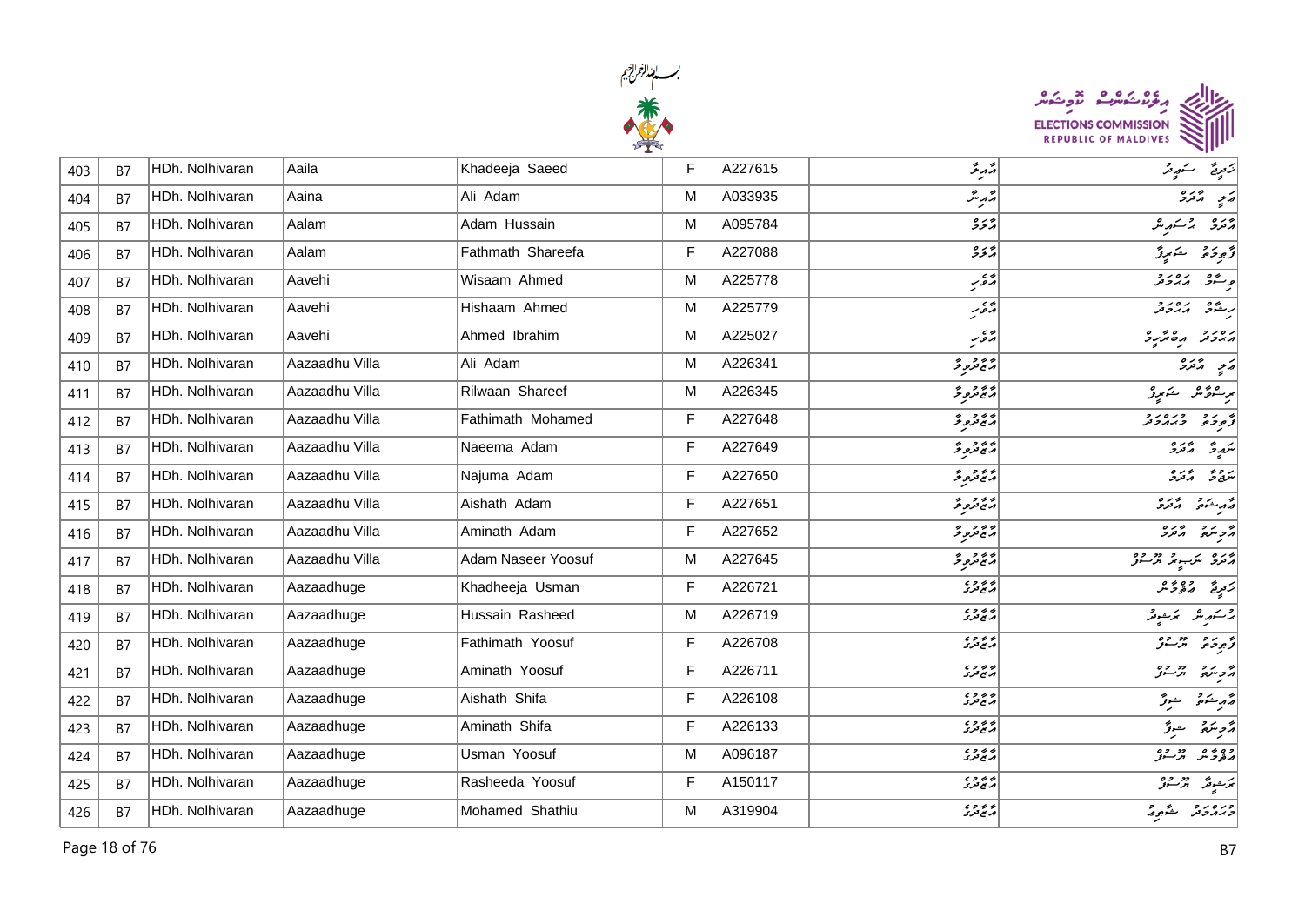| 403 | B7 | HDh. Nolhivaran | Aaila | Khadeeja Saeed | F | A227615 | އާއިލާ | ޚަދީޖާ ސައީދު |
|---|---|---|---|---|---|---|---|---|
| 404 | B7 | HDh. Nolhivaran | Aaina | Ali Adam | M | A033935 | އާއިނާ | ޢަލީ އާދަމް |
| 405 | B7 | HDh. Nolhivaran | Aalam | Adam Hussain | M | A095784 | އާލަމް | އާދަމް ހުސައިން |
| 406 | B7 | HDh. Nolhivaran | Aalam | Fathmath Shareefa | F | A227088 | އާލަމް | ފާތިމަތު ޝަރީފާ |
| 407 | B7 | HDh. Nolhivaran | Aavehi | Wisaam Ahmed | M | A225778 | އާވެހި | ވިސާމް އަޙްމަދު |
| 408 | B7 | HDh. Nolhivaran | Aavehi | Hishaam Ahmed | M | A225779 | އާވެހި | ހިޝާމް އަޙްމަދު |
| 409 | B7 | HDh. Nolhivaran | Aavehi | Ahmed Ibrahim | M | A225027 | އާވެހި | އަޙްމަދު އިބްރާހީމް |
| 410 | B7 | HDh. Nolhivaran | Aazaadhu Villa | Ali Adam | M | A226341 | އާޒާދުވިލާ | ޢަލީ އާދަމް |
| 411 | B7 | HDh. Nolhivaran | Aazaadhu Villa | Rilwaan Shareef | M | A226345 | އާޒާދުވިލާ | ރިލްވާން ޝަރީފް |
| 412 | B7 | HDh. Nolhivaran | Aazaadhu Villa | Fathimath Mohamed | F | A227648 | އާޒާދުވިލާ | ފާތިމަތު މުޙައްމަދު |
| 413 | B7 | HDh. Nolhivaran | Aazaadhu Villa | Naeema Adam | F | A227649 | އާޒާދުވިލާ | ނަޢީމާ އާދަމް |
| 414 | B7 | HDh. Nolhivaran | Aazaadhu Villa | Najuma Adam | F | A227650 | އާޒާދުވިލާ | ނަޖުމާ އާދަމް |
| 415 | B7 | HDh. Nolhivaran | Aazaadhu Villa | Aishath Adam | F | A227651 | އާޒާދުވިލާ | އާއިޝަތު އާދަމް |
| 416 | B7 | HDh. Nolhivaran | Aazaadhu Villa | Aminath Adam | F | A227652 | އާޒާދުވިލާ | އާމިނަތު އާދަމް |
| 417 | B7 | HDh. Nolhivaran | Aazaadhu Villa | Adam Naseer Yoosuf | M | A227645 | އާޒާދުވިލާ | އާދަމް ނަސީރު ޔޫސުފް |
| 418 | B7 | HDh. Nolhivaran | Aazaadhuge | Khadheeja Usman | F | A226721 | އާޒާދުގެ | ޚަދީޖާ ޢުثްމާން |
| 419 | B7 | HDh. Nolhivaran | Aazaadhuge | Hussain Rasheed | M | A226719 | އާޒާދުގެ | ހުސައިން ރަޝީދު |
| 420 | B7 | HDh. Nolhivaran | Aazaadhuge | Fathimath Yoosuf | F | A226708 | އާޒާދުގެ | ފާތިމަތު ޔޫސުފް |
| 421 | B7 | HDh. Nolhivaran | Aazaadhuge | Aminath Yoosuf | F | A226711 | އާޒާދުގެ | އާމިނަތު ޔޫސުފް |
| 422 | B7 | HDh. Nolhivaran | Aazaadhuge | Aishath Shifa | F | A226108 | އާޒާދުގެ | އާއިޝަތު ޝިފާ |
| 423 | B7 | HDh. Nolhivaran | Aazaadhuge | Aminath Shifa | F | A226133 | އާޒާދުގެ | އާމިނަތު ޝިފާ |
| 424 | B7 | HDh. Nolhivaran | Aazaadhuge | Usman Yoosuf | M | A096187 | އާޒާދުގެ | ޢުثްމާން ޔޫސުފް |
| 425 | B7 | HDh. Nolhivaran | Aazaadhuge | Rasheeda Yoosuf | F | A150117 | އާޒާދުގެ | ރަޝީދާ ޔޫސުފް |
| 426 | B7 | HDh. Nolhivaran | Aazaadhuge | Mohamed Shathiu | M | A319904 | އާޒާދުގެ | މުޙައްމަދު ޝާތިޢު |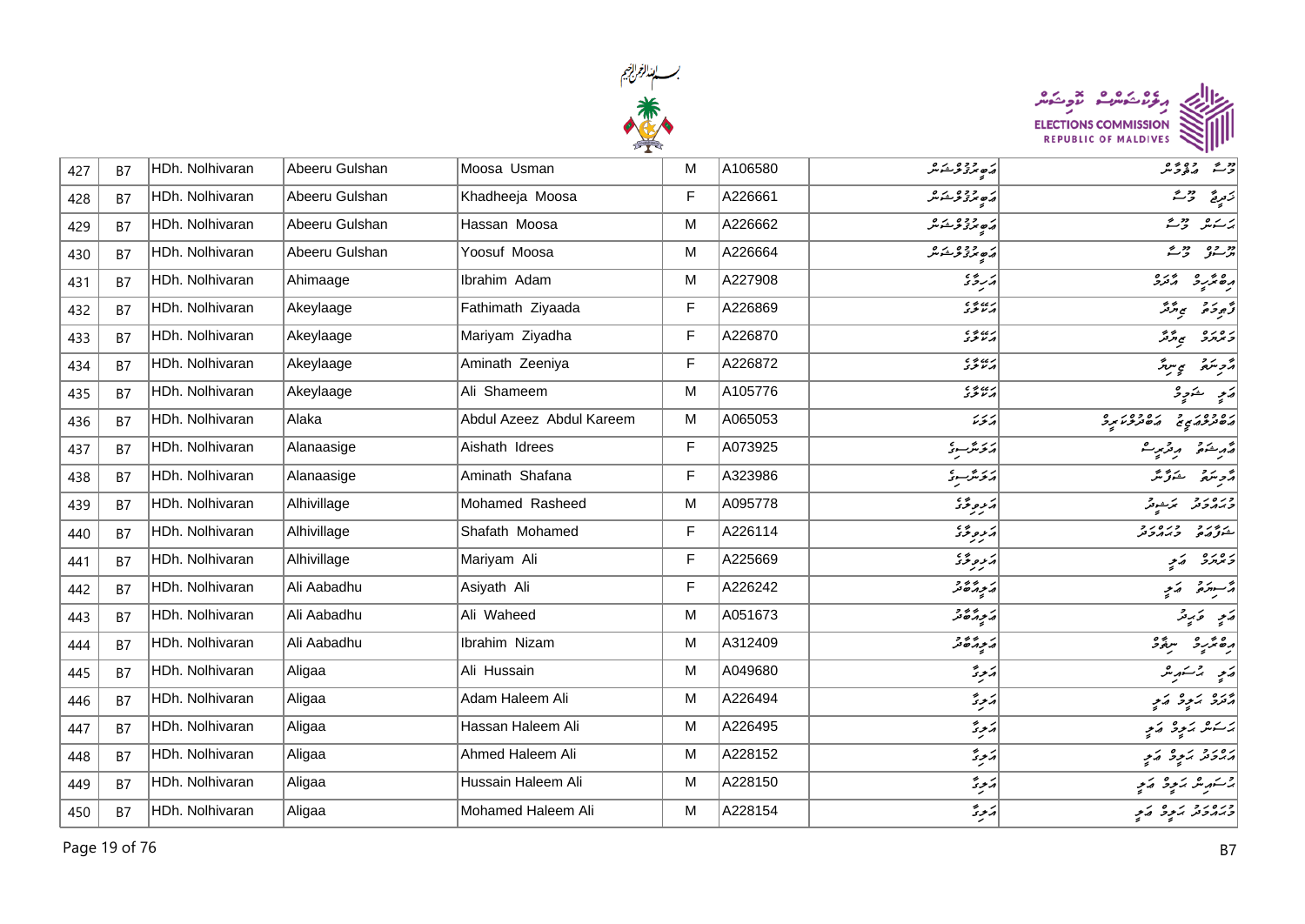| 427 | B7 | HDh. Nolhivaran | Abeeru Gulshan | Moosa Usman | M | A106580 | އަބީރުގުލްޝަން | މޫސާ އުސްމާން |
|---|---|---|---|---|---|---|---|---|
| 428 | B7 | HDh. Nolhivaran | Abeeru Gulshan | Khadheeja Moosa | F | A226661 | އަބީރުގުލްޝަން | ޚަދީޖާ މޫސާ |
| 429 | B7 | HDh. Nolhivaran | Abeeru Gulshan | Hassan Moosa | M | A226662 | އަބީރުގުލްޝަން | ހަސަން މޫސާ |
| 430 | B7 | HDh. Nolhivaran | Abeeru Gulshan | Yoosuf Moosa | M | A226664 | އަބީރުގުލްޝަން | ޔޫސުފް މޫސާ |
| 431 | B7 | HDh. Nolhivaran | Ahimaage | Ibrahim Adam | M | A227908 | އަހިމާގެ | އިބްރާހީމް އާދަމް |
| 432 | B7 | HDh. Nolhivaran | Akeylaage | Fathimath Ziyaada | F | A226869 | އަކޭލާގެ | ފާތިމަތު ޒިޔާދާ |
| 433 | B7 | HDh. Nolhivaran | Akeylaage | Mariyam Ziyadha | F | A226870 | އަކޭލާގެ | މަރިޔަމް ޒިޔާދާ |
| 434 | B7 | HDh. Nolhivaran | Akeylaage | Aminath Zeeniya | F | A226872 | އަކޭލާގެ | އާމިނަތު ޒީނިޔާ |
| 435 | B7 | HDh. Nolhivaran | Akeylaage | Ali Shameem | M | A105776 | އަކޭލާގެ | އަލި ޝަމީމް |
| 436 | B7 | HDh. Nolhivaran | Alaka | Abdul Azeez Abdul Kareem | M | A065053 | އަލަކަ | އަބްދުލްއަޒީޒު އަބްދުލްކަރީމް |
| 437 | B7 | HDh. Nolhivaran | Alanaasige | Aishath Idrees | F | A073925 | އަލަނާސިގެ | އާއިޝަތު އިދްރީސް |
| 438 | B7 | HDh. Nolhivaran | Alanaasige | Aminath Shafana | F | A323986 | އަލަނާސިގެ | އާމިނަތު ޝަފާނާ |
| 439 | B7 | HDh. Nolhivaran | Alhivillage | Mohamed Rasheed | M | A095778 | އަޅިވިލާގެ | މުހައްމަދު ރަޝީދު |
| 440 | B7 | HDh. Nolhivaran | Alhivillage | Shafath Mohamed | F | A226114 | އަޅިވިލާގެ | ޝަފާއަތު މުހައްމަދު |
| 441 | B7 | HDh. Nolhivaran | Alhivillage | Mariyam Ali | F | A225669 | އަޅިވިލާގެ | މަރިޔަމް އަލި |
| 442 | B7 | HDh. Nolhivaran | Ali Aabadhu | Asiyath Ali | F | A226242 | އަލިއާބާދު | އާސިޔަތު އަލި |
| 443 | B7 | HDh. Nolhivaran | Ali Aabadhu | Ali Waheed | M | A051673 | އަލިއާބާދު | އަލި ވަޙީދު |
| 444 | B7 | HDh. Nolhivaran | Ali Aabadhu | Ibrahim Nizam | M | A312409 | އަލިއާބާދު | އިބްރާހީމް ނިޒާމް |
| 445 | B7 | HDh. Nolhivaran | Aligaa | Ali Hussain | M | A049680 | އަލިގާ | އަލި ހުސައިން |
| 446 | B7 | HDh. Nolhivaran | Aligaa | Adam Haleem Ali | M | A226494 | އަލިގާ | އާދަމް ހަލީމް އަލި |
| 447 | B7 | HDh. Nolhivaran | Aligaa | Hassan Haleem Ali | M | A226495 | އަލިގާ | ހަސަން ހަލީމް އަލި |
| 448 | B7 | HDh. Nolhivaran | Aligaa | Ahmed Haleem Ali | M | A228152 | އަލިގާ | އަހުމަދު ހަލީމް އަލި |
| 449 | B7 | HDh. Nolhivaran | Aligaa | Hussain Haleem Ali | M | A228150 | އަލިގާ | ހުސައިން ހަލީމް އަލި |
| 450 | B7 | HDh. Nolhivaran | Aligaa | Mohamed Haleem Ali | M | A228154 | އަލިގާ | މުހައްމަދު ހަލީމް އަލި |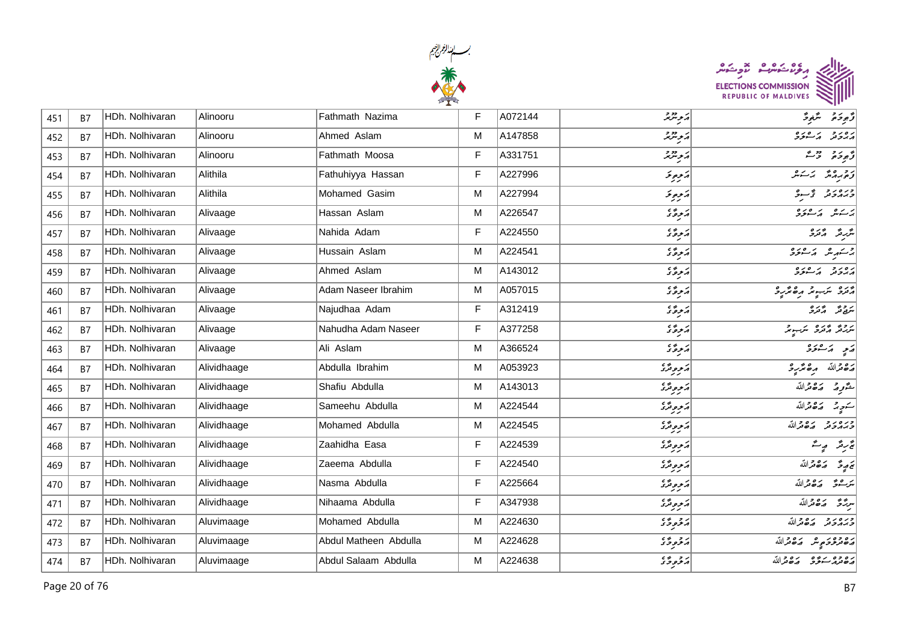| 451 | B7 | HDh. Nolhivaran | Alinooru | Fathmath Nazima | F | A072144 | އަލިނޫރު | ފާތިމަތު ނާޒިމާ |
|---|---|---|---|---|---|---|---|---|
| 452 | B7 | HDh. Nolhivaran | Alinooru | Ahmed Aslam | M | A147858 | އަލިނޫރު | އަޙްމަދު އަސްލަމް |
| 453 | B7 | HDh. Nolhivaran | Alinooru | Fathmath Moosa | F | A331751 | އަލިނޫރު | ފާތިމަތު މޫސާ |
| 454 | B7 | HDh. Nolhivaran | Alithila | Fathuhiyya Hassan | F | A227996 | އަލިތިލަ | ފަތުހިއްޔާ ޙަސަން |
| 455 | B7 | HDh. Nolhivaran | Alithila | Mohamed Gasim | M | A227994 | އަލިތިލަ | މުޙައްމަދު ޤާސިމް |
| 456 | B7 | HDh. Nolhivaran | Alivaage | Hassan Aslam | M | A226547 | އަލިވާގެ | ޙަސަން އަސްލަމް |
| 457 | B7 | HDh. Nolhivaran | Alivaage | Nahida Adam | F | A224550 | އަލިވާގެ | ނާހިދާ އާދަމް |
| 458 | B7 | HDh. Nolhivaran | Alivaage | Hussain Aslam | M | A224541 | އަލިވާގެ | ޙުސައިން އަސްލަމް |
| 459 | B7 | HDh. Nolhivaran | Alivaage | Ahmed Aslam | M | A143012 | އަލިވާގެ | އަޙްމަދު އަސްލަމް |
| 460 | B7 | HDh. Nolhivaran | Alivaage | Adam Naseer Ibrahim | M | A057015 | އަލިވާގެ | އާދަމް ނަސީރު އިބްރާހިމް |
| 461 | B7 | HDh. Nolhivaran | Alivaage | Najudhaa Adam | F | A312419 | އަލިވާގެ | ނަޖުދާ އާދަމް |
| 462 | B7 | HDh. Nolhivaran | Alivaage | Nahudha Adam Naseer | F | A377258 | އަލިވާގެ | ނަހުދާ އާދަމް ނަސީރު |
| 463 | B7 | HDh. Nolhivaran | Alivaage | Ali Aslam | M | A366524 | އަލިވާގެ | އަލި އަސްލަމް |
| 464 | B7 | HDh. Nolhivaran | Alividhaage | Abdulla Ibrahim | M | A053923 | އަލިވިދާގެ | އަބްދުﷲ އިބްރާހިމް |
| 465 | B7 | HDh. Nolhivaran | Alividhaage | Shafiu Abdulla | M | A143013 | އަލިވިދާގެ | ޝާފިޢު އަބްދުﷲ |
| 466 | B7 | HDh. Nolhivaran | Alividhaage | Sameehu Abdulla | M | A224544 | އަލިވިދާގެ | ސަމީހު އަބްދުﷲ |
| 467 | B7 | HDh. Nolhivaran | Alividhaage | Mohamed Abdulla | M | A224545 | އަލިވިދާގެ | މުޙައްމަދު އަބްދުﷲ |
| 468 | B7 | HDh. Nolhivaran | Alividhaage | Zaahidha Easa | F | A224539 | އަލިވިދާގެ | ޒާހިދާ ޢީސާ |
| 469 | B7 | HDh. Nolhivaran | Alividhaage | Zaeema Abdulla | F | A224540 | އަލިވިދާގެ | ޒައީމާ އަބްދުﷲ |
| 470 | B7 | HDh. Nolhivaran | Alividhaage | Nasma Abdulla | F | A225664 | އަލިވިދާގެ | ނަސްމާ އަބްދުﷲ |
| 471 | B7 | HDh. Nolhivaran | Alividhaage | Nihaama Abdulla | F | A347938 | އަލިވިދާގެ | ނިހާމާ އަބްދުﷲ |
| 472 | B7 | HDh. Nolhivaran | Aluvimaage | Mohamed Abdulla | M | A224630 | އަލުވިމާގެ | މުޙައްމަދު އަބްދުﷲ |
| 473 | B7 | HDh. Nolhivaran | Aluvimaage | Abdul Matheen Abdulla | M | A224628 | އަލުވިމާގެ | އަބްދުލްމަތީން އަބްދުﷲ |
| 474 | B7 | HDh. Nolhivaran | Aluvimaage | Abdul Salaam Abdulla | M | A224638 | އަލުވިމާގެ | އަބްދުއްސަލާމް އަބްދުﷲ |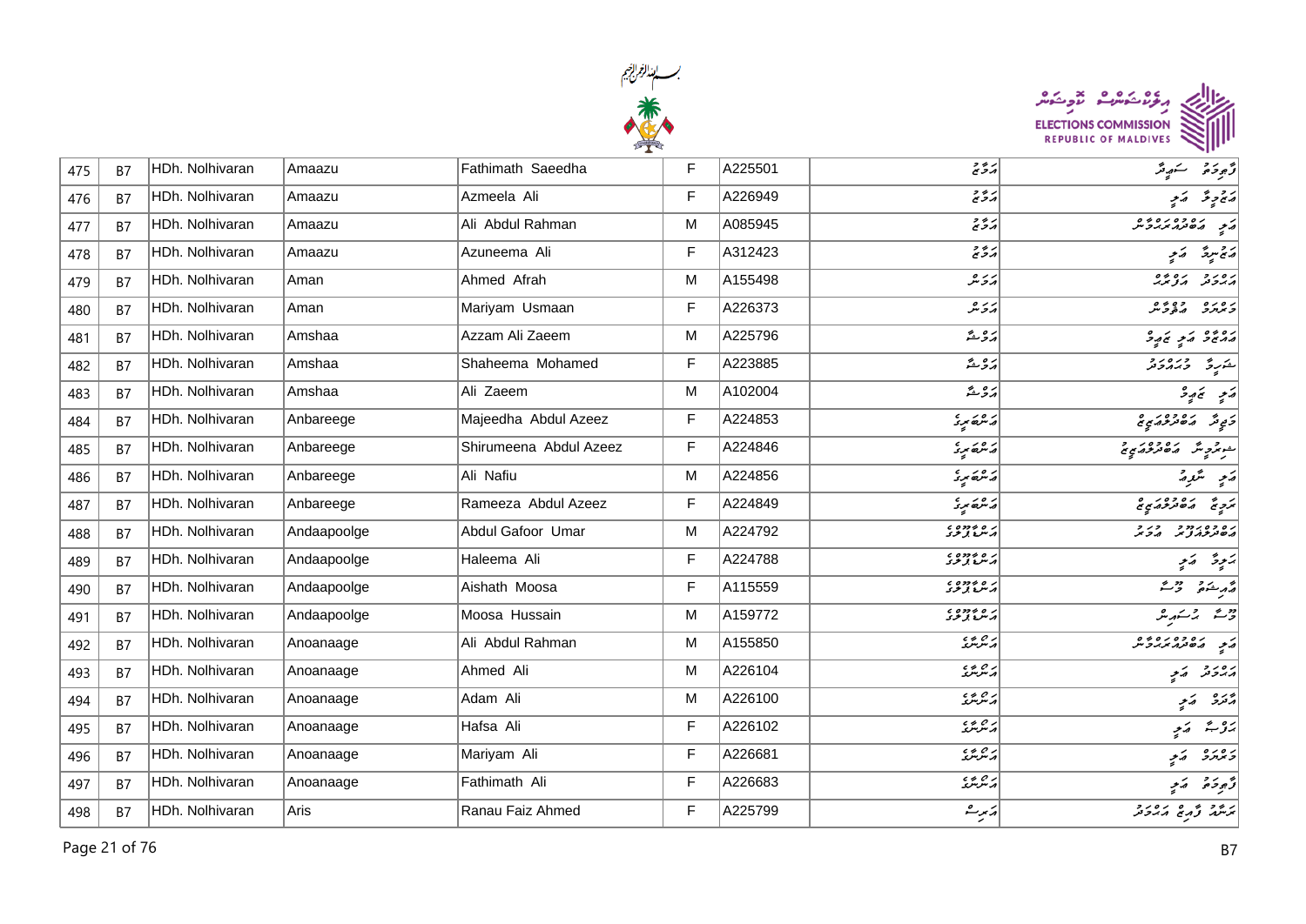| 475 | B7 | HDh. Nolhivaran | Amaazu | Fathimath Saeedha | F | A225501 | އަމާޒު | ފާތިމަތު ސައީދާ |
|---|---|---|---|---|---|---|---|---|
| 476 | B7 | HDh. Nolhivaran | Amaazu | Azmeela Ali | F | A226949 | އަމާޒު | އަޒްމީލާ އަލި |
| 477 | B7 | HDh. Nolhivaran | Amaazu | Ali Abdul Rahman | M | A085945 | އަމާޒު | އަލި އަބްދުއްރަޙްމާން |
| 478 | B7 | HDh. Nolhivaran | Amaazu | Azuneema Ali | F | A312423 | އަމާޒު | އަޒުނީމާ އަލި |
| 479 | B7 | HDh. Nolhivaran | Aman | Ahmed Afrah | M | A155498 | އަމަން | އަޙްމަދު އަފްރާހު |
| 480 | B7 | HDh. Nolhivaran | Aman | Mariyam Usmaan | F | A226373 | އަމަން | މަރިޔަމް ޢުސްމާން |
| 481 | B7 | HDh. Nolhivaran | Amshaa | Azzam Ali Zaeem | M | A225796 | އަމްޝާ | އައްޒާމް އަލި ޒައީމް |
| 482 | B7 | HDh. Nolhivaran | Amshaa | Shaheema Mohamed | F | A223885 | އަމްޝާ | ޝަހީމާ މުޙައްމަދު |
| 483 | B7 | HDh. Nolhivaran | Amshaa | Ali Zaeem | M | A102004 | އަމްޝާ | އަލި ޒައީމް |
| 484 | B7 | HDh. Nolhivaran | Anbareege | Majeedha Abdul Azeez | F | A224853 | އަންބަރީގެ | މަޖީދާ އަބްދުލްޢަޒީޒު |
| 485 | B7 | HDh. Nolhivaran | Anbareege | Shirumeena Abdul Azeez | F | A224846 | އަންބަރީގެ | ޝިރުމީނާ އަބްދުލްޢަޒީޒު |
| 486 | B7 | HDh. Nolhivaran | Anbareege | Ali Nafiu | M | A224856 | އަންބަރީގެ | އަލި ނާފިޢު |
| 487 | B7 | HDh. Nolhivaran | Anbareege | Rameeza Abdul Azeez | F | A224849 | އަންބަރީގެ | ރަމީޒާ އަބްދުލްޢަޒީޒު |
| 488 | B7 | HDh. Nolhivaran | Andaapoolge | Abdul Gafoor Umar | M | A224792 | އަންދާޕޫލްގެ | އަބްދުލްޣަފޫރު ޢުމަރު |
| 489 | B7 | HDh. Nolhivaran | Andaapoolge | Haleema Ali | F | A224788 | އަންދާޕޫލްގެ | ހަލީމާ އަލި |
| 490 | B7 | HDh. Nolhivaran | Andaapoolge | Aishath Moosa | F | A115559 | އަންދާޕޫލްގެ | އާއިޝަތު މޫސާ |
| 491 | B7 | HDh. Nolhivaran | Andaapoolge | Moosa Hussain | M | A159772 | އަންދާޕޫލްގެ | މޫސާ ހުސައިން |
| 492 | B7 | HDh. Nolhivaran | Anoanaage | Ali Abdul Rahman | M | A155850 | އަނޯނާގެ | އަލި އަބްދުއްރަޙްމާން |
| 493 | B7 | HDh. Nolhivaran | Anoanaage | Ahmed Ali | M | A226104 | އަނޯނާގެ | އަޙްމަދު އަލި |
| 494 | B7 | HDh. Nolhivaran | Anoanaage | Adam Ali | M | A226100 | އަނޯނާގެ | އާދަމް އަލި |
| 495 | B7 | HDh. Nolhivaran | Anoanaage | Hafsa Ali | F | A226102 | އަނޯނާގެ | ހަފްސާ އަލި |
| 496 | B7 | HDh. Nolhivaran | Anoanaage | Mariyam Ali | F | A226681 | އަނޯނާގެ | މަރިޔަމް އަލި |
| 497 | B7 | HDh. Nolhivaran | Anoanaage | Fathimath Ali | F | A226683 | އަނޯނާގެ | ފާތިމަތު އަލި |
| 498 | B7 | HDh. Nolhivaran | Aris | Ranau Faiz Ahmed | F | A225799 | އަރިސް | ރަނައު ފާއިޒް އަޙްމަދު |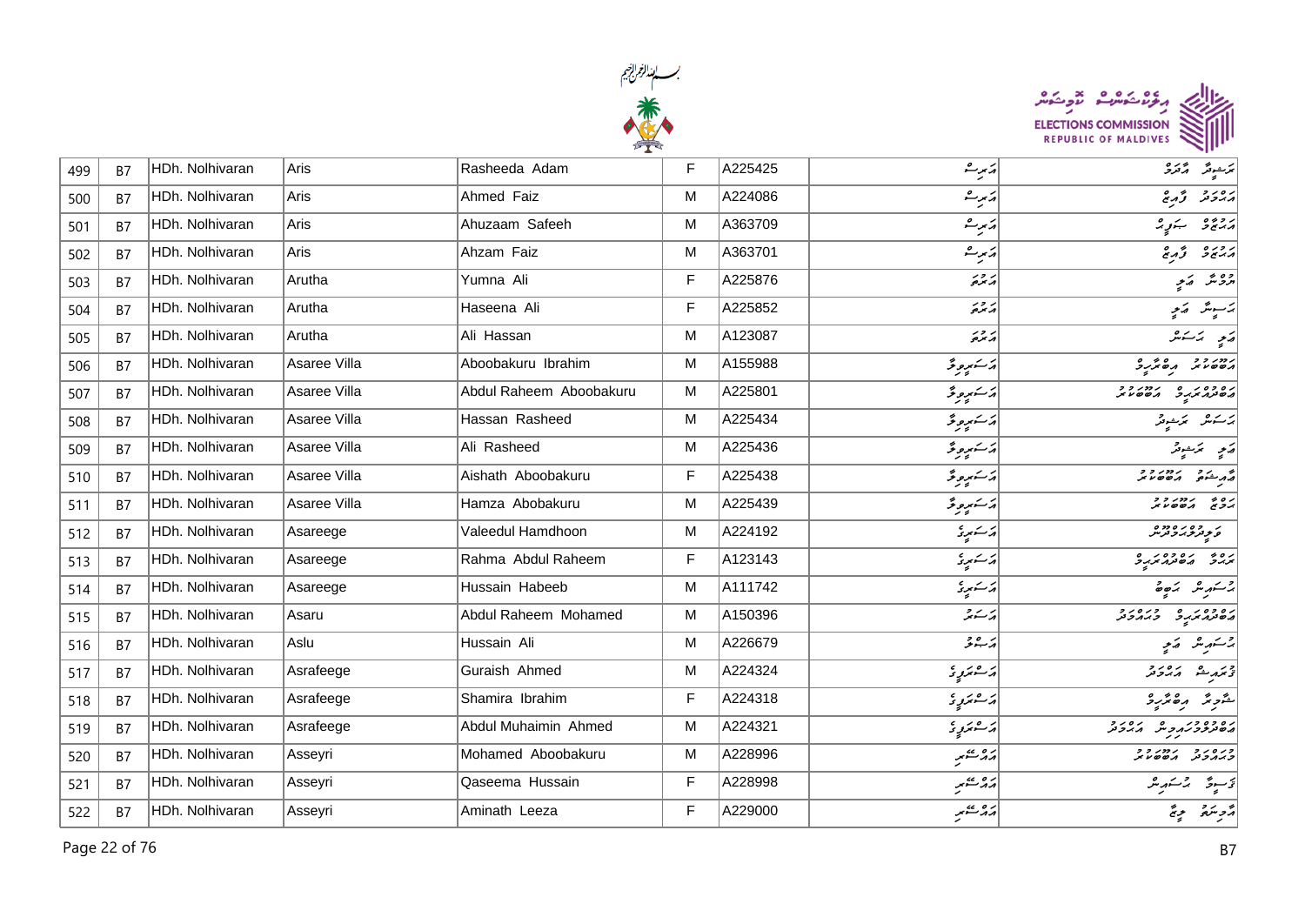| 499 | B7 | HDh. Nolhivaran | Aris | Rasheeda Adam | F | A225425 | އަރިސް | ރަޝީދާ އާދަމް |
|---|---|---|---|---|---|---|---|---|
| 500 | B7 | HDh. Nolhivaran | Aris | Ahmed Faiz | M | A224086 | އަރިސް | އަޙްމަދު ފާއިޒު |
| 501 | B7 | HDh. Nolhivaran | Aris | Ahuzaam Safeeh | M | A363709 | އަރިސް | އަހުޒާމް ސަފީހު |
| 502 | B7 | HDh. Nolhivaran | Aris | Ahzam Faiz | M | A363701 | އަރިސް | އަޙްޒަމް ފާއިޒު |
| 503 | B7 | HDh. Nolhivaran | Arutha | Yumna Ali | F | A225876 | އަރުތަ | ޔުމްނާ އަލީ |
| 504 | B7 | HDh. Nolhivaran | Arutha | Haseena Ali | F | A225852 | އަރުތަ | ހަސީނާ އަލީ |
| 505 | B7 | HDh. Nolhivaran | Arutha | Ali Hassan | M | A123087 | އަރުތަ | އަލީ ހަސަން |
| 506 | B7 | HDh. Nolhivaran | Asaree Villa | Aboobakuru Ibrahim | M | A155988 | އަސަރީވިލާ | އަބޫބަކުރު އިބްރާހީމް |
| 507 | B7 | HDh. Nolhivaran | Asaree Villa | Abdul Raheem Aboobakuru | M | A225801 | އަސަރީވިލާ | އަބްދުއްރަޙީމް އަބޫބަކުރު |
| 508 | B7 | HDh. Nolhivaran | Asaree Villa | Hassan Rasheed | M | A225434 | އަސަރީވިލާ | ހަސަން ރަޝީދު |
| 509 | B7 | HDh. Nolhivaran | Asaree Villa | Ali Rasheed | M | A225436 | އަސަރީވިލާ | އަލީ ރަޝީދު |
| 510 | B7 | HDh. Nolhivaran | Asaree Villa | Aishath Aboobakuru | F | A225438 | އަސަރީވިލާ | އާއިޝަތު އަބޫބަކުރު |
| 511 | B7 | HDh. Nolhivaran | Asaree Villa | Hamza Abobakuru | M | A225439 | އަސަރީވިލާ | ހަމްޒާ އަބޫބަކުރު |
| 512 | B7 | HDh. Nolhivaran | Asareege | Valeedul Hamdhoon | M | A224192 | އަސަރީގެ | ވަލީދުލްހަމްދޫން |
| 513 | B7 | HDh. Nolhivaran | Asareege | Rahma Abdul Raheem | F | A123143 | އަސަރީގެ | ރަޙްމާ އަބްދުއްރަޙީމް |
| 514 | B7 | HDh. Nolhivaran | Asareege | Hussain Habeeb | M | A111742 | އަސަރީގެ | ހުސައިން ހަބީބު |
| 515 | B7 | HDh. Nolhivaran | Asaru | Abdul Raheem Mohamed | M | A150396 | އަސަރު | އަބްދުއްރަޙީމް މުޙައްމަދު |
| 516 | B7 | HDh. Nolhivaran | Aslu | Hussain Ali | M | A226679 | އަސްލު | ހުސައިން އަލީ |
| 517 | B7 | HDh. Nolhivaran | Asrafeege | Guraish Ahmed | M | A224324 | އަސްރަފީގެ | ގުރައިޝް އަޙްމަދު |
| 518 | B7 | HDh. Nolhivaran | Asrafeege | Shamira Ibrahim | F | A224318 | އަސްރަފީގެ | ޝާމިރާ އިބްރާހީމް |
| 519 | B7 | HDh. Nolhivaran | Asrafeege | Abdul Muhaimin Ahmed | M | A224321 | އަސްރަފީގެ | އަބްދުލްމުހައިމިން އަޙްމަދު |
| 520 | B7 | HDh. Nolhivaran | Asseyri | Mohamed Aboobakuru | M | A228996 | އައްސޭރި | މުޙައްމަދު އަބޫބަކުރު |
| 521 | B7 | HDh. Nolhivaran | Asseyri | Qaseema Hussain | F | A228998 | އައްސޭރި | ޤަސީމާ ހުސައިން |
| 522 | B7 | HDh. Nolhivaran | Asseyri | Aminath Leeza | F | A229000 | އައްސޭރި | އާމިނަތު ލީޒާ |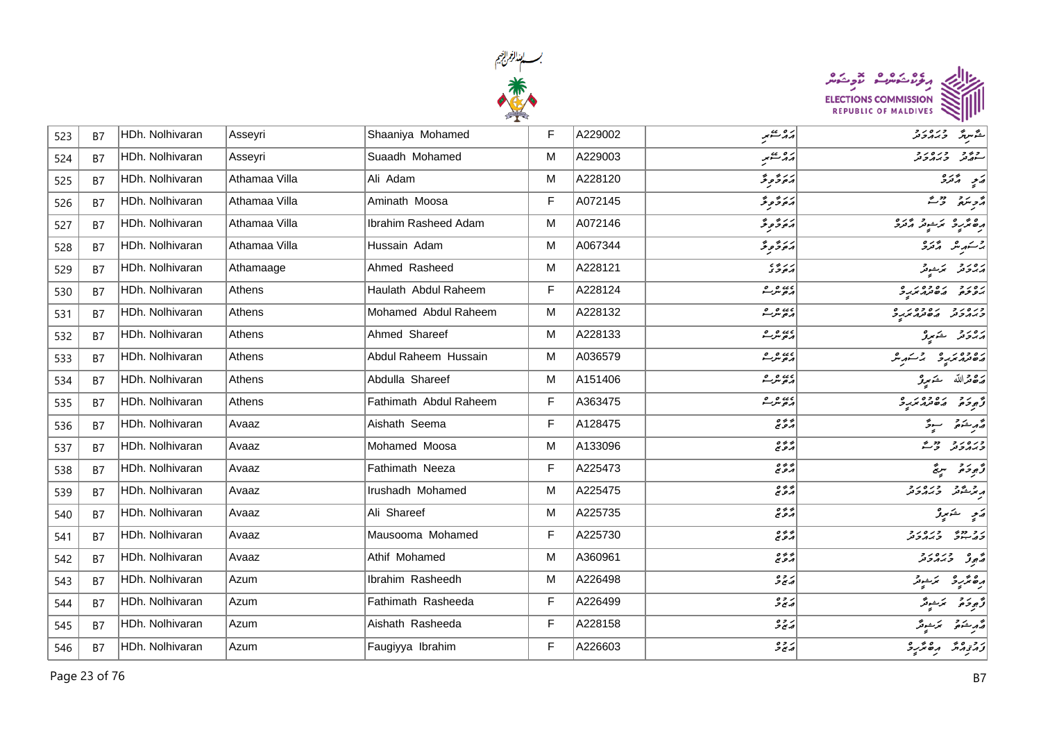| | | | | | | | | |
|---|---|---|---|---|---|---|---|---|
| 523 | B7 | HDh. Nolhivaran | Asseyri | Shaaniya Mohamed | F | A229002 | އައްސޭރި | ޝާނިޔާ މުޙައްމަދު |
| 524 | B7 | HDh. Nolhivaran | Asseyri | Suaadh Mohamed | M | A229003 | އައްސޭރި | ސުޢާދު މުޙައްމަދު |
| 525 | B7 | HDh. Nolhivaran | Athamaa Villa | Ali Adam | M | A228120 | އަތަމާވިލާ | ޢަލީ އާދަމް |
| 526 | B7 | HDh. Nolhivaran | Athamaa Villa | Aminath Moosa | F | A072145 | އަތަމާވިލާ | އާމިނަތު މޫސާ |
| 527 | B7 | HDh. Nolhivaran | Athamaa Villa | Ibrahim Rasheed Adam | M | A072146 | އަތަމާވިލާ | އިބްރާހީމް ރަޝީދު އާދަމް |
| 528 | B7 | HDh. Nolhivaran | Athamaa Villa | Hussain Adam | M | A067344 | އަތަމާވިލާ | ޙުސައިން އާދަމް |
| 529 | B7 | HDh. Nolhivaran | Athamaage | Ahmed Rasheed | M | A228121 | އަތަމާގެ | އަޙްމަދު ރަޝީދު |
| 530 | B7 | HDh. Nolhivaran | Athens | Haulath Abdul Raheem | F | A228124 | އެތެންސް | ހަޢުލަތު ޢަބްދުލްރަޙީމް |
| 531 | B7 | HDh. Nolhivaran | Athens | Mohamed Abdul Raheem | M | A228132 | އެތެންސް | މުޙައްމަދު ޢަބްދުލްރަޙީމް |
| 532 | B7 | HDh. Nolhivaran | Athens | Ahmed Shareef | M | A228133 | އެތެންސް | އަޙްމަދު ޝަރީފް |
| 533 | B7 | HDh. Nolhivaran | Athens | Abdul Raheem Hussain | M | A036579 | އެތެންސް | ޢަބްދުލްރަޙީމް ޙުސައިން |
| 534 | B7 | HDh. Nolhivaran | Athens | Abdulla Shareef | M | A151406 | އެތެންސް | ޢަބްދުﷲ ޝަރީފް |
| 535 | B7 | HDh. Nolhivaran | Athens | Fathimath Abdul Raheem | F | A363475 | އެތެންސް | ފާތިމަތު ޢަބްދުލްރަޙީމް |
| 536 | B7 | HDh. Nolhivaran | Avaaz | Aishath Seema | F | A128475 | އަވާޒް | އާއިޝަތު ސީމާ |
| 537 | B7 | HDh. Nolhivaran | Avaaz | Mohamed Moosa | M | A133096 | އަވާޒް | މުޙައްމަދު މޫސާ |
| 538 | B7 | HDh. Nolhivaran | Avaaz | Fathimath Neeza | F | A225473 | އަވާޒް | ފާތިމަތު ނީޒާ |
| 539 | B7 | HDh. Nolhivaran | Avaaz | Irushadh Mohamed | M | A225475 | އަވާޒް | އިރުޝާދު މުޙައްމަދު |
| 540 | B7 | HDh. Nolhivaran | Avaaz | Ali Shareef | M | A225735 | އަވާޒް | ޢަލީ ޝަރީފް |
| 541 | B7 | HDh. Nolhivaran | Avaaz | Mausooma Mohamed | F | A225730 | އަވާޒް | މައުޞޫމާ މުޙައްމަދު |
| 542 | B7 | HDh. Nolhivaran | Avaaz | Athif Mohamed | M | A360961 | އަވާޒް | އާތިފް މުޙައްމަދު |
| 543 | B7 | HDh. Nolhivaran | Azum | Ibrahim Rasheedh | M | A226498 | އަޒުމް | އިބްރާހީމް ރަޝީދު |
| 544 | B7 | HDh. Nolhivaran | Azum | Fathimath Rasheeda | F | A226499 | އަޒުމް | ފާތިމަތު ރަޝީދާ |
| 545 | B7 | HDh. Nolhivaran | Azum | Aishath Rasheeda | F | A228158 | އަޒުމް | އާއިޝަތު ރަޝީދާ |
| 546 | B7 | HDh. Nolhivaran | Azum | Faugiyya Ibrahim | F | A226603 | އަޒުމް | ފައުޤިއްޔާ އިބްރާހީމް |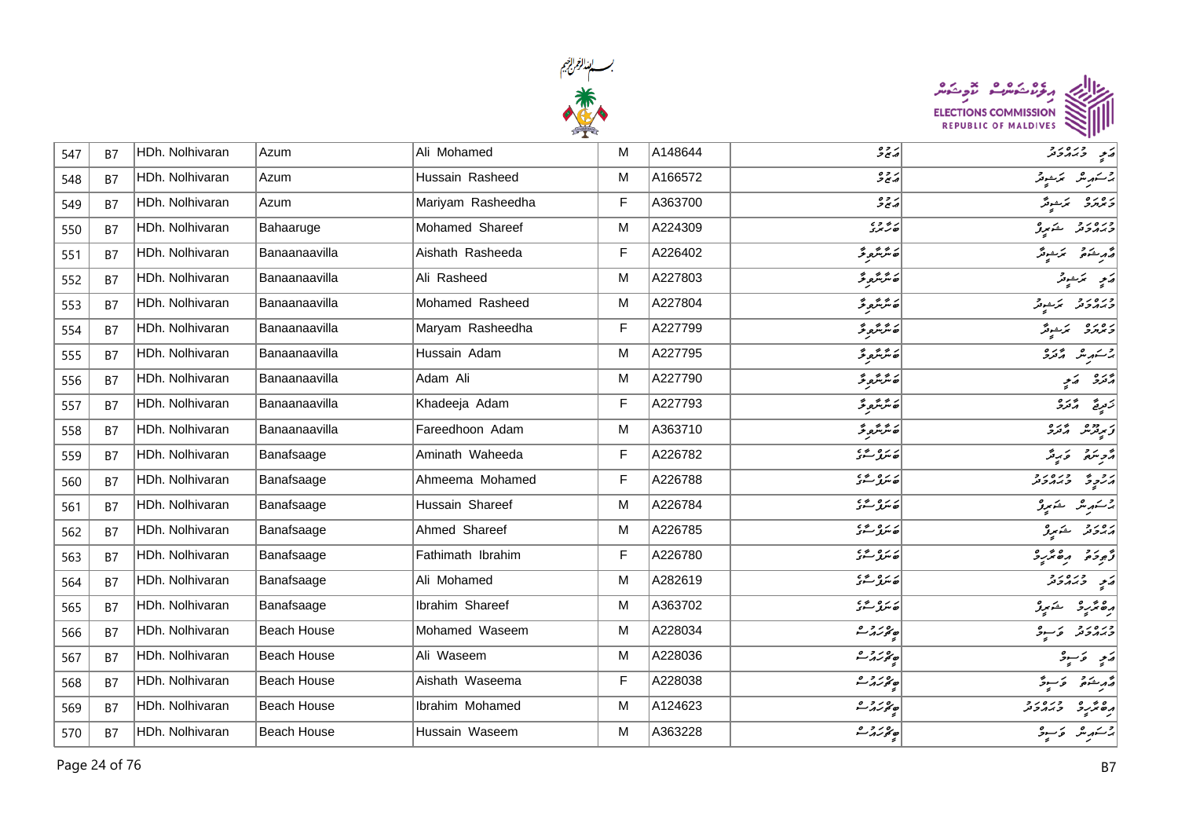| 547 | B7 | HDh. Nolhivaran | Azum | Ali Mohamed | M | A148644 | އަޒުމް | އަލި މުޙައްމަދު |
|---|---|---|---|---|---|---|---|---|
| 548 | B7 | HDh. Nolhivaran | Azum | Hussain Rasheed | M | A166572 | އަޒުމް | ޙުސައިން ރަޝީދު |
| 549 | B7 | HDh. Nolhivaran | Azum | Mariyam Rasheedha | F | A363700 | އަޒުމް | މަރިޔަމް ރަޝީދާ |
| 550 | B7 | HDh. Nolhivaran | Bahaaruge | Mohamed Shareef | M | A224309 | ބަހާރުގެ | މުޙައްމަދު ޝަރީފު |
| 551 | B7 | HDh. Nolhivaran | Banaanaavilla | Aishath Rasheeda | F | A226402 | ބަނާނާވިލާ | އާއިޝަތު ރަޝީދާ |
| 552 | B7 | HDh. Nolhivaran | Banaanaavilla | Ali Rasheed | M | A227803 | ބަނާނާވިލާ | އަލި ރަޝީދު |
| 553 | B7 | HDh. Nolhivaran | Banaanaavilla | Mohamed Rasheed | M | A227804 | ބަނާނާވިލާ | މުޙައްމަދު ރަޝީދު |
| 554 | B7 | HDh. Nolhivaran | Banaanaavilla | Maryam Rasheedha | F | A227799 | ބަނާނާވިލާ | މަރިޔަމް ރަޝީދާ |
| 555 | B7 | HDh. Nolhivaran | Banaanaavilla | Hussain Adam | M | A227795 | ބަނާނާވިލާ | ޙުސައިން އާދަމް |
| 556 | B7 | HDh. Nolhivaran | Banaanaavilla | Adam Ali | M | A227790 | ބަނާނާވިލާ | އާދަމް އަލި |
| 557 | B7 | HDh. Nolhivaran | Banaanaavilla | Khadeeja Adam | F | A227793 | ބަނާނާވިލާ | ޚަދީޖާ އާދަމް |
| 558 | B7 | HDh. Nolhivaran | Banaanaavilla | Fareedhoon Adam | M | A363710 | ބަނާނާވިލާ | ފަރީދޫން އާދަމް |
| 559 | B7 | HDh. Nolhivaran | Banafsaage | Aminath Waheeda | F | A226782 | ބަނަފްސާގެ | އާމިނަތު ވަޙީދާ |
| 560 | B7 | HDh. Nolhivaran | Banafsaage | Ahmeema Mohamed | F | A226788 | ބަނަފްސާގެ | އަޙްމީމާ މުޙައްމަދު |
| 561 | B7 | HDh. Nolhivaran | Banafsaage | Hussain Shareef | M | A226784 | ބަނަފްސާގެ | ޙުސައިން ޝަރީފު |
| 562 | B7 | HDh. Nolhivaran | Banafsaage | Ahmed Shareef | M | A226785 | ބަނަފްސާގެ | އަޙްމަދު ޝަރީފު |
| 563 | B7 | HDh. Nolhivaran | Banafsaage | Fathimath Ibrahim | F | A226780 | ބަނަފްސާގެ | ފާތިމަތު އިބްރާހީމް |
| 564 | B7 | HDh. Nolhivaran | Banafsaage | Ali Mohamed | M | A282619 | ބަނަފްސާގެ | އަލި މުޙައްމަދު |
| 565 | B7 | HDh. Nolhivaran | Banafsaage | Ibrahim Shareef | M | A363702 | ބަނަފްސާގެ | އިބްރާހީމް ޝަރީފު |
| 566 | B7 | HDh. Nolhivaran | Beach House | Mohamed Waseem | M | A228034 | ބީޗްހައުސް | މުޙައްމަދު ވަސީމް |
| 567 | B7 | HDh. Nolhivaran | Beach House | Ali Waseem | M | A228036 | ބީޗްހައުސް | އަލި ވަސީމް |
| 568 | B7 | HDh. Nolhivaran | Beach House | Aishath Waseema | F | A228038 | ބީޗްހައުސް | އާއިޝަތު ވަސީމާ |
| 569 | B7 | HDh. Nolhivaran | Beach House | Ibrahim Mohamed | M | A124623 | ބީޗްހައުސް | އިބްރާހީމް މުޙައްމަދު |
| 570 | B7 | HDh. Nolhivaran | Beach House | Hussain Waseem | M | A363228 | ބީޗްހައުސް | ޙުސައިން ވަސީމް |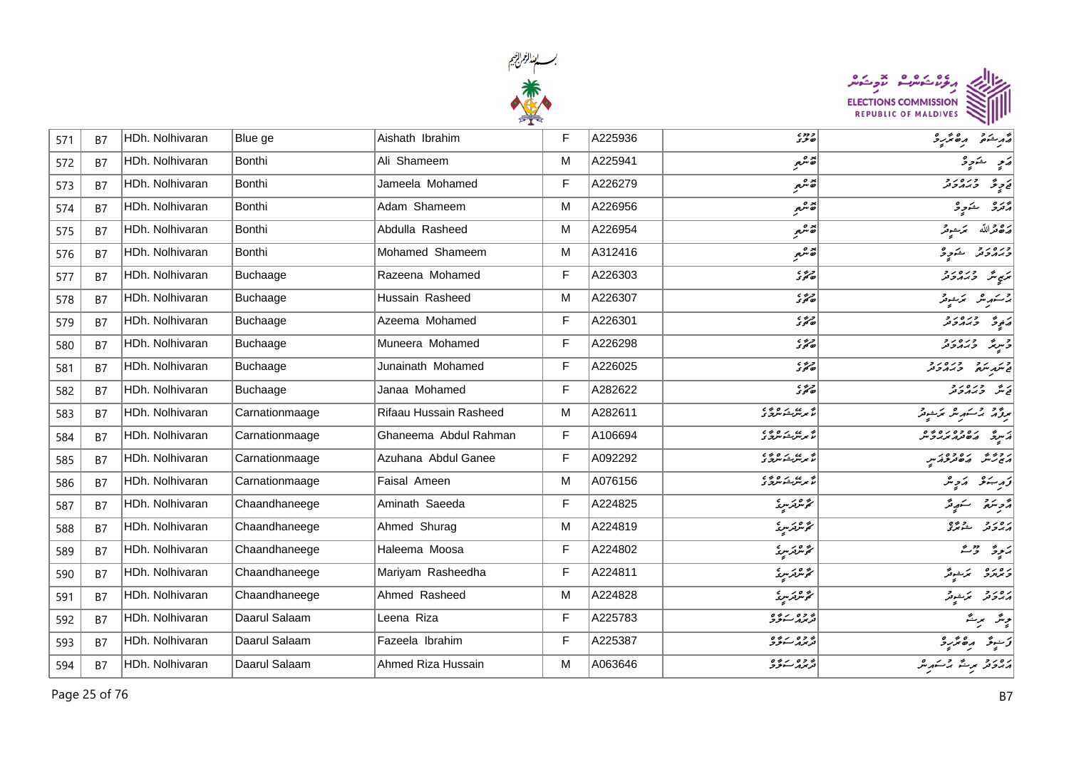| 571 | B7 | HDh. Nolhivaran | Blue ge | Aishath Ibrahim | F | A225936 | ބުލޫގެ | އައިޝަތު އިބްރާހީމް |
|---|---|---|---|---|---|---|---|---|
| 572 | B7 | HDh. Nolhivaran | Bonthi | Ali Shameem | M | A225941 | ބޮންތި | އަލި ޝަމީމް |
| 573 | B7 | HDh. Nolhivaran | Bonthi | Jameela Mohamed | F | A226279 | ބޮންތި | ޖަމީލާ މުހައްމަދު |
| 574 | B7 | HDh. Nolhivaran | Bonthi | Adam Shameem | M | A226956 | ބޮންތި | އާދަމް ޝަމީމް |
| 575 | B7 | HDh. Nolhivaran | Bonthi | Abdulla Rasheed | M | A226954 | ބޮންތި | އަބްދުﷲ ރަޝީދު |
| 576 | B7 | HDh. Nolhivaran | Bonthi | Mohamed Shameem | M | A312416 | ބޮންތި | މުހައްމަދު ޝަމީމް |
| 577 | B7 | HDh. Nolhivaran | Buchaage | Razeena Mohamed | F | A226303 | ބުޗާގެ | ރަޒީނާ މުހައްމަދު |
| 578 | B7 | HDh. Nolhivaran | Buchaage | Hussain Rasheed | M | A226307 | ބުޗާގެ | ހުސައިން ރަޝީދު |
| 579 | B7 | HDh. Nolhivaran | Buchaage | Azeema Mohamed | F | A226301 | ބުޗާގެ | އަޒީމާ މުހައްމަދު |
| 580 | B7 | HDh. Nolhivaran | Buchaage | Muneera Mohamed | F | A226298 | ބުޗާގެ | މުނީރާ މުހައްމަދު |
| 581 | B7 | HDh. Nolhivaran | Buchaage | Junainath Mohamed | F | A226025 | ބުޗާގެ | ޖުނައިނަތު މުހައްމަދު |
| 582 | B7 | HDh. Nolhivaran | Buchaage | Janaa Mohamed | F | A282622 | ބުޗާގެ | ޖަނާ މުހައްމަދު |
| 583 | B7 | HDh. Nolhivaran | Carnationmaage | Rifaau Hussain Rasheed | M | A282611 | ކާނޭޝަންމާގެ | ރިފާއު ހުސައިން ރަޝީދު |
| 584 | B7 | HDh. Nolhivaran | Carnationmaage | Ghaneema Abdul Rahman | F | A106694 | ކާނޭޝަންމާގެ | ޣަނީމާ އަބްދުއްރަޙްމާން |
| 585 | B7 | HDh. Nolhivaran | Carnationmaage | Azuhana Abdul Ganee | F | A092292 | ކާނޭޝަންމާގެ | އަޒުހާނާ އަބްދުލްޣަނީ |
| 586 | B7 | HDh. Nolhivaran | Carnationmaage | Faisal Ameen | M | A076156 | ކާނޭޝަންމާގެ | ފައިސަލް އަމީން |
| 587 | B7 | HDh. Nolhivaran | Chaandhaneege | Aminath Saeeda | F | A224825 | ޗާންދަނީގެ | އާމިނަތު ސަޢީދާ |
| 588 | B7 | HDh. Nolhivaran | Chaandhaneege | Ahmed Shurag | M | A224819 | ޗާންދަނީގެ | އަޙްމަދު ޝުރާގު |
| 589 | B7 | HDh. Nolhivaran | Chaandhaneege | Haleema Moosa | F | A224802 | ޗާންދަނީގެ | ހަލީމާ މޫސާ |
| 590 | B7 | HDh. Nolhivaran | Chaandhaneege | Mariyam Rasheedha | F | A224811 | ޗާންދަނީގެ | މަރިޔަމް ރަޝީދާ |
| 591 | B7 | HDh. Nolhivaran | Chaandhaneege | Ahmed Rasheed | M | A224828 | ޗާންދަނީގެ | އަޙްމަދު ރަޝީދު |
| 592 | B7 | HDh. Nolhivaran | Daarul Salaam | Leena Riza | F | A225783 | ދާރުލްސަލާމް | ލީނާ ރިޟާ |
| 593 | B7 | HDh. Nolhivaran | Daarul Salaam | Fazeela Ibrahim | F | A225387 | ދާރުލްސަލާމް | ފަޟީލާ އިބްރާހީމް |
| 594 | B7 | HDh. Nolhivaran | Daarul Salaam | Ahmed Riza Hussain | M | A063646 | ދާރުލްސަލާމް | އަޙްމަދު ރިޟާ ހުސައިން |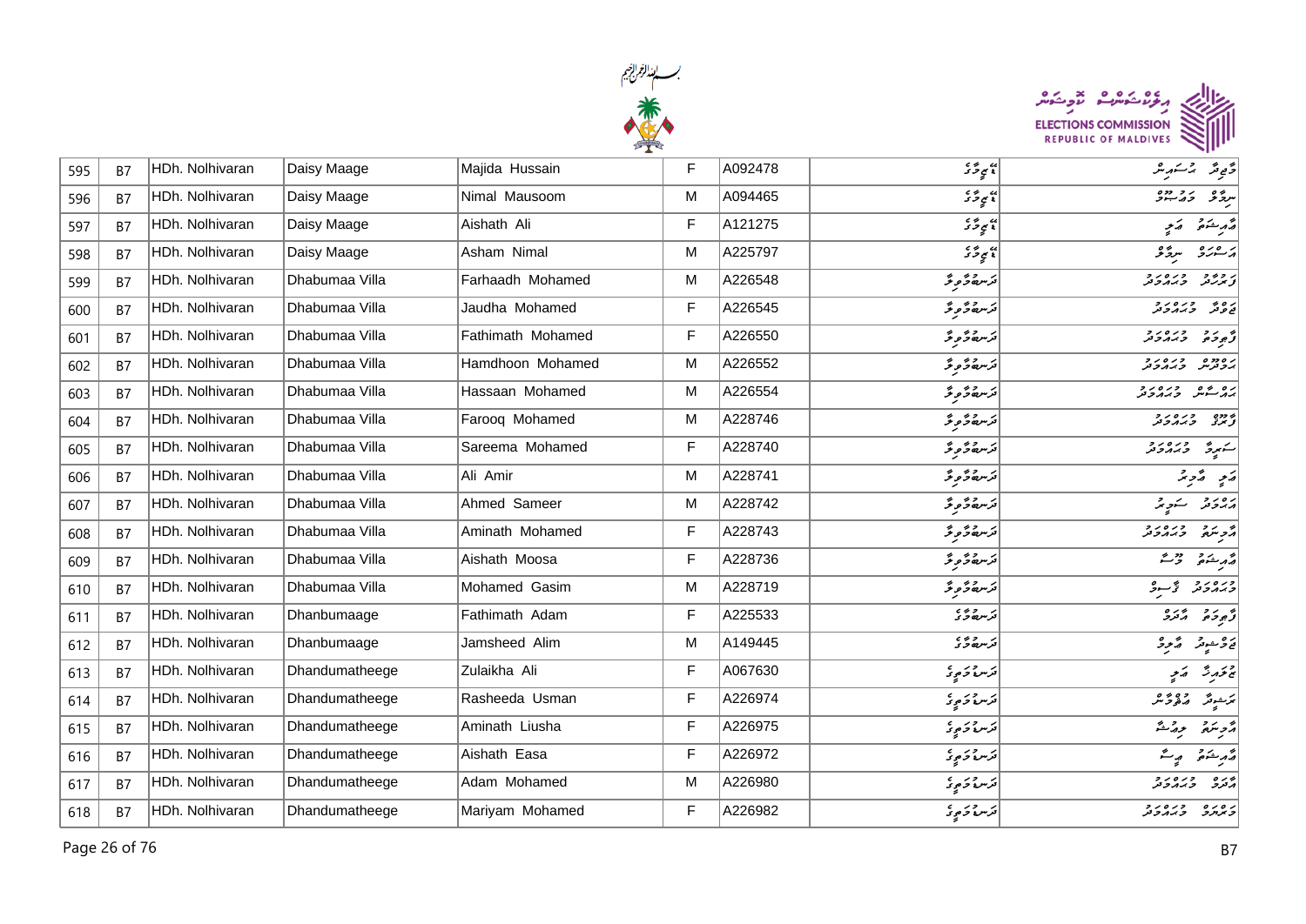| 595 | B7 | HDh. Nolhivaran | Daisy Maage | Majida Hussain | F | A092478 | ޑޭޒީމާގެ | މާޖިދާ ހުސައިން |
|---|---|---|---|---|---|---|---|---|
| 596 | B7 | HDh. Nolhivaran | Daisy Maage | Nimal Mausoom | M | A094465 | ޑޭޒީމާގެ | ނިމާލް މައުސޫމް |
| 597 | B7 | HDh. Nolhivaran | Daisy Maage | Aishath Ali | F | A121275 | ޑޭޒީމާގެ | އައިޝަތު އަލި |
| 598 | B7 | HDh. Nolhivaran | Daisy Maage | Asham Nimal | M | A225797 | ޑޭޒީމާގެ | އަޝްހަމް ނިމާލް |
| 599 | B7 | HDh. Nolhivaran | Dhabumaa Villa | Farhaadh Mohamed | M | A226548 | ދަނބުމާވިލާ | ފަރުހާދު މުހައްމަދު |
| 600 | B7 | HDh. Nolhivaran | Dhabumaa Villa | Jaudha Mohamed | F | A226545 | ދަނބުމާވިލާ | ޖައުދާ މުހައްމަދު |
| 601 | B7 | HDh. Nolhivaran | Dhabumaa Villa | Fathimath Mohamed | F | A226550 | ދަނބުމާވިލާ | ފާތިމަތު މުހައްމަދު |
| 602 | B7 | HDh. Nolhivaran | Dhabumaa Villa | Hamdhoon Mohamed | M | A226552 | ދަނބުމާވިލާ | ހަމްދޫން މުހައްމަދު |
| 603 | B7 | HDh. Nolhivaran | Dhabumaa Villa | Hassaan Mohamed | M | A226554 | ދަނބުމާވިލާ | ހައްސާން މުހައްމަދު |
| 604 | B7 | HDh. Nolhivaran | Dhabumaa Villa | Farooq Mohamed | M | A228746 | ދަނބުމާވިލާ | ފާރޫޤު މުހައްމަދު |
| 605 | B7 | HDh. Nolhivaran | Dhabumaa Villa | Sareema Mohamed | F | A228740 | ދަނބުމާވިލާ | ސަރީމާ މުހައްމަދު |
| 606 | B7 | HDh. Nolhivaran | Dhabumaa Villa | Ali Amir | M | A228741 | ދަނބުމާވިލާ | އަލި އާމިރު |
| 607 | B7 | HDh. Nolhivaran | Dhabumaa Villa | Ahmed Sameer | M | A228742 | ދަނބުމާވިލާ | އަހުމަދު ސަމީރު |
| 608 | B7 | HDh. Nolhivaran | Dhabumaa Villa | Aminath Mohamed | F | A228743 | ދަނބުމާވިލާ | އާމިނަތު މުހައްމަދު |
| 609 | B7 | HDh. Nolhivaran | Dhabumaa Villa | Aishath Moosa | F | A228736 | ދަނބުމާވިލާ | އައިޝަތު މޫސާ |
| 610 | B7 | HDh. Nolhivaran | Dhabumaa Villa | Mohamed Gasim | M | A228719 | ދަނބުމާވިލާ | މުހައްމަދު ޤާސިމު |
| 611 | B7 | HDh. Nolhivaran | Dhanbumaage | Fathimath Adam | F | A225533 | ދަނބުމާގެ | ފާތިމަތު އާދަމް |
| 612 | B7 | HDh. Nolhivaran | Dhanbumaage | Jamsheed Alim | M | A149445 | ދަނބުމާގެ | ޖަމްޝީދު އާލިމް |
| 613 | B7 | HDh. Nolhivaran | Dhandumatheege | Zulaikha Ali | F | A067630 | ދަނޑުމަތީގެ | ޒުލައިޚާ އަލި |
| 614 | B7 | HDh. Nolhivaran | Dhandumatheege | Rasheeda Usman | F | A226974 | ދަނޑުމަތީގެ | ރަޝީދާ އުސްމާން |
| 615 | B7 | HDh. Nolhivaran | Dhandumatheege | Aminath Liusha | F | A226975 | ދަނޑުމަތީގެ | އާމިނަތު ލިއުޝާ |
| 616 | B7 | HDh. Nolhivaran | Dhandumatheege | Aishath Easa | F | A226972 | ދަނޑުމަތީގެ | އައިޝަތު ޢީސާ |
| 617 | B7 | HDh. Nolhivaran | Dhandumatheege | Adam Mohamed | M | A226980 | ދަނޑުމަތީގެ | އާދަމް މުހައްމަދު |
| 618 | B7 | HDh. Nolhivaran | Dhandumatheege | Mariyam Mohamed | F | A226982 | ދަނޑުމަތީގެ | މަރިޔަމް މުހައްމަދު |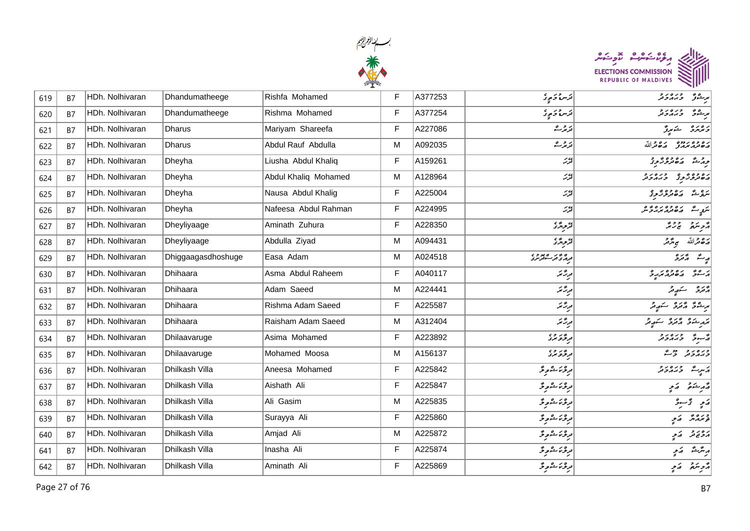| 619 | B7 | HDh. Nolhivaran | Dhandumatheege | Rishfa Mohamed | F | A377253 | ދަނޑުމަތީގެ | ރިޝްފާ މުހައްމަދު |
|---|---|---|---|---|---|---|---|---|
| 620 | B7 | HDh. Nolhivaran | Dhandumatheege | Rishma Mohamed | F | A377254 | ދަނޑުމަތީގެ | ރިޝްމާ މުހައްމަދު |
| 621 | B7 | HDh. Nolhivaran | Dharus | Mariyam Shareefa | F | A227086 | ދަރުސް | މަރިޔަމް ޝަރީފާ |
| 622 | B7 | HDh. Nolhivaran | Dharus | Abdul Rauf Abdulla | M | A092035 | ދަރުސް | އަބްދުލްރައޫފް އަބްދުﷲ |
| 623 | B7 | HDh. Nolhivaran | Dheyha | Liusha Abdul Khaliq | F | A159261 | ދޭހަ | ލިއުޝާ އަބްދުލްޚާލިޤު |
| 624 | B7 | HDh. Nolhivaran | Dheyha | Abdul Khaliq Mohamed | M | A128964 | ދޭހަ | އަބްދުލްޚާލިޤު މުހައްމަދު |
| 625 | B7 | HDh. Nolhivaran | Dheyha | Nausa Abdul Khalig | F | A225004 | ދޭހަ | ނަވުސާ އަބްދުލްޚާލިޤު |
| 626 | B7 | HDh. Nolhivaran | Dheyha | Nafeesa Abdul Rahman | F | A224995 | ދޭހަ | ނަފީސާ އަބްދުއްރަޙްމާން |
| 627 | B7 | HDh. Nolhivaran | Dheyliyaage | Aminath Zuhura | F | A228350 | ދޭލިޔާގެ | އާމިނަތު ޒުހުރާ |
| 628 | B7 | HDh. Nolhivaran | Dheyliyaage | Abdulla Ziyad | M | A094431 | ދޭލިޔާގެ | އަބްދުﷲ ޒިޔާދު |
| 629 | B7 | HDh. Nolhivaran | Dhiggaagasdhoshuge | Easa Adam | M | A024518 | ދިއްގާގަސްދޮށުގެ | ޢީސާ އާދަމް |
| 630 | B7 | HDh. Nolhivaran | Dhihaara | Asma Abdul Raheem | F | A040117 | ދިހާރަ | އަސްމާ އަބްދުއްރަޙީމް |
| 631 | B7 | HDh. Nolhivaran | Dhihaara | Adam Saeed | M | A224441 | ދިހާރަ | އާދަމް ސަޢީދު |
| 632 | B7 | HDh. Nolhivaran | Dhihaara | Rishma Adam Saeed | F | A225587 | ދިހާރަ | ރިޝްމާ އާދަމް ސަޢީދު |
| 633 | B7 | HDh. Nolhivaran | Dhihaara | Raisham Adam Saeed | M | A312404 | ދިހާރަ | ރައިޝަމް އާދަމް ސަޢީދު |
| 634 | B7 | HDh. Nolhivaran | Dhilaavaruge | Asima Mohamed | F | A223892 | ދިލާވަރުގެ | އާސިމާ މުހައްމަދު |
| 635 | B7 | HDh. Nolhivaran | Dhilaavaruge | Mohamed Moosa | M | A156137 | ދިލާވަރުގެ | މުހައްމަދު މޫސާ |
| 636 | B7 | HDh. Nolhivaran | Dhilkash Villa | Aneesa Mohamed | F | A225842 | ދިލްކަޝްވިލާ | އަނީސާ މުހައްމަދު |
| 637 | B7 | HDh. Nolhivaran | Dhilkash Villa | Aishath Ali | F | A225847 | ދިލްކަޝްވިލާ | އައިޝަތު ޢަލީ |
| 638 | B7 | HDh. Nolhivaran | Dhilkash Villa | Ali Gasim | M | A225835 | ދިލްކަޝްވިލާ | ޢަލީ ޤާސިމް |
| 639 | B7 | HDh. Nolhivaran | Dhilkash Villa | Surayya Ali | F | A225860 | ދިލްކަޝްވިލާ | ޘުރައްޔާ ޢަލީ |
| 640 | B7 | HDh. Nolhivaran | Dhilkash Villa | Amjad Ali | M | A225872 | ދިލްކަޝްވިލާ | އަމްޖަދު ޢަލީ |
| 641 | B7 | HDh. Nolhivaran | Dhilkash Villa | Inasha Ali | F | A225874 | ދިލްކަޝްވިލާ | އިނާޝާ ޢަލީ |
| 642 | B7 | HDh. Nolhivaran | Dhilkash Villa | Aminath Ali | F | A225869 | ދިލްކަޝްވިލާ | އާމިނަތު ޢަލީ |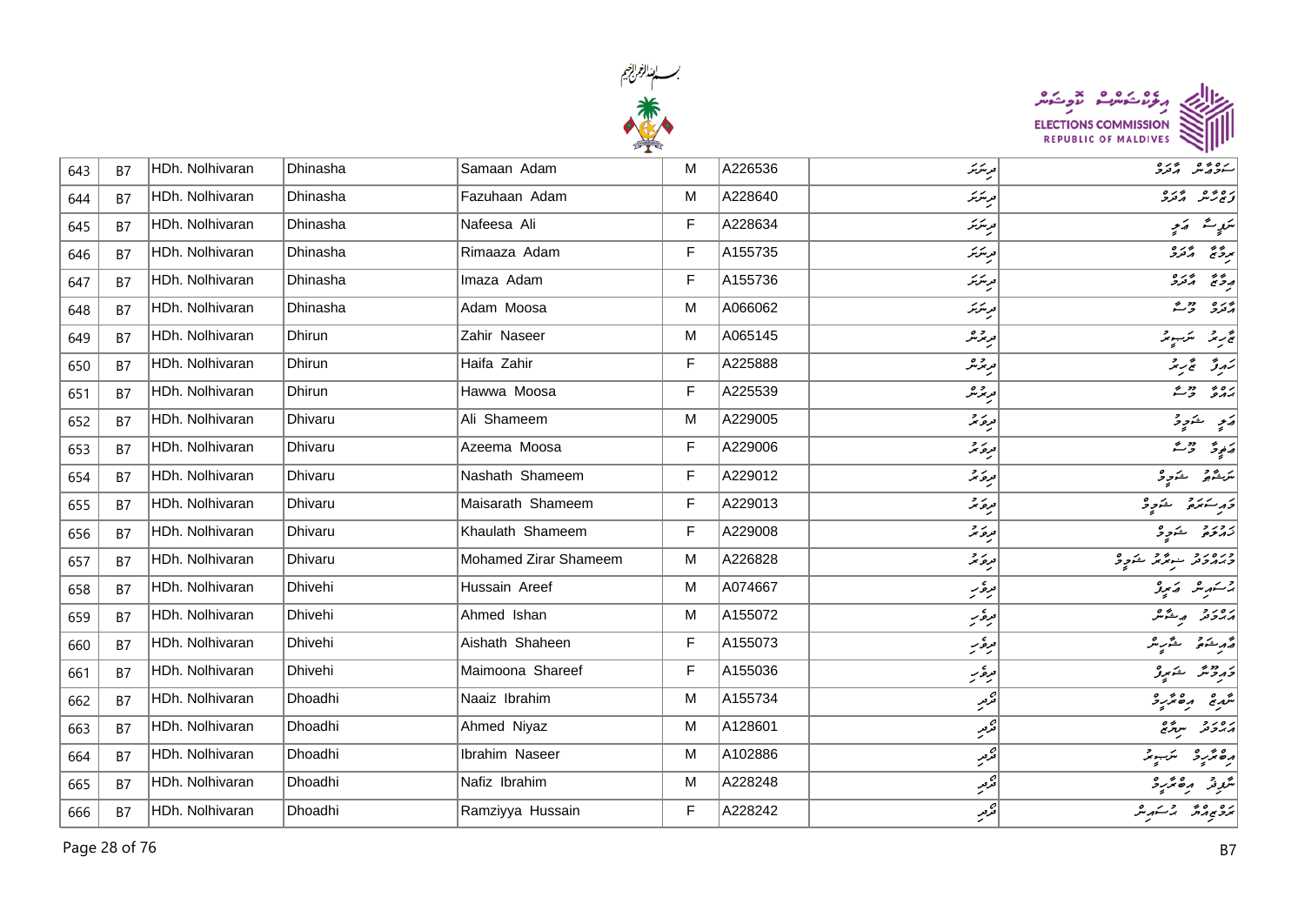| 643 | B7 | HDh. Nolhivaran | Dhinasha | Samaan Adam | M | A226536 | ދިނަޝަ | ސަމާން އާދަމް |
|---|---|---|---|---|---|---|---|---|
| 644 | B7 | HDh. Nolhivaran | Dhinasha | Fazuhaan Adam | M | A228640 | ދިނަޝަ | ފަޒުހާން އާދަމް |
| 645 | B7 | HDh. Nolhivaran | Dhinasha | Nafeesa Ali | F | A228634 | ދިނަޝަ | ނަފީސާ ޢަލީ |
| 646 | B7 | HDh. Nolhivaran | Dhinasha | Rimaaza Adam | F | A155735 | ދިނަޝަ | ރިމާޒާ އާދަމް |
| 647 | B7 | HDh. Nolhivaran | Dhinasha | Imaza Adam | F | A155736 | ދިނަޝަ | އިމާޒާ އާދަމް |
| 648 | B7 | HDh. Nolhivaran | Dhinasha | Adam Moosa | M | A066062 | ދިނަޝަ | އާދަމް މޫސާ |
| 649 | B7 | HDh. Nolhivaran | Dhirun | Zahir Naseer | M | A065145 | ދިރުން | ޒާހިރު ނަސީރު |
| 650 | B7 | HDh. Nolhivaran | Dhirun | Haifa Zahir | F | A225888 | ދިރުން | ހައިފާ ޒާހިރު |
| 651 | B7 | HDh. Nolhivaran | Dhirun | Hawwa Moosa | F | A225539 | ދިރުން | ހައްވާ މޫސާ |
| 652 | B7 | HDh. Nolhivaran | Dhivaru | Ali Shameem | M | A229005 | ދިވަރު | ޢަލީ ޝަމީމް |
| 653 | B7 | HDh. Nolhivaran | Dhivaru | Azeema Moosa | F | A229006 | ދިވަރު | ޢަޒީމާ މޫސާ |
| 654 | B7 | HDh. Nolhivaran | Dhivaru | Nashath Shameem | F | A229012 | ދިވަރު | ނަޝާތު ޝަމީމް |
| 655 | B7 | HDh. Nolhivaran | Dhivaru | Maisarath Shameem | F | A229013 | ދިވަރު | މައިސަރަތު ޝަމީމް |
| 656 | B7 | HDh. Nolhivaran | Dhivaru | Khaulath Shameem | F | A229008 | ދިވަރު | ޚައުލަތު ޝަމީމް |
| 657 | B7 | HDh. Nolhivaran | Dhivaru | Mohamed Zirar Shameem | M | A226828 | ދިވަރު | މުޙައްމަދު ޒިރާރު ޝަމީމް |
| 658 | B7 | HDh. Nolhivaran | Dhivehi | Hussain Areef | M | A074667 | ދިވެހި | ޙުސައިން އަރީފް |
| 659 | B7 | HDh. Nolhivaran | Dhivehi | Ahmed Ishan | M | A155072 | ދިވެހި | އަޙްމަދު އިޝާން |
| 660 | B7 | HDh. Nolhivaran | Dhivehi | Aishath Shaheen | F | A155073 | ދިވެހި | އައިޝަތު ޝާހީން |
| 661 | B7 | HDh. Nolhivaran | Dhivehi | Maimoona Shareef | F | A155036 | ދިވެހި | މައިމޫނާ ޝަރީފް |
| 662 | B7 | HDh. Nolhivaran | Dhoadhi | Naaiz Ibrahim | M | A155734 | ދޯދި | ނާއިޒް އިބްރާހީމް |
| 663 | B7 | HDh. Nolhivaran | Dhoadhi | Ahmed Niyaz | M | A128601 | ދޯދި | އަޙްމަދު ނިޔާޒް |
| 664 | B7 | HDh. Nolhivaran | Dhoadhi | Ibrahim Naseer | M | A102886 | ދޯދި | އިބްރާހީމް ނަސީރު |
| 665 | B7 | HDh. Nolhivaran | Dhoadhi | Nafiz Ibrahim | M | A228248 | ދޯދި | ނާފިޒު އިބްރާހީމް |
| 666 | B7 | HDh. Nolhivaran | Dhoadhi | Ramziyya Hussain | F | A228242 | ދޯދި | ރަމްޒިއްޔާ ޙުސައިން |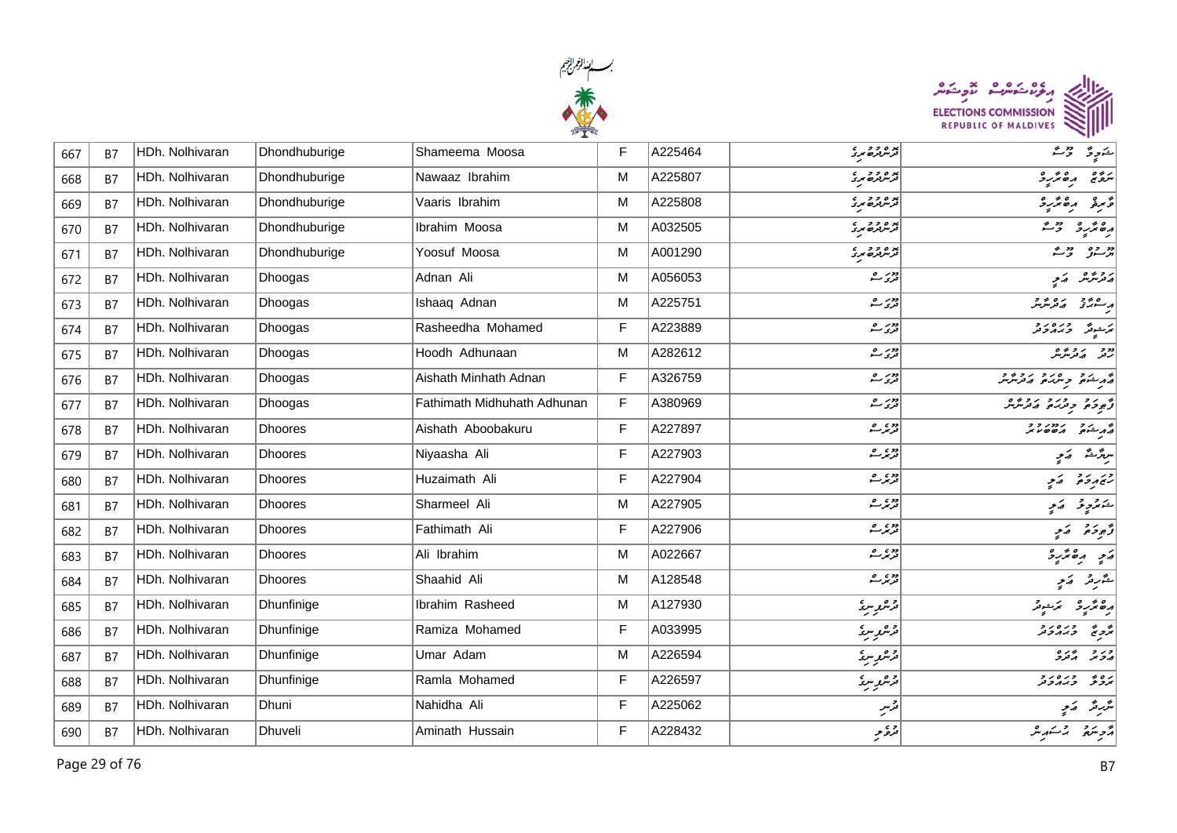| 667 | B7 | HDh. Nolhivaran | Dhondhuburige | Shameema Moosa | F | A225464 | ދޮންދުބުރިގެ | ޝަމީމާ މޫސާ |
|---|---|---|---|---|---|---|---|---|
| 668 | B7 | HDh. Nolhivaran | Dhondhuburige | Nawaaz Ibrahim | M | A225807 | ދޮންދުބުރިގެ | ނަވާޒް އިބްރާހީމް |
| 669 | B7 | HDh. Nolhivaran | Dhondhuburige | Vaaris Ibrahim | M | A225808 | ދޮންދުބުރިގެ | ވާރިސް އިބްރާހީމް |
| 670 | B7 | HDh. Nolhivaran | Dhondhuburige | Ibrahim Moosa | M | A032505 | ދޮންދުބުރިގެ | އިބްރާހީމް މޫސާ |
| 671 | B7 | HDh. Nolhivaran | Dhondhuburige | Yoosuf Moosa | M | A001290 | ދޮންދުބުރިގެ | ޔޫސުފް މޫސާ |
| 672 | B7 | HDh. Nolhivaran | Dhoogas | Adnan Ali | M | A056053 | ދޫގަސް | އަދުނާން އަލި |
| 673 | B7 | HDh. Nolhivaran | Dhoogas | Ishaaq Adnan | M | A225751 | ދޫގަސް | އިސްހާޤު އަދުނާން |
| 674 | B7 | HDh. Nolhivaran | Dhoogas | Rasheedha Mohamed | F | A223889 | ދޫގަސް | ރަޝީދާ މުޙައްމަދު |
| 675 | B7 | HDh. Nolhivaran | Dhoogas | Hoodh Adhunaan | M | A282612 | ދޫގަސް | ހޫދު އަދުނާން |
| 676 | B7 | HDh. Nolhivaran | Dhoogas | Aishath Minhath Adnan | F | A326759 | ދޫގަސް | އާއިޝަތު މިންހަތު އަދުނާން |
| 677 | B7 | HDh. Nolhivaran | Dhoogas | Fathimath Midhuhath Adhunan | F | A380969 | ދޫގަސް | ފާތިމަތު މިދުހަތު އަދުނާން |
| 678 | B7 | HDh. Nolhivaran | Dhoores | Aishath Aboobakuru | F | A227897 | ދޫރެސް | އާއިޝަތު އަބޫބަކުރު |
| 679 | B7 | HDh. Nolhivaran | Dhoores | Niyaasha Ali | F | A227903 | ދޫރެސް | ނިޔާޝާ އަލި |
| 680 | B7 | HDh. Nolhivaran | Dhoores | Huzaimath Ali | F | A227904 | ދޫރެސް | ހުޒައިމަތު އަލި |
| 681 | B7 | HDh. Nolhivaran | Dhoores | Sharmeel Ali | M | A227905 | ދޫރެސް | ޝަރުމީލް އަލި |
| 682 | B7 | HDh. Nolhivaran | Dhoores | Fathimath Ali | F | A227906 | ދޫރެސް | ފާތިމަތު އަލި |
| 683 | B7 | HDh. Nolhivaran | Dhoores | Ali Ibrahim | M | A022667 | ދޫރެސް | އަލި އިބްރާހީމް |
| 684 | B7 | HDh. Nolhivaran | Dhoores | Shaahid Ali | M | A128548 | ދޫރެސް | ޝާހިދު އަލި |
| 685 | B7 | HDh. Nolhivaran | Dhunfinige | Ibrahim Rasheed | M | A127930 | ދުންފިނިގެ | އިބްރާހީމް ރަޝީދު |
| 686 | B7 | HDh. Nolhivaran | Dhunfinige | Ramiza Mohamed | F | A033995 | ދުންފިނިގެ | ރާމިޒާ މުޙައްމަދު |
| 687 | B7 | HDh. Nolhivaran | Dhunfinige | Umar Adam | M | A226594 | ދުންފިނިގެ | އުމަރު އާދަމް |
| 688 | B7 | HDh. Nolhivaran | Dhunfinige | Ramla Mohamed | F | A226597 | ދުންފިނިގެ | ރަމްލާ މުޙައްމަދު |
| 689 | B7 | HDh. Nolhivaran | Dhuni | Nahidha Ali | F | A225062 | ދުނި | ނާހިދާ އަލި |
| 690 | B7 | HDh. Nolhivaran | Dhuveli | Aminath Hussain | F | A228432 | ދުވެލި | އާމިނަތު ހުސައިން |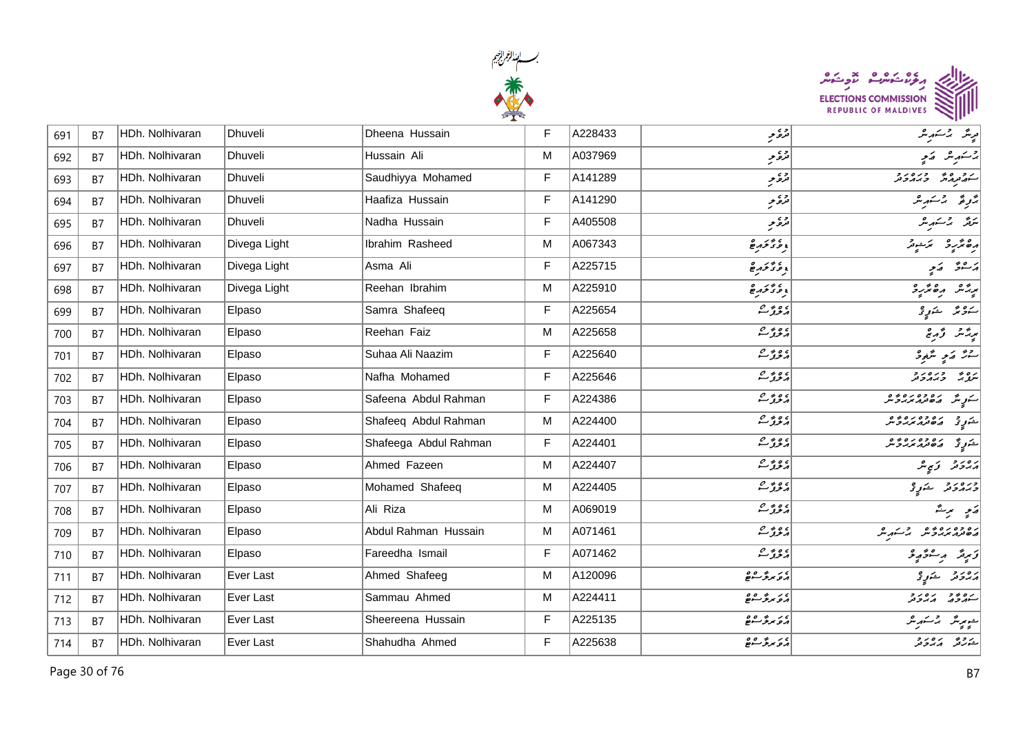| 691 | B7 | HDh. Nolhivaran | Dhuveli | Dheena Hussain | F | A228433 | ދުވެލި | ދީނާ ހުސައިން |
|---|---|---|---|---|---|---|---|---|
| 692 | B7 | HDh. Nolhivaran | Dhuveli | Hussain Ali | M | A037969 | ދުވެލި | ހުސައިން ޢަލީ |
| 693 | B7 | HDh. Nolhivaran | Dhuveli | Saudhiyya Mohamed | F | A141289 | ދުވެލި | ސައުދިއްޔާ މުޙައްމަދު |
| 694 | B7 | HDh. Nolhivaran | Dhuveli | Haafiza Hussain | F | A141290 | ދުވެލި | ޙާފިޒާ ހުސައިން |
| 695 | B7 | HDh. Nolhivaran | Dhuveli | Nadha Hussain | F | A405508 | ދުވެލި | ނަދާ ހުސައިން |
| 696 | B7 | HDh. Nolhivaran | Divega Light | Ibrahim Rasheed | M | A067343 | ދިވެގަލައިޓް | އިބްރާހީމް ރަޝީދު |
| 697 | B7 | HDh. Nolhivaran | Divega Light | Asma Ali | F | A225715 | ދިވެގަލައިޓް | އަސްމާ ޢަލީ |
| 698 | B7 | HDh. Nolhivaran | Divega Light | Reehan Ibrahim | M | A225910 | ދިވެގަލައިޓް | ރީހާން އިބްރާހީމް |
| 699 | B7 | HDh. Nolhivaran | Elpaso | Samra Shafeeq | F | A225654 | އެލްޕާސޯ | ސަމްރާ ޝަފީޤު |
| 700 | B7 | HDh. Nolhivaran | Elpaso | Reehan Faiz | M | A225658 | އެލްޕާސޯ | ރީހާން ފާއިޒް |
| 701 | B7 | HDh. Nolhivaran | Elpaso | Suhaa Ali Naazim | F | A225640 | އެލްޕާސޯ | ސުހާ ޢަލީ ނާޡިމް |
| 702 | B7 | HDh. Nolhivaran | Elpaso | Nafha Mohamed | F | A225646 | އެލްޕާސޯ | ނަފްހާ މުޙައްމަދު |
| 703 | B7 | HDh. Nolhivaran | Elpaso | Safeena Abdul Rahman | F | A224386 | އެލްޕާސޯ | ސަފީނާ ޢަބްދުއްރަޙްމާން |
| 704 | B7 | HDh. Nolhivaran | Elpaso | Shafeeq Abdul Rahman | M | A224400 | އެލްޕާސޯ | ޝަފީޤު ޢަބްދުއްރަޙްމާން |
| 705 | B7 | HDh. Nolhivaran | Elpaso | Shafeega Abdul Rahman | F | A224401 | އެލްޕާސޯ | ޝަފީގާ ޢަބްދުއްރަޙްމާން |
| 706 | B7 | HDh. Nolhivaran | Elpaso | Ahmed Fazeen | M | A224407 | އެލްޕާސޯ | އަޙްމަދު ފަޒީން |
| 707 | B7 | HDh. Nolhivaran | Elpaso | Mohamed Shafeeq | M | A224405 | އެލްޕާސޯ | މުޙައްމަދު ޝަފީޤު |
| 708 | B7 | HDh. Nolhivaran | Elpaso | Ali Riza | M | A069019 | އެލްޕާސޯ | ޢަލީ ރިޟާ |
| 709 | B7 | HDh. Nolhivaran | Elpaso | Abdul Rahman Hussain | M | A071461 | އެލްޕާސޯ | ޢަބްދުއްރަޙްމާން ހުސައިން |
| 710 | B7 | HDh. Nolhivaran | Elpaso | Fareedha Ismail | F | A071462 | އެލްޕާސޯ | ފަރީދާ އިސްމާޢީލް |
| 711 | B7 | HDh. Nolhivaran | Ever Last | Ahmed Shafeeg | M | A120096 | އެވަރލާސްޓް | އަޙްމަދު ޝަފީގު |
| 712 | B7 | HDh. Nolhivaran | Ever Last | Sammau Ahmed | M | A224411 | އެވަރލާސްޓް | ސައްމާއު އަޙްމަދު |
| 713 | B7 | HDh. Nolhivaran | Ever Last | Sheereena Hussain | F | A225135 | އެވަރލާސްޓް | ޝީރީނާ ހުސައިން |
| 714 | B7 | HDh. Nolhivaran | Ever Last | Shahudha Ahmed | F | A225638 | އެވަރލާސްޓް | ޝަހުދާ އަޙްމަދު |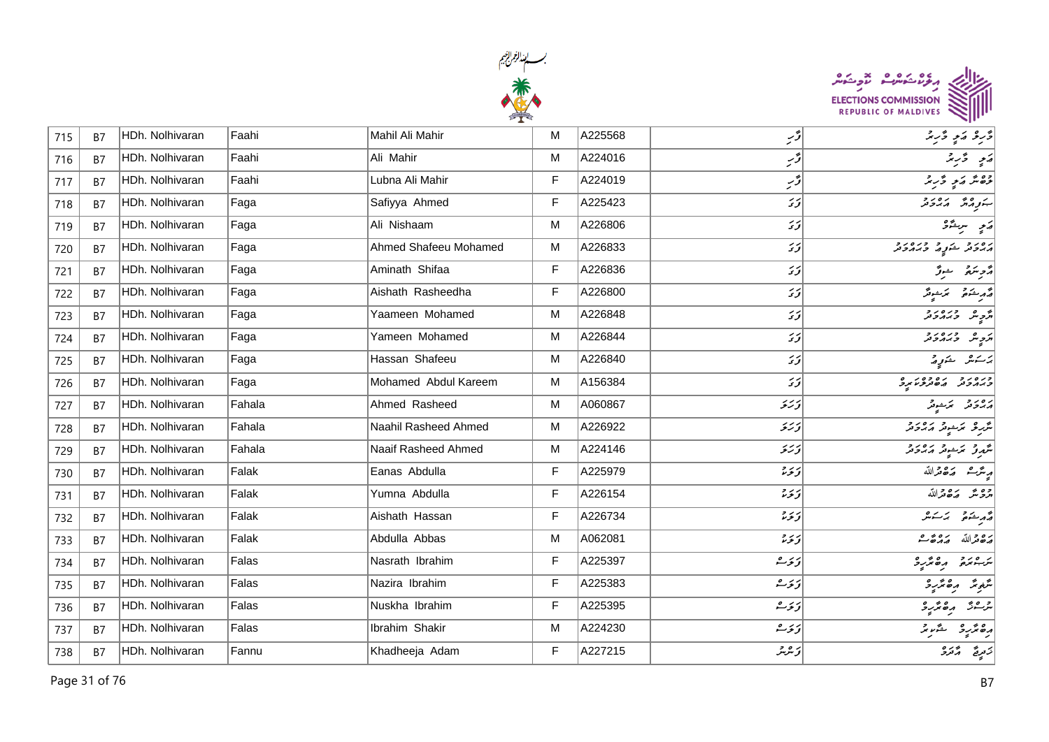| 715 | B7 | HDh. Nolhivaran | Faahi | Mahil Ali Mahir | M | A225568 | ݙާހި | މާހިލް ޢަލީ މާހިރު |
|---|---|---|---|---|---|---|---|---|
| 716 | B7 | HDh. Nolhivaran | Faahi | Ali Mahir | M | A224016 | ފާހި | ޢަލީ މާހިރު |
| 717 | B7 | HDh. Nolhivaran | Faahi | Lubna Ali Mahir | F | A224019 | ފާހި | ލުބްނާ ޢަލީ މާހިރު |
| 718 | B7 | HDh. Nolhivaran | Faga | Safiyya Ahmed | F | A225423 | ފަގަ | ޞަފިއްޔާ އަޙްމަދު |
| 719 | B7 | HDh. Nolhivaran | Faga | Ali Nishaam | M | A226806 | ފަގަ | ޢަލީ ނިޝާމް |
| 720 | B7 | HDh. Nolhivaran | Faga | Ahmed Shafeeu Mohamed | M | A226833 | ފަގަ | އަޙްމަދު ޝަފީޢު މުޙައްމަދު |
| 721 | B7 | HDh. Nolhivaran | Faga | Aminath Shifaa | F | A226836 | ފަގަ | އާމިނަތު ޝިފާ |
| 722 | B7 | HDh. Nolhivaran | Faga | Aishath Rasheedha | F | A226800 | ފަގަ | ޢާއިޝަތު ރަޝީދާ |
| 723 | B7 | HDh. Nolhivaran | Faga | Yaameen Mohamed | M | A226848 | ފަގަ | ޔާމީން މުޙައްމަދު |
| 724 | B7 | HDh. Nolhivaran | Faga | Yameen Mohamed | M | A226844 | ފަގަ | ޔަމީން މުޙައްމަދު |
| 725 | B7 | HDh. Nolhivaran | Faga | Hassan Shafeeu | M | A226840 | ފަގަ | ޙަސަން ޝަފީޢު |
| 726 | B7 | HDh. Nolhivaran | Faga | Mohamed Abdul Kareem | M | A156384 | ފަގަ | މުޙައްމަދު ޢަބްދުލްކަރީމް |
| 727 | B7 | HDh. Nolhivaran | Fahala | Ahmed Rasheed | M | A060867 | ފަހަލަ | އަޙްމަދު ރަޝީދު |
| 728 | B7 | HDh. Nolhivaran | Fahala | Naahil Rasheed Ahmed | M | A226922 | ފަހަލަ | ނާހިލް ރަޝީދު އަޙްމަދު |
| 729 | B7 | HDh. Nolhivaran | Fahala | Naaif Rasheed Ahmed | M | A224146 | ފަހަލަ | ނާއިފް ރަޝީދު އަޙްމަދު |
| 730 | B7 | HDh. Nolhivaran | Falak | Eanas Abdulla | F | A225979 | ފަލަކް | އީނާސް ޢަބްދުﷲ |
| 731 | B7 | HDh. Nolhivaran | Falak | Yumna Abdulla | F | A226154 | ފަލަކް | ޔުމްނާ ޢަބްދުﷲ |
| 732 | B7 | HDh. Nolhivaran | Falak | Aishath Hassan | F | A226734 | ފަލަކް | ޢާއިޝަތު ޙަސަން |
| 733 | B7 | HDh. Nolhivaran | Falak | Abdulla Abbas | M | A062081 | ފަލަކް | ޢަބްދުﷲ ޢައްބާސް |
| 734 | B7 | HDh. Nolhivaran | Falas | Nasrath Ibrahim | F | A225397 | ފަލަސް | ނަސްރަތު އިބްރާހީމް |
| 735 | B7 | HDh. Nolhivaran | Falas | Nazira Ibrahim | F | A225383 | ފަލަސް | ނާޒިރާ އިބްރާހީމް |
| 736 | B7 | HDh. Nolhivaran | Falas | Nuskha Ibrahim | F | A225395 | ފަލަސް | ނުސްޚާ އިބްރާހީމް |
| 737 | B7 | HDh. Nolhivaran | Falas | Ibrahim Shakir | M | A224230 | ފަލަސް | އިބްރާހީމް ޝާކިރު |
| 738 | B7 | HDh. Nolhivaran | Fannu | Khadheeja Adam | F | A227215 | ފަންނު | ޚަދީޖާ އާދަމް |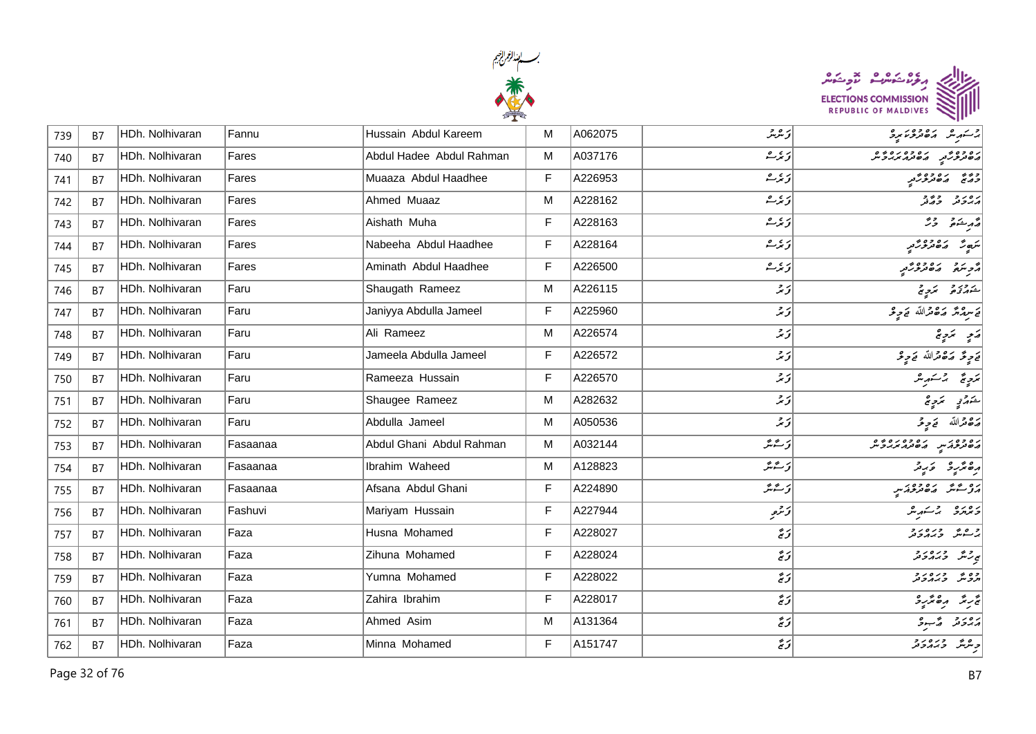| 739 | B7 | HDh. Nolhivaran | Fannu | Hussain Abdul Kareem | M | A062075 | ފަންނު | ޙުސައިން އަބްދުލްކަރީމް |
|---|---|---|---|---|---|---|---|---|
| 740 | B7 | HDh. Nolhivaran | Fares | Abdul Hadee Abdul Rahman | M | A037176 | ފަރެސް | އަބްދުލްހާދީ އަބްދުއްރަޙްމާން |
| 741 | B7 | HDh. Nolhivaran | Fares | Muaaza Abdul Haadhee | F | A226953 | ފަރެސް | މުޢާޒާ އަބްދުލްހާދީ |
| 742 | B7 | HDh. Nolhivaran | Fares | Ahmed Muaaz | M | A228162 | ފަރެސް | އަޙްމަދު މުޢާޛު |
| 743 | B7 | HDh. Nolhivaran | Fares | Aishath Muha | F | A228163 | ފަރެސް | އާއިޝަތު މުހާ |
| 744 | B7 | HDh. Nolhivaran | Fares | Nabeeha Abdul Haadhee | F | A228164 | ފަރެސް | ނަބީހާ އަބްދުލްހާދީ |
| 745 | B7 | HDh. Nolhivaran | Fares | Aminath Abdul Haadhee | F | A226500 | ފަރެސް | އާމިނަތު އަބްދުލްހާދީ |
| 746 | B7 | HDh. Nolhivaran | Faru | Shaugath Rameez | M | A226115 | ފަރު | ޝައުގަތު ރަމީޒް |
| 747 | B7 | HDh. Nolhivaran | Faru | Janiyya Abdulla Jameel | F | A225960 | ފަރު | ޖަނިއްޔާ އަބްދުﷲ ޖަމީލް |
| 748 | B7 | HDh. Nolhivaran | Faru | Ali Rameez | M | A226574 | ފަރު | އަލި ރަމީޒް |
| 749 | B7 | HDh. Nolhivaran | Faru | Jameela Abdulla Jameel | F | A226572 | ފަރު | ޖަމީލާ އަބްދުﷲ ޖަމީލް |
| 750 | B7 | HDh. Nolhivaran | Faru | Rameeza Hussain | F | A226570 | ފަރު | ރަމީޒާ ޙުސައިން |
| 751 | B7 | HDh. Nolhivaran | Faru | Shaugee Rameez | M | A282632 | ފަރު | ޝައުގީ ރަމީޒް |
| 752 | B7 | HDh. Nolhivaran | Faru | Abdulla Jameel | M | A050536 | ފަރު | އަބްދުﷲ ޖަމީލް |
| 753 | B7 | HDh. Nolhivaran | Fasaanaa | Abdul Ghani Abdul Rahman | M | A032144 | ފަސާނާ | އަބްދުލްޣަނީ އަބްދުއްރަޙްމާން |
| 754 | B7 | HDh. Nolhivaran | Fasaanaa | Ibrahim Waheed | M | A128823 | ފަސާނާ | އިބްރާހިމް ވަޙީދު |
| 755 | B7 | HDh. Nolhivaran | Fasaanaa | Afsana Abdul Ghani | F | A224890 | ފަސާނާ | އަފްސާނާ އަބްދުލްޣަނީ |
| 756 | B7 | HDh. Nolhivaran | Fashuvi | Mariyam Hussain | F | A227944 | ފަށުވި | މަރިޔަމް ޙުސައިން |
| 757 | B7 | HDh. Nolhivaran | Faza | Husna Mohamed | F | A228027 | ފަޒާ | ޙުސްނާ މުޙައްމަދު |
| 758 | B7 | HDh. Nolhivaran | Faza | Zihuna Mohamed | F | A228024 | ފަޒާ | ޒިހުނާ މުޙައްމަދު |
| 759 | B7 | HDh. Nolhivaran | Faza | Yumna Mohamed | F | A228022 | ފަޒާ | ޔުމްނާ މުޙައްމަދު |
| 760 | B7 | HDh. Nolhivaran | Faza | Zahira Ibrahim | F | A228017 | ފަޒާ | ޒާހިރާ އިބްރާހިމް |
| 761 | B7 | HDh. Nolhivaran | Faza | Ahmed Asim | M | A131364 | ފަޒާ | އަޙްމަދު އާޞިމް |
| 762 | B7 | HDh. Nolhivaran | Faza | Minna Mohamed | F | A151747 | ފަޒާ | މިންނާ މުޙައްމަދު |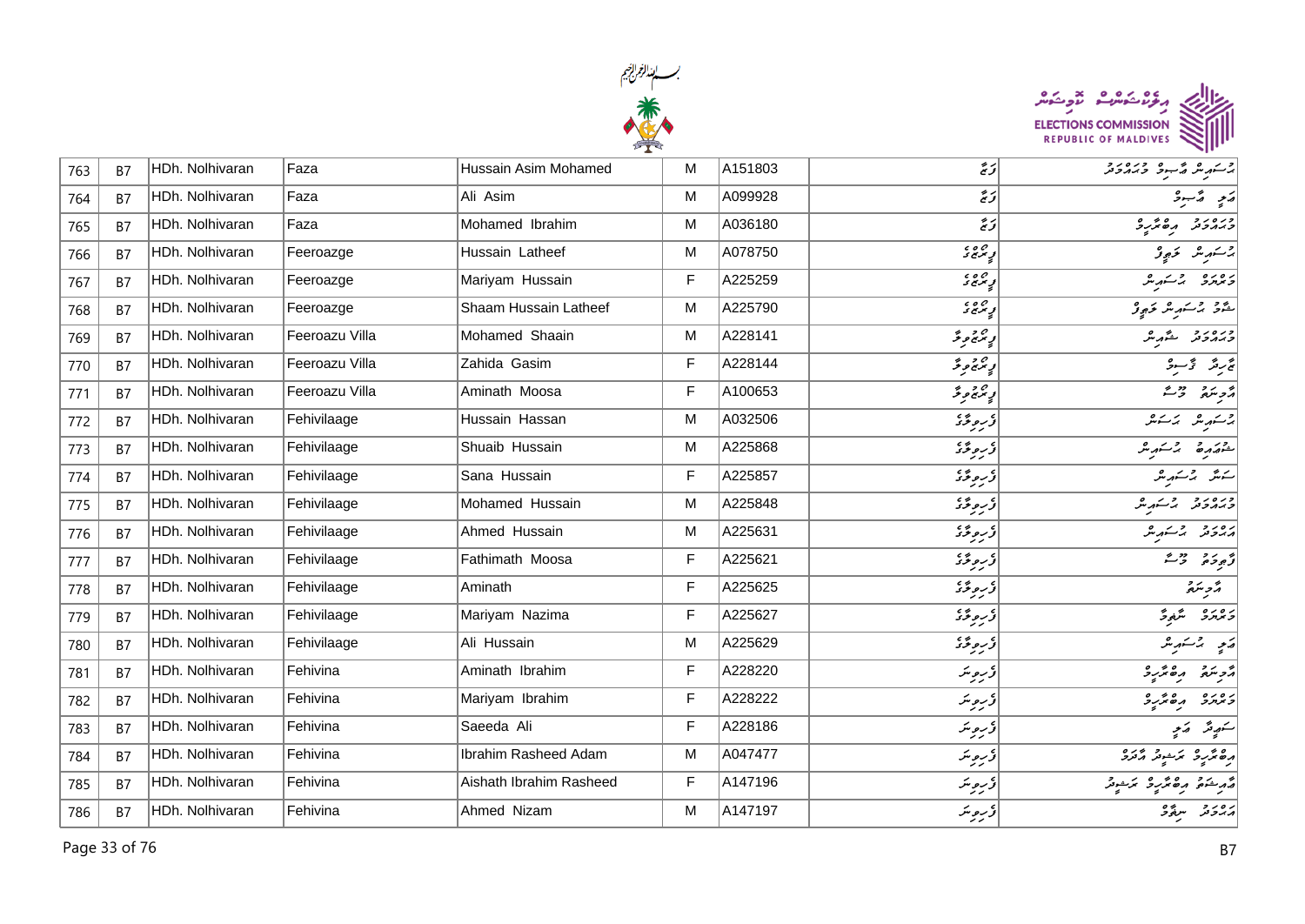| 763 | B7 | HDh. Nolhivaran | Faza | Hussain Asim Mohamed | M | A151803 | ފަޒާ | ހުސައިން އާސިމް މުހައްމަދު |
|---|---|---|---|---|---|---|---|---|
| 764 | B7 | HDh. Nolhivaran | Faza | Ali Asim | M | A099928 | ފަޒާ | އަލި އާސިމް |
| 765 | B7 | HDh. Nolhivaran | Faza | Mohamed Ibrahim | M | A036180 | ފަޒާ | މުހައްމަދު އިބްރާހީމް |
| 766 | B7 | HDh. Nolhivaran | Feeroazge | Hussain Latheef | M | A078750 | ފީރޯޒްގެ | ހުސައިން ލަތީފް |
| 767 | B7 | HDh. Nolhivaran | Feeroazge | Mariyam Hussain | F | A225259 | ފީރޯޒްގެ | މަރިޔަމް ހުސައިން |
| 768 | B7 | HDh. Nolhivaran | Feeroazge | Shaam Hussain Latheef | M | A225790 | ފީރޯޒްގެ | ޝާމް ހުސައިން ލަތީފް |
| 769 | B7 | HDh. Nolhivaran | Feeroazu Villa | Mohamed Shaain | M | A228141 | ފީރޯޒުވިލާ | މުހައްމަދު ޝާއިން |
| 770 | B7 | HDh. Nolhivaran | Feeroazu Villa | Zahida Gasim | F | A228144 | ފީރޯޒުވިލާ | ޒާހިދާ ޤާސިމް |
| 771 | B7 | HDh. Nolhivaran | Feeroazu Villa | Aminath Moosa | F | A100653 | ފީރޯޒުވިލާ | އާމިނަތު މޫސާ |
| 772 | B7 | HDh. Nolhivaran | Fehivilaage | Hussain Hassan | M | A032506 | ފެހިވިލާގެ | ހުސައިން ހަސަން |
| 773 | B7 | HDh. Nolhivaran | Fehivilaage | Shuaib Hussain | M | A225868 | ފެހިވިލާގެ | ޝުޢައިބު ހުސައިން |
| 774 | B7 | HDh. Nolhivaran | Fehivilaage | Sana Hussain | F | A225857 | ފެހިވިލާގެ | ސަނާ ހުސައިން |
| 775 | B7 | HDh. Nolhivaran | Fehivilaage | Mohamed Hussain | M | A225848 | ފެހިވިލާގެ | މުހައްމަދު ހުސައިން |
| 776 | B7 | HDh. Nolhivaran | Fehivilaage | Ahmed Hussain | M | A225631 | ފެހިވިލާގެ | އަހްމަދު ހުސައިން |
| 777 | B7 | HDh. Nolhivaran | Fehivilaage | Fathimath Moosa | F | A225621 | ފެހިވިލާގެ | ފާތިމަތު މޫސާ |
| 778 | B7 | HDh. Nolhivaran | Fehivilaage | Aminath | F | A225625 | ފެހިވިލާގެ | އާމިނަތު |
| 779 | B7 | HDh. Nolhivaran | Fehivilaage | Mariyam Nazima | F | A225627 | ފެހިވިލާގެ | މަރިޔަމް ނާޒިމާ |
| 780 | B7 | HDh. Nolhivaran | Fehivilaage | Ali Hussain | M | A225629 | ފެހިވިލާގެ | އަލި ހުސައިން |
| 781 | B7 | HDh. Nolhivaran | Fehivina | Aminath Ibrahim | F | A228220 | ފެހިވިނަ | އާމިނަތު އިބްރާހީމް |
| 782 | B7 | HDh. Nolhivaran | Fehivina | Mariyam Ibrahim | F | A228222 | ފެހިވިނަ | މަރިޔަމް އިބްރާހީމް |
| 783 | B7 | HDh. Nolhivaran | Fehivina | Saeeda Ali | F | A228186 | ފެހިވިނަ | ސަޢީދާ އަލި |
| 784 | B7 | HDh. Nolhivaran | Fehivina | Ibrahim Rasheed Adam | M | A047477 | ފެހިވިނަ | އިބްރާހީމް ރަޝީދު އާދަމް |
| 785 | B7 | HDh. Nolhivaran | Fehivina | Aishath Ibrahim Rasheed | F | A147196 | ފެހިވިނަ | އައިޝަތު އިބްރާހީމް ރަޝީދު |
| 786 | B7 | HDh. Nolhivaran | Fehivina | Ahmed Nizam | M | A147197 | ފެހިވިނަ | އަހްމަދު ނިޒާމް |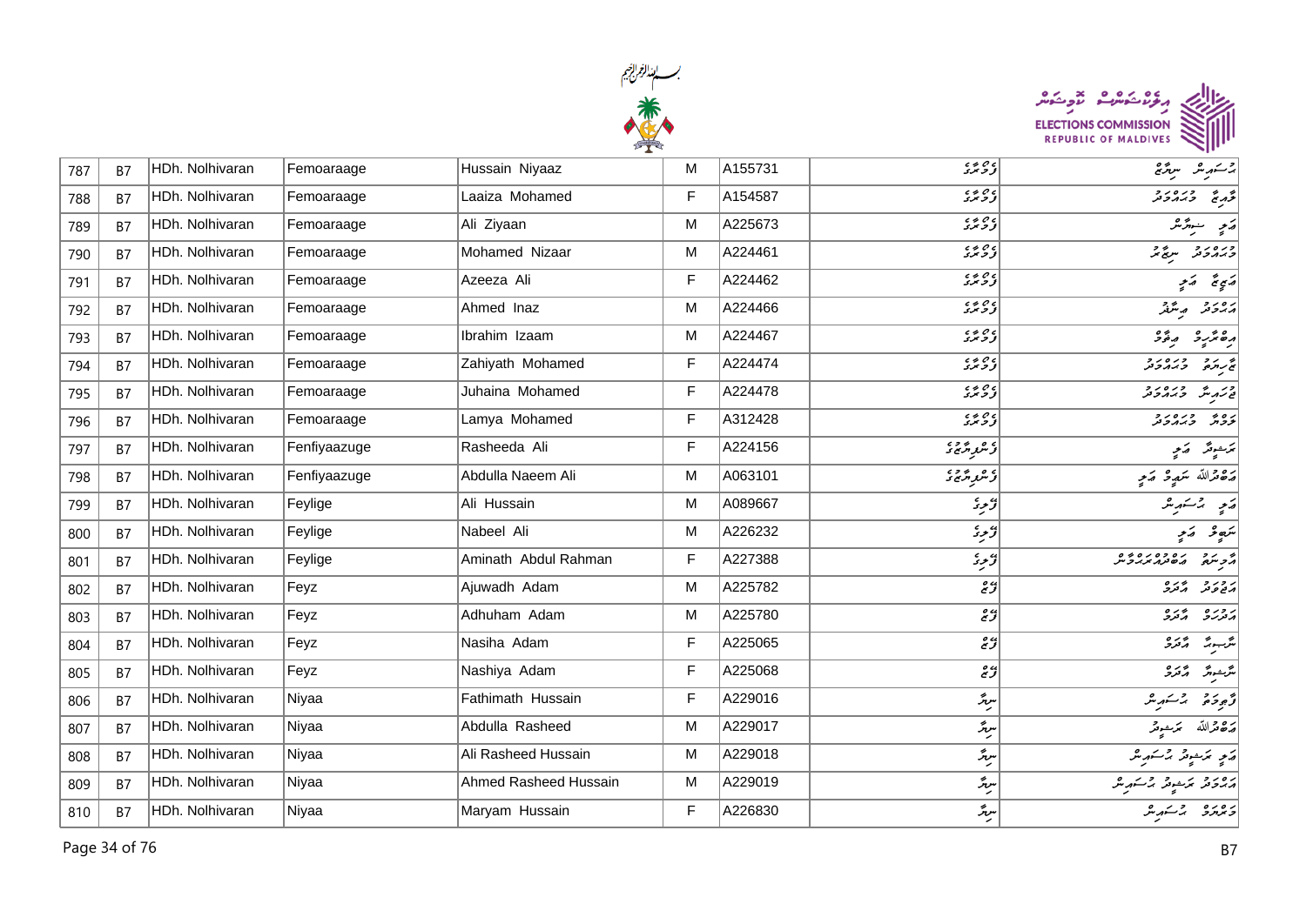| 787 | B7 | HDh. Nolhivaran | Femoaraage | Hussain Niyaaz | M | A155731 | ފެމޯއަރާގެ | ހުސައިން ނިޔާޒް |
|---|---|---|---|---|---|---|---|---|
| 788 | B7 | HDh. Nolhivaran | Femoaraage | Laaiza Mohamed | F | A154587 | ފެމޯއަރާގެ | ލާއިޒާ މުހައްމަދު |
| 789 | B7 | HDh. Nolhivaran | Femoaraage | Ali Ziyaan | M | A225673 | ފެމޯއަރާގެ | އަލި ޒިޔާން |
| 790 | B7 | HDh. Nolhivaran | Femoaraage | Mohamed Nizaar | M | A224461 | ފެމޯއަރާގެ | މުހައްމަދު ނިޒާރު |
| 791 | B7 | HDh. Nolhivaran | Femoaraage | Azeeza Ali | F | A224462 | ފެމޯއަރާގެ | އަޒީޒާ އަލި |
| 792 | B7 | HDh. Nolhivaran | Femoaraage | Ahmed Inaz | M | A224466 | ފެމޯއަރާގެ | އަޙްމަދު އިނާޒު |
| 793 | B7 | HDh. Nolhivaran | Femoaraage | Ibrahim Izaam | M | A224467 | ފެމޯއަރާގެ | އިބްރާހިމް އިޒާމް |
| 794 | B7 | HDh. Nolhivaran | Femoaraage | Zahiyath Mohamed | F | A224474 | ފެމޯއަރާގެ | ޒާހިޔަތު މުހައްމަދު |
| 795 | B7 | HDh. Nolhivaran | Femoaraage | Juhaina Mohamed | F | A224478 | ފެމޯއަރާގެ | ޖުހައިނާ މުހައްމަދު |
| 796 | B7 | HDh. Nolhivaran | Femoaraage | Lamya Mohamed | F | A312428 | ފެމޯއަރާގެ | ލަމްޔާ މުހައްމަދު |
| 797 | B7 | HDh. Nolhivaran | Fenfiyaazuge | Rasheeda Ali | F | A224156 | ފެންފިޔާޒުގެ | ރަޝީދާ އަލި |
| 798 | B7 | HDh. Nolhivaran | Fenfiyaazuge | Abdulla Naeem Ali | M | A063101 | ފެންފިޔާޒުގެ | އަބްދުﷲ ނައީމް އަލި |
| 799 | B7 | HDh. Nolhivaran | Feylige | Ali Hussain | M | A089667 | ފޭލިގެ | އަލި ހުސައިން |
| 800 | B7 | HDh. Nolhivaran | Feylige | Nabeel Ali | M | A226232 | ފޭލިގެ | ނަބީލް އަލި |
| 801 | B7 | HDh. Nolhivaran | Feylige | Aminath Abdul Rahman | F | A227388 | ފޭލިގެ | އާމިނަތު އަބްދުއްރަޙްމާން |
| 802 | B7 | HDh. Nolhivaran | Feyz | Ajuwadh Adam | M | A225782 | ފޭޒް | އަޖުވަދު އާދަމް |
| 803 | B7 | HDh. Nolhivaran | Feyz | Adhuham Adam | M | A225780 | ފޭޒް | އަދުހަމް އާދަމް |
| 804 | B7 | HDh. Nolhivaran | Feyz | Nasiha Adam | F | A225065 | ފޭޒް | ނާސިހާ އާދަމް |
| 805 | B7 | HDh. Nolhivaran | Feyz | Nashiya Adam | F | A225068 | ފޭޒް | ނާޝިޔާ އާދަމް |
| 806 | B7 | HDh. Nolhivaran | Niyaa | Fathimath Hussain | F | A229016 | ނިޔާ | ފާތިމަތު ހުސައިން |
| 807 | B7 | HDh. Nolhivaran | Niyaa | Abdulla Rasheed | M | A229017 | ނިޔާ | އަބްދުﷲ ރަޝީދު |
| 808 | B7 | HDh. Nolhivaran | Niyaa | Ali Rasheed Hussain | M | A229018 | ނިޔާ | އަލި ރަޝީދު ހުސައިން |
| 809 | B7 | HDh. Nolhivaran | Niyaa | Ahmed Rasheed Hussain | M | A229019 | ނިޔާ | އަޙްމަދު ރަޝީދު ހުސައިން |
| 810 | B7 | HDh. Nolhivaran | Niyaa | Maryam Hussain | F | A226830 | ނިޔާ | މަރްޔަމް ހުސައިން |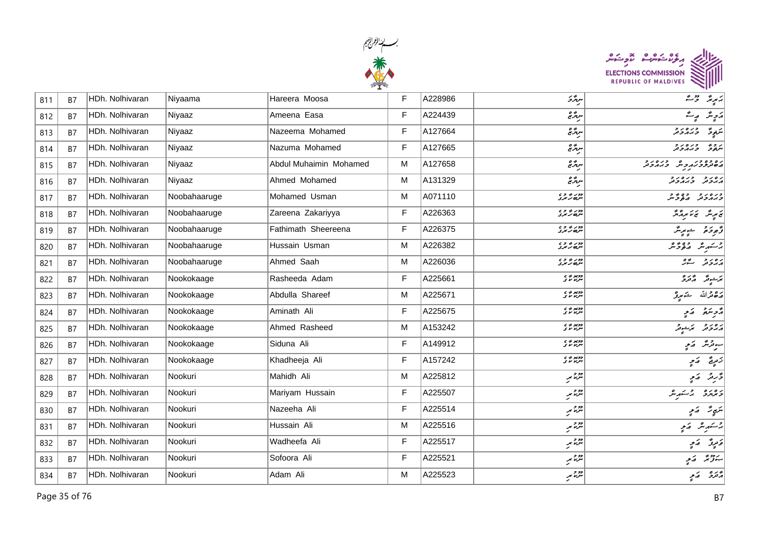| 811 | B7 | HDh. Nolhivaran | Niyaama | Hareera Moosa | F | A228986 | سِرِمَّرَ | بَرَىبِرَّ وَّتْ |
|---|---|---|---|---|---|---|---|---|
| 812 | B7 | HDh. Nolhivaran | Niyaaz | Ameena Easa | F | A224439 | سِرِمَّرَّج | مَرْحِسَّرْ مِيتْ |
| 813 | B7 | HDh. Nolhivaran | Niyaaz | Nazeema Mohamed | F | A127664 | سِرِمَّرَّج | سَنْعِوَّ وِبَرُوُوَتْر |
| 814 | B7 | HDh. Nolhivaran | Niyaaz | Nazuma Mohamed | F | A127665 | سِرِمَّرَّج | سَنْحُوَّ وِبَرُوُوَتْر |
| 815 | B7 | HDh. Nolhivaran | Niyaaz | Abdul Muhaimin Mohamed | M | A127658 | سِرِمَّرَّج | مَهْتَرْوُوُبَرِوِسْ وِبَرُوُوَتْر |
| 816 | B7 | HDh. Nolhivaran | Niyaaz | Ahmed Mohamed | M | A131329 | سِرِمَّرَّج | مَرُوُوَتْر وِبَرُوُوَتْر |
| 817 | B7 | HDh. Nolhivaran | Noobahaaruge | Mohamed Usman | M | A071110 | سُرِّهَ رُحْرُى | وِبَرُوُوَتْر مِهْوَّسْ |
| 818 | B7 | HDh. Nolhivaran | Noobahaaruge | Zareena Zakariyya | F | A226363 | سُرِّهَ رُحْرُى | يَحْمِرِيسْ يَحْمَاسِرِمْمَّرْ |
| 819 | B7 | HDh. Nolhivaran | Noobahaaruge | Fathimath Sheereena | F | A226375 | سُرِّهَ رُحْرُى | وُّجِوَحْوْ شِيمِرِسَّرْ |
| 820 | B7 | HDh. Nolhivaran | Noobahaaruge | Hussain Usman | M | A226382 | سُرِّهَ رُحْرُى | بْرْسَمَرِسْ مِهْوَّسْ |
| 821 | B7 | HDh. Nolhivaran | Noobahaaruge | Ahmed Saah | M | A226036 | سُرِّهَ رُحْرُى | مَرُوُوَتْر سَّرْ |
| 822 | B7 | HDh. Nolhivaran | Nookokaage | Rasheeda Adam | F | A225661 | سُرِّبَرِّ مَى | بَرَشِيوَتَرْ مَرْتَرَوْ |
| 823 | B7 | HDh. Nolhivaran | Nookokaage | Abdulla Shareef | M | A225671 | سُرِّبَرِّ مَى | مَرْهُوَتَراللّه شَمَبِروْ |
| 824 | B7 | HDh. Nolhivaran | Nookokaage | Aminath Ali | F | A225675 | سُرِّبَرِّ مَى | مَرْحِسَمْعُ مَرْحِ |
| 825 | B7 | HDh. Nolhivaran | Nookokaage | Ahmed Rasheed | M | A153242 | سُرِّبَرِّ مَى | مَرُوُوَتْر بَرَشِيوَتَرْ |
| 826 | B7 | HDh. Nolhivaran | Nookokaage | Siduna Ali | F | A149912 | سُرِّبَرِّ مَى | سِوَتَرْسَّرْ مَرْحِ |
| 827 | B7 | HDh. Nolhivaran | Nookokaage | Khadheeja Ali | F | A157242 | سُرِّبَرِّ مَى | زَمِرِيقَّ مَرْحِ |
| 828 | B7 | HDh. Nolhivaran | Nookuri | Mahidh Ali | M | A225812 | سُرِّبَرِ | وُّرِيقْ مَرْحِ |
| 829 | B7 | HDh. Nolhivaran | Nookuri | Mariyam Hussain | F | A225507 | سُرِّبَرِ | وَبْرُمَرْوْ بْرْسَمَرِسْ |
| 830 | B7 | HDh. Nolhivaran | Nookuri | Nazeeha Ali | F | A225514 | سُرِّبَرِ | سَنْحِيرَّ مَرْحِ |
| 831 | B7 | HDh. Nolhivaran | Nookuri | Hussain Ali | M | A225516 | سُرِّبَرِ | بْرْسَمَرِسْ مَرْحِ |
| 832 | B7 | HDh. Nolhivaran | Nookuri | Wadheefa Ali | F | A225517 | سُرِّبَرِ | وَمِرِوَّ مَرْحِ |
| 833 | B7 | HDh. Nolhivaran | Nookuri | Sofoora Ali | F | A225521 | سُرِّبَرِ | سِتْوُمَرَّ مَرْحِ |
| 834 | B7 | HDh. Nolhivaran | Nookuri | Adam Ali | M | A225523 | سُرِّبَرِ | مَرْتَرَوْ مَرْحِ |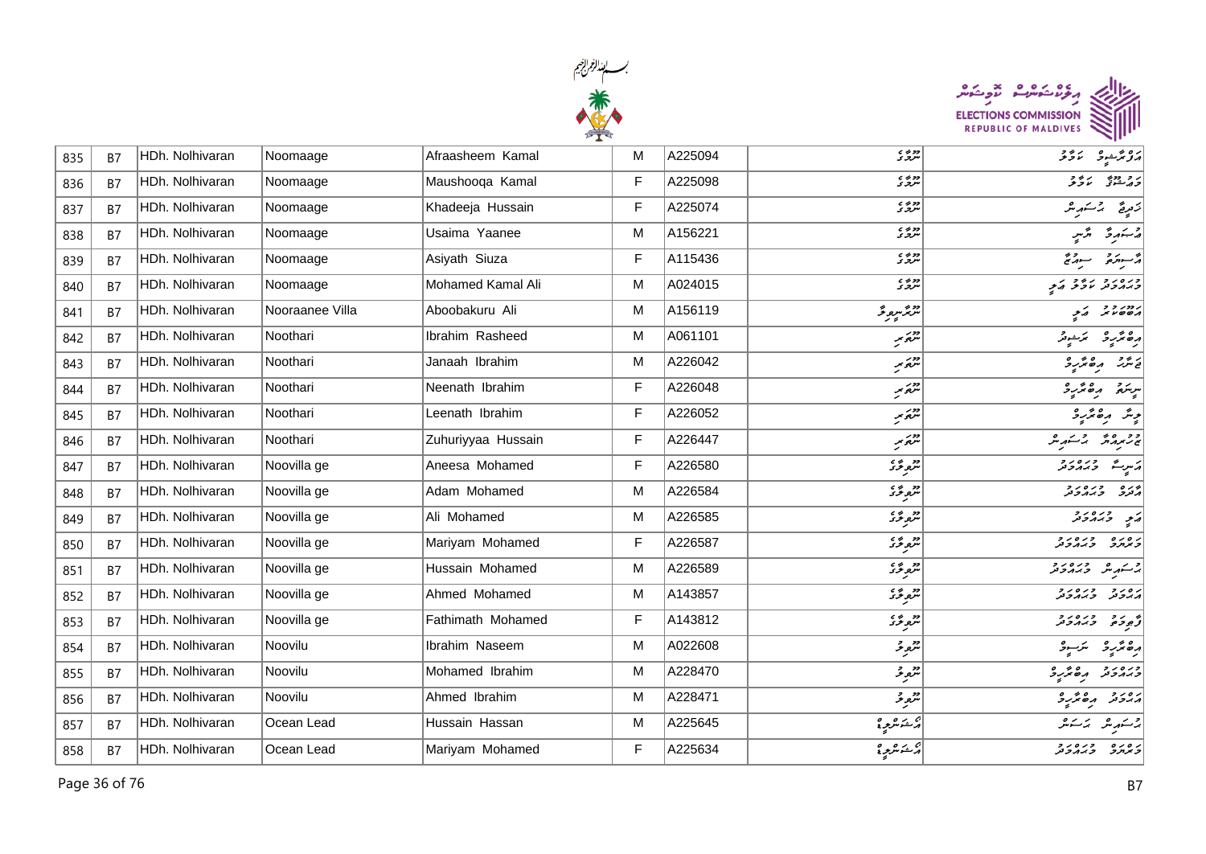| 835 | B7 | HDh. Nolhivaran | Noomaage | Afraasheem Kamal | M | A225094 | ނޫމާގެ | އަފްރާޝީމް ކަމާލް |
|---|---|---|---|---|---|---|---|---|
| 836 | B7 | HDh. Nolhivaran | Noomaage | Maushooqa Kamal | F | A225098 | ނޫމާގެ | މައުޝޫޤާ ކަމާލް |
| 837 | B7 | HDh. Nolhivaran | Noomaage | Khadeeja Hussain | F | A225074 | ނޫމާގެ | ޚަދީޖާ ހުސައިން |
| 838 | B7 | HDh. Nolhivaran | Noomaage | Usaima Yaanee | M | A156221 | ނޫމާގެ | އުސައިމާ ޔާނީ |
| 839 | B7 | HDh. Nolhivaran | Noomaage | Asiyath Siuza | F | A115436 | ނޫމާގެ | އާސިޔަތު ސިއުޒާ |
| 840 | B7 | HDh. Nolhivaran | Noomaage | Mohamed Kamal Ali | M | A024015 | ނޫމާގެ | މުހައްމަދު ކަމާލް އަލި |
| 841 | B7 | HDh. Nolhivaran | Nooraanee Villa | Aboobakuru Ali | M | A156119 | ނޫރާނީވިލާ | އަބޫބަކުރު އަލި |
| 842 | B7 | HDh. Nolhivaran | Noothari | Ibrahim Rasheed | M | A061101 | ނޫތަރި | އިބްރާހީމް ރަޝީދު |
| 843 | B7 | HDh. Nolhivaran | Noothari | Janaah Ibrahim | M | A226042 | ނޫތަރި | ޖަނާހް އިބްރާހީމް |
| 844 | B7 | HDh. Nolhivaran | Noothari | Neenath Ibrahim | F | A226048 | ނޫތަރި | ނީނަތު އިބްރާހީމް |
| 845 | B7 | HDh. Nolhivaran | Noothari | Leenath Ibrahim | F | A226052 | ނޫތަރި | ލީނާ އިބްރާހީމް |
| 846 | B7 | HDh. Nolhivaran | Noothari | Zuhuriyyaa Hussain | F | A226447 | ނޫތަރި | ޒުހުރިއްޔާ ހުސައިން |
| 847 | B7 | HDh. Nolhivaran | Noovilla ge | Aneesa Mohamed | F | A226580 | ނޫވިލާގެ | އަނީސާ މުހައްމަދު |
| 848 | B7 | HDh. Nolhivaran | Noovilla ge | Adam Mohamed | M | A226584 | ނޫވިލާގެ | އާދަމް މުހައްމަދު |
| 849 | B7 | HDh. Nolhivaran | Noovilla ge | Ali Mohamed | M | A226585 | ނޫވިލާގެ | އަލި މުހައްމަދު |
| 850 | B7 | HDh. Nolhivaran | Noovilla ge | Mariyam Mohamed | F | A226587 | ނޫވިލާގެ | މަރިޔަމް މުހައްމަދު |
| 851 | B7 | HDh. Nolhivaran | Noovilla ge | Hussain Mohamed | M | A226589 | ނޫވިލާގެ | ހުސައިން މުހައްމަދު |
| 852 | B7 | HDh. Nolhivaran | Noovilla ge | Ahmed Mohamed | M | A143857 | ނޫވިލާގެ | އަހުމަދު މުހައްމަދު |
| 853 | B7 | HDh. Nolhivaran | Noovilla ge | Fathimath Mohamed | F | A143812 | ނޫވިލާގެ | ފާތިމަތު މުހައްމަދު |
| 854 | B7 | HDh. Nolhivaran | Noovilu | Ibrahim Naseem | M | A022608 | ނޫވިލު | އިބްރާހީމް ނަސީމް |
| 855 | B7 | HDh. Nolhivaran | Noovilu | Mohamed Ibrahim | M | A228470 | ނޫވިލު | މުހައްމަދު އިބްރާހީމް |
| 856 | B7 | HDh. Nolhivaran | Noovilu | Ahmed Ibrahim | M | A228471 | ނޫވިލު | އަހުމަދު އިބްރާހީމް |
| 857 | B7 | HDh. Nolhivaran | Ocean Lead | Hussain Hassan | M | A225645 | އޯޝަންލީޑް | ހުސައިން ހަސަން |
| 858 | B7 | HDh. Nolhivaran | Ocean Lead | Mariyam Mohamed | F | A225634 | އޯޝަންލީޑް | މަރިޔަމް މުހައްމަދު |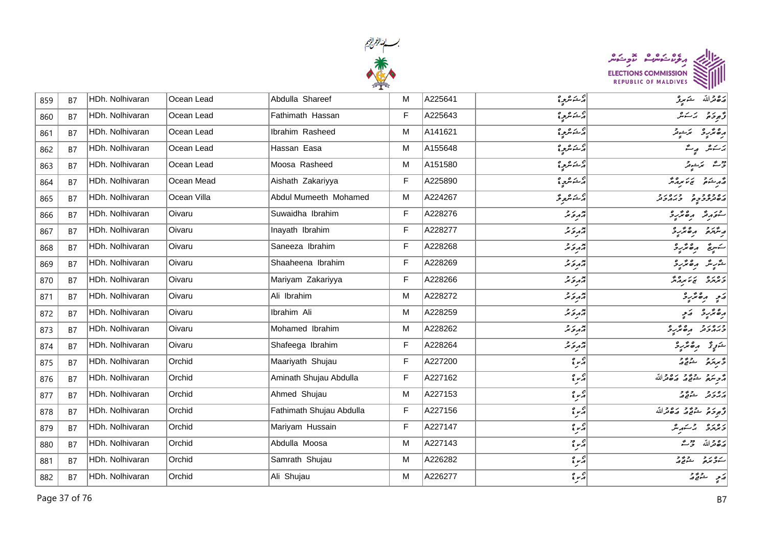| 859 | B7 | HDh. Nolhivaran | Ocean Lead | Abdulla Shareef | M | A225641 | އޯޝަންލީޑް | އަބްދުﷲ ޝަރީފް |
|---|---|---|---|---|---|---|---|---|
| 860 | B7 | HDh. Nolhivaran | Ocean Lead | Fathimath Hassan | F | A225643 | އޯޝަންލީޑް | ފާތިމަތު ހަސަން |
| 861 | B7 | HDh. Nolhivaran | Ocean Lead | Ibrahim Rasheed | M | A141621 | އޯޝަންލީޑް | އިބްރާހީމް ރަޝީދު |
| 862 | B7 | HDh. Nolhivaran | Ocean Lead | Hassan Easa | M | A155648 | އޯޝަންލީޑް | ހަސަން ޢީސާ |
| 863 | B7 | HDh. Nolhivaran | Ocean Lead | Moosa Rasheed | M | A151580 | އޯޝަންލީޑް | މޫސާ ރަޝީދު |
| 864 | B7 | HDh. Nolhivaran | Ocean Mead | Aishath Zakariyya | F | A225890 | އޯޝަންމީޑް | އާއިޝަތު ޒަކަރިއްޔާ |
| 865 | B7 | HDh. Nolhivaran | Ocean Villa | Abdul Mumeeth Mohamed | M | A224267 | އޯޝަންވިލާ | އަބްދުލްމުމީތު މުހައްމަދު |
| 866 | B7 | HDh. Nolhivaran | Oivaru | Suwaidha Ibrahim | F | A228276 | އޮއިވަރު | ސުވައިދާ އިބްރާހީމް |
| 867 | B7 | HDh. Nolhivaran | Oivaru | Inayath Ibrahim | F | A228277 | އޮއިވަރު | އިނާޔަތު އިބްރާހީމް |
| 868 | B7 | HDh. Nolhivaran | Oivaru | Saneeza Ibrahim | F | A228268 | އޮއިވަރު | ސަނީޒާ އިބްރާހީމް |
| 869 | B7 | HDh. Nolhivaran | Oivaru | Shaaheena Ibrahim | F | A228269 | އޮއިވަރު | ޝާހީނާ އިބްރާހީމް |
| 870 | B7 | HDh. Nolhivaran | Oivaru | Mariyam Zakariyya | F | A228266 | އޮއިވަރު | މަރިޔަމް ޒަކަރިއްޔާ |
| 871 | B7 | HDh. Nolhivaran | Oivaru | Ali Ibrahim | M | A228272 | އޮއިވަރު | ޢަލީ އިބްރާހީމް |
| 872 | B7 | HDh. Nolhivaran | Oivaru | Ibrahim Ali | M | A228259 | އޮއިވަރު | އިބްރާހީމް ޢަލީ |
| 873 | B7 | HDh. Nolhivaran | Oivaru | Mohamed Ibrahim | M | A228262 | އޮއިވަރު | މުހައްމަދު އިބްރާހީމް |
| 874 | B7 | HDh. Nolhivaran | Oivaru | Shafeega Ibrahim | F | A228264 | އޮއިވަރު | ޝަފީގާ އިބްރާހީމް |
| 875 | B7 | HDh. Nolhivaran | Orchid | Maariyath Shujau | F | A227200 | އޯކިޑް | މާރިޔަތު ޝުޖާޢު |
| 876 | B7 | HDh. Nolhivaran | Orchid | Aminath Shujau Abdulla | F | A227162 | އޯކިޑް | އާމިނަތު ޝުޖާޢު އަބްދުﷲ |
| 877 | B7 | HDh. Nolhivaran | Orchid | Ahmed Shujau | M | A227153 | އޯކިޑް | އަހުމަދު ޝުޖާޢު |
| 878 | B7 | HDh. Nolhivaran | Orchid | Fathimath Shujau Abdulla | F | A227156 | އޯކިޑް | ފާތިމަތު ޝުޖާޢު އަބްދުﷲ |
| 879 | B7 | HDh. Nolhivaran | Orchid | Mariyam Hussain | F | A227147 | އޯކިޑް | މަރިޔަމް ހުސައިން |
| 880 | B7 | HDh. Nolhivaran | Orchid | Abdulla Moosa | M | A227143 | އޯކިޑް | އަބްދުﷲ މޫސާ |
| 881 | B7 | HDh. Nolhivaran | Orchid | Samrath Shujau | M | A226282 | އޯކިޑް | ސަމްރަތު ޝުޖާޢު |
| 882 | B7 | HDh. Nolhivaran | Orchid | Ali Shujau | M | A226277 | އޯކިޑް | ޢަލީ ޝުޖާޢު |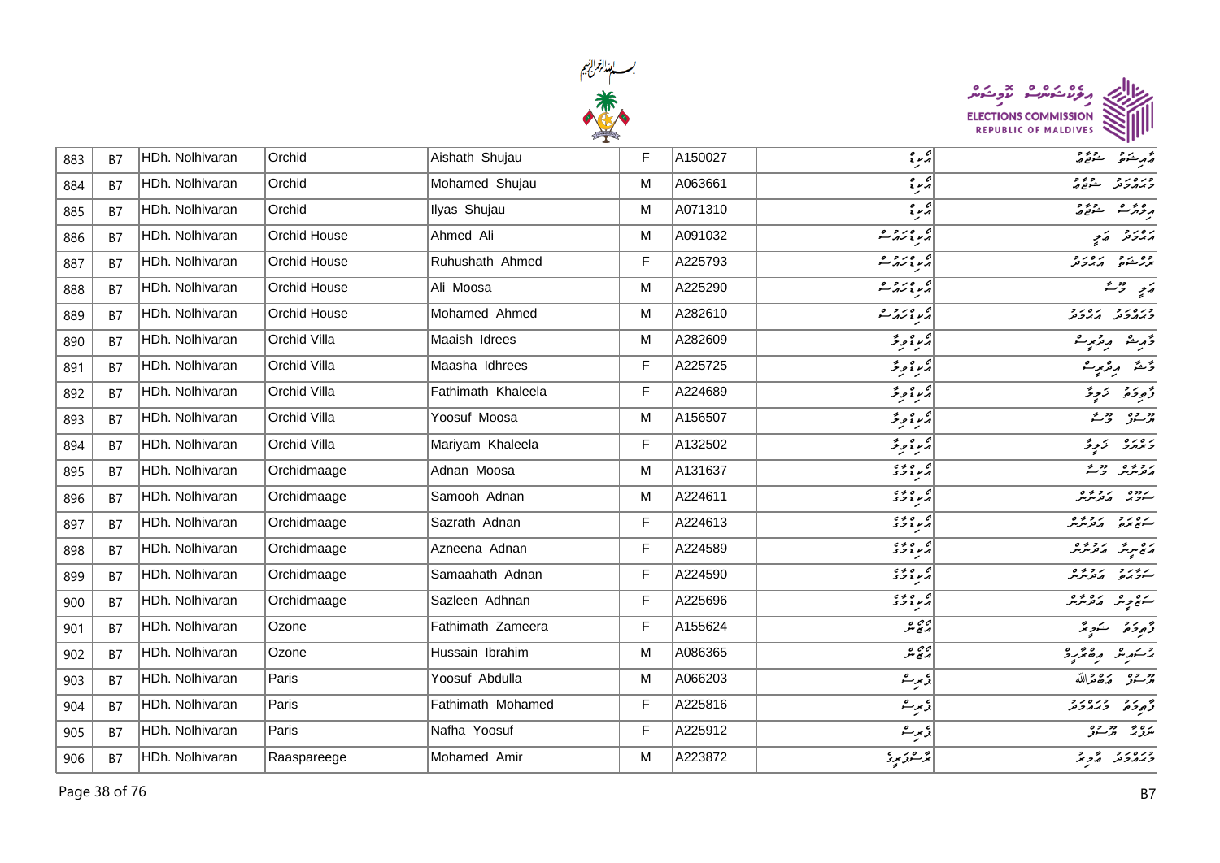| 883 | B7 | HDh. Nolhivaran | Orchid | Aishath Shujau | F | A150027 | އޯކިޑް | އައިޝަތު ޝުޖާޢު |
|---|---|---|---|---|---|---|---|---|
| 884 | B7 | HDh. Nolhivaran | Orchid | Mohamed Shujau | M | A063661 | އޯކިޑް | މުހައްމަދު ޝުޖާޢު |
| 885 | B7 | HDh. Nolhivaran | Orchid | Ilyas Shujau | M | A071310 | އޯކިޑް | އިލްޔާސް ޝުޖާޢު |
| 886 | B7 | HDh. Nolhivaran | Orchid House | Ahmed Ali | M | A091032 | އޯކިޑްހައުސް | އަހުމަދު ޢަލި |
| 887 | B7 | HDh. Nolhivaran | Orchid House | Ruhushath Ahmed | F | A225793 | އޯކިޑްހައުސް | ރުހުޝަތު އަހުމަދު |
| 888 | B7 | HDh. Nolhivaran | Orchid House | Ali Moosa | M | A225290 | އޯކިޑްހައުސް | ޢަލި މޫސާ |
| 889 | B7 | HDh. Nolhivaran | Orchid House | Mohamed Ahmed | M | A282610 | އޯކިޑްހައުސް | މުހައްމަދު އަހުމަދު |
| 890 | B7 | HDh. Nolhivaran | Orchid Villa | Maaish Idrees | M | A282609 | އޯކިޑްވިލާ | މާއިޝް އިދުރީސް |
| 891 | B7 | HDh. Nolhivaran | Orchid Villa | Maasha Idhrees | F | A225725 | އޯކިޑްވިލާ | މާޝާ އިދުރީސް |
| 892 | B7 | HDh. Nolhivaran | Orchid Villa | Fathimath Khaleela | F | A224689 | އޯކިޑްވިލާ | ފާތިމަތު ޚަލީލާ |
| 893 | B7 | HDh. Nolhivaran | Orchid Villa | Yoosuf Moosa | M | A156507 | އޯކިޑްވިލާ | ޔޫސުފު މޫސާ |
| 894 | B7 | HDh. Nolhivaran | Orchid Villa | Mariyam Khaleela | F | A132502 | އޯކިޑްވިލާ | މަރިޔަމް ޚަލީލާ |
| 895 | B7 | HDh. Nolhivaran | Orchidmaage | Adnan Moosa | M | A131637 | އޯކިޑްމާގެ | އަދުނާން މޫސާ |
| 896 | B7 | HDh. Nolhivaran | Orchidmaage | Samooh Adnan | M | A224611 | އޯކިޑްމާގެ | ސަމޫހު އަދުނާން |
| 897 | B7 | HDh. Nolhivaran | Orchidmaage | Sazrath Adnan | F | A224613 | އޯކިޑްމާގެ | ސަޒްރަތު އަދުނާން |
| 898 | B7 | HDh. Nolhivaran | Orchidmaage | Azneena Adnan | F | A224589 | އޯކިޑްމާގެ | އަޒްނީނާ އަދުނާން |
| 899 | B7 | HDh. Nolhivaran | Orchidmaage | Samaahath Adnan | F | A224590 | އޯކިޑްމާގެ | ސަމާހަތު އަދުނާން |
| 900 | B7 | HDh. Nolhivaran | Orchidmaage | Sazleen Adhnan | F | A225696 | އޯކިޑްމާގެ | ސަޒްލީން އަދުނާން |
| 901 | B7 | HDh. Nolhivaran | Ozone | Fathimath Zameera | F | A155624 | އޯޒޯން | ފާތިމަތު ޒަމީރާ |
| 902 | B7 | HDh. Nolhivaran | Ozone | Hussain Ibrahim | M | A086365 | އޯޒޯން | ހުސައިން އިބްރާހީމް |
| 903 | B7 | HDh. Nolhivaran | Paris | Yoosuf Abdulla | M | A066203 | ޕެރިސް | ޔޫސުފު އަބްދުاللّٰه |
| 904 | B7 | HDh. Nolhivaran | Paris | Fathimath Mohamed | F | A225816 | ޕެރިސް | ފާތިމަތު މުހައްމަދު |
| 905 | B7 | HDh. Nolhivaran | Paris | Nafha Yoosuf | F | A225912 | ޕެރިސް | ނަފްހާ ޔޫސުފު |
| 906 | B7 | HDh. Nolhivaran | Raaspareege | Mohamed Amir | M | A223872 | ރާސްޕަރީގެ | މުހައްމަދު އާމިރު |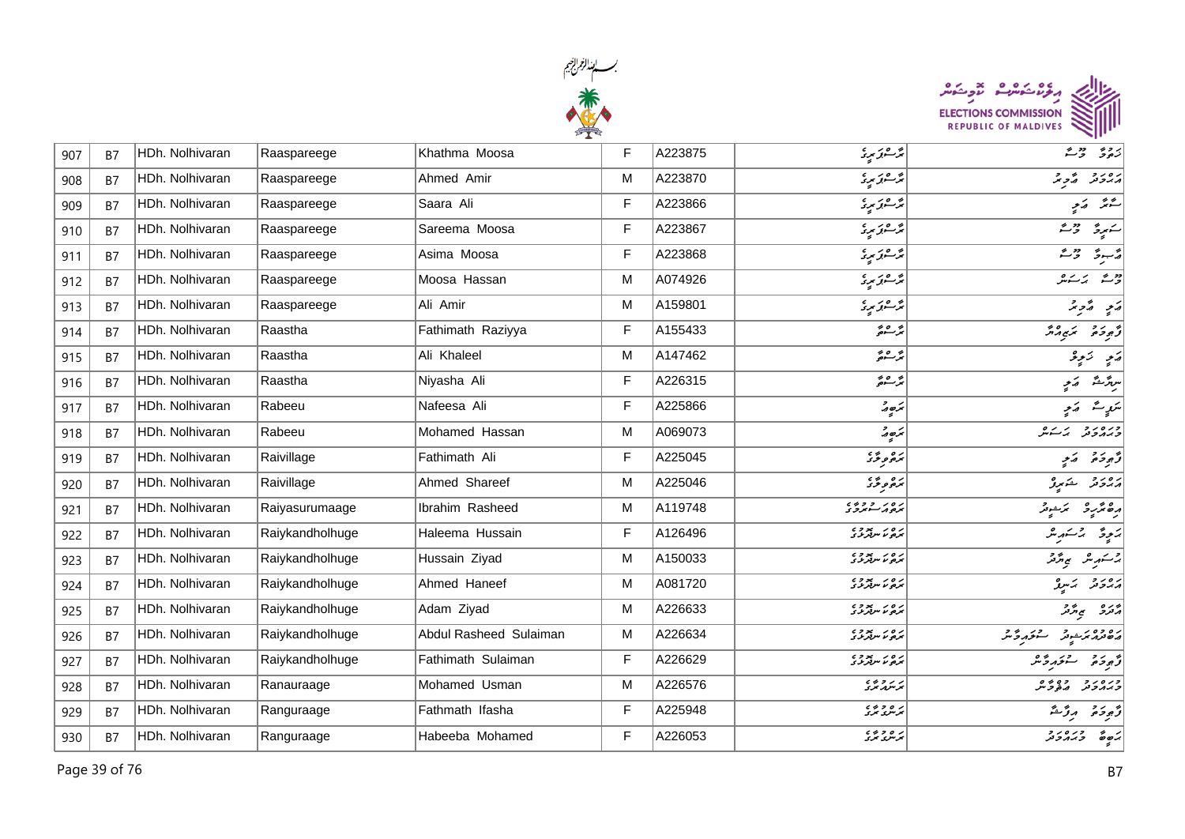| 907 | B7 | HDh. Nolhivaran | Raaspareege | Khathma Moosa | F | A223875 | ޘަސްޕަރީގެ | ޚަތުމާ މޫސާ |
|---|---|---|---|---|---|---|---|---|
| 908 | B7 | HDh. Nolhivaran | Raaspareege | Ahmed Amir | M | A223870 | ރާސްޕަރީގެ | އަޙްމަދު އާމިރު |
| 909 | B7 | HDh. Nolhivaran | Raaspareege | Saara Ali | F | A223866 | ރާސްޕަރީގެ | ސާރާ އަލި |
| 910 | B7 | HDh. Nolhivaran | Raaspareege | Sareema Moosa | F | A223867 | ރާސްޕަރީގެ | ސަރީމާ މޫސާ |
| 911 | B7 | HDh. Nolhivaran | Raaspareege | Asima Moosa | F | A223868 | ރާސްޕަރީގެ | އާސިމާ މޫސާ |
| 912 | B7 | HDh. Nolhivaran | Raaspareege | Moosa Hassan | M | A074926 | ރާސްޕަރީގެ | މޫސާ ހަސަން |
| 913 | B7 | HDh. Nolhivaran | Raaspareege | Ali Amir | M | A159801 | ރާސްޕަރީގެ | އަލި އާމިރު |
| 914 | B7 | HDh. Nolhivaran | Raastha | Fathimath Raziyya | F | A155433 | ރާސްތާ | ފާތިމަތު ރަޟިއްޔާ |
| 915 | B7 | HDh. Nolhivaran | Raastha | Ali Khaleel | M | A147462 | ރާސްތާ | އަލި ޚަލީލު |
| 916 | B7 | HDh. Nolhivaran | Raastha | Niyasha Ali | F | A226315 | ރާސްތާ | ނިޔާޝާ އަލި |
| 917 | B7 | HDh. Nolhivaran | Rabeeu | Nafeesa Ali | F | A225866 | ރަބީއު | ނަފީސާ އަލި |
| 918 | B7 | HDh. Nolhivaran | Rabeeu | Mohamed Hassan | M | A069073 | ރަބީއު | މުޙައްމަދު ހަސަން |
| 919 | B7 | HDh. Nolhivaran | Raivillage | Fathimath Ali | F | A225045 | ރައިވިލެޖް | ފާތިމަތު އަލި |
| 920 | B7 | HDh. Nolhivaran | Raivillage | Ahmed Shareef | M | A225046 | ރައިވިލެޖް | އަޙްމަދު ޝަރީފު |
| 921 | B7 | HDh. Nolhivaran | Raiyasurumaage | Ibrahim Rasheed | M | A119748 | ރައްޔަސުރުމާގެ | އިބްރާހީމް ރަޝީދު |
| 922 | B7 | HDh. Nolhivaran | Raiykandholhuge | Haleema Hussain | F | A126496 | ރައްކަނޑޮޅުގެ | ހަލީމާ ހުސައިން |
| 923 | B7 | HDh. Nolhivaran | Raiykandholhuge | Hussain Ziyad | M | A150033 | ރައްކަނޑޮޅުގެ | ހުސައިން ޒިޔާދު |
| 924 | B7 | HDh. Nolhivaran | Raiykandholhuge | Ahmed Haneef | M | A081720 | ރައްކަނޑޮޅުގެ | އަޙްމަދު ހަނީފު |
| 925 | B7 | HDh. Nolhivaran | Raiykandholhuge | Adam Ziyad | M | A226633 | ރައްކަނޑޮޅުގެ | އާދަމް ޒިޔާދު |
| 926 | B7 | HDh. Nolhivaran | Raiykandholhuge | Abdul Rasheed Sulaiman | M | A226634 | ރައްކަނޑޮޅުގެ | އަބްދުއްރަޝީދު ސުލައިމާން |
| 927 | B7 | HDh. Nolhivaran | Raiykandholhuge | Fathimath Sulaiman | F | A226629 | ރައްކަނޑޮޅުގެ | ފާތިމަތު ސުލައިމާން |
| 928 | B7 | HDh. Nolhivaran | Ranauraage | Mohamed Usman | M | A226576 | ރަނައުރާގެ | މުޙައްމަދު އުސްމާން |
| 929 | B7 | HDh. Nolhivaran | Ranguraage | Fathmath Ifasha | F | A225948 | ރަންގުރާގެ | ފާތިމަތު އިފާޝާ |
| 930 | B7 | HDh. Nolhivaran | Ranguraage | Habeeba Mohamed | F | A226053 | ރަންގުރާގެ | ހަބީބާ މުޙައްމަދު |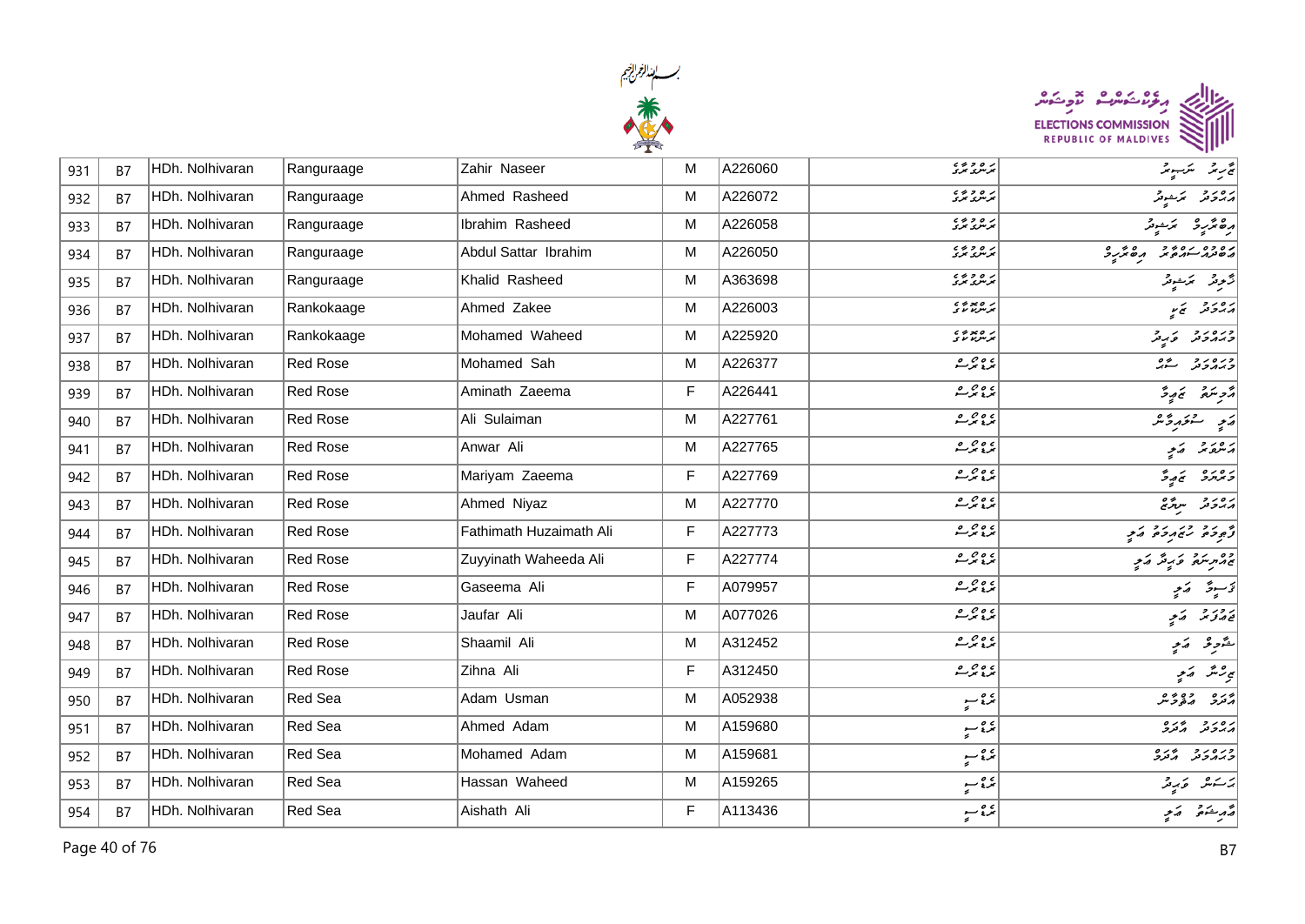| 931 | B7 | HDh. Nolhivaran | Ranguraage | Zahir Naseer | M | A226060 | ރަނގުރާގެ | ޒާހިރު ނަސީރު |
|---|---|---|---|---|---|---|---|---|
| 932 | B7 | HDh. Nolhivaran | Ranguraage | Ahmed Rasheed | M | A226072 | ރަނގުރާގެ | އަޙްމަދު ރަޝީދު |
| 933 | B7 | HDh. Nolhivaran | Ranguraage | Ibrahim Rasheed | M | A226058 | ރަނގުރާގެ | އިބްރާހީމް ރަޝީދު |
| 934 | B7 | HDh. Nolhivaran | Ranguraage | Abdul Sattar Ibrahim | M | A226050 | ރަނގުރާގެ | އަބްދުލްސައްތާރު އިބްރާހީމް |
| 935 | B7 | HDh. Nolhivaran | Ranguraage | Khalid Rasheed | M | A363698 | ރަނގުރާގެ | ހާލިދު ރަޝީދު |
| 936 | B7 | HDh. Nolhivaran | Rankokaage | Ahmed Zakee | M | A226003 | ރަންކޮކާގެ | އަޙްމަދު ޒަކީ |
| 937 | B7 | HDh. Nolhivaran | Rankokaage | Mohamed Waheed | M | A225920 | ރަންކޮކާގެ | މުޙައްމަދު ވަޙީދު |
| 938 | B7 | HDh. Nolhivaran | Red Rose | Mohamed Sah | M | A226377 | ރެޑްރޯސް | މުޙައްމަދު ސާހު |
| 939 | B7 | HDh. Nolhivaran | Red Rose | Aminath Zaeema | F | A226441 | ރެޑްރޯސް | އާމިނަތު ޒަޢީމާ |
| 940 | B7 | HDh. Nolhivaran | Red Rose | Ali Sulaiman | M | A227761 | ރެޑްރޯސް | އަލި ސުލައިމާން |
| 941 | B7 | HDh. Nolhivaran | Red Rose | Anwar Ali | M | A227765 | ރެޑްރޯސް | އަންވަރު އަލި |
| 942 | B7 | HDh. Nolhivaran | Red Rose | Mariyam Zaeema | F | A227769 | ރެޑްރޯސް | މަރްޔަމް ޒަޢީމާ |
| 943 | B7 | HDh. Nolhivaran | Red Rose | Ahmed Niyaz | M | A227770 | ރެޑްރޯސް | އަޙްމަދު ނިޔާޒު |
| 944 | B7 | HDh. Nolhivaran | Red Rose | Fathimath Huzaimath Ali | F | A227773 | ރެޑްރޯސް | ފާތިމަތު ހުޒައިމަތު އަލި |
| 945 | B7 | HDh. Nolhivaran | Red Rose | Zuyyinath Waheeda Ali | F | A227774 | ރެޑްރޯސް | ޒުއްޔިނަތު ވަޙީދާ އަލި |
| 946 | B7 | HDh. Nolhivaran | Red Rose | Gaseema Ali | F | A079957 | ރެޑްރޯސް | ގަސީމާ އަލި |
| 947 | B7 | HDh. Nolhivaran | Red Rose | Jaufar Ali | M | A077026 | ރެޑްރޯސް | ޖައުފަރު އަލި |
| 948 | B7 | HDh. Nolhivaran | Red Rose | Shaamil Ali | M | A312452 | ރެޑްރޯސް | ޝާމިލް އަލި |
| 949 | B7 | HDh. Nolhivaran | Red Rose | Zihna Ali | F | A312450 | ރެޑްރޯސް | ޒިހްނާ އަލި |
| 950 | B7 | HDh. Nolhivaran | Red Sea | Adam Usman | M | A052938 | ރެޑްސީ | އާދަމް އުސްމާން |
| 951 | B7 | HDh. Nolhivaran | Red Sea | Ahmed Adam | M | A159680 | ރެޑްސީ | އަޙްމަދު އާދަމް |
| 952 | B7 | HDh. Nolhivaran | Red Sea | Mohamed Adam | M | A159681 | ރެޑްސީ | މުޙައްމަދު އާދަމް |
| 953 | B7 | HDh. Nolhivaran | Red Sea | Hassan Waheed | M | A159265 | ރެޑްސީ | ޙަސަން ވަޙީދު |
| 954 | B7 | HDh. Nolhivaran | Red Sea | Aishath Ali | F | A113436 | ރެޑްސީ | އައިޝަތު އަލި |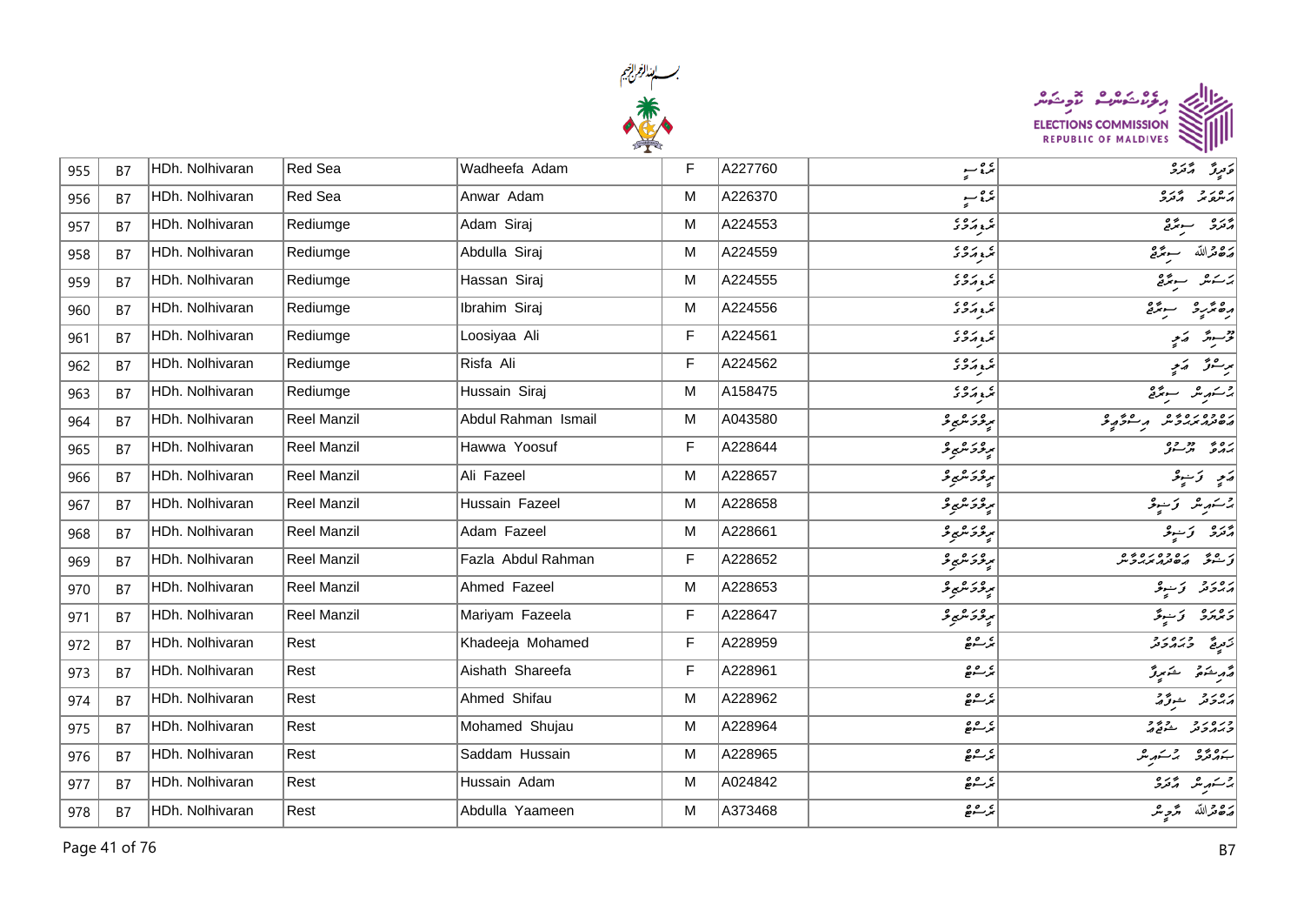| 955 | B7 | HDh. Nolhivaran | Red Sea | Wadheefa Adam | F | A227760 | ރެޑްސީ | ވަދީފާ އާދަމް |
|---|---|---|---|---|---|---|---|---|
| 956 | B7 | HDh. Nolhivaran | Red Sea | Anwar Adam | M | A226370 | ރެޑްސީ | އަންވަރ އާދަމް |
| 957 | B7 | HDh. Nolhivaran | Rediumge | Adam Siraj | M | A224553 | ރެޑިއަމްގެ | އާދަމް ސިރާޖް |
| 958 | B7 | HDh. Nolhivaran | Rediumge | Abdulla Siraj | M | A224559 | ރެޑިއަމްގެ | އަބްދުﷲ ސިރާޖް |
| 959 | B7 | HDh. Nolhivaran | Rediumge | Hassan Siraj | M | A224555 | ރެޑިއަމްގެ | ހަސަން ސިރާޖް |
| 960 | B7 | HDh. Nolhivaran | Rediumge | Ibrahim Siraj | M | A224556 | ރެޑިއަމްގެ | އިބްރާހީމް ސިރާޖް |
| 961 | B7 | HDh. Nolhivaran | Rediumge | Loosiyaa Ali | F | A224561 | ރެޑިއަމްގެ | ލޫސިޔާ އަލި |
| 962 | B7 | HDh. Nolhivaran | Rediumge | Risfa Ali | F | A224562 | ރެޑިއަމްގެ | ރިސްފާ އަލި |
| 963 | B7 | HDh. Nolhivaran | Rediumge | Hussain Siraj | M | A158475 | ރެޑިއަމްގެ | ހުސައިން ސިރާޖް |
| 964 | B7 | HDh. Nolhivaran | Reel Manzil | Abdul Rahman Ismail | M | A043580 | ރީލްމަންޒިލް | އަބްދުއްރަޙްމާން އިސްމާޢީލް |
| 965 | B7 | HDh. Nolhivaran | Reel Manzil | Hawwa Yoosuf | F | A228644 | ރީލްމަންޒިލް | ހައްވާ ޔޫސުފް |
| 966 | B7 | HDh. Nolhivaran | Reel Manzil | Ali Fazeel | M | A228657 | ރީލްމަންޒިލް | އަލި ފަޒީލް |
| 967 | B7 | HDh. Nolhivaran | Reel Manzil | Hussain Fazeel | M | A228658 | ރީލްމަންޒިލް | ހުސައިން ފަޒީލް |
| 968 | B7 | HDh. Nolhivaran | Reel Manzil | Adam Fazeel | M | A228661 | ރީލްމަންޒިލް | އާދަމް ފަޒީލް |
| 969 | B7 | HDh. Nolhivaran | Reel Manzil | Fazla Abdul Rahman | F | A228652 | ރީލްމަންޒިލް | ފަޟްލާ އަބްދުއްރަޙްމާން |
| 970 | B7 | HDh. Nolhivaran | Reel Manzil | Ahmed Fazeel | M | A228653 | ރީލްމަންޒިލް | އަޙްމަދު ފަޒީލް |
| 971 | B7 | HDh. Nolhivaran | Reel Manzil | Mariyam Fazeela | F | A228647 | ރީލްމަންޒިލް | މަރިޔަމް ފަޒީލާ |
| 972 | B7 | HDh. Nolhivaran | Rest | Khadeeja Mohamed | F | A228959 | ރެސްޓް | ޚަދީޖާ މުޙައްމަދު |
| 973 | B7 | HDh. Nolhivaran | Rest | Aishath Shareefa | F | A228961 | ރެސްޓް | އާއިޝަތު ޝަރީފާ |
| 974 | B7 | HDh. Nolhivaran | Rest | Ahmed Shifau | M | A228962 | ރެސްޓް | އަޙްމަދު ޝިފާއު |
| 975 | B7 | HDh. Nolhivaran | Rest | Mohamed Shujau | M | A228964 | ރެސްޓް | މުޙައްމަދު ޝުޖާޢު |
| 976 | B7 | HDh. Nolhivaran | Rest | Saddam Hussain | M | A228965 | ރެސްޓް | ޞައްދާމް ހުސައިން |
| 977 | B7 | HDh. Nolhivaran | Rest | Hussain Adam | M | A024842 | ރެސްޓް | ހުސައިން އާދަމް |
| 978 | B7 | HDh. Nolhivaran | Rest | Abdulla Yaameen | M | A373468 | ރެސްޓް | އަބްދުﷲ ޔާމީން |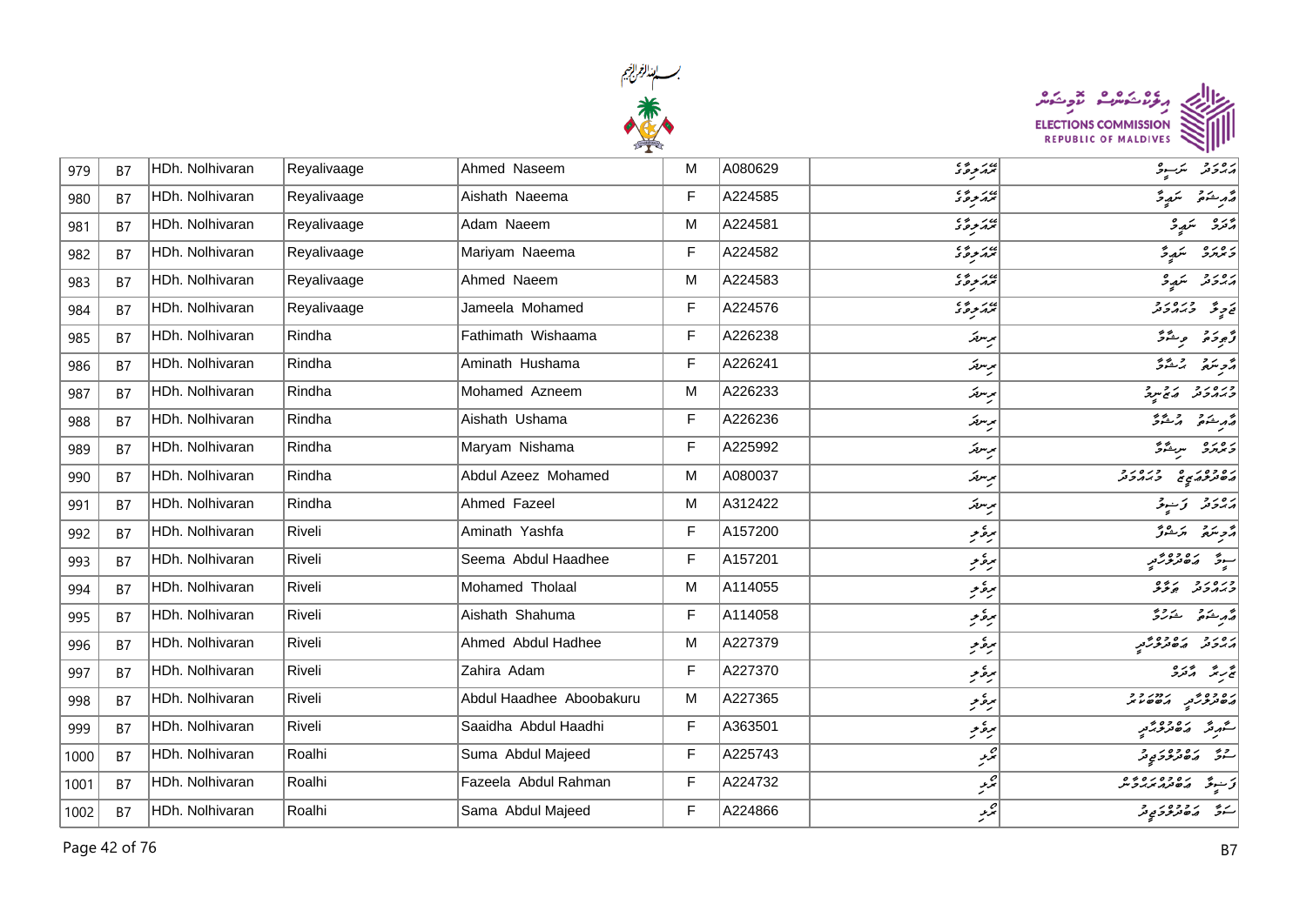| | | | | | | | | |
|---|---|---|---|---|---|---|---|---|
| 979 | B7 | HDh. Nolhivaran | Reyalivaage | Ahmed Naseem | M | A080629 | ރޔަލިވާގެ | އަހުމަދު ނަސީމް |
| 980 | B7 | HDh. Nolhivaran | Reyalivaage | Aishath Naeema | F | A224585 | ރޔަލިވާގެ | އާއިޝަތު ނަޢީމާ |
| 981 | B7 | HDh. Nolhivaran | Reyalivaage | Adam Naeem | M | A224581 | ރޔަލިވާގެ | އާދަމް ނަޢީމް |
| 982 | B7 | HDh. Nolhivaran | Reyalivaage | Mariyam Naeema | F | A224582 | ރޔަލިވާގެ | މަރިޔަމް ނަޢީމާ |
| 983 | B7 | HDh. Nolhivaran | Reyalivaage | Ahmed Naeem | M | A224583 | ރޔަލިވާގެ | އަހުމަދު ނަޢީމް |
| 984 | B7 | HDh. Nolhivaran | Reyalivaage | Jameela Mohamed | F | A224576 | ރޔަލިވާގެ | ޖަމީލާ މުހައްމަދު |
| 985 | B7 | HDh. Nolhivaran | Rindha | Fathimath Wishaama | F | A226238 | ރިންދާ | ފާތިމަތު ވިޝާމާ |
| 986 | B7 | HDh. Nolhivaran | Rindha | Aminath Hushama | F | A226241 | ރިންދާ | އާމިނަތު ހުޝާމާ |
| 987 | B7 | HDh. Nolhivaran | Rindha | Mohamed Azneem | M | A226233 | ރިންދާ | މުހައްމަދު އަޒްނީމް |
| 988 | B7 | HDh. Nolhivaran | Rindha | Aishath Ushama | F | A226236 | ރިންދާ | އާއިޝަތު އުޝާމާ |
| 989 | B7 | HDh. Nolhivaran | Rindha | Maryam Nishama | F | A225992 | ރިންދާ | މަރްޔަމް ނިޝާމާ |
| 990 | B7 | HDh. Nolhivaran | Rindha | Abdul Azeez Mohamed | M | A080037 | ރިންދާ | އަބްދުލްޢަޒީޒް މުހައްމަދު |
| 991 | B7 | HDh. Nolhivaran | Rindha | Ahmed Fazeel | M | A312422 | ރިންދާ | އަހުމަދު ފަޒީލް |
| 992 | B7 | HDh. Nolhivaran | Riveli | Aminath Yashfa | F | A157200 | ރިވެލި | އާމިނަތު ޔަޝްފާ |
| 993 | B7 | HDh. Nolhivaran | Riveli | Seema Abdul Haadhee | F | A157201 | ރިވެލި | ސީމާ އަބްދުލްހާދީ |
| 994 | B7 | HDh. Nolhivaran | Riveli | Mohamed Tholaal | M | A114055 | ރިވެލި | މުހައްމަދު ތޮލާލް |
| 995 | B7 | HDh. Nolhivaran | Riveli | Aishath Shahuma | F | A114058 | ރިވެލި | އާއިޝަތު ޝަހުމާ |
| 996 | B7 | HDh. Nolhivaran | Riveli | Ahmed Abdul Hadhee | M | A227379 | ރިވެލި | އަހުމަދު އަބްދުލްހާދީ |
| 997 | B7 | HDh. Nolhivaran | Riveli | Zahira Adam | F | A227370 | ރިވެލި | ޒާހިރާ އާދަމް |
| 998 | B7 | HDh. Nolhivaran | Riveli | Abdul Haadhee Aboobakuru | M | A227365 | ރިވެލި | އަބްދުލްހާދީ އަބޫބަކުރު |
| 999 | B7 | HDh. Nolhivaran | Riveli | Saaidha Abdul Haadhi | F | A363501 | ރިވެލި | ސާއިދާ އަބްދުލްހާދީ |
| 1000 | B7 | HDh. Nolhivaran | Roalhi | Suma Abdul Majeed | F | A225743 | ރޯޅި | ސުމާ އަބްދުލްމަޖީދު |
| 1001 | B7 | HDh. Nolhivaran | Roalhi | Fazeela Abdul Rahman | F | A224732 | ރޯޅި | ފަޒީލާ އަބްދުއްރަހްމާން |
| 1002 | B7 | HDh. Nolhivaran | Roalhi | Sama Abdul Majeed | F | A224866 | ރޯޅި | ސަމާ އަބްދުލްމަޖީދު |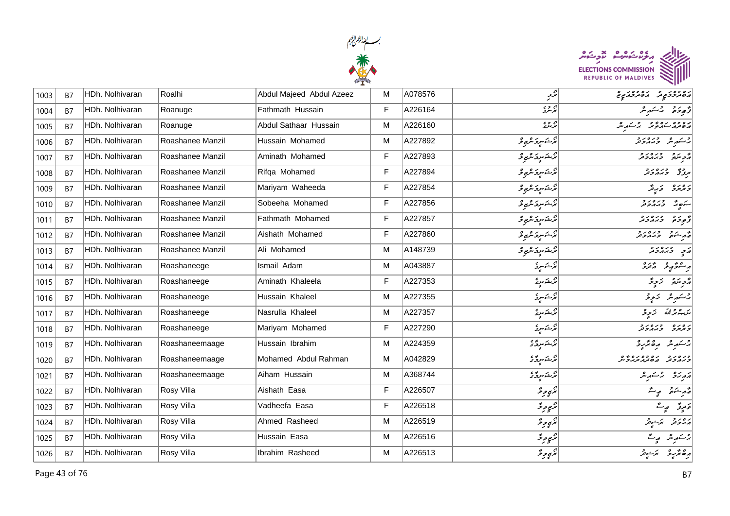| 1003 | B7 | HDh. Nolhivaran | Roalhi | Abdul Majeed Abdul Azeez | M | A078576 | ޗޯޅި | އަބްދުލްމަޖީދު އަބްދުލްޢަޒީޒު |
|---|---|---|---|---|---|---|---|---|
| 1004 | B7 | HDh. Nolhivaran | Roanuge | Fathmath Hussain | F | A226164 | ރޯނުގެ | ފާތިމަތު ހުސައިން |
| 1005 | B7 | HDh. Nolhivaran | Roanuge | Abdul Sathaar Hussain | M | A226160 | ރޯނުގެ | އަބްދުލްސައްތާރު ހުސައިން |
| 1006 | B7 | HDh. Nolhivaran | Roashanee Manzil | Hussain Mohamed | M | A227892 | ރޯޝަނީމަންޒިލް | ހުސައިން މުހައްމަދު |
| 1007 | B7 | HDh. Nolhivaran | Roashanee Manzil | Aminath Mohamed | F | A227893 | ރޯޝަނީމަންޒިލް | އާމިނަތު މުހައްމަދު |
| 1008 | B7 | HDh. Nolhivaran | Roashanee Manzil | Rifqa Mohamed | F | A227894 | ރޯޝަނީމަންޒިލް | ރިފްގާ މުހައްމަދު |
| 1009 | B7 | HDh. Nolhivaran | Roashanee Manzil | Mariyam Waheeda | F | A227854 | ރޯޝަނީމަންޒިލް | މަރިޔަމް ވަހީދާ |
| 1010 | B7 | HDh. Nolhivaran | Roashanee Manzil | Sobeeha Mohamed | F | A227856 | ރޯޝަނީމަންޒިލް | ޞަބީހާ މުހައްމަދު |
| 1011 | B7 | HDh. Nolhivaran | Roashanee Manzil | Fathmath Mohamed | F | A227857 | ރޯޝަނީމަންޒިލް | ފާތިމަތު މުހައްމަދު |
| 1012 | B7 | HDh. Nolhivaran | Roashanee Manzil | Aishath Mohamed | F | A227860 | ރޯޝަނީމަންޒިލް | އައިޝަތު މުހައްމަދު |
| 1013 | B7 | HDh. Nolhivaran | Roashanee Manzil | Ali Mohamed | M | A148739 | ރޯޝަނީމަންޒިލް | އަލި މުހައްމަދު |
| 1014 | B7 | HDh. Nolhivaran | Roashaneege | Ismail Adam | M | A043887 | ރޯޝަނީގެ | އިސްމާއީލް އާދަމް |
| 1015 | B7 | HDh. Nolhivaran | Roashaneege | Aminath Khaleela | F | A227353 | ރޯޝަނީގެ | އާމިނަތު ޚަލީލާ |
| 1016 | B7 | HDh. Nolhivaran | Roashaneege | Hussain Khaleel | M | A227355 | ރޯޝަނީގެ | ހުސައިން ޚަލީލް |
| 1017 | B7 | HDh. Nolhivaran | Roashaneege | Nasrulla Khaleel | M | A227357 | ރޯޝަނީގެ | ނަސްރުﷲ ޚަލީލް |
| 1018 | B7 | HDh. Nolhivaran | Roashaneege | Mariyam Mohamed | F | A227290 | ރޯޝަނީގެ | މަރިޔަމް މުހައްމަދު |
| 1019 | B7 | HDh. Nolhivaran | Roashaneemaage | Hussain Ibrahim | M | A224359 | ރޯޝަނީމާގެ | ހުސައިން އިބްރާހީމް |
| 1020 | B7 | HDh. Nolhivaran | Roashaneemaage | Mohamed Abdul Rahman | M | A042829 | ރޯޝަނީމާގެ | މުހައްމަދު އަބްދުއްރަޙްމާން |
| 1021 | B7 | HDh. Nolhivaran | Roashaneemaage | Aiham Hussain | M | A368744 | ރޯޝަނީމާގެ | އައިހަމް ހުސައިން |
| 1022 | B7 | HDh. Nolhivaran | Rosy Villa | Aishath Easa | F | A226507 | ރޯޒީވިލާ | އައިޝަތު ޢީސާ |
| 1023 | B7 | HDh. Nolhivaran | Rosy Villa | Vadheefa Easa | F | A226518 | ރޯޒީވިލާ | ވަދީފާ ޢީސާ |
| 1024 | B7 | HDh. Nolhivaran | Rosy Villa | Ahmed Rasheed | M | A226519 | ރޯޒީވިލާ | އަޙްމަދު ރަޝީދު |
| 1025 | B7 | HDh. Nolhivaran | Rosy Villa | Hussain Easa | M | A226516 | ރޯޒީވިލާ | ހުސައިން ޢީސާ |
| 1026 | B7 | HDh. Nolhivaran | Rosy Villa | Ibrahim Rasheed | M | A226513 | ރޯޒީވިލާ | އިބްރާހީމް ރަޝީދު |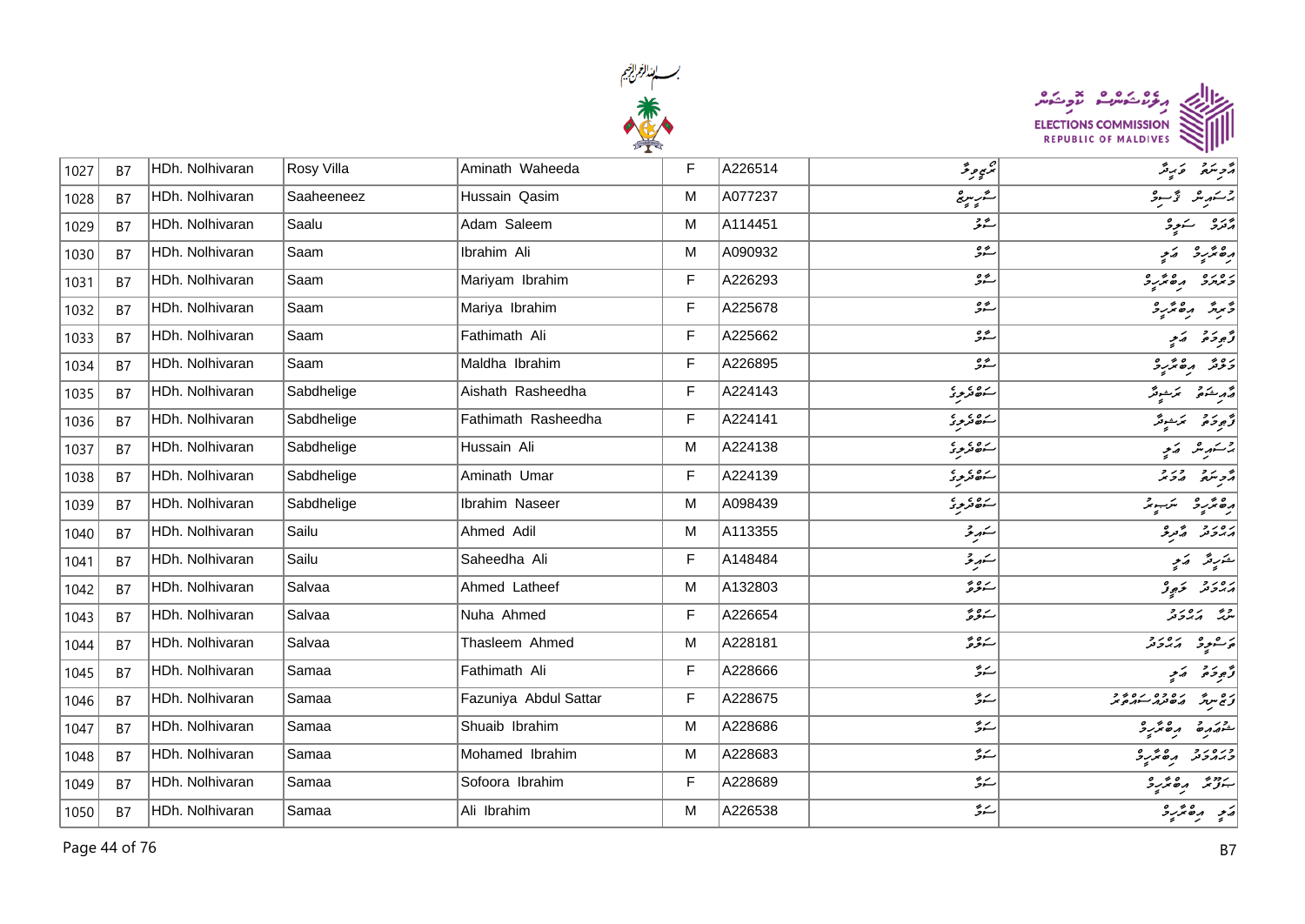| 1027 | B7 | HDh. Nolhivaran | Rosy Villa | Aminath Waheeda | F | A226514 | ރޯޒީވިލާ | އާމިނަތު ވަހީދާ |
|---|---|---|---|---|---|---|---|---|
| 1028 | B7 | HDh. Nolhivaran | Saaheeneez | Hussain Qasim | M | A077237 | ސާހީނީޒް | ޙުސައިން ޤާސިމް |
| 1029 | B7 | HDh. Nolhivaran | Saalu | Adam Saleem | M | A114451 | ސާލު | އާދަމް ސަލީމް |
| 1030 | B7 | HDh. Nolhivaran | Saam | Ibrahim Ali | M | A090932 | ސާމް | އިބްރާހީމް ޢަލީ |
| 1031 | B7 | HDh. Nolhivaran | Saam | Mariyam Ibrahim | F | A226293 | ސާމް | މަރިޔަމް އިބްރާހީމް |
| 1032 | B7 | HDh. Nolhivaran | Saam | Mariya Ibrahim | F | A225678 | ސާމް | މާރިޔާ އިބްރާހީމް |
| 1033 | B7 | HDh. Nolhivaran | Saam | Fathimath Ali | F | A225662 | ސާމް | ފާތިމަތު ޢަލީ |
| 1034 | B7 | HDh. Nolhivaran | Saam | Maldha Ibrahim | F | A226895 | ސާމް | މަލްދާ އިބްރާހީމް |
| 1035 | B7 | HDh. Nolhivaran | Sabdhelige | Aishath Rasheedha | F | A224143 | ސަބްދެލިގެ | ޢާއިޝަތު ރަޝީދާ |
| 1036 | B7 | HDh. Nolhivaran | Sabdhelige | Fathimath Rasheedha | F | A224141 | ސަބްދެލިގެ | ފާތިމަތު ރަޝީދާ |
| 1037 | B7 | HDh. Nolhivaran | Sabdhelige | Hussain Ali | M | A224138 | ސަބްދެލިގެ | ޙުސައިން ޢަލީ |
| 1038 | B7 | HDh. Nolhivaran | Sabdhelige | Aminath Umar | F | A224139 | ސަބްދެލިގެ | އާމިނަތު ޢުމަރު |
| 1039 | B7 | HDh. Nolhivaran | Sabdhelige | Ibrahim Naseer | M | A098439 | ސަބްދެލިގެ | އިބްރާހީމް ނަސީރު |
| 1040 | B7 | HDh. Nolhivaran | Sailu | Ahmed Adil | M | A113355 | ސައިލު | އަޙްމަދު އާދިލް |
| 1041 | B7 | HDh. Nolhivaran | Sailu | Saheedha Ali | F | A148484 | ސައިލު | ސަހީދާ ޢަލީ |
| 1042 | B7 | HDh. Nolhivaran | Salvaa | Ahmed Latheef | M | A132803 | ސަލްވާ | އަޙްމަދު ލަޠީފް |
| 1043 | B7 | HDh. Nolhivaran | Salvaa | Nuha Ahmed | F | A226654 | ސަލްވާ | ނުހާ އަޙްމަދު |
| 1044 | B7 | HDh. Nolhivaran | Salvaa | Thasleem Ahmed | M | A228181 | ސަލްވާ | ތަސްލީމް އަޙްމަދު |
| 1045 | B7 | HDh. Nolhivaran | Samaa | Fathimath Ali | F | A228666 | ސަމާ | ފާތިމަތު ޢަލީ |
| 1046 | B7 | HDh. Nolhivaran | Samaa | Fazuniya Abdul Sattar | F | A228675 | ސަމާ | ފަޒުނިޔާ ޢަބްދުލް ސައްތާރު |
| 1047 | B7 | HDh. Nolhivaran | Samaa | Shuaib Ibrahim | M | A228686 | ސަމާ | ޝުޢައިބު އިބްރާހީމް |
| 1048 | B7 | HDh. Nolhivaran | Samaa | Mohamed Ibrahim | M | A228683 | ސަމާ | މުޙައްމަދު އިބްރާހީމް |
| 1049 | B7 | HDh. Nolhivaran | Samaa | Sofoora Ibrahim | F | A228689 | ސަމާ | ސަފޫރާ އިބްރާހީމް |
| 1050 | B7 | HDh. Nolhivaran | Samaa | Ali Ibrahim | M | A226538 | ސަމާ | ޢަލީ އިބްރާހީމް |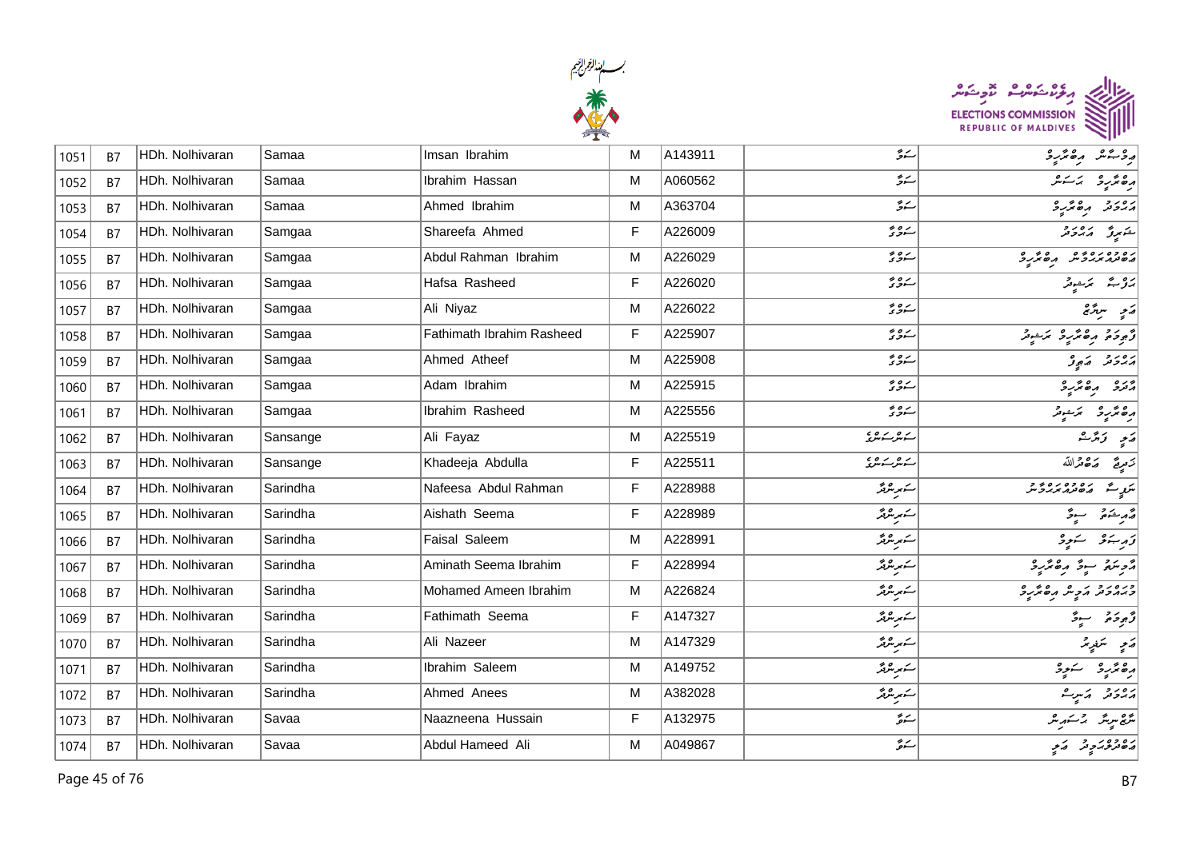| 1051 | B7 | HDh. Nolhivaran | Samaa | Imsan Ibrahim | M | A143911 | ސަމާ | އިމްސާން އިބްރާހީމް |
|---|---|---|---|---|---|---|---|---|
| 1052 | B7 | HDh. Nolhivaran | Samaa | Ibrahim Hassan | M | A060562 | ސަމާ | އިބްރާހީމް ހަސަން |
| 1053 | B7 | HDh. Nolhivaran | Samaa | Ahmed Ibrahim | M | A363704 | ސަމާ | އަހްމަދު އިބްރާހީމް |
| 1054 | B7 | HDh. Nolhivaran | Samgaa | Shareefa Ahmed | F | A226009 | ސަމްގާ | ޝަރީފާ އަހްމަދު |
| 1055 | B7 | HDh. Nolhivaran | Samgaa | Abdul Rahman Ibrahim | M | A226029 | ސަމްގާ | އަބްދުއްރަހްމާން އިބްރާހީމް |
| 1056 | B7 | HDh. Nolhivaran | Samgaa | Hafsa Rasheed | F | A226020 | ސަމްގާ | ހަފްސާ ރަޝީދު |
| 1057 | B7 | HDh. Nolhivaran | Samgaa | Ali Niyaz | M | A226022 | ސަމްގާ | އަލި ނިޔާޒު |
| 1058 | B7 | HDh. Nolhivaran | Samgaa | Fathimath Ibrahim Rasheed | F | A225907 | ސަމްގާ | ފާތިމަތު އިބްރާހީމް ރަޝީދު |
| 1059 | B7 | HDh. Nolhivaran | Samgaa | Ahmed Atheef | M | A225908 | ސަމްގާ | އަހްމަދު އަތީފު |
| 1060 | B7 | HDh. Nolhivaran | Samgaa | Adam Ibrahim | M | A225915 | ސަމްގާ | އާދަމް އިބްރާހީމް |
| 1061 | B7 | HDh. Nolhivaran | Samgaa | Ibrahim Rasheed | M | A225556 | ސަމްގާ | އިބްރާހީމް ރަޝީދު |
| 1062 | B7 | HDh. Nolhivaran | Sansange | Ali Fayaz | M | A225519 | ސަންސަންގެ | އަލި ފަޔާޒް |
| 1063 | B7 | HDh. Nolhivaran | Sansange | Khadeeja Abdulla | F | A225511 | ސަންސަންގެ | ހަދީޖާ އަބްދުﷲ |
| 1064 | B7 | HDh. Nolhivaran | Sarindha | Nafeesa Abdul Rahman | F | A228988 | ސަރިންދާ | ނަފީސާ އަބްދުއްރަހްމާން |
| 1065 | B7 | HDh. Nolhivaran | Sarindha | Aishath Seema | F | A228989 | ސަރިންދާ | އާއިޝަތު ސީމާ |
| 1066 | B7 | HDh. Nolhivaran | Sarindha | Faisal Saleem | M | A228991 | ސަރިންދާ | ފައިސަލް ސަލީމް |
| 1067 | B7 | HDh. Nolhivaran | Sarindha | Aminath Seema Ibrahim | F | A228994 | ސަރިންދާ | އާމިނަތު ސީމާ އިބްރާހީމް |
| 1068 | B7 | HDh. Nolhivaran | Sarindha | Mohamed Ameen Ibrahim | M | A226824 | ސަރިންދާ | މުހައްމަދު އަމީން އިބްރާހީމް |
| 1069 | B7 | HDh. Nolhivaran | Sarindha | Fathimath Seema | F | A147327 | ސަރިންދާ | ފާތިމަތު ސީމާ |
| 1070 | B7 | HDh. Nolhivaran | Sarindha | Ali Nazeer | M | A147329 | ސަރިންދާ | އަލި ނަޒީރު |
| 1071 | B7 | HDh. Nolhivaran | Sarindha | Ibrahim Saleem | M | A149752 | ސަރިންދާ | އިބްރާހީމް ސަލީމް |
| 1072 | B7 | HDh. Nolhivaran | Sarindha | Ahmed Anees | M | A382028 | ސަރިންދާ | އަހްމަދު އަނީސް |
| 1073 | B7 | HDh. Nolhivaran | Savaa | Naazneena Hussain | F | A132975 | ސަވާ | ނާޒްނީނާ ހުސައިން |
| 1074 | B7 | HDh. Nolhivaran | Savaa | Abdul Hameed Ali | M | A049867 | ސަވާ | އަބްދުލްހަމީދު އަލި |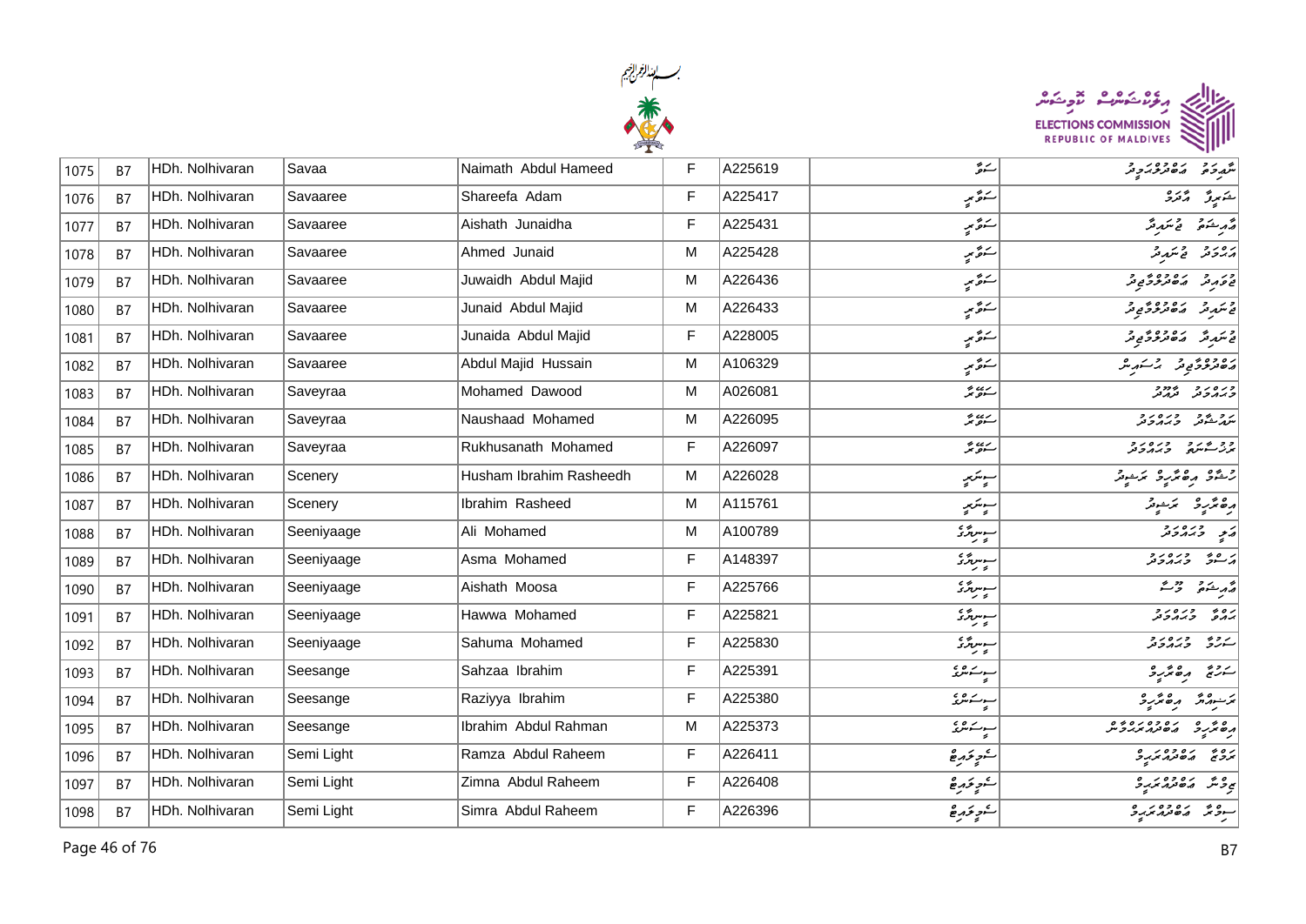| 1075 | B7 | HDh. Nolhivaran | Savaa | Naimath Abdul Hameed | F | A225619 | ސަވާ | ނާއިމަތު އަބްދުލްހަމީދު |
|---|---|---|---|---|---|---|---|---|
| 1076 | B7 | HDh. Nolhivaran | Savaaree | Shareefa Adam | F | A225417 | ސަވާރީ | ޝަރީފާ އާދަމް |
| 1077 | B7 | HDh. Nolhivaran | Savaaree | Aishath Junaidha | F | A225431 | ސަވާރީ | އާއިޝަތު ޖުނައިދާ |
| 1078 | B7 | HDh. Nolhivaran | Savaaree | Ahmed Junaid | M | A225428 | ސަވާރީ | އަޙްމަދު ޖުނައިދު |
| 1079 | B7 | HDh. Nolhivaran | Savaaree | Juwaidh Abdul Majid | M | A226436 | ސަވާރީ | ޖުވައިދު އަބްދުލްމާޖިދު |
| 1080 | B7 | HDh. Nolhivaran | Savaaree | Junaid Abdul Majid | M | A226433 | ސަވާރީ | ޖުނައިދު އަބްދުލްމާޖިދު |
| 1081 | B7 | HDh. Nolhivaran | Savaaree | Junaida Abdul Majid | F | A228005 | ސަވާރީ | ޖުނައިދާ އަބްދުލްމާޖިދު |
| 1082 | B7 | HDh. Nolhivaran | Savaaree | Abdul Majid Hussain | M | A106329 | ސަވާރީ | އަބްދުލްމާޖިދު ޙުސައިން |
| 1083 | B7 | HDh. Nolhivaran | Saveyraa | Mohamed Dawood | M | A026081 | ސަވޭރާ | މުޙައްމަދު ދާއޫދު |
| 1084 | B7 | HDh. Nolhivaran | Saveyraa | Naushaad Mohamed | M | A226095 | ސަވޭރާ | ނައުޝާދު މުޙައްމަދު |
| 1085 | B7 | HDh. Nolhivaran | Saveyraa | Rukhusanath Mohamed | F | A226097 | ސަވޭރާ | ރުޚުސާނަތު މުޙައްމަދު |
| 1086 | B7 | HDh. Nolhivaran | Scenery | Husham Ibrahim Rasheedh | M | A226028 | ސީނަރީ | ހުޝާމް އިބްރާހީމް ރަޝީދު |
| 1087 | B7 | HDh. Nolhivaran | Scenery | Ibrahim Rasheed | M | A115761 | ސީނަރީ | އިބްރާހީމް ރަޝީދު |
| 1088 | B7 | HDh. Nolhivaran | Seeniyaage | Ali Mohamed | M | A100789 | ސީނިޔާގެ | އަލި މުޙައްމަދު |
| 1089 | B7 | HDh. Nolhivaran | Seeniyaage | Asma Mohamed | F | A148397 | ސީނިޔާގެ | އަސްމާ މުޙައްމަދު |
| 1090 | B7 | HDh. Nolhivaran | Seeniyaage | Aishath Moosa | F | A225766 | ސީނިޔާގެ | އާއިޝަތު މޫސާ |
| 1091 | B7 | HDh. Nolhivaran | Seeniyaage | Hawwa Mohamed | F | A225821 | ސީނިޔާގެ | ހައްވާ މުޙައްމަދު |
| 1092 | B7 | HDh. Nolhivaran | Seeniyaage | Sahuma Mohamed | F | A225830 | ސީނިޔާގެ | ސަހުމާ މުޙައްމަދު |
| 1093 | B7 | HDh. Nolhivaran | Seesange | Sahzaa Ibrahim | F | A225391 | ސީސަންގެ | ސަހްޒާ އިބްރާހީމް |
| 1094 | B7 | HDh. Nolhivaran | Seesange | Raziyya Ibrahim | F | A225380 | ސީސަންގެ | ރަޟިއްޔާ އިބްރާހީމް |
| 1095 | B7 | HDh. Nolhivaran | Seesange | Ibrahim Abdul Rahman | M | A225373 | ސީސަންގެ | އިބްރާހީމް އަބްދުއްރަޙްމާން |
| 1096 | B7 | HDh. Nolhivaran | Semi Light | Ramza Abdul Raheem | F | A226411 | ސެމީލައިޓް | ރަމްޒާ އަބްދުއްރަޙީމް |
| 1097 | B7 | HDh. Nolhivaran | Semi Light | Zimna Abdul Raheem | F | A226408 | ސެމީލައިޓް | ޒިމްނާ އަބްދުއްރަޙީމް |
| 1098 | B7 | HDh. Nolhivaran | Semi Light | Simra Abdul Raheem | F | A226396 | ސެމީލައިޓް | ސިމްރާ އަބްދުއްރަޙީމް |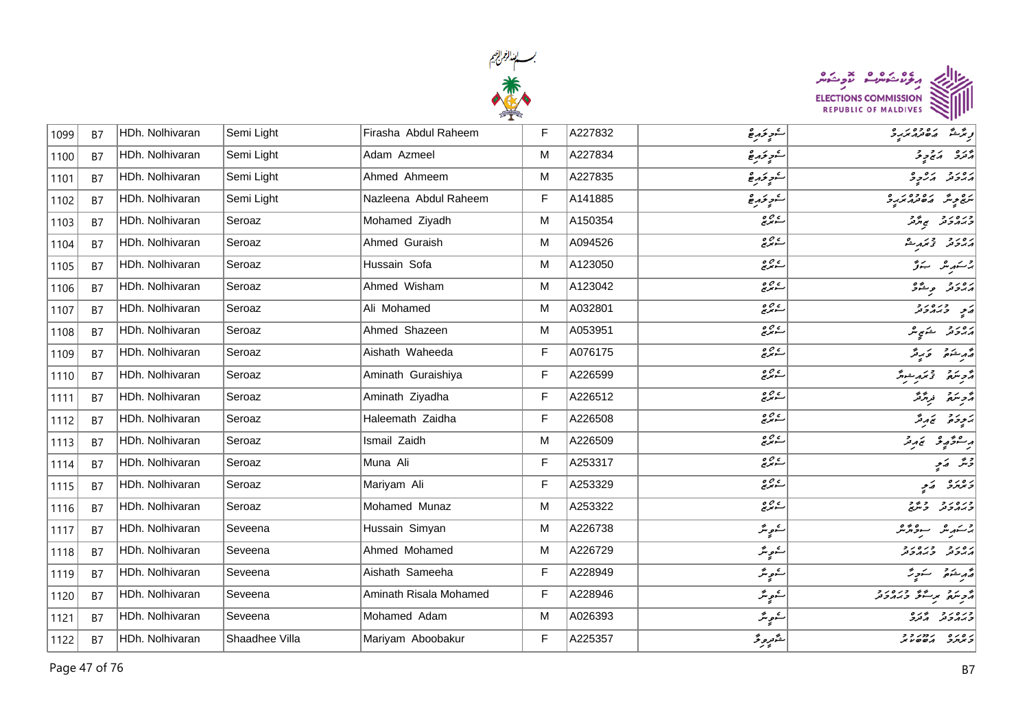| 1099 | B7 | HDh. Nolhivaran | Semi Light | Firasha Abdul Raheem | F | A227832 | ސެމިލައިޓް | ފިރާޝާ އަބްދުލްރަޙީމް |
|---|---|---|---|---|---|---|---|---|
| 1100 | B7 | HDh. Nolhivaran | Semi Light | Adam Azmeel | M | A227834 | ސެމިލައިޓް | އާދަމް އަޒްމީލް |
| 1101 | B7 | HDh. Nolhivaran | Semi Light | Ahmed Ahmeem | M | A227835 | ސެމިލައިޓް | އަޙްމަދު އަޙްމީމް |
| 1102 | B7 | HDh. Nolhivaran | Semi Light | Nazleena Abdul Raheem | F | A141885 | ސެމިލައިޓް | ނަޒްލީނާ އަބްދުލްރަޙީމް |
| 1103 | B7 | HDh. Nolhivaran | Seroaz | Mohamed Ziyadh | M | A150354 | ސެރޯޒް | މުޙައްމަދު ޒިޔާދު |
| 1104 | B7 | HDh. Nolhivaran | Seroaz | Ahmed Guraish | M | A094526 | ސެރޯޒް | އަޙްމަދު ގުރައިޝް |
| 1105 | B7 | HDh. Nolhivaran | Seroaz | Hussain Sofa | M | A123050 | ސެރޯޒް | ޙުސައިން ސަފާ |
| 1106 | B7 | HDh. Nolhivaran | Seroaz | Ahmed Wisham | M | A123042 | ސެރޯޒް | އަޙްމަދު ވިޝާމް |
| 1107 | B7 | HDh. Nolhivaran | Seroaz | Ali Mohamed | M | A032801 | ސެރޯޒް | އަލި މުޙައްމަދު |
| 1108 | B7 | HDh. Nolhivaran | Seroaz | Ahmed Shazeen | M | A053951 | ސެރޯޒް | އަޙްމަދު ޝަޒީން |
| 1109 | B7 | HDh. Nolhivaran | Seroaz | Aishath Waheeda | F | A076175 | ސެރޯޒް | އާއިޝަތު ވަޙީދާ |
| 1110 | B7 | HDh. Nolhivaran | Seroaz | Aminath Guraishiya | F | A226599 | ސެރޯޒް | އާމިނަތު ގުރައިޝިޔާ |
| 1111 | B7 | HDh. Nolhivaran | Seroaz | Aminath Ziyadha | F | A226512 | ސެރޯޒް | އާމިނަތު ޒިޔާދާ |
| 1112 | B7 | HDh. Nolhivaran | Seroaz | Haleemath Zaidha | F | A226508 | ސެރޯޒް | ހަލީމަތު ޒައިދާ |
| 1113 | B7 | HDh. Nolhivaran | Seroaz | Ismail Zaidh | M | A226509 | ސެރޯޒް | އިސްމާއިލް ޒައިދު |
| 1114 | B7 | HDh. Nolhivaran | Seroaz | Muna Ali | F | A253317 | ސެރޯޒް | މުނާ އަލި |
| 1115 | B7 | HDh. Nolhivaran | Seroaz | Mariyam Ali | F | A253329 | ސެރޯޒް | މަރިޔަމް އަލި |
| 1116 | B7 | HDh. Nolhivaran | Seroaz | Mohamed Munaz | M | A253322 | ސެރޯޒް | މުޙައްމަދު މުނާޒް |
| 1117 | B7 | HDh. Nolhivaran | Seveena | Hussain Simyan | M | A226738 | ސެވީނާ | ޙުސައިން ސިމްޔާން |
| 1118 | B7 | HDh. Nolhivaran | Seveena | Ahmed Mohamed | M | A226729 | ސެވީނާ | އަޙްމަދު މުޙައްމަދު |
| 1119 | B7 | HDh. Nolhivaran | Seveena | Aishath Sameeha | F | A228949 | ސެވީނާ | އާއިޝަތު ސަމީހާ |
| 1120 | B7 | HDh. Nolhivaran | Seveena | Aminath Risala Mohamed | F | A228946 | ސެވީނާ | އާމިނަތު ރިސާލާ މުޙައްމަދު |
| 1121 | B7 | HDh. Nolhivaran | Seveena | Mohamed Adam | M | A026393 | ސެވީނާ | މުޙައްމަދު އާދަމް |
| 1122 | B7 | HDh. Nolhivaran | Shaadhee Villa | Mariyam Aboobakur | F | A225357 | ޝާދީވިލާ | މަރިޔަމް އަބޫބަކުރު |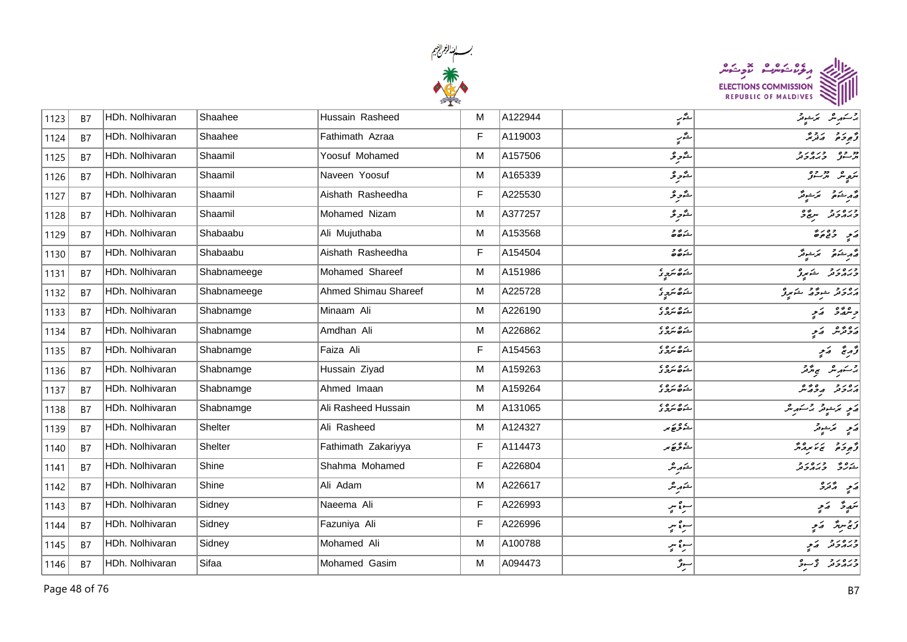| 1123 | B7 | HDh. Nolhivaran | Shaahee | Hussain Rasheed | M | A122944 | شَّرِ | بُرْسَہرِ بْرَ بَرَشِيْدُ |
|---|---|---|---|---|---|---|---|---|
| 1124 | B7 | HDh. Nolhivaran | Shaahee | Fathimath Azraa | F | A119003 | شَّرِ | وَّجِوَمُ مَہْتَرُ |
| 1125 | B7 | HDh. Nolhivaran | Shaamil | Yoosuf Mohamed | M | A157506 | شَّرِوْ | بُرْ-سُوْ دِيَہُرُوَ تَرْ |
| 1126 | B7 | HDh. Nolhivaran | Shaamil | Naveen Yoosuf | M | A165339 | شَّرِوْ | سَرَہِیْسُ بُرْسُوْ |
| 1127 | B7 | HDh. Nolhivaran | Shaamil | Aishath Rasheedha | F | A225530 | شَّرِوْ | مَّہِ شَوَ بَرَشِيْدَ |
| 1128 | B7 | HDh. Nolhivaran | Shaamil | Mohamed Nizam | M | A377257 | شَّرِوْ | وَيَہُرُوَ تَرْ سِرِجَّ وْ |
| 1129 | B7 | HDh. Nolhivaran | Shabaabu | Ali Mujuthaba | M | A153568 | شَہَ ھَّ ھُ | مَہِ ذُوْجُوَ ھَ |
| 1130 | B7 | HDh. Nolhivaran | Shabaabu | Aishath Rasheedha | F | A154504 | شَہَ ھَّ ھُ | مَّہِ شَوَ بَرَشِيْدَ |
| 1131 | B7 | HDh. Nolhivaran | Shabnameege | Mohamed Shareef | M | A151986 | شَہَ ھُ سَرَ جِ ءِ | وَيَہُرُوَ تَرْ شَہَبرِ وْ |
| 1132 | B7 | HDh. Nolhivaran | Shabnameege | Ahmed Shimau Shareef | M | A225728 | شَہَ ھُ سَرَ جِ ءِ | مَہْرُوَ تَرْ شِوَدُ شَہَبرِ وْ |
| 1133 | B7 | HDh. Nolhivaran | Shabnamge | Minaam Ali | M | A226190 | شَہَ ھُ سَرَ وْ ءِ | وِسْمَّہُ وْ مَہِ |
| 1134 | B7 | HDh. Nolhivaran | Shabnamge | Amdhan Ali | M | A226862 | شَہَ ھُ سَرَ وْ ءِ | مَہْوَ تَرْ سْ مَہِ |
| 1135 | B7 | HDh. Nolhivaran | Shabnamge | Faiza Ali | F | A154563 | شَہَ ھُ سَرَ وْ ءِ | وَّہِ جَّ مَہِ |
| 1136 | B7 | HDh. Nolhivaran | Shabnamge | Hussain Ziyad | M | A159263 | شَہَ ھُ سَرَ وْ ءِ | بُرْسَہرِ بْرَ بِي مَّرْ تَرْ |
| 1137 | B7 | HDh. Nolhivaran | Shabnamge | Ahmed Imaan | M | A159264 | شَہَ ھُ سَرَ وْ ءِ | مَہْرُوَ تَرْ مِرَوْ مَّ سْ |
| 1138 | B7 | HDh. Nolhivaran | Shabnamge | Ali Rasheed Hussain | M | A131065 | شَہَ ھُ سَرَ وْ ءِ | مَہِ بَرَشِيْدُ بُرْسَہرِ بْرَ |
| 1139 | B7 | HDh. Nolhivaran | Shelter | Ali Rasheed | M | A124327 | شَءْ وْ ھَ بَرْ | مَہِ بَرَشِيْدُ |
| 1140 | B7 | HDh. Nolhivaran | Shelter | Fathimath Zakariyya | F | A114473 | شَءْ وْ ھَ بَرْ | وَّجِوَمُ بَحَ مَ بِرِ مَہْ مَّرْ |
| 1141 | B7 | HDh. Nolhivaran | Shine | Shahma Mohamed | F | A226804 | شَہِ سْ | شَہُ رُدُّ وَيَہُرُوَ تَرْ |
| 1142 | B7 | HDh. Nolhivaran | Shine | Ali Adam | M | A226617 | شَہِ سْ | مَہِ مَّرُوْ |
| 1143 | B7 | HDh. Nolhivaran | Sidney | Naeema Ali | F | A226993 | سِوْءْ سِرِ | سَرَہِ دَّ مَہِ |
| 1144 | B7 | HDh. Nolhivaran | Sidney | Fazuniya Ali | F | A226996 | سِوْءْ سِرِ | وَجْ سِرِ مَّ مَہِ |
| 1145 | B7 | HDh. Nolhivaran | Sidney | Mohamed Ali | M | A100788 | سِوْءْ سِرِ | وَيَہُرُوَ تَرْ مَہِ |
| 1146 | B7 | HDh. Nolhivaran | Sifaa | Mohamed Gasim | M | A094473 | سِوَّ | وَيَہُرُوَ تَرْ تَّ سِوْ |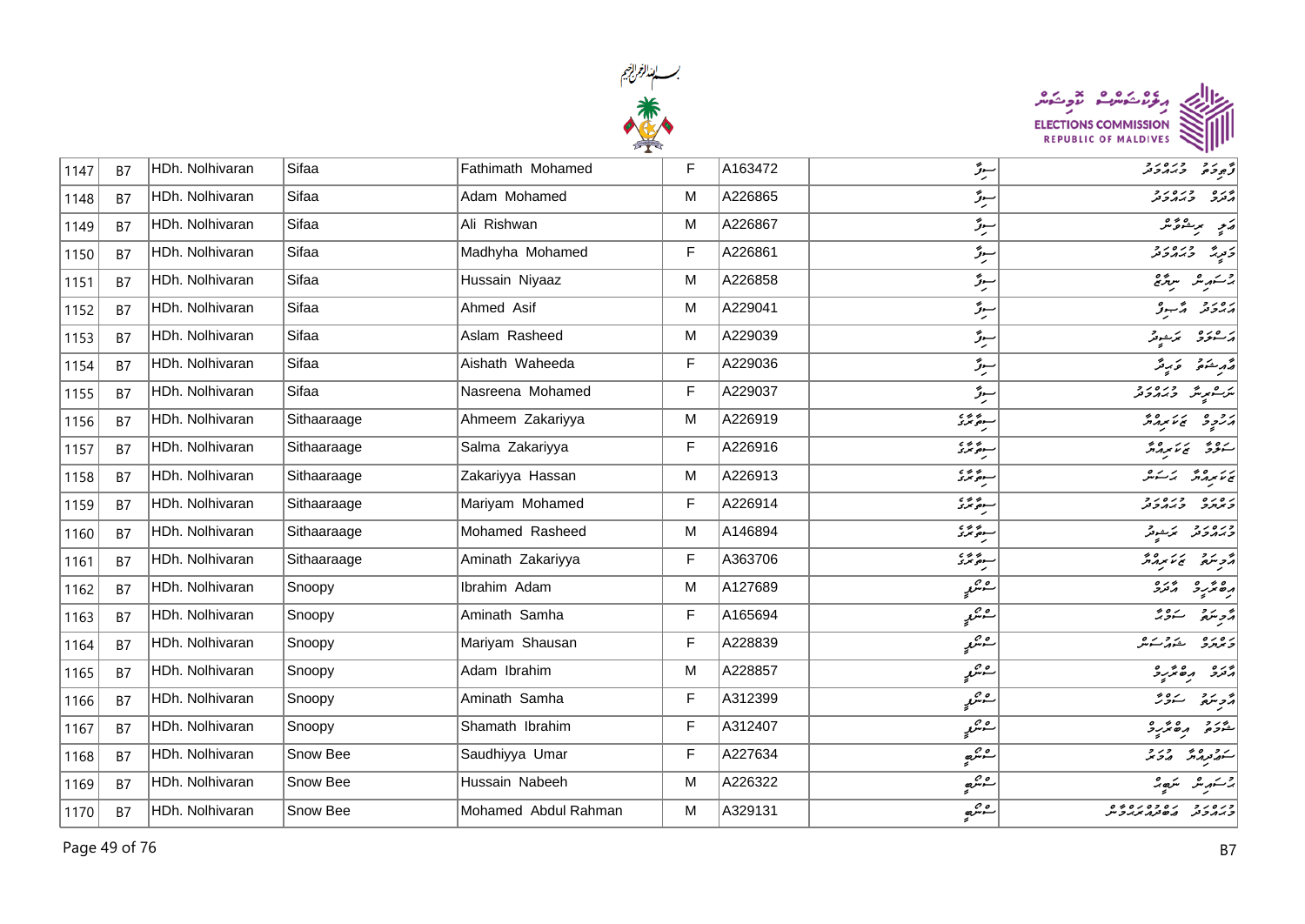| | | | | | | | | |
|---|---|---|---|---|---|---|---|---|
| 1147 | B7 | HDh. Nolhivaran | Sifaa | Fathimath Mohamed | F | A163472 | ސިފާ | ފާތިމަތު މުހައްމަދު |
| 1148 | B7 | HDh. Nolhivaran | Sifaa | Adam Mohamed | M | A226865 | ސިފާ | އާދަމް މުހައްމަދު |
| 1149 | B7 | HDh. Nolhivaran | Sifaa | Ali Rishwan | M | A226867 | ސިފާ | އަލި ރިޝްވާން |
| 1150 | B7 | HDh. Nolhivaran | Sifaa | Madhyha Mohamed | F | A226861 | ސިފާ | މަދިޔާ މުހައްމަދު |
| 1151 | B7 | HDh. Nolhivaran | Sifaa | Hussain Niyaaz | M | A226858 | ސިފާ | ހުސައިން ނިޔާޒް |
| 1152 | B7 | HDh. Nolhivaran | Sifaa | Ahmed Asif | M | A229041 | ސިފާ | އަޙްމަދު އާސިފް |
| 1153 | B7 | HDh. Nolhivaran | Sifaa | Aslam Rasheed | M | A229039 | ސިފާ | އަސްލަމް ރަޝީދު |
| 1154 | B7 | HDh. Nolhivaran | Sifaa | Aishath Waheeda | F | A229036 | ސިފާ | އާއިޝަތު ވަހީދާ |
| 1155 | B7 | HDh. Nolhivaran | Sifaa | Nasreena Mohamed | F | A229037 | ސިފާ | ނަސްރީނާ މުހައްމަދު |
| 1156 | B7 | HDh. Nolhivaran | Sithaaraage | Ahmeem Zakariyya | M | A226919 | ސިތާރާގެ | އަޙްމީމް ޒަކަރިއްޔާ |
| 1157 | B7 | HDh. Nolhivaran | Sithaaraage | Salma Zakariyya | F | A226916 | ސިތާރާގެ | ސަލްމާ ޒަކަރިއްޔާ |
| 1158 | B7 | HDh. Nolhivaran | Sithaaraage | Zakariyya Hassan | M | A226913 | ސިތާރާގެ | ޒަކަރިއްޔާ ހަސަން |
| 1159 | B7 | HDh. Nolhivaran | Sithaaraage | Mariyam Mohamed | F | A226914 | ސިތާރާގެ | މަރިޔަމް މުހައްމަދު |
| 1160 | B7 | HDh. Nolhivaran | Sithaaraage | Mohamed Rasheed | M | A146894 | ސިތާރާގެ | މުހައްމަދު ރަޝީދު |
| 1161 | B7 | HDh. Nolhivaran | Sithaaraage | Aminath Zakariyya | F | A363706 | ސިތާރާގެ | އާމިނަތު ޒަކަރިއްޔާ |
| 1162 | B7 | HDh. Nolhivaran | Snoopy | Ibrahim Adam | M | A127689 | ސްނޫޕީ | އިބްރާހީމް އާދަމް |
| 1163 | B7 | HDh. Nolhivaran | Snoopy | Aminath Samha | F | A165694 | ސްނޫޕީ | އާމިނަތު ސަމްހާ |
| 1164 | B7 | HDh. Nolhivaran | Snoopy | Mariyam Shausan | F | A228839 | ސްނޫޕީ | މަރިޔަމް ޝައުސަން |
| 1165 | B7 | HDh. Nolhivaran | Snoopy | Adam Ibrahim | M | A228857 | ސްނޫޕީ | އާދަމް އިބްރާހީމް |
| 1166 | B7 | HDh. Nolhivaran | Snoopy | Aminath Samha | F | A312399 | ސްނޫޕީ | އާމިނަތު ސަމްހާ |
| 1167 | B7 | HDh. Nolhivaran | Snoopy | Shamath Ibrahim | F | A312407 | ސްނޫޕީ | ޝާމަތު އިބްރާހީމް |
| 1168 | B7 | HDh. Nolhivaran | Snow Bee | Saudhiyya Umar | F | A227634 | ސްނޯބީ | ސައުދިއްޔާ ޢުމަރު |
| 1169 | B7 | HDh. Nolhivaran | Snow Bee | Hussain Nabeeh | M | A226322 | ސްނޯބީ | ހުސައިން ނަބީހު |
| 1170 | B7 | HDh. Nolhivaran | Snow Bee | Mohamed Abdul Rahman | M | A329131 | ސްނޯބީ | މުހައްމަދު އަބްދުއްރަޙްމާން |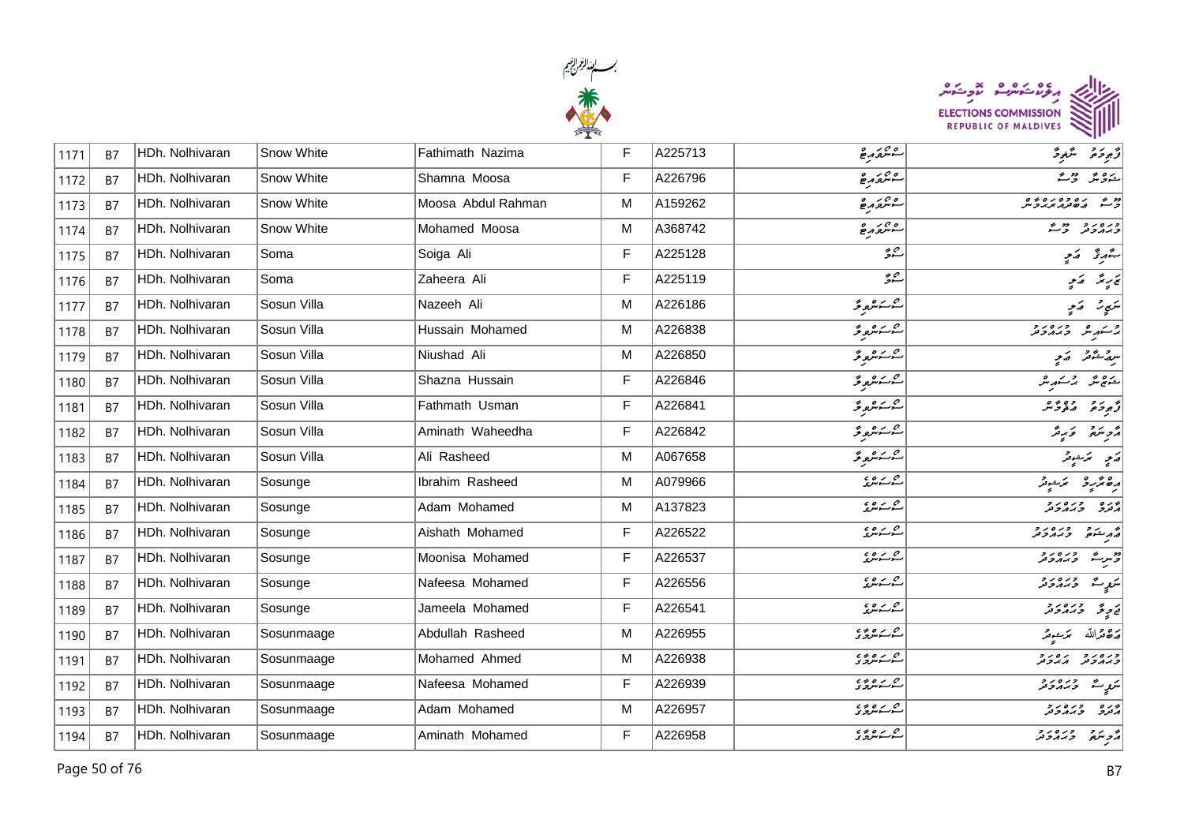| 1171 | B7 | HDh. Nolhivaran | Snow White | Fathimath Nazima | F | A225713 | ސްނޯވައިޓް | ފާތިމަތު ނާޒިމާ |
|---|---|---|---|---|---|---|---|---|
| 1172 | B7 | HDh. Nolhivaran | Snow White | Shamna Moosa | F | A226796 | ސްނޯވައިޓް | ޝަމްނާ މޫސާ |
| 1173 | B7 | HDh. Nolhivaran | Snow White | Moosa Abdul Rahman | M | A159262 | ސްނޯވައިޓް | މޫސާ އަބްދުއްރަޙްމާން |
| 1174 | B7 | HDh. Nolhivaran | Snow White | Mohamed Moosa | M | A368742 | ސްނޯވައިޓް | މުޙައްމަދު މޫސާ |
| 1175 | B7 | HDh. Nolhivaran | Soma | Soiga Ali | F | A225128 | ސޯމާ | ސޯއިގާ ޢަލީ |
| 1176 | B7 | HDh. Nolhivaran | Soma | Zaheera Ali | F | A225119 | ސޯމާ | ޒަހީރާ ޢަލީ |
| 1177 | B7 | HDh. Nolhivaran | Sosun Villa | Nazeeh Ali | M | A226186 | ސޯސަންވިލާ | ނަޒީހު ޢަލީ |
| 1178 | B7 | HDh. Nolhivaran | Sosun Villa | Hussain Mohamed | M | A226838 | ސޯސަންވިލާ | ޙުސައިން މުޙައްމަދު |
| 1179 | B7 | HDh. Nolhivaran | Sosun Villa | Niushad Ali | M | A226850 | ސޯސަންވިލާ | ނިއުޝާދު ޢަލީ |
| 1180 | B7 | HDh. Nolhivaran | Sosun Villa | Shazna Hussain | F | A226846 | ސޯސަންވިލާ | ޝަޒްނާ ޙުސައިން |
| 1181 | B7 | HDh. Nolhivaran | Sosun Villa | Fathmath Usman | F | A226841 | ސޯސަންވިލާ | ފާތިމަތު ޢުثްމާން |
| 1182 | B7 | HDh. Nolhivaran | Sosun Villa | Aminath Waheedha | F | A226842 | ސޯސަންވިލާ | އާމިނަތު ވަޙީދާ |
| 1183 | B7 | HDh. Nolhivaran | Sosun Villa | Ali Rasheed | M | A067658 | ސޯސަންވިލާ | ޢަލީ ރަޝީދު |
| 1184 | B7 | HDh. Nolhivaran | Sosunge | Ibrahim Rasheed | M | A079966 | ސޯސަންގެ | އިބްރާހީމް ރަޝީދު |
| 1185 | B7 | HDh. Nolhivaran | Sosunge | Adam Mohamed | M | A137823 | ސޯސަންގެ | އާދަމް މުޙައްމަދު |
| 1186 | B7 | HDh. Nolhivaran | Sosunge | Aishath Mohamed | F | A226522 | ސޯސަންގެ | ޢާއިޝަތު މުޙައްމަދު |
| 1187 | B7 | HDh. Nolhivaran | Sosunge | Moonisa Mohamed | F | A226537 | ސޯސަންގެ | މޫނިސާ މުޙައްމަދު |
| 1188 | B7 | HDh. Nolhivaran | Sosunge | Nafeesa Mohamed | F | A226556 | ސޯސަންގެ | ނަފީސާ މުޙައްމަދު |
| 1189 | B7 | HDh. Nolhivaran | Sosunge | Jameela Mohamed | F | A226541 | ސޯސަންގެ | ޖަމީލާ މުޙައްމަދު |
| 1190 | B7 | HDh. Nolhivaran | Sosunmaage | Abdullah Rasheed | M | A226955 | ސޯސަންމާގެ | އަބްދުއްލާހި ރަޝީދު |
| 1191 | B7 | HDh. Nolhivaran | Sosunmaage | Mohamed Ahmed | M | A226938 | ސޯސަންމާގެ | މުޙައްމަދު އަޙްމަދު |
| 1192 | B7 | HDh. Nolhivaran | Sosunmaage | Nafeesa Mohamed | F | A226939 | ސޯސަންމާގެ | ނަފީސާ މުޙައްމަދު |
| 1193 | B7 | HDh. Nolhivaran | Sosunmaage | Adam Mohamed | M | A226957 | ސޯސަންމާގެ | އާދަމް މުޙައްމަދު |
| 1194 | B7 | HDh. Nolhivaran | Sosunmaage | Aminath Mohamed | F | A226958 | ސޯސަންމާގެ | އާމިނަތު މުޙައްމަދު |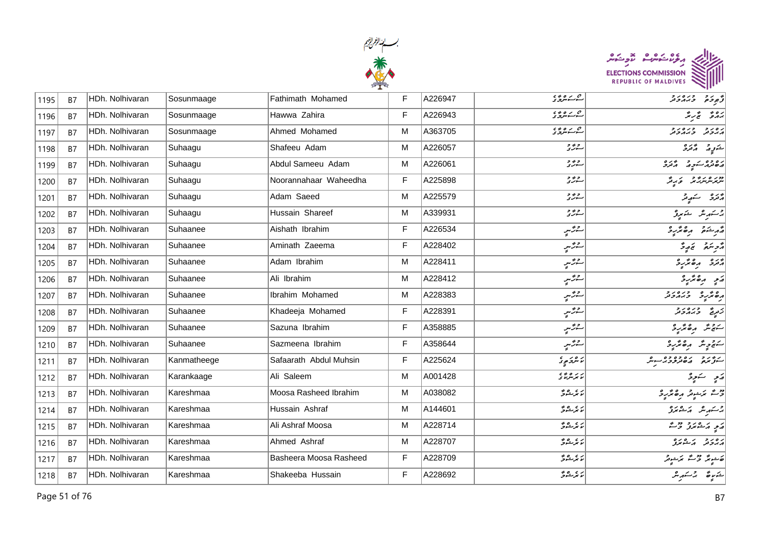| 1195 | B7 | HDh. Nolhivaran | Sosunmaage | Fathimath Mohamed | F | A226947 | ސޯސަންމާގެ | ފާތިމަތު މުޙައްމަދު |
|---|---|---|---|---|---|---|---|---|
| 1196 | B7 | HDh. Nolhivaran | Sosunmaage | Hawwa Zahira | F | A226943 | ސޯސަންމާގެ | ހައްވާ ޒާހިރާ |
| 1197 | B7 | HDh. Nolhivaran | Sosunmaage | Ahmed Mohamed | M | A363705 | ސޯސަންމާގެ | އަޙްމަދު މުޙައްމަދު |
| 1198 | B7 | HDh. Nolhivaran | Suhaagu | Shafeeu Adam | M | A226057 | ސުހާގު | ޝަފީޢު އާދަމް |
| 1199 | B7 | HDh. Nolhivaran | Suhaagu | Abdul Sameeu Adam | M | A226061 | ސުހާގު | އަބްދުލްސަމީޢު އާދަމް |
| 1200 | B7 | HDh. Nolhivaran | Suhaagu | Noorannahaar Waheedha | F | A225898 | ސުހާގު | ނޫރަންނަހާރު ވަޙީދާ |
| 1201 | B7 | HDh. Nolhivaran | Suhaagu | Adam Saeed | M | A225579 | ސުހާގު | އާދަމް ސަޢީދު |
| 1202 | B7 | HDh. Nolhivaran | Suhaagu | Hussain Shareef | M | A339931 | ސުހާގު | ހުސައިން ޝަރީފު |
| 1203 | B7 | HDh. Nolhivaran | Suhaanee | Aishath Ibrahim | F | A226534 | ސުހާނީ | އާއިޝަތު އިބްރާހީމް |
| 1204 | B7 | HDh. Nolhivaran | Suhaanee | Aminath Zaeema | F | A228402 | ސުހާނީ | އާމިނަތު ޒަޢީމާ |
| 1205 | B7 | HDh. Nolhivaran | Suhaanee | Adam Ibrahim | M | A228411 | ސުހާނީ | އާދަމް އިބްރާހީމް |
| 1206 | B7 | HDh. Nolhivaran | Suhaanee | Ali Ibrahim | M | A228412 | ސުހާނީ | އަލި އިބްރާހީމް |
| 1207 | B7 | HDh. Nolhivaran | Suhaanee | Ibrahim Mohamed | M | A228383 | ސުހާނީ | އިބްރާހީމް މުޙައްމަދު |
| 1208 | B7 | HDh. Nolhivaran | Suhaanee | Khadeeja Mohamed | F | A228391 | ސުހާނީ | ޚަދީޖާ މުޙައްމަދު |
| 1209 | B7 | HDh. Nolhivaran | Suhaanee | Sazuna Ibrahim | F | A358885 | ސުހާނީ | ސަޒުނާ އިބްރާހީމް |
| 1210 | B7 | HDh. Nolhivaran | Suhaanee | Sazmeena Ibrahim | F | A358644 | ސުހާނީ | ސަޒްމީނާ އިބްރާހީމް |
| 1211 | B7 | HDh. Nolhivaran | Kanmatheege | Safaarath Abdul Muhsin | F | A225624 |ކަންމަތީގެ | ސަފާރަތު އަބްދުލްމުޙްސިން |
| 1212 | B7 | HDh. Nolhivaran | Karankaage | Ali Saleem | M | A001428 | ކަރަންކާގެ | އަލި ސަލީމް |
| 1213 | B7 | HDh. Nolhivaran | Kareshmaa | Moosa Rasheed Ibrahim | M | A038082 | ކަރެޝްމާ | މޫސާ ރަޝީދު އިބްރާހީމް |
| 1214 | B7 | HDh. Nolhivaran | Kareshmaa | Hussain Ashraf | M | A144601 | ކަރެޝްމާ | ހުސައިން އަޝްރަފު |
| 1215 | B7 | HDh. Nolhivaran | Kareshmaa | Ali Ashraf Moosa | M | A228714 | ކަރެޝްމާ | އަލި އަޝްރަފު މޫސާ |
| 1216 | B7 | HDh. Nolhivaran | Kareshmaa | Ahmed Ashraf | M | A228707 | ކަރެޝްމާ | އަޙްމަދު އަޝްރަފު |
| 1217 | B7 | HDh. Nolhivaran | Kareshmaa | Basheera Moosa Rasheed | F | A228709 | ކަރެޝްމާ | ބަޝީރާ މޫސާ ރަޝީދު |
| 1218 | B7 | HDh. Nolhivaran | Kareshmaa | Shakeeba Hussain | F | A228692 | ކަރެޝްމާ | ޝަކީބާ ހުސައިން |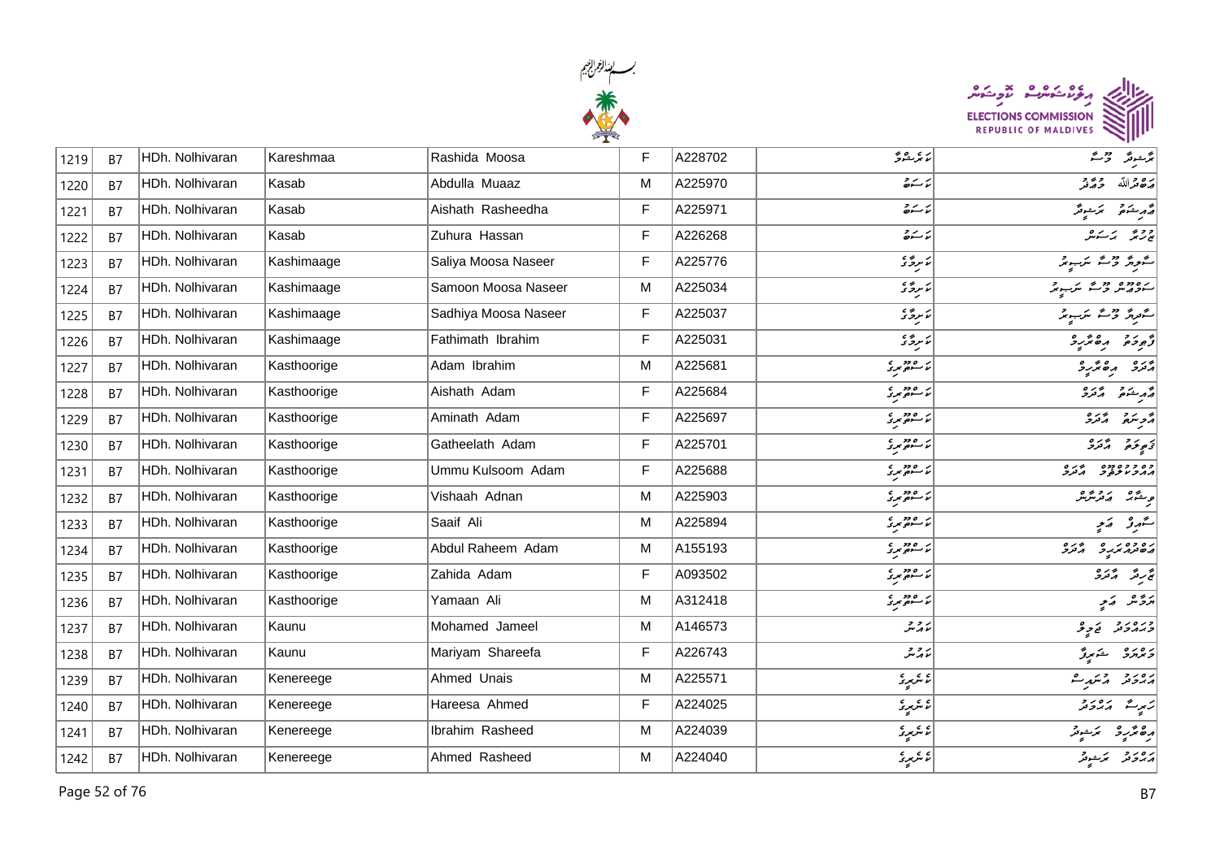| 1219 | B7 | HDh. Nolhivaran | Kareshmaa | Rashida Moosa | F | A228702 | ކަރެޝްމާ | ރާޝިދާ މޫސާ |
|---|---|---|---|---|---|---|---|---|
| 1220 | B7 | HDh. Nolhivaran | Kasab | Abdulla Muaaz | M | A225970 | ކަސަބ | އަބްދުﷲ މުޢާޛު |
| 1221 | B7 | HDh. Nolhivaran | Kasab | Aishath Rasheedha | F | A225971 | ކަސަބ | އާއިޝަތު ރަޝީދާ |
| 1222 | B7 | HDh. Nolhivaran | Kasab | Zuhura Hassan | F | A226268 | ކަސަބ | ޒުހުރާ ހަސަން |
| 1223 | B7 | HDh. Nolhivaran | Kashimaage | Saliya Moosa Naseer | F | A225776 | ކަށިމާގެ | ސާލިޔާ މޫސާ ނަސީރު |
| 1224 | B7 | HDh. Nolhivaran | Kashimaage | Samoon Moosa Naseer | M | A225034 | ކަށިމާގެ | ސަމޫން މޫސާ ނަސީރު |
| 1225 | B7 | HDh. Nolhivaran | Kashimaage | Sadhiya Moosa Naseer | F | A225037 | ކަށިމާގެ | ސާދިޔާ މޫސާ ނަސީރު |
| 1226 | B7 | HDh. Nolhivaran | Kashimaage | Fathimath Ibrahim | F | A225031 | ކަށިމާގެ | ފާތިމަތު އިބްރާހިމް |
| 1227 | B7 | HDh. Nolhivaran | Kasthoorige | Adam Ibrahim | M | A225681 | ކަސްތޫރިގެ | އާދަމް އިބްރާހިމް |
| 1228 | B7 | HDh. Nolhivaran | Kasthoorige | Aishath Adam | F | A225684 | ކަސްތޫރިގެ | އާއިޝަތު އާދަމް |
| 1229 | B7 | HDh. Nolhivaran | Kasthoorige | Aminath Adam | F | A225697 | ކަސްތޫރިގެ | އާމިނަތު އާދަމް |
| 1230 | B7 | HDh. Nolhivaran | Kasthoorige | Gatheelath Adam | F | A225701 | ކަސްތޫރިގެ | ގަތީލަތު އާދަމް |
| 1231 | B7 | HDh. Nolhivaran | Kasthoorige | Ummu Kulsoom Adam | F | A225688 | ކަސްތޫރިގެ | އުއްމު ކުލްސޫމް އާދަމް |
| 1232 | B7 | HDh. Nolhivaran | Kasthoorige | Vishaah Adnan | M | A225903 | ކަސްތޫރިގެ | ވިޝާހް އަދްނާން |
| 1233 | B7 | HDh. Nolhivaran | Kasthoorige | Saaif Ali | M | A225894 | ކަސްތޫރިގެ | ސާއިފް ޢަލި |
| 1234 | B7 | HDh. Nolhivaran | Kasthoorige | Abdul Raheem Adam | M | A155193 | ކަސްތޫރިގެ | އަބްދުއްރަޙީމް އާދަމް |
| 1235 | B7 | HDh. Nolhivaran | Kasthoorige | Zahida Adam | F | A093502 | ކަސްތޫރިގެ | ޒާހިދާ އާދަމް |
| 1236 | B7 | HDh. Nolhivaran | Kasthoorige | Yamaan Ali | M | A312418 | ކަސްތޫރިގެ | ޔަމާން ޢަލި |
| 1237 | B7 | HDh. Nolhivaran | Kaunu | Mohamed Jameel | M | A146573 | ކައުނު | މުހައްމަދު ޖަމީލް |
| 1238 | B7 | HDh. Nolhivaran | Kaunu | Mariyam Shareefa | F | A226743 | ކައުނު | މަރިޔަމް ޝަރީފާ |
| 1239 | B7 | HDh. Nolhivaran | Kenereege | Ahmed Unais | M | A225571 | ކެނެރީގެ | އަހްމަދު އުނައިސް |
| 1240 | B7 | HDh. Nolhivaran | Kenereege | Hareesa Ahmed | F | A224025 | ކެނެރީގެ | ހަރީސާ އަހްމަދު |
| 1241 | B7 | HDh. Nolhivaran | Kenereege | Ibrahim Rasheed | M | A224039 | ކެނެރީގެ | އިބްރާހިމް ރަޝީދު |
| 1242 | B7 | HDh. Nolhivaran | Kenereege | Ahmed Rasheed | M | A224040 | ކެނެރީގެ | އަހްމަދު ރަޝީދު |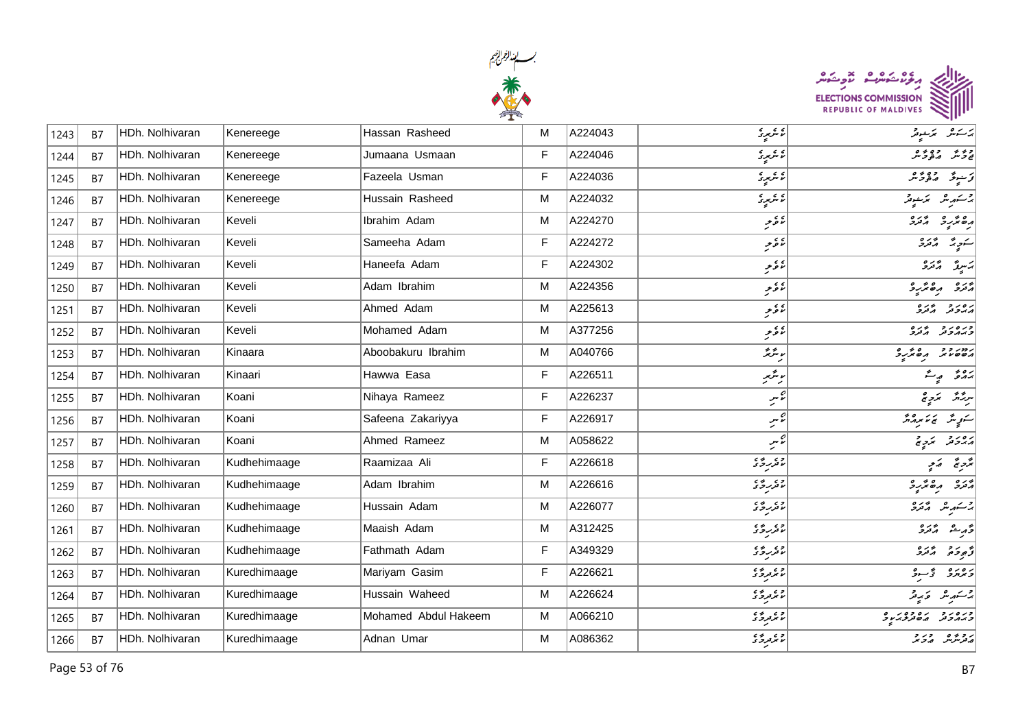| 1243 | B7 | HDh. Nolhivaran | Kenereege | Hassan Rasheed | M | A224043 | ކެނެރީގެ | ހަސަން ރަޝީދު |
|---|---|---|---|---|---|---|---|---|
| 1244 | B7 | HDh. Nolhivaran | Kenereege | Jumaana Usmaan | F | A224046 | ކެނެރީގެ | ޖުމާނާ އުސްމާން |
| 1245 | B7 | HDh. Nolhivaran | Kenereege | Fazeela Usman | F | A224036 | ކެނެރީގެ | ފަޒީލާ އުސްމާން |
| 1246 | B7 | HDh. Nolhivaran | Kenereege | Hussain Rasheed | M | A224032 | ކެނެރީގެ | ހުސައިން ރަޝީދު |
| 1247 | B7 | HDh. Nolhivaran | Keveli | Ibrahim Adam | M | A224270 | ކެވެލި | އިބްރާހީމް އާދަމް |
| 1248 | B7 | HDh. Nolhivaran | Keveli | Sameeha Adam | F | A224272 | ކެވެލި | ސަމީހާ އާދަމް |
| 1249 | B7 | HDh. Nolhivaran | Keveli | Haneefa Adam | F | A224302 | ކެވެލި | ހަނީފާ އާދަމް |
| 1250 | B7 | HDh. Nolhivaran | Keveli | Adam Ibrahim | M | A224356 | ކެވެލި | އާދަމް އިބްރާހީމް |
| 1251 | B7 | HDh. Nolhivaran | Keveli | Ahmed Adam | M | A225613 | ކެވެލި | އަހްމަދު އާދަމް |
| 1252 | B7 | HDh. Nolhivaran | Keveli | Mohamed Adam | M | A377256 | ކެވެލި | މުހައްމަދު އާދަމް |
| 1253 | B7 | HDh. Nolhivaran | Kinaara | Aboobakuru Ibrahim | M | A040766 | ކިނާރާ | އަބޫބަކުރު އިބްރާހީމް |
| 1254 | B7 | HDh. Nolhivaran | Kinaari | Hawwa Easa | F | A226511 | ކިނާރި | ހައްވާ ޢީސާ |
| 1255 | B7 | HDh. Nolhivaran | Koani | Nihaya Rameez | F | A226237 | ކޯނި | ނިހާޔާ ރަމީޒް |
| 1256 | B7 | HDh. Nolhivaran | Koani | Safeena Zakariyya | F | A226917 | ކޯނި | ސަފީނާ ޒަކަރިއްޔާ |
| 1257 | B7 | HDh. Nolhivaran | Koani | Ahmed Rameez | M | A058622 | ކޯނި | އަހްމަދު ރަމީޒް |
| 1258 | B7 | HDh. Nolhivaran | Kudhehimaage | Raamizaa Ali | F | A226618 | ކުދެހިމާގެ | ރާމިޒާ އަލި |
| 1259 | B7 | HDh. Nolhivaran | Kudhehimaage | Adam Ibrahim | M | A226616 | ކުދެހިމާގެ | އާދަމް އިބްރާހީމް |
| 1260 | B7 | HDh. Nolhivaran | Kudhehimaage | Hussain Adam | M | A226077 | ކުދެހިމާގެ | ހުސައިން އާދަމް |
| 1261 | B7 | HDh. Nolhivaran | Kudhehimaage | Maaish Adam | M | A312425 | ކުދެހިމާގެ | މާއިޝް އާދަމް |
| 1262 | B7 | HDh. Nolhivaran | Kudhehimaage | Fathmath Adam | F | A349329 | ކުދެހިމާގެ | ފާތިމަތު އާދަމް |
| 1263 | B7 | HDh. Nolhivaran | Kuredhimaage | Mariyam Gasim | F | A226621 | ކުރެދިމާގެ | މަރިޔަމް ޤާސިމް |
| 1264 | B7 | HDh. Nolhivaran | Kuredhimaage | Hussain Waheed | M | A226624 | ކުރެދިމާގެ | ހުސައިން ވަހީދު |
| 1265 | B7 | HDh. Nolhivaran | Kuredhimaage | Mohamed Abdul Hakeem | M | A066210 | ކުރެދިމާގެ | މުހައްމަދު އަބްދުލްހަކީމް |
| 1266 | B7 | HDh. Nolhivaran | Kuredhimaage | Adnan Umar | M | A086362 | ކުރެދިމާގެ | އަދުނާން އުމަރު |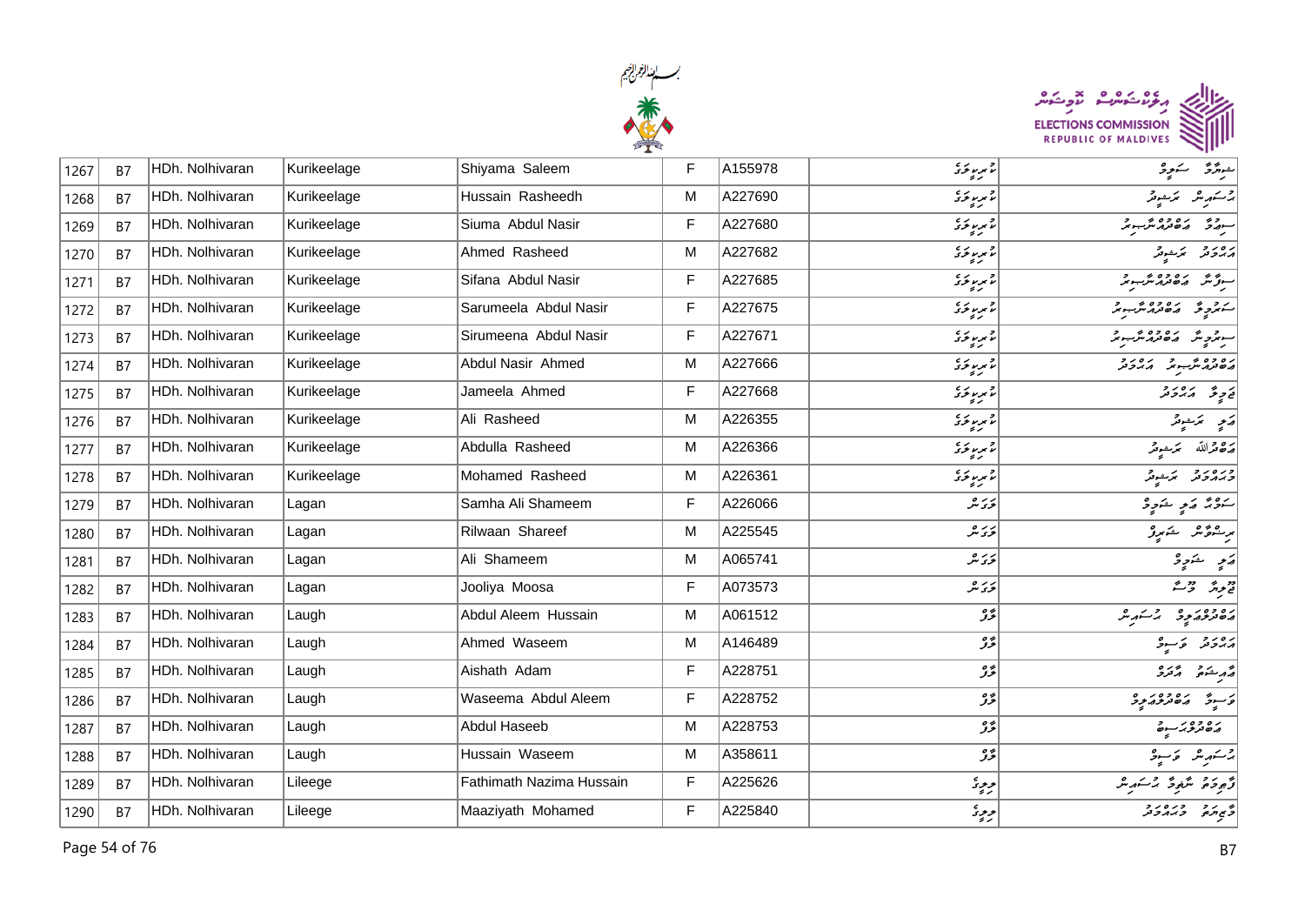| 1267 | B7 | HDh. Nolhivaran | Kurikeelage | Shiyama Saleem | F | A155978 | ުކުރިކީލަގެ | ޝިޔާމާ ސަލީމް |
|---|---|---|---|---|---|---|---|---|
| 1268 | B7 | HDh. Nolhivaran | Kurikeelage | Hussain Rasheedh | M | A227690 | ކުރިކީލަގެ | ހުސައިން ރަޝީދު |
| 1269 | B7 | HDh. Nolhivaran | Kurikeelage | Siuma Abdul Nasir | F | A227680 | ކުރިކީލަގެ | ސިއުމާ އަބްދުލްނާޞިރު |
| 1270 | B7 | HDh. Nolhivaran | Kurikeelage | Ahmed Rasheed | M | A227682 | ކުރިކީލަގެ | އަހްމަދު ރަޝީދު |
| 1271 | B7 | HDh. Nolhivaran | Kurikeelage | Sifana Abdul Nasir | F | A227685 | ކުރިކީލަގެ | ސިފާނާ އަބްދުލްނާޞިރު |
| 1272 | B7 | HDh. Nolhivaran | Kurikeelage | Sarumeela Abdul Nasir | F | A227675 | ކުރިކީލަގެ | ސަރުމީލާ އަބްދުލްނާޞިރު |
| 1273 | B7 | HDh. Nolhivaran | Kurikeelage | Sirumeena Abdul Nasir | F | A227671 | ކުރިކީލަގެ | ސިރުމީނާ އަބްދުލްނާޞިރު |
| 1274 | B7 | HDh. Nolhivaran | Kurikeelage | Abdul Nasir Ahmed | M | A227666 | ކުރިކީލަގެ | އަބްދުލްނާޞިރު އަހްމަދު |
| 1275 | B7 | HDh. Nolhivaran | Kurikeelage | Jameela Ahmed | F | A227668 | ކުރިކީލަގެ | ޖަމީލާ އަހްމަދު |
| 1276 | B7 | HDh. Nolhivaran | Kurikeelage | Ali Rasheed | M | A226355 | ކުރިކީލަގެ | އަލި ރަޝީދު |
| 1277 | B7 | HDh. Nolhivaran | Kurikeelage | Abdulla Rasheed | M | A226366 | ކުރިކީލަގެ | އަބްދުﷲ ރަޝީދު |
| 1278 | B7 | HDh. Nolhivaran | Kurikeelage | Mohamed Rasheed | M | A226361 | ކުރިކީލަގެ | މުހައްމަދު ރަޝީދު |
| 1279 | B7 | HDh. Nolhivaran | Lagan | Samha Ali Shameem | F | A226066 | ލަގަން | ސަމްހާ އަލި ޝަމީމް |
| 1280 | B7 | HDh. Nolhivaran | Lagan | Rilwaan Shareef | M | A225545 | ލަގަން | ރިލްވާން ޝަރީފު |
| 1281 | B7 | HDh. Nolhivaran | Lagan | Ali Shameem | M | A065741 | ލަގަން | އަލި ޝަމީމް |
| 1282 | B7 | HDh. Nolhivaran | Lagan | Jooliya Moosa | F | A073573 | ލަގަން | ޖޫލިޔާ މޫސާ |
| 1283 | B7 | HDh. Nolhivaran | Laugh | Abdul Aleem Hussain | M | A061512 | ލާފް | އަބްދުލްއަލީމް ހުސައިން |
| 1284 | B7 | HDh. Nolhivaran | Laugh | Ahmed Waseem | M | A146489 | ލާފް | އަހްމަދު ވަސީމް |
| 1285 | B7 | HDh. Nolhivaran | Laugh | Aishath Adam | F | A228751 | ލާފް | އާއިޝަތު އާދަމް |
| 1286 | B7 | HDh. Nolhivaran | Laugh | Waseema Abdul Aleem | F | A228752 | ލާފް | ވަސީމާ އަބްދުލްއަލީމް |
| 1287 | B7 | HDh. Nolhivaran | Laugh | Abdul Haseeb | M | A228753 | ލާފް | އަބްދުލްހަސީބު |
| 1288 | B7 | HDh. Nolhivaran | Laugh | Hussain Waseem | M | A358611 | ލާފް | ހުސައިން ވަސީމް |
| 1289 | B7 | HDh. Nolhivaran | Lileege | Fathimath Nazima Hussain | F | A225626 | ލިލީގެ | ފާތިމަތު ނާޒިމާ ހުސައިން |
| 1290 | B7 | HDh. Nolhivaran | Lileege | Maaziyath Mohamed | F | A225840 | ލިލީގެ | މާޒިޔަތު މުހައްމަދު |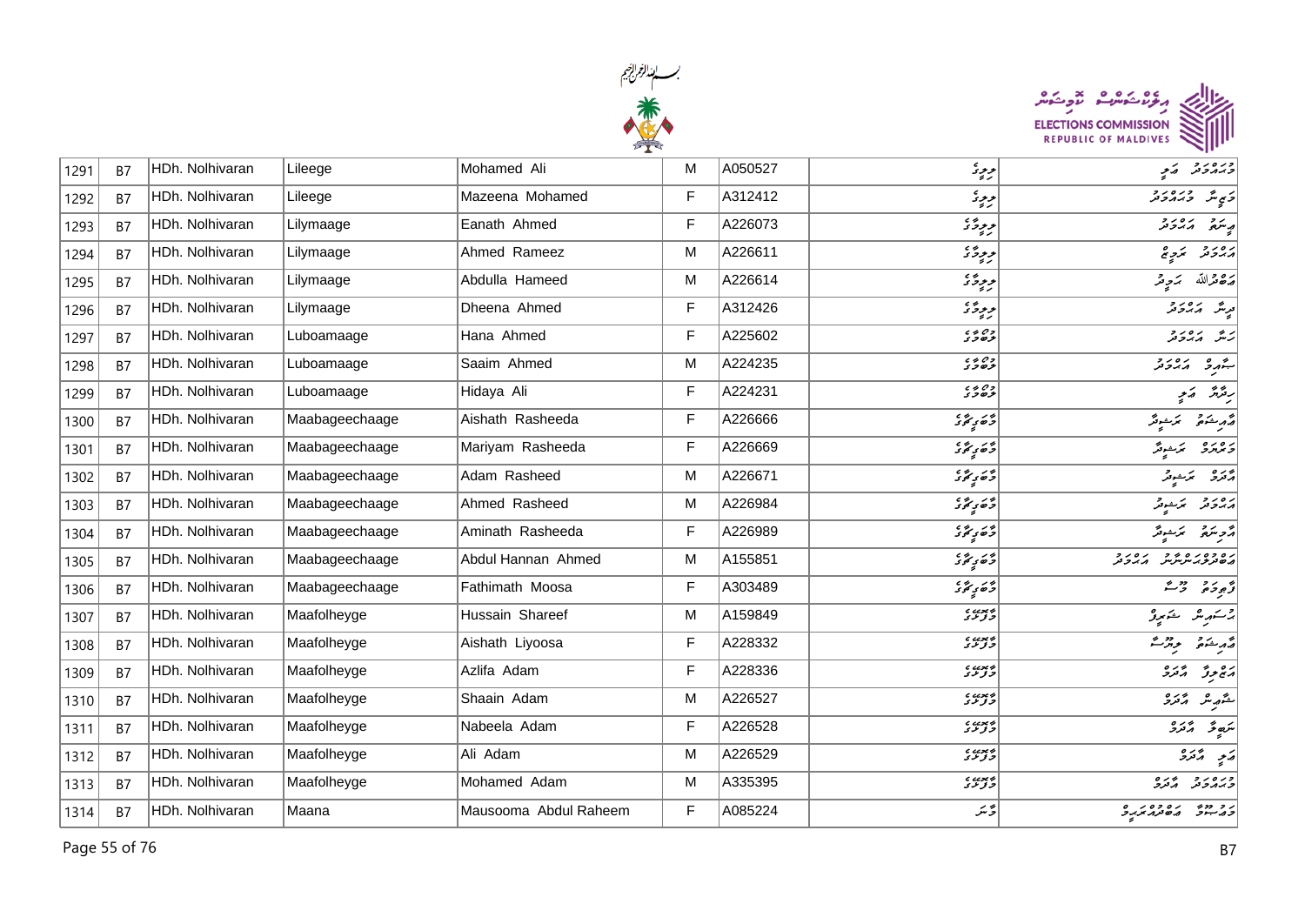| 1291 | B7 | HDh. Nolhivaran | Lileege | Mohamed Ali | M | A050527 | ލިލީގެ | މުހައްމަދު ޢަލީ |
|---|---|---|---|---|---|---|---|---|
| 1292 | B7 | HDh. Nolhivaran | Lileege | Mazeena Mohamed | F | A312412 | ލިލީގެ | މަޒީނާ މުހައްމަދު |
| 1293 | B7 | HDh. Nolhivaran | Lilymaage | Eanath Ahmed | F | A226073 | ލިލީމާގެ | ޢީނަތު އަޙްމަދު |
| 1294 | B7 | HDh. Nolhivaran | Lilymaage | Ahmed Rameez | M | A226611 | ލިލީމާގެ | އަޙްމަދު ރަމީޒް |
| 1295 | B7 | HDh. Nolhivaran | Lilymaage | Abdulla Hameed | M | A226614 | ލިލީމާގެ | އަބްދުﷲ ހަމީދު |
| 1296 | B7 | HDh. Nolhivaran | Lilymaage | Dheena Ahmed | F | A312426 | ލިލީމާގެ | ދީނާ އަޙްމަދު |
| 1297 | B7 | HDh. Nolhivaran | Luboamaage | Hana Ahmed | F | A225602 | ލުބޯމާގެ | ހަނާ އަޙްމަދު |
| 1298 | B7 | HDh. Nolhivaran | Luboamaage | Saaim Ahmed | M | A224235 | ލުބޯމާގެ | ސާއިމް އަޙްމަދު |
| 1299 | B7 | HDh. Nolhivaran | Luboamaage | Hidaya Ali | F | A224231 | ލުބޯމާގެ | ހިދާޔާ ޢަލީ |
| 1300 | B7 | HDh. Nolhivaran | Maabageechaage | Aishath Rasheeda | F | A226666 | މާބަގީޗާގެ | އައިޝަތު ރަޝީދާ |
| 1301 | B7 | HDh. Nolhivaran | Maabageechaage | Mariyam Rasheeda | F | A226669 | މާބަގީޗާގެ | މަރިޔަމް ރަޝީދާ |
| 1302 | B7 | HDh. Nolhivaran | Maabageechaage | Adam Rasheed | M | A226671 | މާބަގީޗާގެ | އާދަމް ރަޝީދު |
| 1303 | B7 | HDh. Nolhivaran | Maabageechaage | Ahmed Rasheed | M | A226984 | މާބަގީޗާގެ | އަޙްމަދު ރަޝީދު |
| 1304 | B7 | HDh. Nolhivaran | Maabageechaage | Aminath Rasheeda | F | A226989 | މާބަގީޗާގެ | އާމިނަތު ރަޝީދާ |
| 1305 | B7 | HDh. Nolhivaran | Maabageechaage | Abdul Hannan Ahmed | M | A155851 | މާބަގީޗާގެ | އަބްދުލްހަންނާން އަޙްމަދު |
| 1306 | B7 | HDh. Nolhivaran | Maabageechaage | Fathimath Moosa | F | A303489 | މާބަގީޗާގެ | ފާތިމަތު މޫސާ |
| 1307 | B7 | HDh. Nolhivaran | Maafolheyge | Hussain Shareef | M | A159849 | މާފޮޅޭގެ | ޙުސައިން ޝަރީފް |
| 1308 | B7 | HDh. Nolhivaran | Maafolheyge | Aishath Liyoosa | F | A228332 | މާފޮޅޭގެ | އައިޝަތު ލިޔޫސާ |
| 1309 | B7 | HDh. Nolhivaran | Maafolheyge | Azlifa Adam | F | A228336 | މާފޮޅޭގެ | އަޒްލިފާ އާދަމް |
| 1310 | B7 | HDh. Nolhivaran | Maafolheyge | Shaain Adam | M | A226527 | މާފޮޅޭގެ | ޝާއިން އާދަމް |
| 1311 | B7 | HDh. Nolhivaran | Maafolheyge | Nabeela Adam | F | A226528 | މާފޮޅޭގެ | ނަބީލާ އާދަމް |
| 1312 | B7 | HDh. Nolhivaran | Maafolheyge | Ali Adam | M | A226529 | މާފޮޅޭގެ | ޢަލީ އާދަމް |
| 1313 | B7 | HDh. Nolhivaran | Maafolheyge | Mohamed Adam | M | A335395 | މާފޮޅޭގެ | މުހައްމަދު އާދަމް |
| 1314 | B7 | HDh. Nolhivaran | Maana | Mausooma Abdul Raheem | F | A085224 | މާނަ | މައުޞޫމާ އަބްދުއްރަޙީމް |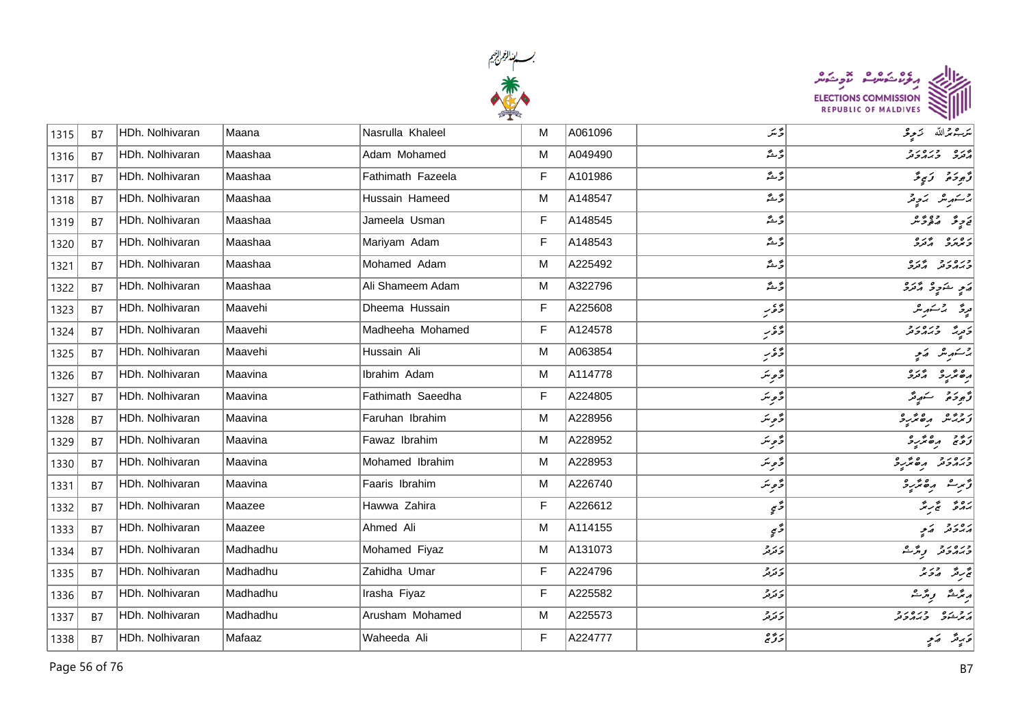| 1315 | B7 | HDh. Nolhivaran | Maana | Nasrulla Khaleel | M | A061096 | މާނަ | ނަޞްރުﷲ ޚަލީލް |
|---|---|---|---|---|---|---|---|---|
| 1316 | B7 | HDh. Nolhivaran | Maashaa | Adam Mohamed | M | A049490 | މާޝާ | އާދަމް މުޙައްމަދު |
| 1317 | B7 | HDh. Nolhivaran | Maashaa | Fathimath Fazeela | F | A101986 | މާޝާ | ފާތިމަތު ފަޒީލާ |
| 1318 | B7 | HDh. Nolhivaran | Maashaa | Hussain Hameed | M | A148547 | މާޝާ | ހުސައިން ހަމީދު |
| 1319 | B7 | HDh. Nolhivaran | Maashaa | Jameela Usman | F | A148545 | މާޝާ | ޖަމީލާ އުސްމާން |
| 1320 | B7 | HDh. Nolhivaran | Maashaa | Mariyam Adam | F | A148543 | މާޝާ | މަރިޔަމް އާދަމް |
| 1321 | B7 | HDh. Nolhivaran | Maashaa | Mohamed Adam | M | A225492 | މާޝާ | މުޙައްމަދު އާދަމް |
| 1322 | B7 | HDh. Nolhivaran | Maashaa | Ali Shameem Adam | M | A322796 | މާޝާ | އަލީ ޝަމީމް އާދަމް |
| 1323 | B7 | HDh. Nolhivaran | Maavehi | Dheema Hussain | F | A225608 | މާވެހި | ދީމާ ހުސައިން |
| 1324 | B7 | HDh. Nolhivaran | Maavehi | Madheeha Mohamed | F | A124578 | މާވެހި | މަދީހާ މުޙައްމަދު |
| 1325 | B7 | HDh. Nolhivaran | Maavehi | Hussain Ali | M | A063854 | މާވެހި | ހުސައިން އަލީ |
| 1326 | B7 | HDh. Nolhivaran | Maavina | Ibrahim Adam | M | A114778 | މާވިނަ | އިބްރާހީމް އާދަމް |
| 1327 | B7 | HDh. Nolhivaran | Maavina | Fathimath Saeedha | F | A224805 | މާވިނަ | ފާތިމަތު ސައީދާ |
| 1328 | B7 | HDh. Nolhivaran | Maavina | Faruhan Ibrahim | M | A228956 | މާވިނަ | ފަރުހާން އިބްރާހީމް |
| 1329 | B7 | HDh. Nolhivaran | Maavina | Fawaz Ibrahim | M | A228952 | މާވިނަ | ފަވާޒް އިބްރާހީމް |
| 1330 | B7 | HDh. Nolhivaran | Maavina | Mohamed Ibrahim | M | A228953 | މާވިނަ | މުޙައްމަދު އިބްރާހީމް |
| 1331 | B7 | HDh. Nolhivaran | Maavina | Faaris Ibrahim | M | A226740 | މާވިނަ | ފާރިސް އިބްރާހީމް |
| 1332 | B7 | HDh. Nolhivaran | Maazee | Hawwa Zahira | F | A226612 | މާޒީ | ހައްވާ ޒާހިރާ |
| 1333 | B7 | HDh. Nolhivaran | Maazee | Ahmed Ali | M | A114155 | މާޒީ | އަޙްމަދު އަލީ |
| 1334 | B7 | HDh. Nolhivaran | Madhadhu | Mohamed Fiyaz | M | A131073 | މަދަދު | މުޙައްމަދު ފިޔާޒް |
| 1335 | B7 | HDh. Nolhivaran | Madhadhu | Zahidha Umar | F | A224796 | މަދަދު | ޒާހިދާ އުމަރު |
| 1336 | B7 | HDh. Nolhivaran | Madhadhu | Irasha Fiyaz | F | A225582 | މަދަދު | އިރާޝާ ފިޔާޒް |
| 1337 | B7 | HDh. Nolhivaran | Madhadhu | Arusham Mohamed | M | A225573 | މަދަދު | އަރުޝަމް މުޙައްމަދު |
| 1338 | B7 | HDh. Nolhivaran | Mafaaz | Waheeda Ali | F | A224777 | މަފާޒް | ވަހީދާ އަލީ |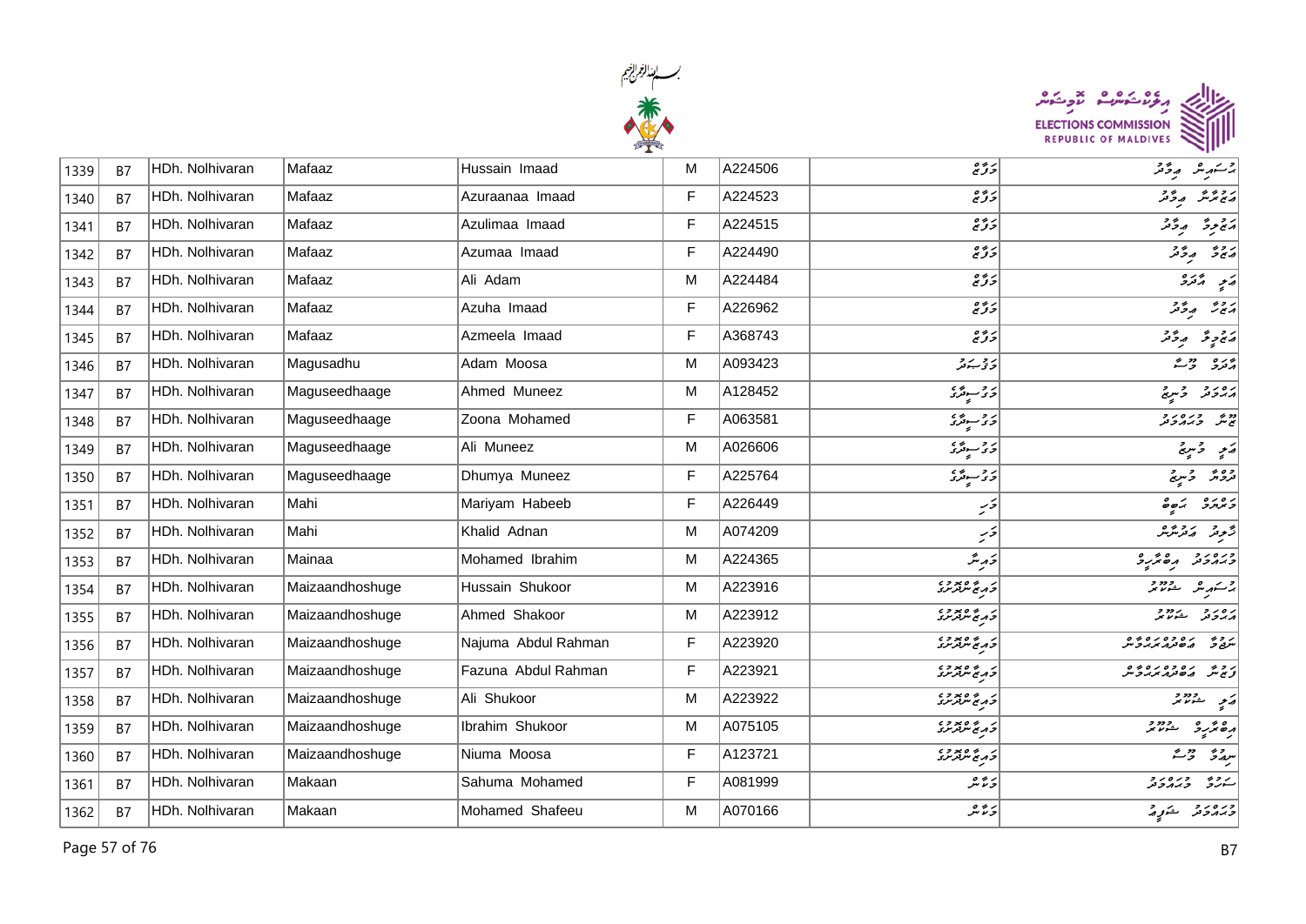| 1339 | B7 | HDh. Nolhivaran | Mafaaz | Hussain Imaad | M | A224506 | ޖަފާޒ | ހުސައިން އިމާދު |
|---|---|---|---|---|---|---|---|---|
| 1340 | B7 | HDh. Nolhivaran | Mafaaz | Azuraanaa Imaad | F | A224523 | ޖަފާޒ | އަޒުރާނާ އިމާދު |
| 1341 | B7 | HDh. Nolhivaran | Mafaaz | Azulimaa Imaad | F | A224515 | ޖަފާޒ | އަޒުލިމާ އިމާދު |
| 1342 | B7 | HDh. Nolhivaran | Mafaaz | Azumaa Imaad | F | A224490 | ޖަފާޒ | އަޒުމާ އިމާދު |
| 1343 | B7 | HDh. Nolhivaran | Mafaaz | Ali Adam | M | A224484 | ޖަފާޒ | އަލި އާދަމް |
| 1344 | B7 | HDh. Nolhivaran | Mafaaz | Azuha Imaad | F | A226962 | ޖަފާޒ | އަޒުހާ އިމާދު |
| 1345 | B7 | HDh. Nolhivaran | Mafaaz | Azmeela Imaad | F | A368743 | ޖަފާޒ | އަޒްމީލާ އިމާދު |
| 1346 | B7 | HDh. Nolhivaran | Magusadhu | Adam Moosa | M | A093423 | މަގުސަދު | އާދަމް މޫސާ |
| 1347 | B7 | HDh. Nolhivaran | Maguseedhaage | Ahmed Muneez | M | A128452 | މަގުސީދާގެ | އަހްމަދު މުނީޒް |
| 1348 | B7 | HDh. Nolhivaran | Maguseedhaage | Zoona Mohamed | F | A063581 | މަގުސީދާގެ | ޒޫނާ މުހައްމަދު |
| 1349 | B7 | HDh. Nolhivaran | Maguseedhaage | Ali Muneez | M | A026606 | މަގުސީދާގެ | އަލި މުނީޒް |
| 1350 | B7 | HDh. Nolhivaran | Maguseedhaage | Dhumya Muneez | F | A225764 | މަގުސީދާގެ | ދުމްޔާ މުނީޒް |
| 1351 | B7 | HDh. Nolhivaran | Mahi | Mariyam Habeeb | F | A226449 | މަހި | މަރިޔަމް ހަބީބު |
| 1352 | B7 | HDh. Nolhivaran | Mahi | Khalid Adnan | M | A074209 | މަހި | ޚާލިދު އަދުނާން |
| 1353 | B7 | HDh. Nolhivaran | Mainaa | Mohamed Ibrahim | M | A224365 | މައިނާ | މުހައްމަދު އިބްރާހީމް |
| 1354 | B7 | HDh. Nolhivaran | Maizaandhoshuge | Hussain Shukoor | M | A223916 | މައިޒާންދޮށުގެ | ހުސައިން ޝުކޫރު |
| 1355 | B7 | HDh. Nolhivaran | Maizaandhoshuge | Ahmed Shakoor | M | A223912 | މައިޒާންދޮށުގެ | އަހްމަދު ޝަކޫރު |
| 1356 | B7 | HDh. Nolhivaran | Maizaandhoshuge | Najuma Abdul Rahman | F | A223920 | މައިޒާންދޮށުގެ | ނަޖުމާ އަބްދުއްރަޙްމާން |
| 1357 | B7 | HDh. Nolhivaran | Maizaandhoshuge | Fazuna Abdul Rahman | F | A223921 | މައިޒާންދޮށުގެ | ފަޒުނާ އަބްދުއްރަޙްމާން |
| 1358 | B7 | HDh. Nolhivaran | Maizaandhoshuge | Ali Shukoor | M | A223922 | މައިޒާންދޮށުގެ | އަލި ޝުކޫރު |
| 1359 | B7 | HDh. Nolhivaran | Maizaandhoshuge | Ibrahim Shukoor | M | A075105 | މައިޒާންދޮށުގެ | އިބްރާހީމް ޝުކޫރު |
| 1360 | B7 | HDh. Nolhivaran | Maizaandhoshuge | Niuma Moosa | F | A123721 | މައިޒާންދޮށުގެ | ނިޢުމާ މޫސާ |
| 1361 | B7 | HDh. Nolhivaran | Makaan | Sahuma Mohamed | F | A081999 | މަކާން | ސަހުމާ މުހައްމަދު |
| 1362 | B7 | HDh. Nolhivaran | Makaan | Mohamed Shafeeu | M | A070166 | މަކާން | މުހައްމަދު ޝަފީޢު |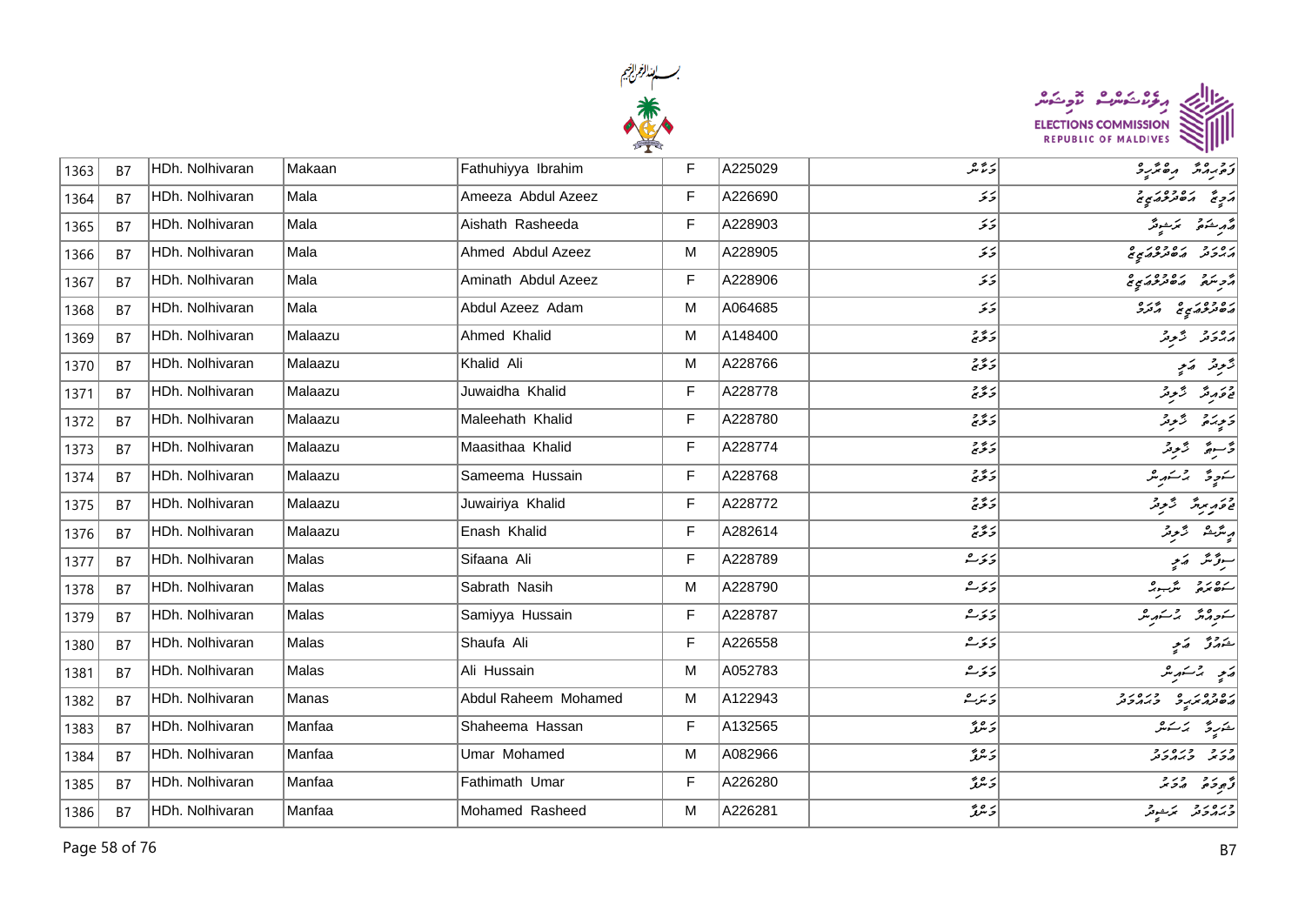| | | | | | | | | |
|---|---|---|---|---|---|---|---|---|
| 1363 | B7 | HDh. Nolhivaran | Makaan | Fathuhiyya Ibrahim | F | A225029 | ރަކާން | ފަތުހިއްޔާ އިބްރާހީމް |
| 1364 | B7 | HDh. Nolhivaran | Mala | Ameeza Abdul Azeez | F | A226690 | މަލަ | އަމީޒާ އަބްދުލްޢަޒީޒު |
| 1365 | B7 | HDh. Nolhivaran | Mala | Aishath Rasheeda | F | A228903 | މަލަ | އާއިޝަތު ރަޝީދާ |
| 1366 | B7 | HDh. Nolhivaran | Mala | Ahmed Abdul Azeez | M | A228905 | މަލަ | އަޙްމަދު އަބްދުލްޢަޒީޒު |
| 1367 | B7 | HDh. Nolhivaran | Mala | Aminath Abdul Azeez | F | A228906 | މަލަ | އާމިނަތު އަބްދުލްޢަޒީޒު |
| 1368 | B7 | HDh. Nolhivaran | Mala | Abdul Azeez Adam | M | A064685 | މަލަ | އަބްދުލްޢަޒީޒު އާދަމް |
| 1369 | B7 | HDh. Nolhivaran | Malaazu | Ahmed Khalid | M | A148400 | މަލާޒު | އަޙްމަދު ޚާލިދު |
| 1370 | B7 | HDh. Nolhivaran | Malaazu | Khalid Ali | M | A228766 | މަލާޒު | ޚާލިދު ޢަލީ |
| 1371 | B7 | HDh. Nolhivaran | Malaazu | Juwaidha Khalid | F | A228778 | މަލާޒު | ޖުވައިދާ ޚާލިދު |
| 1372 | B7 | HDh. Nolhivaran | Malaazu | Maleehath Khalid | F | A228780 | މަލާޒު | މަލީހަތު ޚާލިދު |
| 1373 | B7 | HDh. Nolhivaran | Malaazu | Maasithaa Khalid | F | A228774 | މަލާޒު | މާސިތާ ޚާލިދު |
| 1374 | B7 | HDh. Nolhivaran | Malaazu | Sameema Hussain | F | A228768 | މަލާޒު | ސަމީމާ ޙުސައިން |
| 1375 | B7 | HDh. Nolhivaran | Malaazu | Juwairiya Khalid | F | A228772 | މަލާޒު | ޖުވައިރިއްޔާ ޚާލިދު |
| 1376 | B7 | HDh. Nolhivaran | Malaazu | Enash Khalid | F | A282614 | މަލާޒު | އީނާޝް ޚާލިދު |
| 1377 | B7 | HDh. Nolhivaran | Malas | Sifaana Ali | F | A228789 | މަލަސް | ސިފާނާ ޢަލީ |
| 1378 | B7 | HDh. Nolhivaran | Malas | Sabrath Nasih | M | A228790 | މަލަސް | ސަބްރަތު ނާސިހު |
| 1379 | B7 | HDh. Nolhivaran | Malas | Samiyya Hussain | F | A228787 | މަލަސް | ސަމިއްޔާ ޙުސައިން |
| 1380 | B7 | HDh. Nolhivaran | Malas | Shaufa Ali | F | A226558 | މަލަސް | ޝައުފާ ޢަލީ |
| 1381 | B7 | HDh. Nolhivaran | Malas | Ali Hussain | M | A052783 | މަލަސް | ޢަލީ ޙުސައިން |
| 1382 | B7 | HDh. Nolhivaran | Manas | Abdul Raheem Mohamed | M | A122943 | މަނަސް | އަބްދުއްރަޙީމް މުޙައްމަދު |
| 1383 | B7 | HDh. Nolhivaran | Manfaa | Shaheema Hassan | F | A132565 | މަންފާ | ޝަހީމާ ޙަސަން |
| 1384 | B7 | HDh. Nolhivaran | Manfaa | Umar Mohamed | M | A082966 | މަންފާ | ޢުމަރު މުޙައްމަދު |
| 1385 | B7 | HDh. Nolhivaran | Manfaa | Fathimath Umar | F | A226280 | މަންފާ | ފާތިމަތު ޢުމަރު |
| 1386 | B7 | HDh. Nolhivaran | Manfaa | Mohamed Rasheed | M | A226281 | މަންފާ | މުޙައްމަދު ރަޝީދު |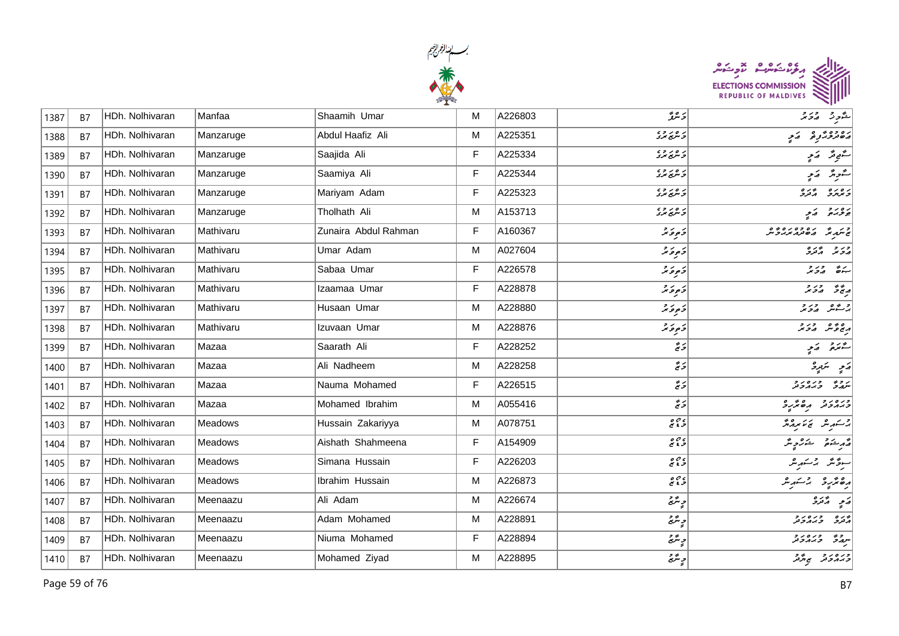| 1387 | B7 | HDh. Nolhivaran | Manfaa | Shaamih Umar | M | A226803 | ޑަންފާ | ޝާމިހް ޢުމަރު |
|---|---|---|---|---|---|---|---|---|
| 1388 | B7 | HDh. Nolhivaran | Manzaruge | Abdul Haafiz Ali | M | A225351 | މަންޒަރުގެ | ޢަބްދުލްޙާފިޡު ޢަލީ |
| 1389 | B7 | HDh. Nolhivaran | Manzaruge | Saajida Ali | F | A225334 | މަންޒަރުގެ | ސާޖިދާ ޢަލީ |
| 1390 | B7 | HDh. Nolhivaran | Manzaruge | Saamiya Ali | F | A225344 | މަންޒަރުގެ | ސާމިޔާ ޢަލީ |
| 1391 | B7 | HDh. Nolhivaran | Manzaruge | Mariyam Adam | F | A225323 | މަންޒަރުގެ | މަރިޔަމް އާދަމް |
| 1392 | B7 | HDh. Nolhivaran | Manzaruge | Tholhath Ali | M | A153713 | މަންޒަރުގެ | ޠަލްޙަތު ޢަލީ |
| 1393 | B7 | HDh. Nolhivaran | Mathivaru | Zunaira Abdul Rahman | F | A160367 | މަތިވަރު | ޒުނައިރާ ޢަބްދުއްރަޙްމާން |
| 1394 | B7 | HDh. Nolhivaran | Mathivaru | Umar Adam | M | A027604 | މަތިވަރު | ޢުމަރު އާދަމް |
| 1395 | B7 | HDh. Nolhivaran | Mathivaru | Sabaa Umar | F | A226578 | މަތިވަރު | ސަބާ ޢުމަރު |
| 1396 | B7 | HDh. Nolhivaran | Mathivaru | Izaamaa Umar | F | A228878 | މަތިވަރު | އިޒާމާ ޢުމަރު |
| 1397 | B7 | HDh. Nolhivaran | Mathivaru | Husaan Umar | M | A228880 | މަތިވަރު | ހުސާން ޢުމަރު |
| 1398 | B7 | HDh. Nolhivaran | Mathivaru | Izuvaan Umar | M | A228876 | މަތިވަރު | އިޒުވާން ޢުމަރު |
| 1399 | B7 | HDh. Nolhivaran | Mazaa | Saarath Ali | F | A228252 | މަޒާ | ސާރަތު ޢަލީ |
| 1400 | B7 | HDh. Nolhivaran | Mazaa | Ali Nadheem | M | A228258 | މަޒާ | ޢަލީ ނަދީމް |
| 1401 | B7 | HDh. Nolhivaran | Mazaa | Nauma Mohamed | F | A226515 | މަޒާ | ނައުމާ މުޙައްމަދު |
| 1402 | B7 | HDh. Nolhivaran | Mazaa | Mohamed Ibrahim | M | A055416 | މަޒާ | މުޙައްމަދު އިބްރާހީމް |
| 1403 | B7 | HDh. Nolhivaran | Meadows | Hussain Zakariyya | M | A078751 | މެޑޯޒް | ޙުސައިން ޒަކަރިއްޔާ |
| 1404 | B7 | HDh. Nolhivaran | Meadows | Aishath Shahmeena | F | A154909 | މެޑޯޒް | ޢައިޝަތު ޝަހްމީނާ |
| 1405 | B7 | HDh. Nolhivaran | Meadows | Simana Hussain | F | A226203 | މެޑޯޒް | ސިމާނާ ޙުސައިން |
| 1406 | B7 | HDh. Nolhivaran | Meadows | Ibrahim Hussain | M | A226873 | މެޑޯޒް | އިބްރާހީމް ޙުސައިން |
| 1407 | B7 | HDh. Nolhivaran | Meenaazu | Ali Adam | M | A226674 | މީނާޒު | ޢަލީ އާދަމް |
| 1408 | B7 | HDh. Nolhivaran | Meenaazu | Adam Mohamed | M | A228891 | މީނާޒު | އާދަމް މުޙައްމަދު |
| 1409 | B7 | HDh. Nolhivaran | Meenaazu | Niuma Mohamed | F | A228894 | މީނާޒު | ނިއުމާ މުޙައްމަދު |
| 1410 | B7 | HDh. Nolhivaran | Meenaazu | Mohamed Ziyad | M | A228895 | މީނާޒު | މުޙައްމަދު ޒިޔާދު |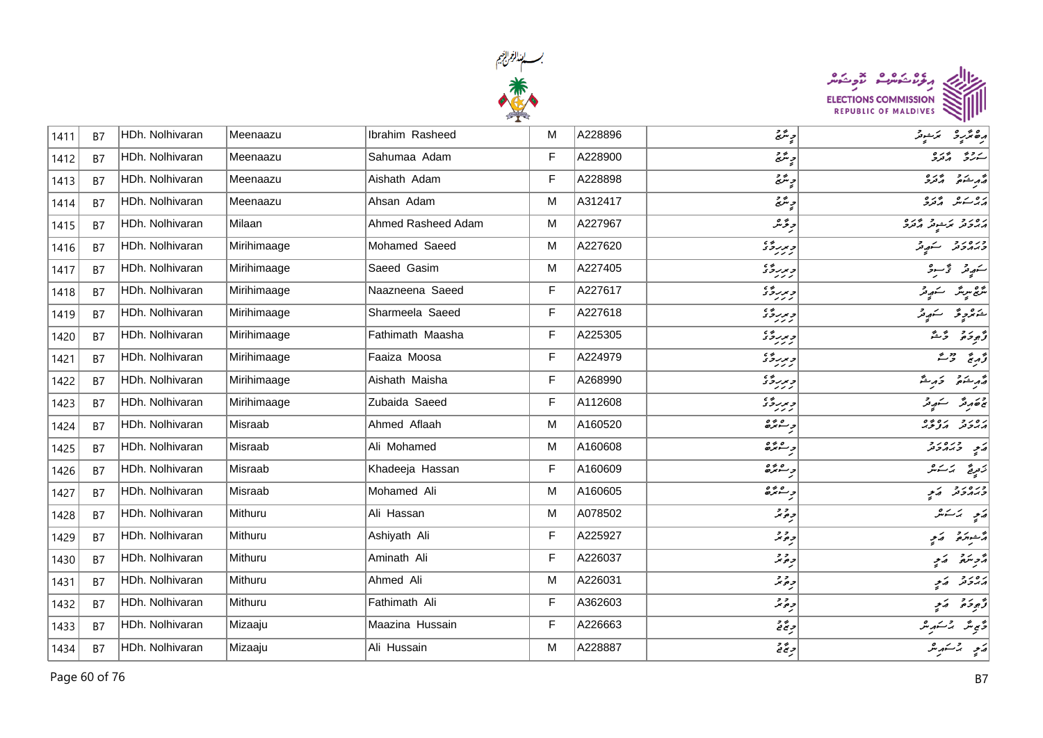| 1411 | B7 | HDh. Nolhivaran | Meenaazu | Ibrahim Rasheed | M | A228896 | ޤުރުބާން | ރިބުކޮޓުވަ ކުރައްކ |
|---|---|---|---|---|---|---|---|---|
| 1412 | B7 | HDh. Nolhivaran | Meenaazu | Sahumaa Adam | F | A228900 | ޤުރުބާން | ސަހުމާ އާދަމް |
| 1413 | B7 | HDh. Nolhivaran | Meenaazu | Aishath Adam | F | A228898 | ޤުރުބާން | އާއިޝަތު އާދަމް |
| 1414 | B7 | HDh. Nolhivaran | Meenaazu | Ahsan Adam | M | A312417 | ޤުރުބާން | އަހްސަން އާދަމް |
| 1415 | B7 | HDh. Nolhivaran | Milaan | Ahmed Rasheed Adam | M | A227967 | މިލާން | އަހުމަދު ރަޝީދު އާދަމް |
| 1416 | B7 | HDh. Nolhivaran | Mirihimaage | Mohamed Saeed | M | A227620 | މިރިހިމާގެ | މުހައްމަދު ސައީދު |
| 1417 | B7 | HDh. Nolhivaran | Mirihimaage | Saeed Gasim | M | A227405 | މިރިހިމާގެ | ސައީދު ގާސިމް |
| 1418 | B7 | HDh. Nolhivaran | Mirihimaage | Naazneena Saeed | F | A227617 | މިރިހިމާގެ | ނާޒްނީނާ ސައީދު |
| 1419 | B7 | HDh. Nolhivaran | Mirihimaage | Sharmeela Saeed | F | A227618 | މިރިހިމާގެ | ޝަރްމީލާ ސައީދު |
| 1420 | B7 | HDh. Nolhivaran | Mirihimaage | Fathimath Maasha | F | A225305 | މިރިހިމާގެ | ފާތިމަތު މާޝާ |
| 1421 | B7 | HDh. Nolhivaran | Mirihimaage | Faaiza Moosa | F | A224979 | މިރިހިމާގެ | ފާއިޒާ މޫސާ |
| 1422 | B7 | HDh. Nolhivaran | Mirihimaage | Aishath Maisha | F | A268990 | މިރިހިމާގެ | އާއިޝަތު މައިޝާ |
| 1423 | B7 | HDh. Nolhivaran | Mirihimaage | Zubaida Saeed | F | A112608 | މިރިހިމާގެ | ޒުބައިދާ ސައީދު |
| 1424 | B7 | HDh. Nolhivaran | Misraab | Ahmed Aflaah | M | A160520 | މިސްރާބު | އަހުމަދު އަފްލާހު |
| 1425 | B7 | HDh. Nolhivaran | Misraab | Ali Mohamed | M | A160608 | މިސްރާބު | އަލި މުހައްމަދު |
| 1426 | B7 | HDh. Nolhivaran | Misraab | Khadeeja Hassan | F | A160609 | މިސްރާބު | ޚަދީޖާ ހަސަން |
| 1427 | B7 | HDh. Nolhivaran | Misraab | Mohamed Ali | M | A160605 | މިސްރާބު | މުހައްމަދު އަލި |
| 1428 | B7 | HDh. Nolhivaran | Mithuru | Ali Hassan | M | A078502 | މިތުރު | އަލި ހަސަން |
| 1429 | B7 | HDh. Nolhivaran | Mithuru | Ashiyath Ali | F | A225927 | މިތުރު | އާސިޔަތު އަލި |
| 1430 | B7 | HDh. Nolhivaran | Mithuru | Aminath Ali | F | A226037 | މިތުރު | އާމިނަތު އަލި |
| 1431 | B7 | HDh. Nolhivaran | Mithuru | Ahmed Ali | M | A226031 | މިތުރު | އަހުމަދު އަލި |
| 1432 | B7 | HDh. Nolhivaran | Mithuru | Fathimath Ali | F | A362603 | މިތުރު | ފާތިމަތު އަލި |
| 1433 | B7 | HDh. Nolhivaran | Mizaaju | Maazina Hussain | F | A226663 | މިޒާޖު | މާޒިނާ ހުސައިން |
| 1434 | B7 | HDh. Nolhivaran | Mizaaju | Ali Hussain | M | A228887 | މިޒާޖު | އަލި ހުސައިން |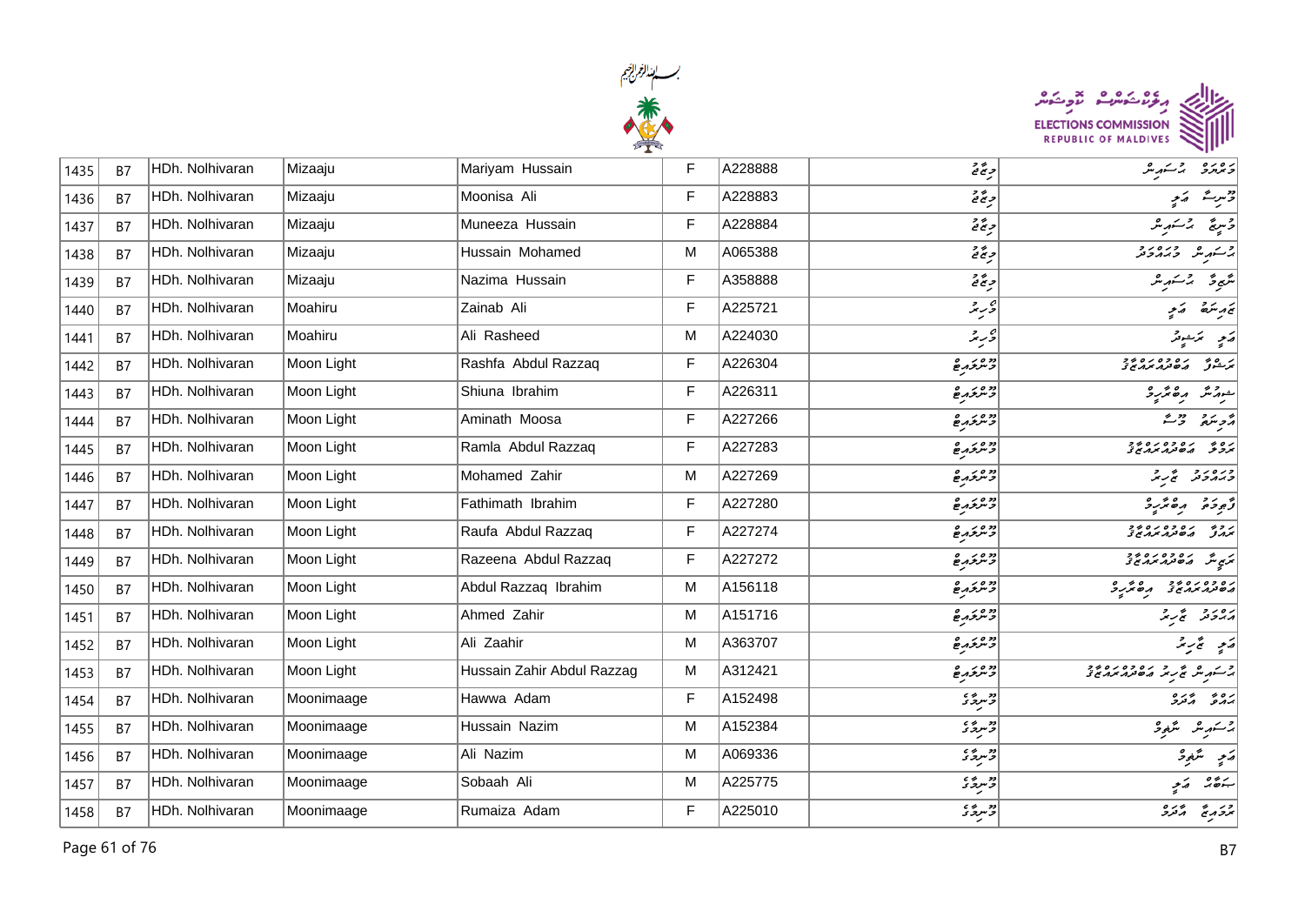| 1435 | B7 | HDh. Nolhivaran | Mizaaju | Mariyam Hussain | F | A228888 | ވިޒާޖު | މަރިޔަމް ހުސައިން |
|---|---|---|---|---|---|---|---|---|
| 1436 | B7 | HDh. Nolhivaran | Mizaaju | Moonisa Ali | F | A228883 | ވިޒާޖު | މޫނިސާ ޢަލީ |
| 1437 | B7 | HDh. Nolhivaran | Mizaaju | Muneeza Hussain | F | A228884 | ވިޒާޖު | މުނީޒާ ހުސައިން |
| 1438 | B7 | HDh. Nolhivaran | Mizaaju | Hussain Mohamed | M | A065388 | ވިޒާޖު | ހުސައިން މުޙައްމަދު |
| 1439 | B7 | HDh. Nolhivaran | Mizaaju | Nazima Hussain | F | A358888 | ވިޒާޖު | ނާޒިމާ ހުސައިން |
| 1440 | B7 | HDh. Nolhivaran | Moahiru | Zainab Ali | F | A225721 | މޯހިރު | ޒައިނަބު ޢަލީ |
| 1441 | B7 | HDh. Nolhivaran | Moahiru | Ali Rasheed | M | A224030 | މޯހިރު | ޢަލީ ރަޝީދު |
| 1442 | B7 | HDh. Nolhivaran | Moon Light | Rashfa Abdul Razzaq | F | A226304 | މޫންލައިޓް | ރަޝްފާ ޢަބްދުއްރައްޒާޤު |
| 1443 | B7 | HDh. Nolhivaran | Moon Light | Shiuna Ibrahim | F | A226311 | މޫންލައިޓް | ޝިއުނާ އިބްރާހީމް |
| 1444 | B7 | HDh. Nolhivaran | Moon Light | Aminath Moosa | F | A227266 | މޫންލައިޓް | އާމިނަތު މޫސާ |
| 1445 | B7 | HDh. Nolhivaran | Moon Light | Ramla Abdul Razzaq | F | A227283 | މޫންލައިޓް | ރަމްލާ ޢަބްދުއްރައްޒާޤު |
| 1446 | B7 | HDh. Nolhivaran | Moon Light | Mohamed Zahir | M | A227269 | މޫންލައިޓް | މުޙައްމަދު ޒާހިރު |
| 1447 | B7 | HDh. Nolhivaran | Moon Light | Fathimath Ibrahim | F | A227280 | މޫންލައިޓް | ފާތިމަތު އިބްރާހީމް |
| 1448 | B7 | HDh. Nolhivaran | Moon Light | Raufa Abdul Razzaq | F | A227274 | މޫންލައިޓް | ރައުފާ ޢަބްދުއްރައްޒާޤު |
| 1449 | B7 | HDh. Nolhivaran | Moon Light | Razeena Abdul Razzaq | F | A227272 | މޫންލައިޓް | ރަޒީނާ ޢަބްދުއްރައްޒާޤު |
| 1450 | B7 | HDh. Nolhivaran | Moon Light | Abdul Razzaq Ibrahim | M | A156118 | މޫންލައިޓް | ޢަބްދުއްރައްޒާޤު އިބްރާހީމް |
| 1451 | B7 | HDh. Nolhivaran | Moon Light | Ahmed Zahir | M | A151716 | މޫންލައިޓް | އަޙްމަދު ޒާހިރު |
| 1452 | B7 | HDh. Nolhivaran | Moon Light | Ali Zaahir | M | A363707 | މޫންލައިޓް | ޢަލީ ޒާހިރު |
| 1453 | B7 | HDh. Nolhivaran | Moon Light | Hussain Zahir Abdul Razzag | M | A312421 | މޫންލައިޓް | ހުސައިން ޒާހިރު ޢަބްދުއްރައްޒާޤު |
| 1454 | B7 | HDh. Nolhivaran | Moonimaage | Hawwa Adam | F | A152498 | މޫނިމާގެ | ހައްވާ އާދަމް |
| 1455 | B7 | HDh. Nolhivaran | Moonimaage | Hussain Nazim | M | A152384 | މޫނިމާގެ | ހުސައިން ނާޒިމް |
| 1456 | B7 | HDh. Nolhivaran | Moonimaage | Ali Nazim | M | A069336 | މޫނިމާގެ | ޢަލީ ނާޒިމް |
| 1457 | B7 | HDh. Nolhivaran | Moonimaage | Sobaah Ali | M | A225775 | މޫނިމާގެ | ސަބާހު ޢަލީ |
| 1458 | B7 | HDh. Nolhivaran | Moonimaage | Rumaiza Adam | F | A225010 | މޫނިމާގެ | ރުމައިޒާ އާދަމް |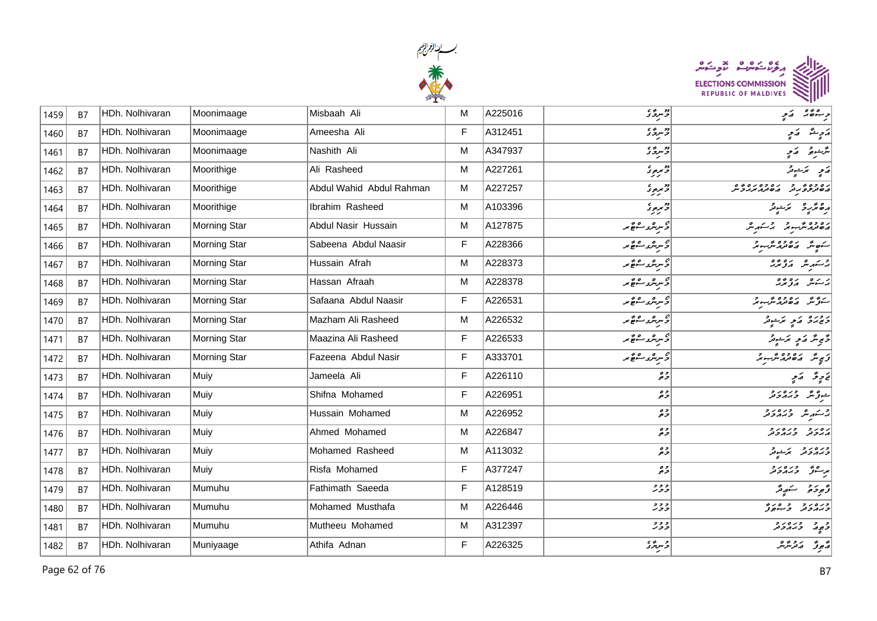| 1459 | B7 | HDh. Nolhivaran | Moonimaage | Misbaah Ali | M | A225016 | ޫމޫނިމާގެ | މިސްބާހް ޢަލީ |
|---|---|---|---|---|---|---|---|---|
| 1460 | B7 | HDh. Nolhivaran | Moonimaage | Ameesha Ali | F | A312451 | ޫމޫނިމާގެ | އަމީޝާ ޢަލީ |
| 1461 | B7 | HDh. Nolhivaran | Moonimaage | Nashith Ali | M | A347937 | ޫމޫނިމާގެ | ނާޝިތު ޢަލީ |
| 1462 | B7 | HDh. Nolhivaran | Moorithige | Ali Rasheed | M | A227261 | މޫރިތިގެ | ޢަލީ ރަޝީދު |
| 1463 | B7 | HDh. Nolhivaran | Moorithige | Abdul Wahid Abdul Rahman | M | A227257 | މޫރިތިގެ | ޢަބްދުލްވާހިދު ޢަބްދުއްރަޙްމާން |
| 1464 | B7 | HDh. Nolhivaran | Moorithige | Ibrahim Rasheed | M | A103396 | މޫރިތިގެ | އިބްރާހީމް ރަޝީދު |
| 1465 | B7 | HDh. Nolhivaran | Morning Star | Abdul Nasir Hussain | M | A127875 | މޯނިންގ ސްޓާރ | ޢަބްދުލްނާސިރު ހުސައިން |
| 1466 | B7 | HDh. Nolhivaran | Morning Star | Sabeena Abdul Naasir | F | A228366 | މޯނިންގ ސްޓާރ | ސަބީނާ ޢަބްދުލްނާސިރު |
| 1467 | B7 | HDh. Nolhivaran | Morning Star | Hussain Afrah | M | A228373 | މޯނިންގ ސްޓާރ | ހުސައިން އަފްރާހް |
| 1468 | B7 | HDh. Nolhivaran | Morning Star | Hassan Afraah | M | A228378 | މޯނިންގ ސްޓާރ | ހަސަން އަފްރާހް |
| 1469 | B7 | HDh. Nolhivaran | Morning Star | Safaana Abdul Naasir | F | A226531 | މޯނިންގ ސްޓާރ | ސަފާނާ ޢަބްދުލްނާސިރު |
| 1470 | B7 | HDh. Nolhivaran | Morning Star | Mazham Ali Rasheed | M | A226532 | މޯނިންގ ސްޓާރ | މަޒްހަމް ޢަލީ ރަޝީދު |
| 1471 | B7 | HDh. Nolhivaran | Morning Star | Maazina Ali Rasheed | F | A226533 | މޯނިންގ ސްޓާރ | މާޒިނާ ޢަލީ ރަޝީދު |
| 1472 | B7 | HDh. Nolhivaran | Morning Star | Fazeena Abdul Nasir | F | A333701 | މޯނިންގ ސްޓާރ | ފަޒީނާ ޢަބްދުލްނާސިރު |
| 1473 | B7 | HDh. Nolhivaran | Muiy | Jameela Ali | F | A226110 | މުއި | ޖަމީލާ ޢަލީ |
| 1474 | B7 | HDh. Nolhivaran | Muiy | Shifna Mohamed | F | A226951 | މުއި | ޝިފްނާ މުޙައްމަދު |
| 1475 | B7 | HDh. Nolhivaran | Muiy | Hussain Mohamed | M | A226952 | މުއި | ހުސައިން މުޙައްމަދު |
| 1476 | B7 | HDh. Nolhivaran | Muiy | Ahmed Mohamed | M | A226847 | މުއި | އަޙްމަދު މުޙައްމަދު |
| 1477 | B7 | HDh. Nolhivaran | Muiy | Mohamed Rasheed | M | A113032 | މުއި | މުޙައްމަދު ރަޝީދު |
| 1478 | B7 | HDh. Nolhivaran | Muiy | Risfa Mohamed | F | A377247 | މުއި | ރިސްފާ މުޙައްމަދު |
| 1479 | B7 | HDh. Nolhivaran | Mumuhu | Fathimath Saeeda | F | A128519 | މުމުހު | ފާތިމަތު ސަޢީދާ |
| 1480 | B7 | HDh. Nolhivaran | Mumuhu | Mohamed Musthafa | M | A226446 | މުމުހު | މުޙައްމަދު މުސްތަފާ |
| 1481 | B7 | HDh. Nolhivaran | Mumuhu | Mutheeu Mohamed | M | A312397 | މުމުހު | މުތީޢު މުޙައްމަދު |
| 1482 | B7 | HDh. Nolhivaran | Muniyaage | Athifa Adnan | F | A226325 | މުނިޔާގެ | އާތިފާ އަދުނާން |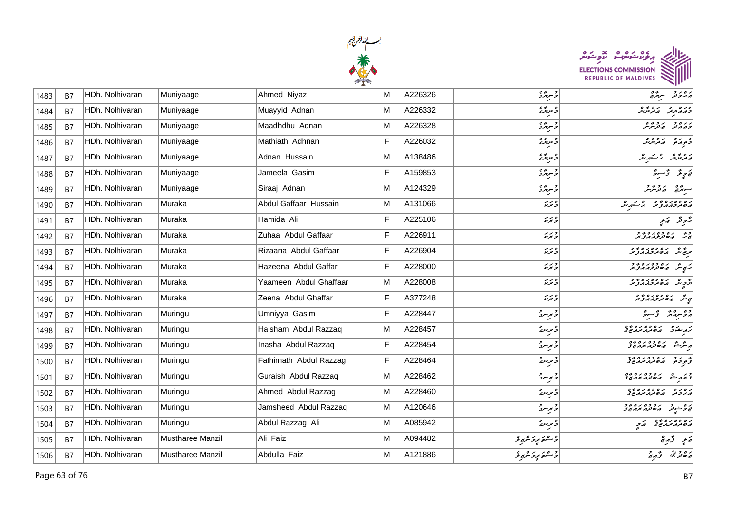| 1483 | B7 | HDh. Nolhivaran | Muniyaage | Ahmed Niyaz | M | A226326 | وُسِرَدَّ | أَرْدَوَتْر سِرَّجْ |
|---|---|---|---|---|---|---|---|---|
| 1484 | B7 | HDh. Nolhivaran | Muniyaage | Muayyid Adnan | M | A226332 | وُسِرَدَّ | وُمَهْرِتْر مَتْرْسَّرْ |
| 1485 | B7 | HDh. Nolhivaran | Muniyaage | Maadhdhu Adnan | M | A226328 | وُسِرَدَّ | وَمَهْتُر مَتْرْسَّرْ |
| 1486 | B7 | HDh. Nolhivaran | Muniyaage | Mathiath Adhnan | F | A226032 | وُسِرَدَّ | وَّجِمَهْ مَتْرْسَّرْ |
| 1487 | B7 | HDh. Nolhivaran | Muniyaage | Adnan Hussain | M | A138486 | وُسِرَدَّ | مَتْرْسَّرْ بْرْسَمْرِسْ |
| 1488 | B7 | HDh. Nolhivaran | Muniyaage | Jameela Gasim | F | A159853 | وُسِرَدَّ | فَجِرَّ تَّسِوْ |
| 1489 | B7 | HDh. Nolhivaran | Muniyaage | Siraaj Adnan | M | A124329 | وُسِرَدَّ | سِعَّرْ مَتْرْسَّرْ |
| 1490 | B7 | HDh. Nolhivaran | Muraka | Abdul Gaffaar Hussain | M | A131066 | وُتَرَ | مَهْتْرْتُوْمُرْتَرْ بْرْسَمْرِسْ |
| 1491 | B7 | HDh. Nolhivaran | Muraka | Hamida Ali | F | A225106 | وُتَرَ | بَّرِتَرْ مَرِ |
| 1492 | B7 | HDh. Nolhivaran | Muraka | Zuhaa Abdul Gaffaar | F | A226911 | وُتَرَ | ىْرَّ مَهْتْرْتُوْمُرْتَرْ |
| 1493 | B7 | HDh. Nolhivaran | Muraka | Rizaana Abdul Gaffaar | F | A226904 | وُتَرَ | بِرِسَّرْ مَهْتْرْتُوْمُرْتَرْ |
| 1494 | B7 | HDh. Nolhivaran | Muraka | Hazeena Abdul Gaffar | F | A228000 | وُتَرَ | بَيِسَّرْ مَهْتْرْتُوْمُرْتَرْ |
| 1495 | B7 | HDh. Nolhivaran | Muraka | Yaameen Abdul Ghaffaar | M | A228008 | وُتَرَ | مَّرِسْ مَهْتْرْتُوْمُرْتَرْ |
| 1496 | B7 | HDh. Nolhivaran | Muraka | Zeena Abdul Ghaffar | F | A377248 | وُتَرَ | يِسَّرْ مَهْتْرْتُوْمُرْتَرْ |
| 1497 | B7 | HDh. Nolhivaran | Muringu | Umniyya Gasim | F | A228447 | وُبِرِسْرْ | مَرْوْسِرْمَرْ تَّسِوْ |
| 1498 | B7 | HDh. Nolhivaran | Muringu | Haisham Abdul Razzaq | M | A228457 | وُبِرِسْرْ | بَرِشَرْوْ مَهْتْرْمَرْمَرْجَ |
| 1499 | B7 | HDh. Nolhivaran | Muringu | Inasha Abdul Razzaq | F | A228454 | وُبِرِسْرْ | مِسَّرْشَ مَهْتْرْمَرْمَرْجَ |
| 1500 | B7 | HDh. Nolhivaran | Muringu | Fathimath Abdul Razzag | F | A228464 | وُبِرِسْرْ | وَّجِوَمْ مَهْتْرْمَرْمَرْجَ |
| 1501 | B7 | HDh. Nolhivaran | Muringu | Guraish Abdul Razzaq | M | A228462 | وُبِرِسْرْ | تُبَرِشْ مَهْتْرْمَرْمَرْجَ |
| 1502 | B7 | HDh. Nolhivaran | Muringu | Ahmed Abdul Razzag | M | A228460 | وُبِرِسْرْ | مَرْدَوَتْر مَهْتْرْمَرْمَرْجَ |
| 1503 | B7 | HDh. Nolhivaran | Muringu | Jamsheed Abdul Razzaq | M | A120646 | وُبِرِسْرْ | فَوْشِيَتْر مَهْتْرْمَرْمَرْجَ |
| 1504 | B7 | HDh. Nolhivaran | Muringu | Abdul Razzag Ali | M | A085942 | وُبِرِسْرْ | مَهْتْرْمَرْمَرْجَ مَرِ |
| 1505 | B7 | HDh. Nolhivaran | Mustharee Manzil | Ali Faiz | M | A094482 | وُسْهُوَبِرِوَسْرِجْ | مَرِ وَّمِرْجْ |
| 1506 | B7 | HDh. Nolhivaran | Mustharee Manzil | Abdulla Faiz | M | A121886 | وُسْهُوَبِرِوَسْرِجْ | مَهْتْرُاللّه وَّمِرْجْ |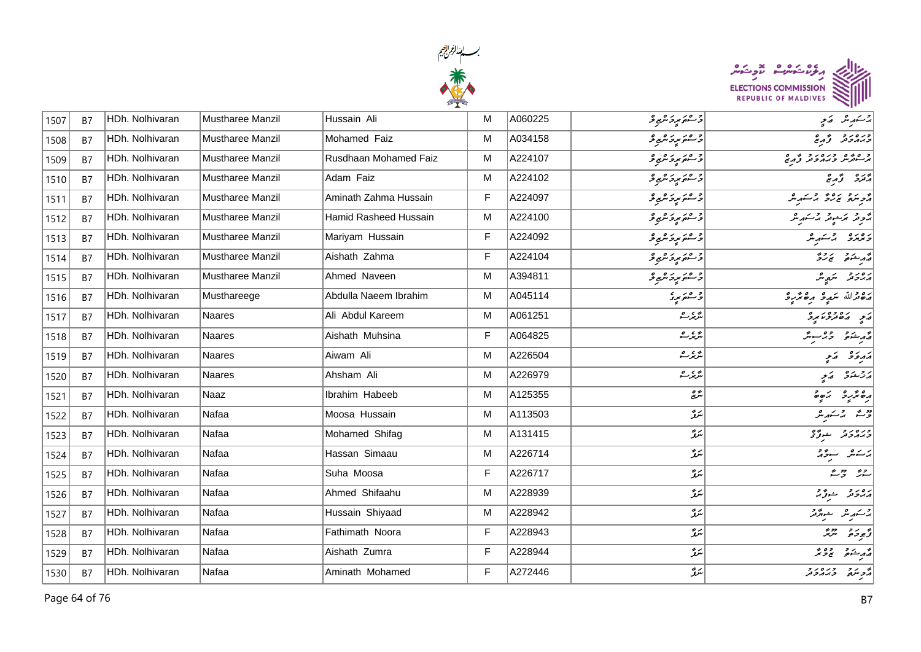| 1507 | B7 | HDh. Nolhivaran | Mustharee Manzil | Hussain Ali | M | A060225 | މުސްތަރީމަންޒިލް | ޙުސައިން ޢަލީ |
|---|---|---|---|---|---|---|---|---|
| 1508 | B7 | HDh. Nolhivaran | Mustharee Manzil | Mohamed Faiz | M | A034158 | މުސްތަރީމަންޒިލް | މުޙައްމަދު ފާއިޒް |
| 1509 | B7 | HDh. Nolhivaran | Mustharee Manzil | Rusdhaan Mohamed Faiz | M | A224107 | މުސްތަރީމަންޒިލް | ރުސްދާން މުޙައްމަދު ފާއިޒް |
| 1510 | B7 | HDh. Nolhivaran | Mustharee Manzil | Adam Faiz | M | A224102 | މުސްތަރީމަންޒިލް | އާދަމް ފާއިޒް |
| 1511 | B7 | HDh. Nolhivaran | Mustharee Manzil | Aminath Zahma Hussain | F | A224097 | މުސްތަރީމަންޒިލް | އާމިނަތު ޒަހްމާ ޙުސައިން |
| 1512 | B7 | HDh. Nolhivaran | Mustharee Manzil | Hamid Rasheed Hussain | M | A224100 | މުސްތަރީމަންޒިލް | ޙާމިދު ރަޝީދު ޙުސައިން |
| 1513 | B7 | HDh. Nolhivaran | Mustharee Manzil | Mariyam Hussain | F | A224092 | މުސްތަރީމަންޒިލް | މަރިޔަމް ޙުސައިން |
| 1514 | B7 | HDh. Nolhivaran | Mustharee Manzil | Aishath Zahma | F | A224104 | މުސްތަރީމަންޒިލް | ޢާއިޝަތު ޒަހްމާ |
| 1515 | B7 | HDh. Nolhivaran | Mustharee Manzil | Ahmed Naveen | M | A394811 | މުސްތަރީމަންޒިލް | އަޙްމަދު ނަވީން |
| 1516 | B7 | HDh. Nolhivaran | Musthareege | Abdulla Naeem Ibrahim | M | A045114 | މުސްތަރީގެ | ޢަބްދުﷲ ނަޢީމް އިބްރާހީމް |
| 1517 | B7 | HDh. Nolhivaran | Naares | Ali Abdul Kareem | M | A061251 | ނާރެސް | ޢަލީ ޢަބްދުލްކަރީމް |
| 1518 | B7 | HDh. Nolhivaran | Naares | Aishath Muhsina | F | A064825 | ނާރެސް | ޢާއިޝަތު މުޙްސިނާ |
| 1519 | B7 | HDh. Nolhivaran | Naares | Aiwam Ali | M | A226504 | ނާރެސް | އައިވަމް ޢަލީ |
| 1520 | B7 | HDh. Nolhivaran | Naares | Ahsham Ali | M | A226979 | ނާރެސް | އަޙްޝަމް ޢަލީ |
| 1521 | B7 | HDh. Nolhivaran | Naaz | Ibrahim Habeeb | M | A125355 | ނާޒް | އިބްރާހީމް ޙަބީބު |
| 1522 | B7 | HDh. Nolhivaran | Nafaa | Moosa Hussain | M | A113503 | ނަފާ | މޫސާ ޙުސައިން |
| 1523 | B7 | HDh. Nolhivaran | Nafaa | Mohamed Shifag | M | A131415 | ނަފާ | މުޙައްމަދު ޝިފާގު |
| 1524 | B7 | HDh. Nolhivaran | Nafaa | Hassan Simaau | M | A226714 | ނަފާ | ޙަސަން ސިމާއު |
| 1525 | B7 | HDh. Nolhivaran | Nafaa | Suha Moosa | F | A226717 | ނަފާ | ސުހާ މޫސާ |
| 1526 | B7 | HDh. Nolhivaran | Nafaa | Ahmed Shifaahu | M | A228939 | ނަފާ | އަޙްމަދު ޝިފާހު |
| 1527 | B7 | HDh. Nolhivaran | Nafaa | Hussain Shiyaad | M | A228942 | ނަފާ | ޙުސައިން ޝިޔާދު |
| 1528 | B7 | HDh. Nolhivaran | Nafaa | Fathimath Noora | F | A228943 | ނަފާ | ފާތިމަތު ނޫރާ |
| 1529 | B7 | HDh. Nolhivaran | Nafaa | Aishath Zumra | F | A228944 | ނަފާ | ޢާއިޝަތު ޒުމްރާ |
| 1530 | B7 | HDh. Nolhivaran | Nafaa | Aminath Mohamed | F | A272446 | ނަފާ | އާމިނަތު މުޙައްމަދު |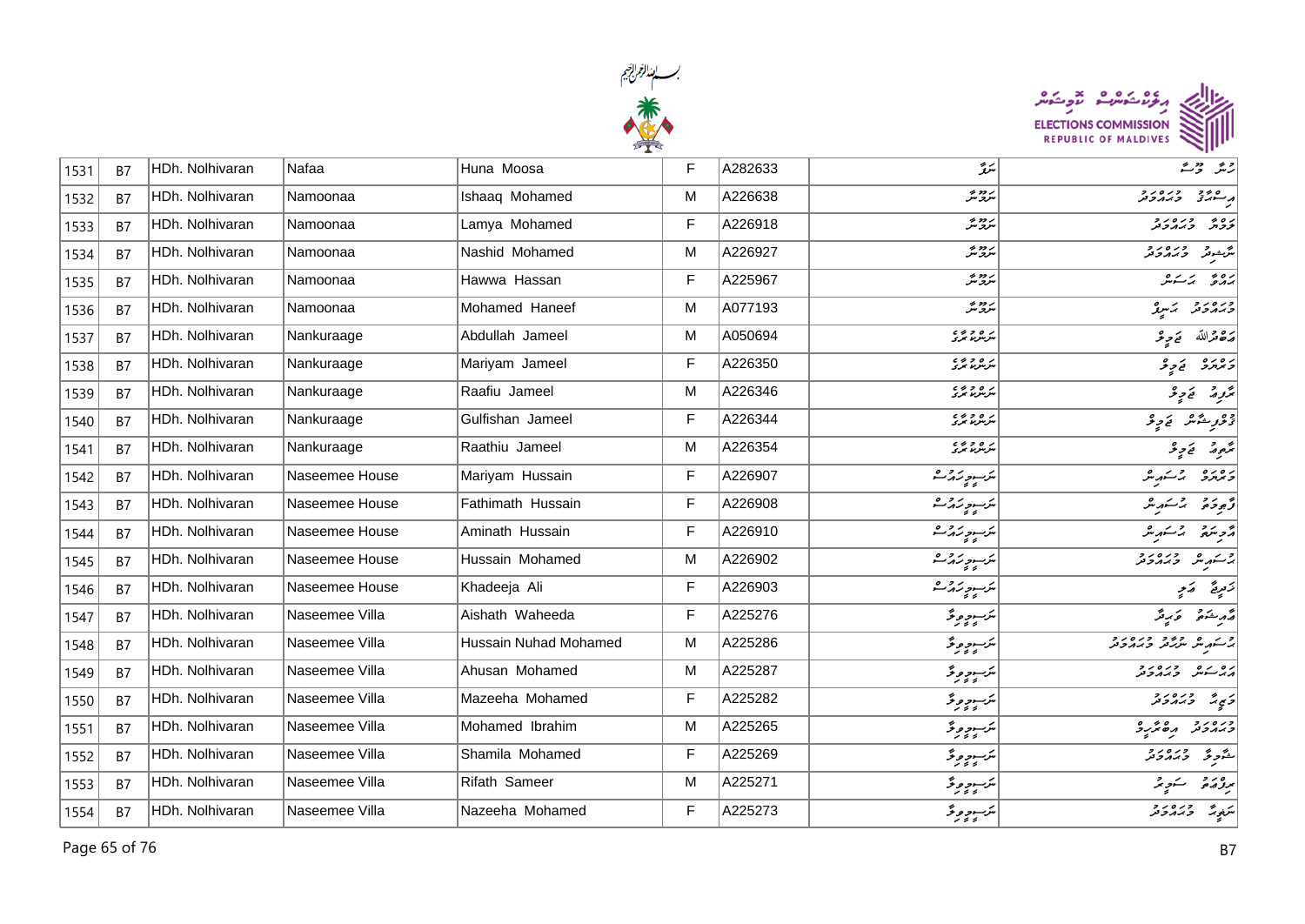| 1531 | B7 | HDh. Nolhivaran | Nafaa | Huna Moosa | F | A282633 | ނަފާ | ހުނާ މޫސާ |
|---|---|---|---|---|---|---|---|---|
| 1532 | B7 | HDh. Nolhivaran | Namoonaa | Ishaaq Mohamed | M | A226638 | ނަމޫނާ | އިސްހާޤު މުހައްމަދު |
| 1533 | B7 | HDh. Nolhivaran | Namoonaa | Lamya Mohamed | F | A226918 | ނަމޫނާ | ލަމްޔާ މުހައްމަދު |
| 1534 | B7 | HDh. Nolhivaran | Namoonaa | Nashid Mohamed | M | A226927 | ނަމޫނާ | ނާޝިދު މުހައްމަދު |
| 1535 | B7 | HDh. Nolhivaran | Namoonaa | Hawwa Hassan | F | A225967 | ނަމޫނާ | ހައްވާ ހަސަން |
| 1536 | B7 | HDh. Nolhivaran | Namoonaa | Mohamed Haneef | M | A077193 | ނަމޫނާ | މުހައްމަދު ހަނީފު |
| 1537 | B7 | HDh. Nolhivaran | Nankuraage | Abdullah Jameel | M | A050694 | ނަންކުރާގެ | އަބްދުﷲ ޖަމީލް |
| 1538 | B7 | HDh. Nolhivaran | Nankuraage | Mariyam Jameel | F | A226350 | ނަންކުރާގެ | މަރިޔަމް ޖަމީލް |
| 1539 | B7 | HDh. Nolhivaran | Nankuraage | Raafiu Jameel | M | A226346 | ނަންކުރާގެ | ރާފިއު ޖަމީލް |
| 1540 | B7 | HDh. Nolhivaran | Nankuraage | Gulfishan Jameel | F | A226344 | ނަންކުރާގެ | ގުލްފިޝާން ޖަމީލް |
| 1541 | B7 | HDh. Nolhivaran | Nankuraage | Raathiu Jameel | M | A226354 | ނަންކުރާގެ | ރާތިއު ޖަމީލް |
| 1542 | B7 | HDh. Nolhivaran | Naseemee House | Mariyam Hussain | F | A226907 | ނަސީމީހައުސް | މަރިޔަމް ހުސައިން |
| 1543 | B7 | HDh. Nolhivaran | Naseemee House | Fathimath Hussain | F | A226908 | ނަސީމީހައުސް | ފާތިމަތު ހުސައިން |
| 1544 | B7 | HDh. Nolhivaran | Naseemee House | Aminath Hussain | F | A226910 | ނަސީމީހައުސް | އާމިނަތު ހުސައިން |
| 1545 | B7 | HDh. Nolhivaran | Naseemee House | Hussain Mohamed | M | A226902 | ނަސީމީހައުސް | ހުސައިން މުހައްމަދު |
| 1546 | B7 | HDh. Nolhivaran | Naseemee House | Khadeeja Ali | F | A226903 | ނަސީމީހައުސް | ޚަދީޖާ އަލި |
| 1547 | B7 | HDh. Nolhivaran | Naseemee Villa | Aishath Waheeda | F | A225276 | ނަސީމީވިލާ | އައިޝަތު ވަހީދާ |
| 1548 | B7 | HDh. Nolhivaran | Naseemee Villa | Hussain Nuhad Mohamed | M | A225286 | ނަސީމީވިލާ | ހުސައިން ނުހާދު މުހައްމަދު |
| 1549 | B7 | HDh. Nolhivaran | Naseemee Villa | Ahusan Mohamed | M | A225287 | ނަސީމީވިލާ | އަހުސަން މުހައްމަދު |
| 1550 | B7 | HDh. Nolhivaran | Naseemee Villa | Mazeeha Mohamed | F | A225282 | ނަސީމީވިލާ | މަޒީހާ މުހައްމަދު |
| 1551 | B7 | HDh. Nolhivaran | Naseemee Villa | Mohamed Ibrahim | M | A225265 | ނަސީމީވިލާ | މުހައްމަދު އިބްރާހިމް |
| 1552 | B7 | HDh. Nolhivaran | Naseemee Villa | Shamila Mohamed | F | A225269 | ނަސީމީވިލާ | ޝާމިލާ މުހައްމަދު |
| 1553 | B7 | HDh. Nolhivaran | Naseemee Villa | Rifath Sameer | M | A225271 | ނަސީމީވިލާ | ރިފްއަތު ސަމީރު |
| 1554 | B7 | HDh. Nolhivaran | Naseemee Villa | Nazeeha Mohamed | F | A225273 | ނަސީމީވިލާ | ނަޒީހާ މުހައްމަދު |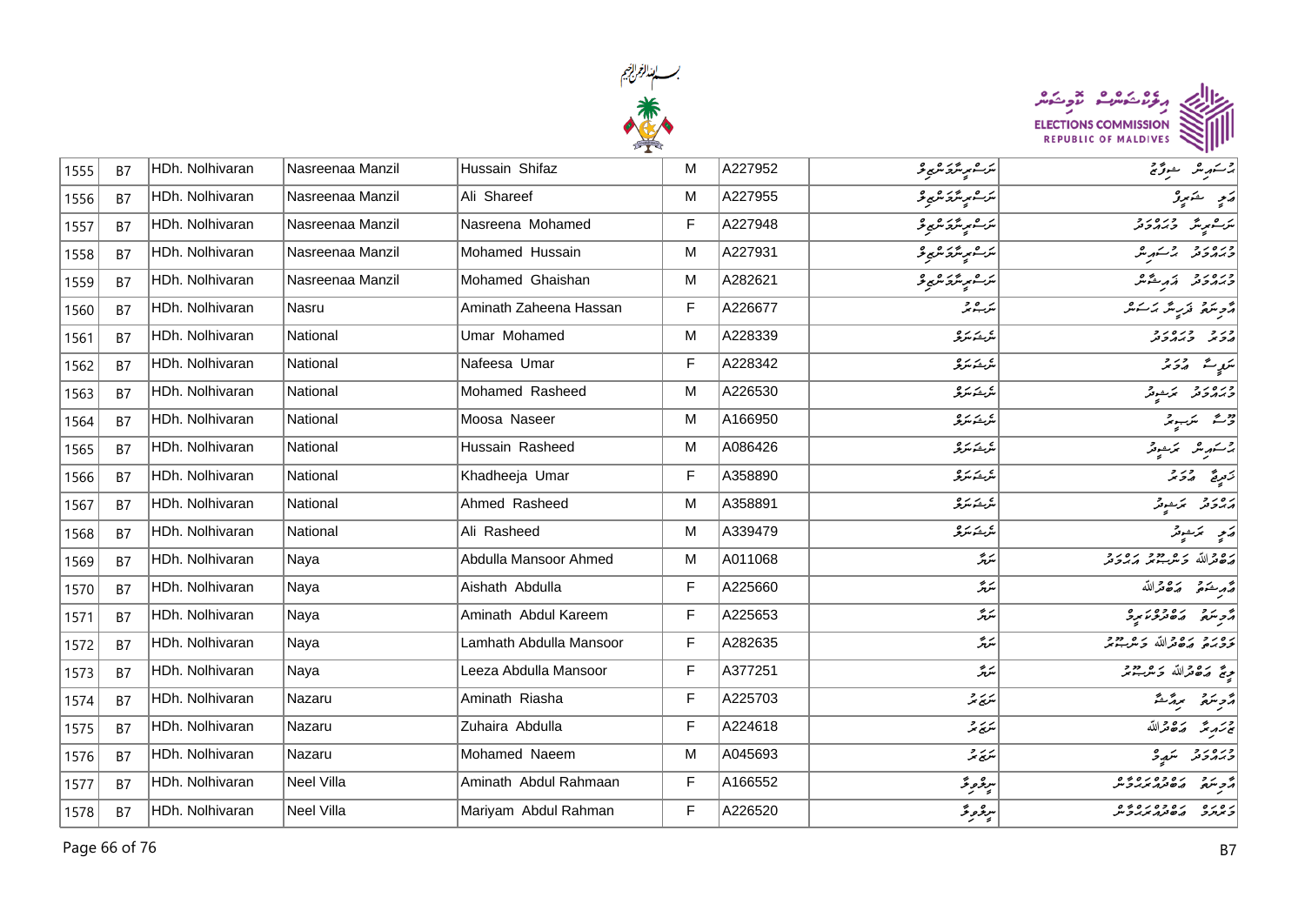| 1555 | B7 | HDh. Nolhivaran | Nasreenaa Manzil | Hussain Shifaz | M | A227952 | ނަސްރީނާމަންޒިލް | ހުސައިން ޝިފާޒު |
|---|---|---|---|---|---|---|---|---|
| 1556 | B7 | HDh. Nolhivaran | Nasreenaa Manzil | Ali Shareef | M | A227955 | ނަސްރީނާމަންޒިލް | ޢަލީ ޝަރީފު |
| 1557 | B7 | HDh. Nolhivaran | Nasreenaa Manzil | Nasreena Mohamed | F | A227948 | ނަސްރީނާމަންޒިލް | ނަސްރީނާ މުޙައްމަދު |
| 1558 | B7 | HDh. Nolhivaran | Nasreenaa Manzil | Mohamed Hussain | M | A227931 | ނަސްރީނާމަންޒިލް | މުޙައްމަދު ހުސައިން |
| 1559 | B7 | HDh. Nolhivaran | Nasreenaa Manzil | Mohamed Ghaishan | M | A282621 | ނަސްރީނާމަންޒިލް | މުޙައްމަދު ޣައިޝާން |
| 1560 | B7 | HDh. Nolhivaran | Nasru | Aminath Zaheena Hassan | F | A226677 | ނަސްރު | އާމިނަތު ޒަހީނާ ޙަސަން |
| 1561 | B7 | HDh. Nolhivaran | National | Umar Mohamed | M | A228339 | ނޭޝަނަލް | ޢުމަރު މުޙައްމަދު |
| 1562 | B7 | HDh. Nolhivaran | National | Nafeesa Umar | F | A228342 | ނޭޝަނަލް | ނަފީސާ ޢުމަރު |
| 1563 | B7 | HDh. Nolhivaran | National | Mohamed Rasheed | M | A226530 | ނޭޝަނަލް | މުޙައްމަދު ރަޝީދު |
| 1564 | B7 | HDh. Nolhivaran | National | Moosa Naseer | M | A166950 | ނޭޝަނަލް | މޫސާ ނަޞީރު |
| 1565 | B7 | HDh. Nolhivaran | National | Hussain Rasheed | M | A086426 | ނޭޝަނަލް | ހުސައިން ރަޝީދު |
| 1566 | B7 | HDh. Nolhivaran | National | Khadheeja Umar | F | A358890 | ނޭޝަނަލް | ޚަދީޖާ ޢުމަރު |
| 1567 | B7 | HDh. Nolhivaran | National | Ahmed Rasheed | M | A358891 | ނޭޝަނަލް | އަޙްމަދު ރަޝީދު |
| 1568 | B7 | HDh. Nolhivaran | National | Ali Rasheed | M | A339479 | ނޭޝަނަލް | ޢަލީ ރަޝީދު |
| 1569 | B7 | HDh. Nolhivaran | Naya | Abdulla Mansoor Ahmed | M | A011068 | ނަޔާ | ޢަބްދުﷲ މަންސޫރު އަޙްމަދު |
| 1570 | B7 | HDh. Nolhivaran | Naya | Aishath Abdulla | F | A225660 | ނަޔާ | ޢާއިޝަތު ޢަބްދުﷲ |
| 1571 | B7 | HDh. Nolhivaran | Naya | Aminath Abdul Kareem | F | A225653 | ނަޔާ | އާމިނަތު ޢަބްދުލްކަރީމް |
| 1572 | B7 | HDh. Nolhivaran | Naya | Lamhath Abdulla Mansoor | F | A282635 | ނަޔާ | ލަމްހަތު ޢަބްދުﷲ މަންސޫރު |
| 1573 | B7 | HDh. Nolhivaran | Naya | Leeza Abdulla Mansoor | F | A377251 | ނަޔާ | ލީޒާ ޢަބްދުﷲ މަންސޫރު |
| 1574 | B7 | HDh. Nolhivaran | Nazaru | Aminath Riasha | F | A225703 | ނަޒަރު | އާމިނަތު ރިއާޝާ |
| 1575 | B7 | HDh. Nolhivaran | Nazaru | Zuhaira Abdulla | F | A224618 | ނަޒަރު | ޒުހައިރާ ޢަބްދުﷲ |
| 1576 | B7 | HDh. Nolhivaran | Nazaru | Mohamed Naeem | M | A045693 | ނަޒަރު | މުޙައްމަދު ނަޢީމް |
| 1577 | B7 | HDh. Nolhivaran | Neel Villa | Aminath Abdul Rahmaan | F | A166552 | ނީލްވިލާ | އާމިނަތު ޢަބްދުއްރަޙްމާން |
| 1578 | B7 | HDh. Nolhivaran | Neel Villa | Mariyam Abdul Rahman | F | A226520 | ނީލްވިލާ | މަރިޔަމް ޢަބްދުއްރަޙްމާން |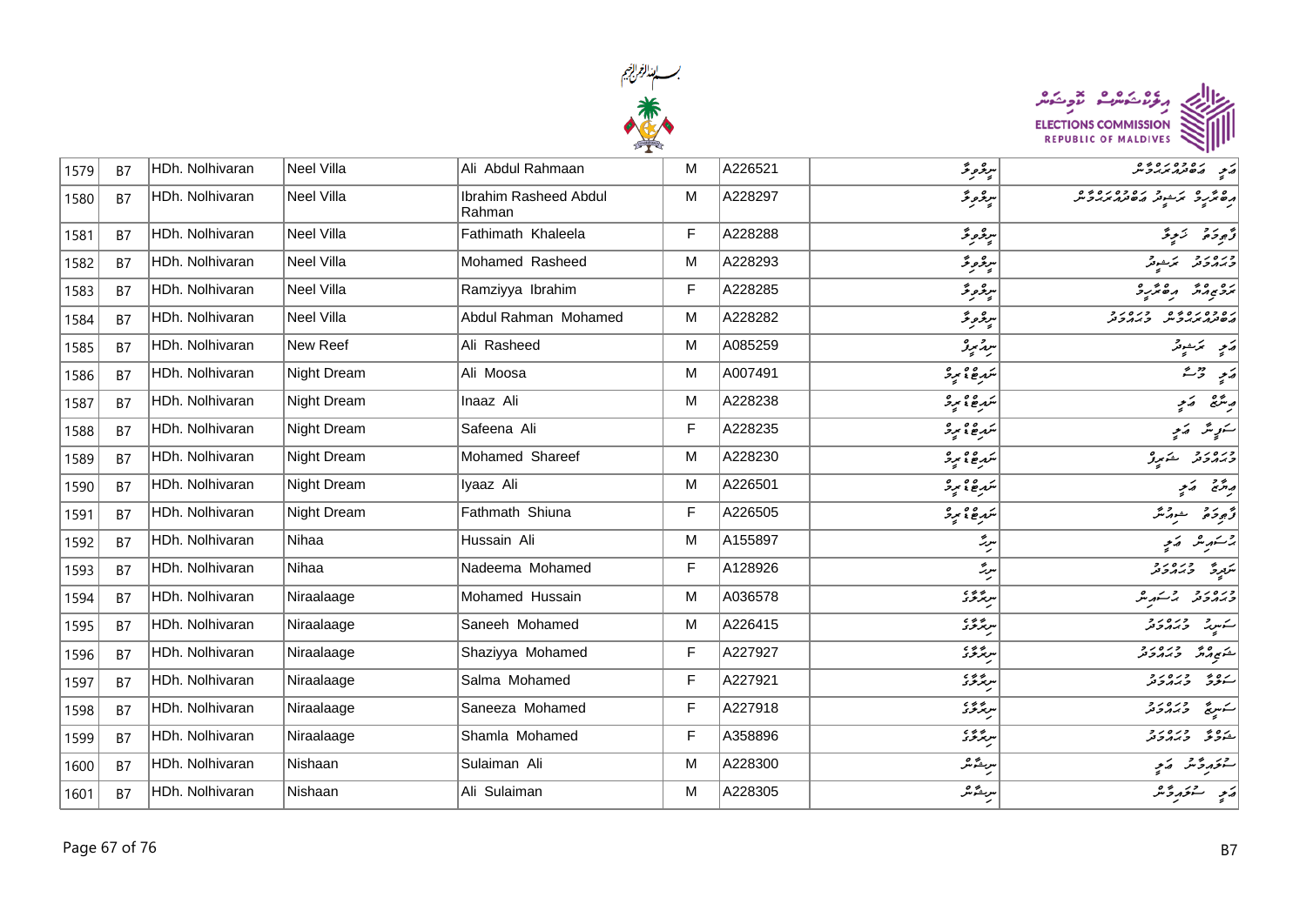| 1579 | B7 | HDh. Nolhivaran | Neel Villa | Ali Abdul Rahmaan | M | A226521 | سرپروژ | ړې ړه ده بره ده ه |
|---|---|---|---|---|---|---|---|---|
| 1580 | B7 | HDh. Nolhivaran | Neel Villa | Ibrahim Rasheed Abdul Rahman | M | A228297 | سرپروژ | ره پر و پر شوتر په ده ده پره و ه |
| 1581 | B7 | HDh. Nolhivaran | Neel Villa | Fathimath Khaleela | F | A228288 | سرپروژ | ژّجِ دَ دَ دَ دِ وٌ |
| 1582 | B7 | HDh. Nolhivaran | Neel Villa | Mohamed Rasheed | M | A228293 | سرپروژ | ورەرو برشونر |
| 1583 | B7 | HDh. Nolhivaran | Neel Villa | Ramziyya Ibrahim | F | A228285 | سرپروژ | بروپروژ ره پر و |
| 1584 | B7 | HDh. Nolhivaran | Neel Villa | Abdul Rahman Mohamed | M | A228282 | سرپروژ | ره وه ره ده وره رو |
| 1585 | B7 | HDh. Nolhivaran | New Reef | Ali Rasheed | M | A085259 | سرړبرو | ړې برشونر |
| 1586 | B7 | HDh. Nolhivaran | Night Dream | Ali Moosa | M | A007491 | سَرِ عِ ؟ برِ وُ | ړې د سه |
| 1587 | B7 | HDh. Nolhivaran | Night Dream | Inaaz Ali | M | A228238 | سَرِ عِ ؟ برِ وُ | ړسَّج ړې |
| 1588 | B7 | HDh. Nolhivaran | Night Dream | Safeena Ali | F | A228235 | سَرِ عِ ؟ برِ وُ | سَرٍ سَّر ړې |
| 1589 | B7 | HDh. Nolhivaran | Night Dream | Mohamed Shareef | M | A228230 | سَرِ عِ ؟ برِ وُ | ورەرو شەبرو |
| 1590 | B7 | HDh. Nolhivaran | Night Dream | Iyaaz Ali | M | A226501 | سَرِ عِ ؟ برِ وُ | ړپرج ړې |
| 1591 | B7 | HDh. Nolhivaran | Night Dream | Fathmath Shiuna | F | A226505 | سَرِ عِ ؟ برِ وُ | ژّجِ دَ دَ شەرپر |
| 1592 | B7 | HDh. Nolhivaran | Nihaa | Hussain Ali | M | A155897 | سرِرَّ | برسەر ش ړې |
| 1593 | B7 | HDh. Nolhivaran | Nihaa | Nadeema Mohamed | F | A128926 | سرِرَّ | سَرِرِدَ ورەرو |
| 1594 | B7 | HDh. Nolhivaran | Niraalaage | Mohamed Hussain | M | A036578 | سرپرَّوَّی | ورەرو برسەر ش |
| 1595 | B7 | HDh. Nolhivaran | Niraalaage | Saneeh Mohamed | M | A226415 | سرپرَّوَّی | سەسرر ورەرو |
| 1596 | B7 | HDh. Nolhivaran | Niraalaage | Shaziyya Mohamed | F | A227927 | سرپرَّوَّی | شەبرەدَ ورەرو |
| 1597 | B7 | HDh. Nolhivaran | Niraalaage | Salma Mohamed | F | A227921 | سرپرَّوَّی | سەوِدَ ورەرو |
| 1598 | B7 | HDh. Nolhivaran | Niraalaage | Saneeza Mohamed | F | A227918 | سرپرَّوَّی | سەسرپِّ ورەرو |
| 1599 | B7 | HDh. Nolhivaran | Niraalaage | Shamla Mohamed | F | A358896 | سرپرَّوَّی | شەوڈَ ورەرو |
| 1600 | B7 | HDh. Nolhivaran | Nishaan | Sulaiman Ali | M | A228300 | سرشَّش | سەورِدَّش ړې |
| 1601 | B7 | HDh. Nolhivaran | Nishaan | Ali Sulaiman | M | A228305 | سرشَّش | ړې سەورِدَّش |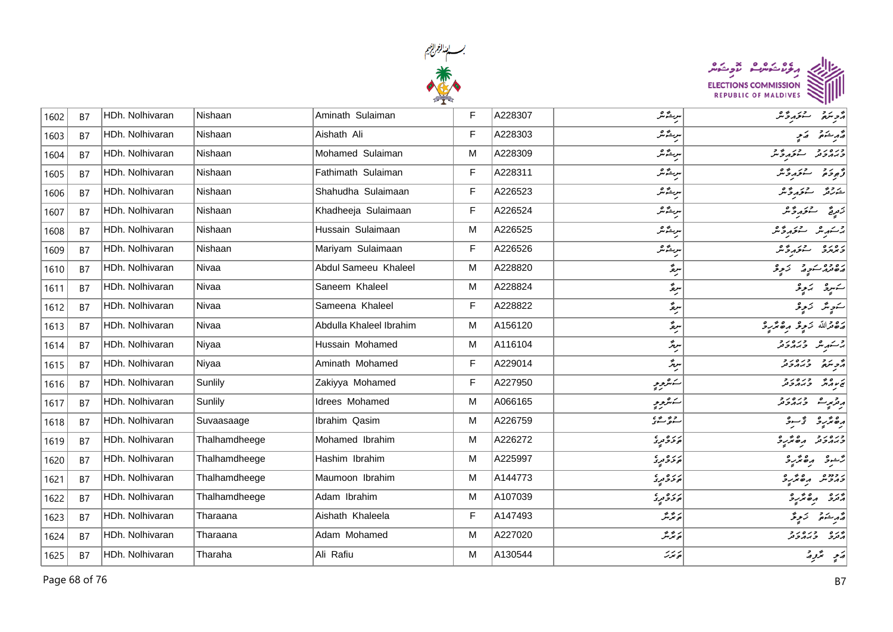| 1602 | B7 | HDh. Nolhivaran | Nishaan | Aminath Sulaiman | F | A228307 | سِرِشَّہْرْ | مُّحِسَمُ سُخَهْرِمٌسْ |
|---|---|---|---|---|---|---|---|---|
| 1603 | B7 | HDh. Nolhivaran | Nishaan | Aishath Ali | F | A228303 | سِرِشَّہْرْ | مُّہِشَمُ مَہِ |
| 1604 | B7 | HDh. Nolhivaran | Nishaan | Mohamed Sulaiman | M | A228309 | سِرِشَّہْرْ | دُبَہُرْدَرْ سُخَهْرِمٌسْ |
| 1605 | B7 | HDh. Nolhivaran | Nishaan | Fathimath Sulaiman | F | A228311 | سِرِشَّہْرْ | زُّجِرَمُ سُخَهْرِمٌسْ |
| 1606 | B7 | HDh. Nolhivaran | Nishaan | Shahudha Sulaimaan | F | A226523 | سِرِشَّہْرْ | شَہْرُنَّ سُخَهْرِمٌسْ |
| 1607 | B7 | HDh. Nolhivaran | Nishaan | Khadheeja Sulaimaan | F | A226524 | سِرِشَّہْرْ | زَمِرِجٌ سُخَهْرِمٌسْ |
| 1608 | B7 | HDh. Nolhivaran | Nishaan | Hussain Sulaimaan | M | A226525 | سِرِشَّہْرْ | بُرْسَہرِسْ سُخَهْرِمٌسْ |
| 1609 | B7 | HDh. Nolhivaran | Nishaan | Mariyam Sulaimaan | F | A226526 | سِرِشَّہْرْ | دَسْرَرَہْ سُخَهْرِمٌسْ |
| 1610 | B7 | HDh. Nolhivaran | Nivaa | Abdul Sameeu Khaleel | M | A228820 | سِرِعٌ | مَہْعْرْہْ سَمِرِمْ زَمِرِمْ |
| 1611 | B7 | HDh. Nolhivaran | Nivaa | Saneem Khaleel | M | A228824 | سِرِعٌ | سَسِرِمْ زَمِرِمْ |
| 1612 | B7 | HDh. Nolhivaran | Nivaa | Sameena Khaleel | F | A228822 | سِرِعٌ | سَحِرِسٌ زَمِرِمْ |
| 1613 | B7 | HDh. Nolhivaran | Nivaa | Abdulla Khaleel Ibrahim | M | A156120 | سِرِعٌ | مَہْعْرْاللّٰہ زَمِرِمْ مِہْعْرُبِرْ |
| 1614 | B7 | HDh. Nolhivaran | Niyaa | Hussain Mohamed | M | A116104 | سِرِمٌ | بُرْسَہرِسْ دُبَہُرْدَرْ |
| 1615 | B7 | HDh. Nolhivaran | Niyaa | Aminath Mohamed | F | A229014 | سِرِمٌ | مُّحِسَمُ دُبَہُرْدَرْ |
| 1616 | B7 | HDh. Nolhivaran | Sunlily | Zakiyya Mohamed | F | A227950 | سَمْرِعِرِ | يَحِرْمٌ دُبَہُرْدَرْ |
| 1617 | B7 | HDh. Nolhivaran | Sunlily | Idrees Mohamed | M | A066165 | سَمْرِعِرِ | مِعْرِسِرْ دُبَہُرْدَرْ |
| 1618 | B7 | HDh. Nolhivaran | Suvaasaage | Ibrahim Qasim | M | A226759 | سُعٌّسٌّی | مِہْعُرْبِرْ تَّسِرْ |
| 1619 | B7 | HDh. Nolhivaran | Thalhamdheege | Mohamed Ibrahim | M | A226272 | عَجَرْعِرِی | دُبَہُرْدَرْ مِہْعُرْبِرْ |
| 1620 | B7 | HDh. Nolhivaran | Thalhamdheege | Hashim Ibrahim | M | A225997 | عَجَرْعِرِی | رُّشِرْ مِہْعُرْبِرْ |
| 1621 | B7 | HDh. Nolhivaran | Thalhamdheege | Maumoon Ibrahim | M | A144773 | عَجَرْعِرِی | دَہْرُرْسْ مِہْعُرْبِرْ |
| 1622 | B7 | HDh. Nolhivaran | Thalhamdheege | Adam Ibrahim | M | A107039 | عَجَرْعِرِی | مُّعَرْ مِہْعُرْبِرْ |
| 1623 | B7 | HDh. Nolhivaran | Tharaana | Aishath Khaleela | F | A147493 | عَمُّسٌ | مُّہِشَمُ زَمِرِعٌ |
| 1624 | B7 | HDh. Nolhivaran | Tharaana | Adam Mohamed | M | A227020 | عَمُّسٌ | مُّعَرْ دُبَہُرْدَرْ |
| 1625 | B7 | HDh. Nolhivaran | Tharaha | Ali Rafiu | M | A130544 | عَمَرَ | مَہِ مُّرِمْ |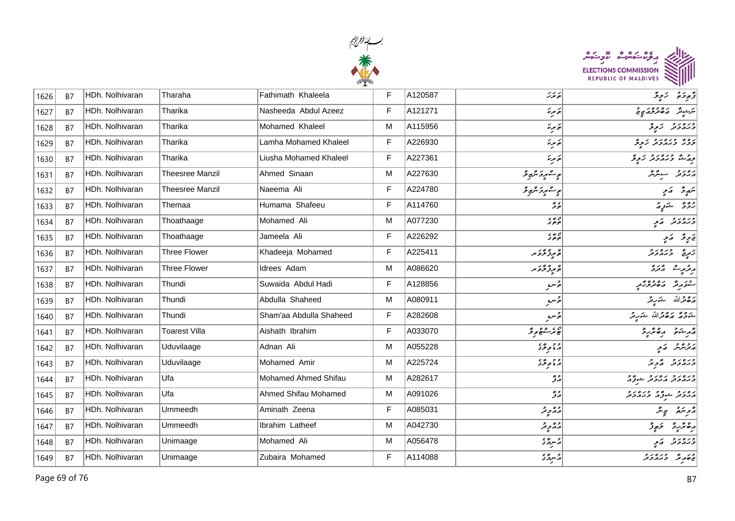| 1626 | B7 | HDh. Nolhivaran | Tharaha | Fathimath Khaleela | F | A120587 | ތަރަހަ | ފާތިމަތު ޚަލީލާ |
|---|---|---|---|---|---|---|---|---|
| 1627 | B7 | HDh. Nolhivaran | Tharika | Nasheeda Abdul Azeez | F | A121271 | ތަރިކަ | ނަޝީދާ އަބްދުލްޢަޒީޒު |
| 1628 | B7 | HDh. Nolhivaran | Tharika | Mohamed Khaleel | M | A115956 | ތަރިކަ | މުޙައްމަދު ޚަލީލް |
| 1629 | B7 | HDh. Nolhivaran | Tharika | Lamha Mohamed Khaleel | F | A226930 | ތަރިކަ | ލަމްހާ މުޙައްމަދު ޚަލީލް |
| 1630 | B7 | HDh. Nolhivaran | Tharika | Liusha Mohamed Khaleel | F | A227361 | ތަރިކަ | ލިއުޝާ މުޙައްމަދު ޚަލީލް |
| 1631 | B7 | HDh. Nolhivaran | Theesree Manzil | Ahmed Sinaan | M | A227630 | ތީސްރީމަންޒިލް | އަޙްމަދު ސިނާން |
| 1632 | B7 | HDh. Nolhivaran | Theesree Manzil | Naeema Ali | F | A224780 | ތީސްރީމަންޒިލް | ނައީމާ އަލި |
| 1633 | B7 | HDh. Nolhivaran | Themaa | Humama Shafeeu | F | A114760 | ތެމާ | ހުމާމާ ޝަފީޢު |
| 1634 | B7 | HDh. Nolhivaran | Thoathaage | Mohamed Ali | M | A077230 | ތޯތާގެ | މުޙައްމަދު އަލި |
| 1635 | B7 | HDh. Nolhivaran | Thoathaage | Jameela Ali | F | A226292 | ތޯތާގެ | ޖަމީލާ އަލި |
| 1636 | B7 | HDh. Nolhivaran | Three Flower | Khadeeja Mohamed | F | A225411 | ތްރީފްލަވަރ | ޚަދީޖާ މުޙައްމަދު |
| 1637 | B7 | HDh. Nolhivaran | Three Flower | Idrees Adam | M | A086620 | ތްރީފްލަވަރ | އިދްރީސް އާދަމް |
| 1638 | B7 | HDh. Nolhivaran | Thundi | Suwaida Abdul Hadi | F | A128856 | ތުނޑި | ސުވައިދާ އަބްދުލްހާދީ |
| 1639 | B7 | HDh. Nolhivaran | Thundi | Abdulla Shaheed | M | A080911 | ތުނޑި | އަބްދުﷲ ޝަހީދު |
| 1640 | B7 | HDh. Nolhivaran | Thundi | Sham'aa Abdulla Shaheed | F | A282608 | ތުނޑި | ޝަމްޢާ އަބްދުﷲ ޝަހީދު |
| 1641 | B7 | HDh. Nolhivaran | Toarest Villa | Aishath Ibrahim | F | A033070 | ޓޯރެސްޓްވިލާ | އައިޝަތު އިބްރާހީމް |
| 1642 | B7 | HDh. Nolhivaran | Uduvilaage | Adnan Ali | M | A055228 | އުދުވިލާގެ | އަދުނާން އަލި |
| 1643 | B7 | HDh. Nolhivaran | Uduvilaage | Mohamed Amir | M | A225724 | އުދުވިލާގެ | މުޙައްމަދު އާމިރު |
| 1644 | B7 | HDh. Nolhivaran | Ufa | Mohamed Ahmed Shifau | M | A282617 | އުފާ | މުޙައްމަދު އަޙްމަދު ޝިފާއު |
| 1645 | B7 | HDh. Nolhivaran | Ufa | Ahmed Shifau Mohamed | M | A091026 | އުފާ | އަޙްމަދު ޝިފާއު މުޙައްމަދު |
| 1646 | B7 | HDh. Nolhivaran | Ummeedh | Aminath Zeena | F | A085031 | އުއްމީދު | އާމިނަތު ޒީނާ |
| 1647 | B7 | HDh. Nolhivaran | Ummeedh | Ibrahim Latheef | M | A042730 | އުއްމީދު | އިބްރާހީމް ލަތީފު |
| 1648 | B7 | HDh. Nolhivaran | Unimaage | Mohamed Ali | M | A056478 | އުނިމާގެ | މުޙައްމަދު އަލި |
| 1649 | B7 | HDh. Nolhivaran | Unimaage | Zubaira Mohamed | F | A114088 | އުނިމާގެ | ޒުބައިރާ މުޙައްމަދު |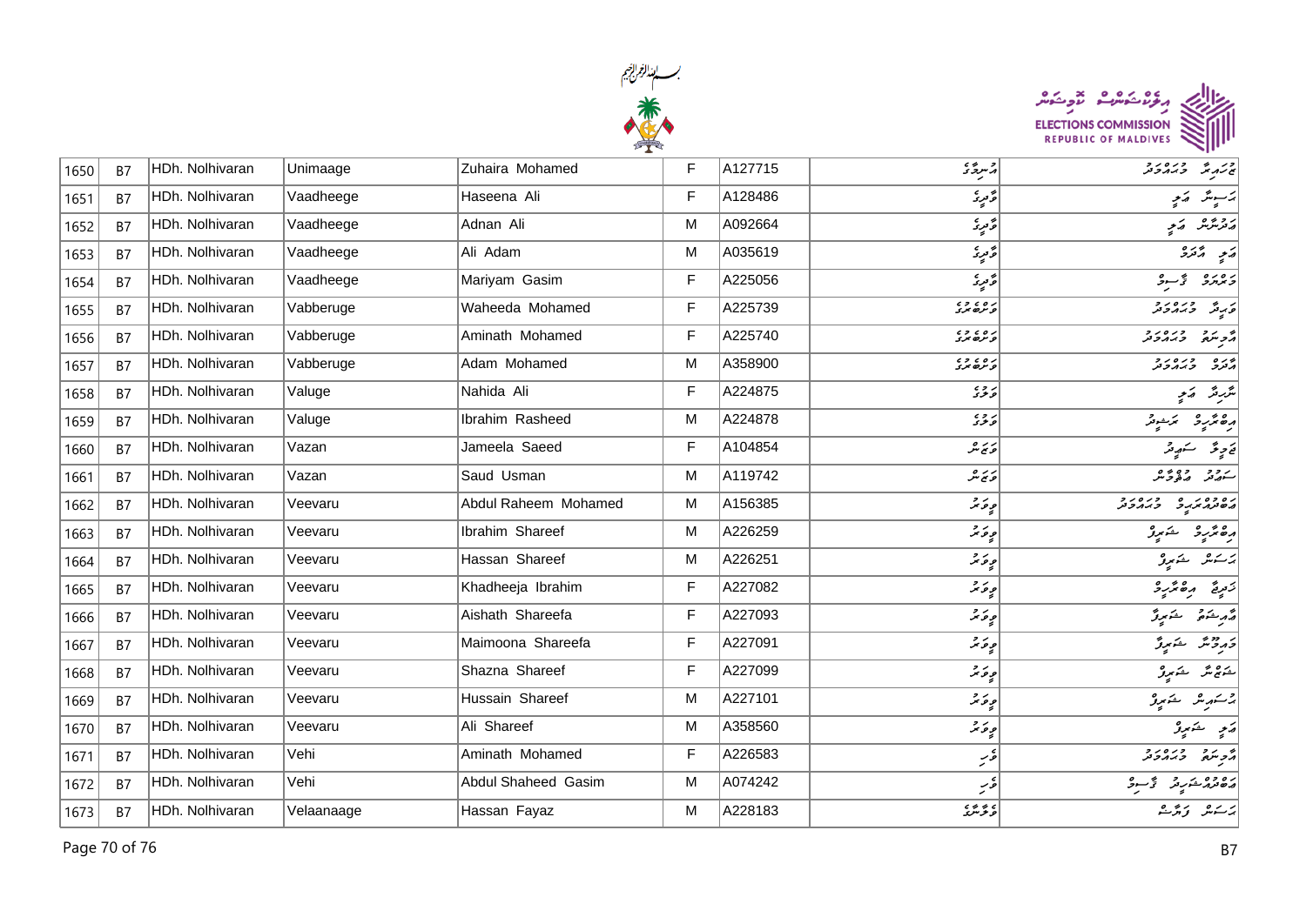| 1650 | B7 | HDh. Nolhivaran | Unimaage | Zuhaira Mohamed | F | A127715 | ޔުނިމާގެ | ޒުހައިރާ މުހައްމަދު |
|---|---|---|---|---|---|---|---|---|
| 1651 | B7 | HDh. Nolhivaran | Vaadheege | Haseena Ali | F | A128486 | ވާދީގެ | ހަސީނާ އަލީ |
| 1652 | B7 | HDh. Nolhivaran | Vaadheege | Adnan Ali | M | A092664 | ވާދީގެ | އަދުނާން އަލީ |
| 1653 | B7 | HDh. Nolhivaran | Vaadheege | Ali Adam | M | A035619 | ވާދީގެ | އަލީ އާދަމް |
| 1654 | B7 | HDh. Nolhivaran | Vaadheege | Mariyam Gasim | F | A225056 | ވާދީގެ | މަރިޔަމް ގާސިމް |
| 1655 | B7 | HDh. Nolhivaran | Vabberuge | Waheeda Mohamed | F | A225739 | ވައްބެރުގެ | ވަހީދާ މުހައްމަދު |
| 1656 | B7 | HDh. Nolhivaran | Vabberuge | Aminath Mohamed | F | A225740 | ވައްބެރުގެ | އާމިނަތު މުހައްމަދު |
| 1657 | B7 | HDh. Nolhivaran | Vabberuge | Adam Mohamed | M | A358900 | ވައްބެރުގެ | އާދަމް މުހައްމަދު |
| 1658 | B7 | HDh. Nolhivaran | Valuge | Nahida Ali | F | A224875 | ވަޅުގެ | ނާހިދާ އަލީ |
| 1659 | B7 | HDh. Nolhivaran | Valuge | Ibrahim Rasheed | M | A224878 | ވަޅުގެ | އިބްރާހީމް ރަޝީދު |
| 1660 | B7 | HDh. Nolhivaran | Vazan | Jameela Saeed | F | A104854 | ވަޒަން | ޖަމީލާ ސައީދު |
| 1661 | B7 | HDh. Nolhivaran | Vazan | Saud Usman | M | A119742 | ވަޒަން | ސައުދު އުސްމާން |
| 1662 | B7 | HDh. Nolhivaran | Veevaru | Abdul Raheem Mohamed | M | A156385 | ވީވަރު | އަބްދުއްރަޙީމް މުހައްމަދު |
| 1663 | B7 | HDh. Nolhivaran | Veevaru | Ibrahim Shareef | M | A226259 | ވީވަރު | އިބްރާހީމް ޝަރީފު |
| 1664 | B7 | HDh. Nolhivaran | Veevaru | Hassan Shareef | M | A226251 | ވީވަރު | ހަސަން ޝަރީފު |
| 1665 | B7 | HDh. Nolhivaran | Veevaru | Khadheeja Ibrahim | F | A227082 | ވީވަރު | ޚަދީޖާ އިބްރާހީމް |
| 1666 | B7 | HDh. Nolhivaran | Veevaru | Aishath Shareefa | F | A227093 | ވީވަރު | އާއިޝަތު ޝަރީފާ |
| 1667 | B7 | HDh. Nolhivaran | Veevaru | Maimoona Shareefa | F | A227091 | ވީވަރު | މައިމޫނާ ޝަރީފާ |
| 1668 | B7 | HDh. Nolhivaran | Veevaru | Shazna Shareef | F | A227099 | ވީވަރު | ޝަޒްނާ ޝަރީފު |
| 1669 | B7 | HDh. Nolhivaran | Veevaru | Hussain Shareef | M | A227101 | ވީވަރު | ހުސައިން ޝަރީފު |
| 1670 | B7 | HDh. Nolhivaran | Veevaru | Ali Shareef | M | A358560 | ވީވަރު | އަލީ ޝަރީފު |
| 1671 | B7 | HDh. Nolhivaran | Vehi | Aminath Mohamed | F | A226583 | ވެހި | އާމިނަތު މުހައްމަދު |
| 1672 | B7 | HDh. Nolhivaran | Vehi | Abdul Shaheed Gasim | M | A074242 | ވެހި | އަބްދުއްޝަހީދު ގާސިމް |
| 1673 | B7 | HDh. Nolhivaran | Velaanaage | Hassan Fayaz | M | A228183 | ވެލާނާގެ | ހަސަން ފައްޔާޒް |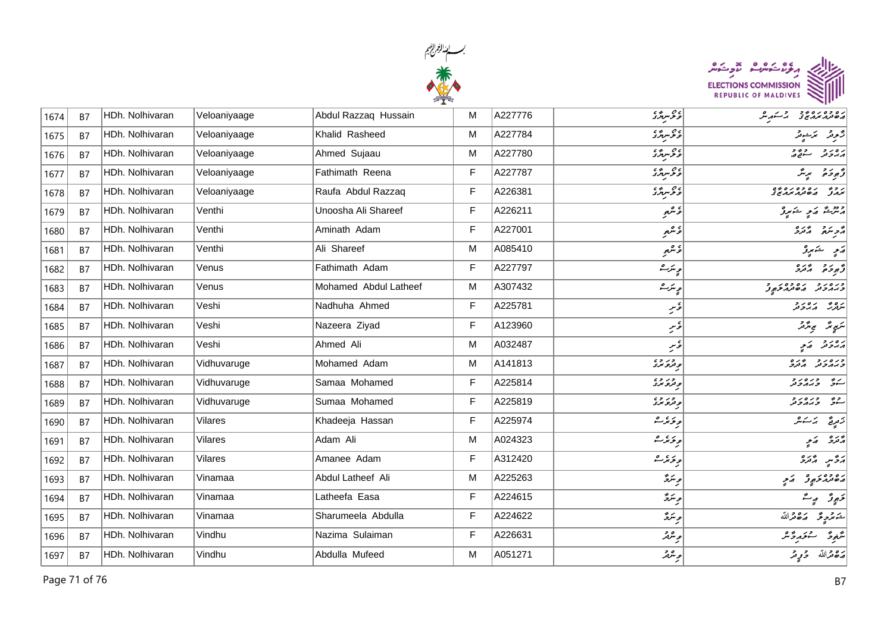| 1674 | B7 | HDh. Nolhivaran | Veloaniyaage | Abdul Razzaq Hussain | M | A227776 | ވެލޯނިޔާގެ | އަބްދުއްރައްޒާޤު ހުސައިން |
|---|---|---|---|---|---|---|---|---|
| 1675 | B7 | HDh. Nolhivaran | Veloaniyaage | Khalid Rasheed | M | A227784 | ވެލޯނިޔާގެ | ޚާލިދު ރަޝީދު |
| 1676 | B7 | HDh. Nolhivaran | Veloaniyaage | Ahmed Sujaau | M | A227780 | ވެލޯނިޔާގެ | އަޙްމަދު ސުޖާޢު |
| 1677 | B7 | HDh. Nolhivaran | Veloaniyaage | Fathimath Reena | F | A227787 | ވެލޯނިޔާގެ | ފާތިމަތު ރީނާ |
| 1678 | B7 | HDh. Nolhivaran | Veloaniyaage | Raufa Abdul Razzaq | F | A226381 | ވެލޯނިޔާގެ | ރައުފާ އަބްދުއްރައްޒާޤު |
| 1679 | B7 | HDh. Nolhivaran | Venthi | Unoosha Ali Shareef | F | A226211 | ވެންތި | އުނޫޝާ އަލި ޝަރީފު |
| 1680 | B7 | HDh. Nolhivaran | Venthi | Aminath Adam | F | A227001 | ވެންތި | އާމިނަތު އާދަމް |
| 1681 | B7 | HDh. Nolhivaran | Venthi | Ali Shareef | M | A085410 | ވެންތި | އަލި ޝަރީފު |
| 1682 | B7 | HDh. Nolhivaran | Venus | Fathimath Adam | F | A227797 | ވީނަސް | ފާތިމަތު އާދަމް |
| 1683 | B7 | HDh. Nolhivaran | Venus | Mohamed Abdul Latheef | M | A307432 | ވީނަސް | މުޙައްމަދު އަބްދުއްލަޠީފު |
| 1684 | B7 | HDh. Nolhivaran | Veshi | Nadhuha Ahmed | F | A225781 | ވެޝި | ނަދުހާ އަޙްމަދު |
| 1685 | B7 | HDh. Nolhivaran | Veshi | Nazeera Ziyad | F | A123960 | ވެޝި | ނަޒީރާ ޒިޔާދު |
| 1686 | B7 | HDh. Nolhivaran | Veshi | Ahmed Ali | M | A032487 | ވެޝި | އަޙްމަދު އަލި |
| 1687 | B7 | HDh. Nolhivaran | Vidhuvaruge | Mohamed Adam | M | A141813 | ވިދުވަރުގެ | މުޙައްމަދު އާދަމް |
| 1688 | B7 | HDh. Nolhivaran | Vidhuvaruge | Samaa Mohamed | F | A225814 | ވިދުވަރުގެ | ސަމާ މުޙައްމަދު |
| 1689 | B7 | HDh. Nolhivaran | Vidhuvaruge | Sumaa Mohamed | F | A225819 | ވިދުވަރުގެ | ސުމާ މުޙައްމަދު |
| 1690 | B7 | HDh. Nolhivaran | Vilares | Khadeeja Hassan | F | A225974 | ވިލަރެސް | ޚަދީޖާ ޙަސަން |
| 1691 | B7 | HDh. Nolhivaran | Vilares | Adam Ali | M | A024323 | ވިލަރެސް | އާދަމް އަލި |
| 1692 | B7 | HDh. Nolhivaran | Vilares | Amanee Adam | F | A312420 | ވިލަރެސް | އަމާނީ އާދަމް |
| 1693 | B7 | HDh. Nolhivaran | Vinamaa | Abdul Latheef Ali | M | A225263 | ވިނަމާ | އަބްދުއްލަޠީފު އަލި |
| 1694 | B7 | HDh. Nolhivaran | Vinamaa | Latheefa Easa | F | A224615 | ވިނަމާ | ލަޠީފާ ޢީސާ |
| 1695 | B7 | HDh. Nolhivaran | Vinamaa | Sharumeela Abdulla | F | A224622 | ވިނަމާ | ޝަރުމީލާ އަބްދުﷲ |
| 1696 | B7 | HDh. Nolhivaran | Vindhu | Nazima Sulaiman | F | A226631 | ވިންދު | ނާޒިމާ ސުލައިމާން |
| 1697 | B7 | HDh. Nolhivaran | Vindhu | Abdulla Mufeed | M | A051271 | ވިންދު | އަބްދުﷲ މުފީދު |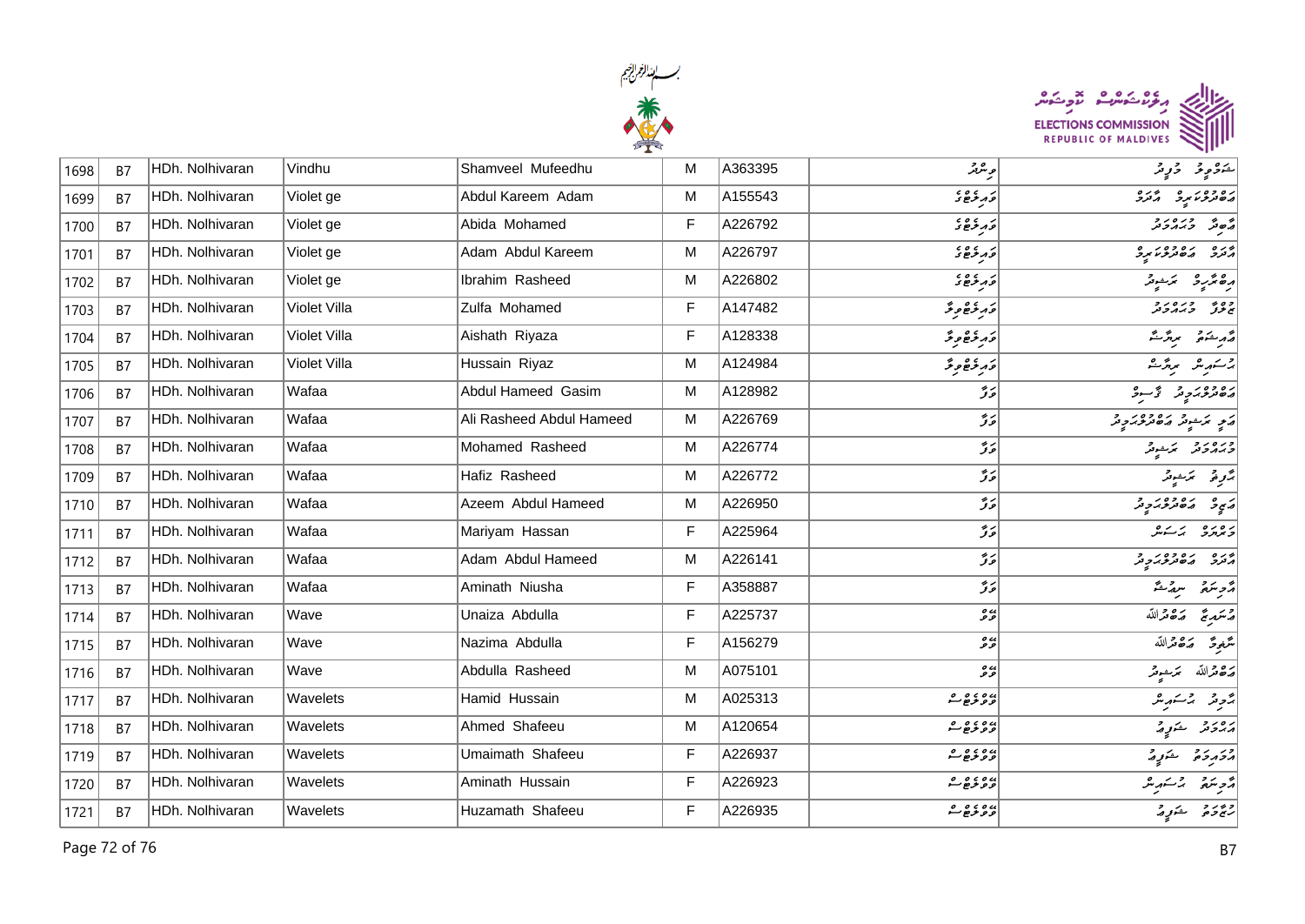| 1698 | B7 | HDh. Nolhivaran | Vindhu | Shamveel Mufeedhu | M | A363395 | ވިންދު | ޝަމްވީލް މުފީދު |
|---|---|---|---|---|---|---|---|---|
| 1699 | B7 | HDh. Nolhivaran | Violet ge | Abdul Kareem Adam | M | A155543 | ވައިލެޓްގެ | އަބްދުލްކަރީމް އާދަމް |
| 1700 | B7 | HDh. Nolhivaran | Violet ge | Abida Mohamed | F | A226792 | ވައިލެޓްގެ | އާބިދާ މުހައްމަދު |
| 1701 | B7 | HDh. Nolhivaran | Violet ge | Adam Abdul Kareem | M | A226797 | ވައިލެޓްގެ | އާދަމް އަބްދުލްކަރީމް |
| 1702 | B7 | HDh. Nolhivaran | Violet ge | Ibrahim Rasheed | M | A226802 | ވައިލެޓްގެ | އިބްރާހީމް ރަޝީދު |
| 1703 | B7 | HDh. Nolhivaran | Violet Villa | Zulfa Mohamed | F | A147482 | ވައިލެޓްވިލާ | ޒުލްފާ މުހައްމަދު |
| 1704 | B7 | HDh. Nolhivaran | Violet Villa | Aishath Riyaza | F | A128338 | ވައިލެޓްވިލާ | އާއިޝަތު ރިޔާޒާ |
| 1705 | B7 | HDh. Nolhivaran | Violet Villa | Hussain Riyaz | M | A124984 | ވައިލެޓްވިލާ | ހުސައިން ރިޔާޒު |
| 1706 | B7 | HDh. Nolhivaran | Wafaa | Abdul Hameed Gasim | M | A128982 | ވަފާ | އަބްދުލްހަމީދު ގާސިމް |
| 1707 | B7 | HDh. Nolhivaran | Wafaa | Ali Rasheed Abdul Hameed | M | A226769 | ވަފާ | އަލި ރަޝީދު އަބްދުލްހަމީދު |
| 1708 | B7 | HDh. Nolhivaran | Wafaa | Mohamed Rasheed | M | A226774 | ވަފާ | މުހައްމަދު ރަޝީދު |
| 1709 | B7 | HDh. Nolhivaran | Wafaa | Hafiz Rasheed | M | A226772 | ވަފާ | ހާފިޒު ރަޝީދު |
| 1710 | B7 | HDh. Nolhivaran | Wafaa | Azeem Abdul Hameed | M | A226950 | ވަފާ | އަޒީމް އަބްދުލްހަމީދު |
| 1711 | B7 | HDh. Nolhivaran | Wafaa | Mariyam Hassan | F | A225964 | ވަފާ | މަރިޔަމް ހަސަން |
| 1712 | B7 | HDh. Nolhivaran | Wafaa | Adam Abdul Hameed | M | A226141 | ވަފާ | އާދަމް އަބްދުލްހަމީދު |
| 1713 | B7 | HDh. Nolhivaran | Wafaa | Aminath Niusha | F | A358887 | ވަފާ | އާމިނަތު ނިއުޝާ |
| 1714 | B7 | HDh. Nolhivaran | Wave | Unaiza Abdulla | F | A225737 | ވޭވް | އުނައިޒާ އަބްދުﷲ |
| 1715 | B7 | HDh. Nolhivaran | Wave | Nazima Abdulla | F | A156279 | ވޭވް | ނާޒިމާ އަބްދުﷲ |
| 1716 | B7 | HDh. Nolhivaran | Wave | Abdulla Rasheed | M | A075101 | ވޭވް | އަބްދުﷲ ރަޝީދު |
| 1717 | B7 | HDh. Nolhivaran | Wavelets | Hamid Hussain | M | A025313 | ވޭވްލެޓްސް | ހާމިދު ހުސައިން |
| 1718 | B7 | HDh. Nolhivaran | Wavelets | Ahmed Shafeeu | M | A120654 | ވޭވްލެޓްސް | އަހުމަދު ޝަފީއު |
| 1719 | B7 | HDh. Nolhivaran | Wavelets | Umaimath Shafeeu | F | A226937 | ވޭވްލެޓްސް | އުމައިމަތު ޝަފީއު |
| 1720 | B7 | HDh. Nolhivaran | Wavelets | Aminath Hussain | F | A226923 | ވޭވްލެޓްސް | އާމިނަތު ހުސައިން |
| 1721 | B7 | HDh. Nolhivaran | Wavelets | Huzamath Shafeeu | F | A226935 | ވޭވްލެޓްސް | ހުޒާމަތު ޝަފީއު |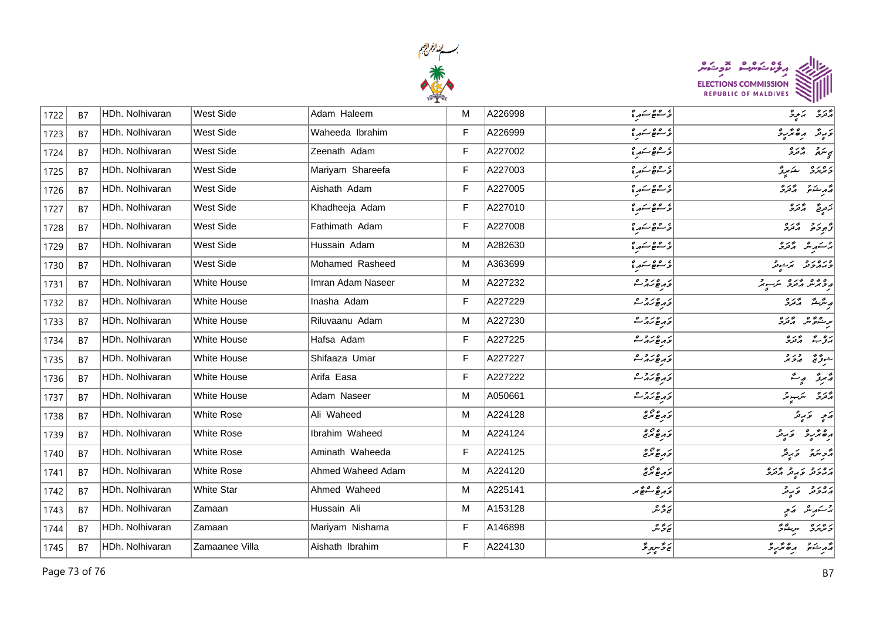| | | | | | | | | |
|---|---|---|---|---|---|---|---|---|
| 1722 | B7 | HDh. Nolhivaran | West Side | Adam Haleem | M | A226998 | ވެސްޓްސައިޑް | އާދަމް ހަލީމް |
| 1723 | B7 | HDh. Nolhivaran | West Side | Waheeda Ibrahim | F | A226999 | ވެސްޓްސައިޑް | ވަހީދާ އިބްރާހީމް |
| 1724 | B7 | HDh. Nolhivaran | West Side | Zeenath Adam | F | A227002 | ވެސްޓްސައިޑް | ޒީނަތު އާދަމް |
| 1725 | B7 | HDh. Nolhivaran | West Side | Mariyam Shareefa | F | A227003 | ވެސްޓްސައިޑް | މަރިޔަމް ޝަރީފާ |
| 1726 | B7 | HDh. Nolhivaran | West Side | Aishath Adam | F | A227005 | ވެސްޓްސައިޑް | އާއިޝަތު އާދަމް |
| 1727 | B7 | HDh. Nolhivaran | West Side | Khadheeja Adam | F | A227010 | ވެސްޓްސައިޑް | ޚަދީޖާ އާދަމް |
| 1728 | B7 | HDh. Nolhivaran | West Side | Fathimath Adam | F | A227008 | ވެސްޓްސައިޑް | ފާތިމަތު އާދަމް |
| 1729 | B7 | HDh. Nolhivaran | West Side | Hussain Adam | M | A282630 | ވެސްޓްސައިޑް | ހުސައިން އާދަމް |
| 1730 | B7 | HDh. Nolhivaran | West Side | Mohamed Rasheed | M | A363699 | ވެސްޓްސައިޑް | މުހައްމަދު ރަޝީދު |
| 1731 | B7 | HDh. Nolhivaran | White House | Imran Adam Naseer | M | A227232 | ވައިޓްހައުސް | އިމްރާން އާދަމް ނަސީރު |
| 1732 | B7 | HDh. Nolhivaran | White House | Inasha Adam | F | A227229 | ވައިޓްހައުސް | އިނާޝާ އާދަމް |
| 1733 | B7 | HDh. Nolhivaran | White House | Riluvaanu Adam | M | A227230 | ވައިޓްހައުސް | ރިލުވާނު އާދަމް |
| 1734 | B7 | HDh. Nolhivaran | White House | Hafsa Adam | F | A227225 | ވައިޓްހައުސް | ހަފްސާ އާދަމް |
| 1735 | B7 | HDh. Nolhivaran | White House | Shifaaza Umar | F | A227227 | ވައިޓްހައުސް | ޝިފާޒާ އުމަރު |
| 1736 | B7 | HDh. Nolhivaran | White House | Arifa Easa | F | A227222 | ވައިޓްހައުސް | އާރިފާ ޢީސާ |
| 1737 | B7 | HDh. Nolhivaran | White House | Adam Naseer | M | A050661 | ވައިޓްހައުސް | އާދަމް ނަސީރު |
| 1738 | B7 | HDh. Nolhivaran | White Rose | Ali Waheed | M | A224128 | ވައިޓްރޯޒް | އަލީ ވަހީދު |
| 1739 | B7 | HDh. Nolhivaran | White Rose | Ibrahim Waheed | M | A224124 | ވައިޓްރޯޒް | އިބްރާހީމް ވަހީދު |
| 1740 | B7 | HDh. Nolhivaran | White Rose | Aminath Waheeda | F | A224125 | ވައިޓްރޯޒް | އާމިނަތު ވަހީދާ |
| 1741 | B7 | HDh. Nolhivaran | White Rose | Ahmed Waheed Adam | M | A224120 | ވައިޓްރޯޒް | އަހްމަދު ވަހީދު އާދަމް |
| 1742 | B7 | HDh. Nolhivaran | White Star | Ahmed Waheed | M | A225141 | ވައިޓްސްޓާރ | އަހްމަދު ވަހީދު |
| 1743 | B7 | HDh. Nolhivaran | Zamaan | Hussain Ali | M | A153128 | ޒަމާން | ހުސައިން އަލީ |
| 1744 | B7 | HDh. Nolhivaran | Zamaan | Mariyam Nishama | F | A146898 | ޒަމާން | މަރިޔަމް ނިޝާމާ |
| 1745 | B7 | HDh. Nolhivaran | Zamaanee Villa | Aishath Ibrahim | F | A224130 | ޒަމާނީވިލާ | އާއިޝަތު އިބްރާހީމް |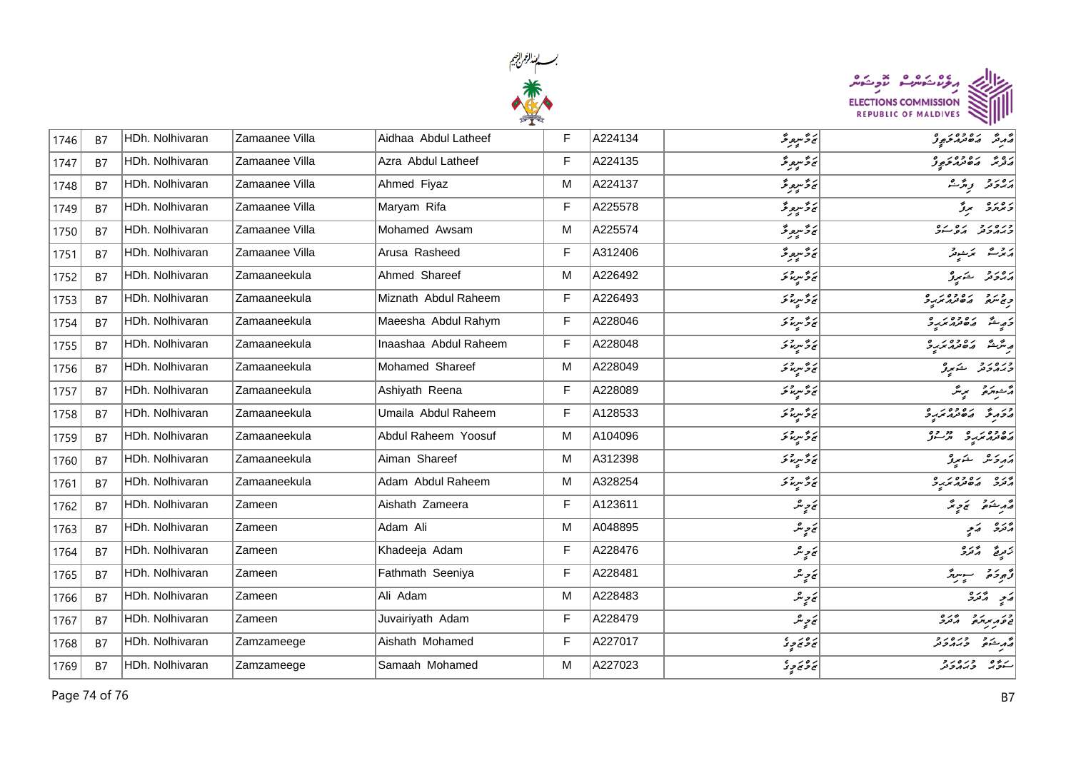| 1746 | B7 | HDh. Nolhivaran | Zamaanee Villa | Aidhaa Abdul Latheef | F | A224134 | ޒަމާނީވިލާ | އައިދާ އަބްދުއްލަޠީފު |
|---|---|---|---|---|---|---|---|---|
| 1747 | B7 | HDh. Nolhivaran | Zamaanee Villa | Azra Abdul Latheef | F | A224135 | ޒަމާނީވިލާ | އަޒްރާ އަބްދުއްލަޠީފު |
| 1748 | B7 | HDh. Nolhivaran | Zamaanee Villa | Ahmed Fiyaz | M | A224137 | ޒަމާނީވިލާ | އަޙްމަދު ފިޔާޒް |
| 1749 | B7 | HDh. Nolhivaran | Zamaanee Villa | Maryam Rifa | F | A225578 | ޒަމާނީވިލާ | މަރްޔަމް ރިފާ |
| 1750 | B7 | HDh. Nolhivaran | Zamaanee Villa | Mohamed Awsam | M | A225574 | ޒަމާނީވިލާ | މުޙައްމަދު އައުސަމް |
| 1751 | B7 | HDh. Nolhivaran | Zamaanee Villa | Arusa Rasheed | F | A312406 | ޒަމާނީވިލާ | އަރޫސާ ރަޝީދު |
| 1752 | B7 | HDh. Nolhivaran | Zamaaneekula | Ahmed Shareef | M | A226492 | ޒަމާނީކުލަ | އަޙްމަދު ޝަރީފު |
| 1753 | B7 | HDh. Nolhivaran | Zamaaneekula | Miznath Abdul Raheem | F | A226493 | ޒަމާނީކުލަ | މިޒްނަތު އަބްދުއްރަޙީމް |
| 1754 | B7 | HDh. Nolhivaran | Zamaaneekula | Maeesha Abdul Rahym | F | A228046 | ޒަމާނީކުލަ | މައީޝާ އަބްދުއްރަޙީމް |
| 1755 | B7 | HDh. Nolhivaran | Zamaaneekula | Inaashaa Abdul Raheem | F | A228048 | ޒަމާނީކުލަ | އިނާޝާ އަބްދުއްރަޙީމް |
| 1756 | B7 | HDh. Nolhivaran | Zamaaneekula | Mohamed Shareef | M | A228049 | ޒަމާނީކުލަ | މުޙައްމަދު ޝަރީފު |
| 1757 | B7 | HDh. Nolhivaran | Zamaaneekula | Ashiyath Reena | F | A228089 | ޒަމާނީކުލަ | އާސިޔަތު ރީނާ |
| 1758 | B7 | HDh. Nolhivaran | Zamaaneekula | Umaila Abdul Raheem | F | A128533 | ޒަމާނީކުލަ | އުމައިލާ އަބްދުއްރަޙީމް |
| 1759 | B7 | HDh. Nolhivaran | Zamaaneekula | Abdul Raheem Yoosuf | M | A104096 | ޒަމާނީކުލަ | އަބްދުއްރަޙީމް ޔޫސުފް |
| 1760 | B7 | HDh. Nolhivaran | Zamaaneekula | Aiman Shareef | M | A312398 | ޒަމާނީކުލަ | އައިމަން ޝަރީފު |
| 1761 | B7 | HDh. Nolhivaran | Zamaaneekula | Adam Abdul Raheem | M | A328254 | ޒަމާނީކުލަ | އާދަމް އަބްދުއްރަޙީމް |
| 1762 | B7 | HDh. Nolhivaran | Zameen | Aishath Zameera | F | A123611 | ޒަމީން | އައިޝަތު ޒަމީރާ |
| 1763 | B7 | HDh. Nolhivaran | Zameen | Adam Ali | M | A048895 | ޒަމީން | އާދަމް އަލި |
| 1764 | B7 | HDh. Nolhivaran | Zameen | Khadeeja Adam | F | A228476 | ޒަމީން | ޚަދީޖާ އާދަމް |
| 1765 | B7 | HDh. Nolhivaran | Zameen | Fathmath Seeniya | F | A228481 | ޒަމީން | ފާތިމަތު ސީނިޔާ |
| 1766 | B7 | HDh. Nolhivaran | Zameen | Ali Adam | M | A228483 | ޒަމީން | އަލި އާދަމް |
| 1767 | B7 | HDh. Nolhivaran | Zameen | Juvairiyath Adam | F | A228479 | ޒަމީން | ޖުވައިރިޔަތު އާދަމް |
| 1768 | B7 | HDh. Nolhivaran | Zamzameege | Aishath Mohamed | F | A227017 | ޒަމްޒަމީގެ | އައިޝަތު މުޙައްމަދު |
| 1769 | B7 | HDh. Nolhivaran | Zamzameege | Samaah Mohamed | M | A227023 | ޒަމްޒަމީގެ | ސަމާޙު މުޙައްމަދު |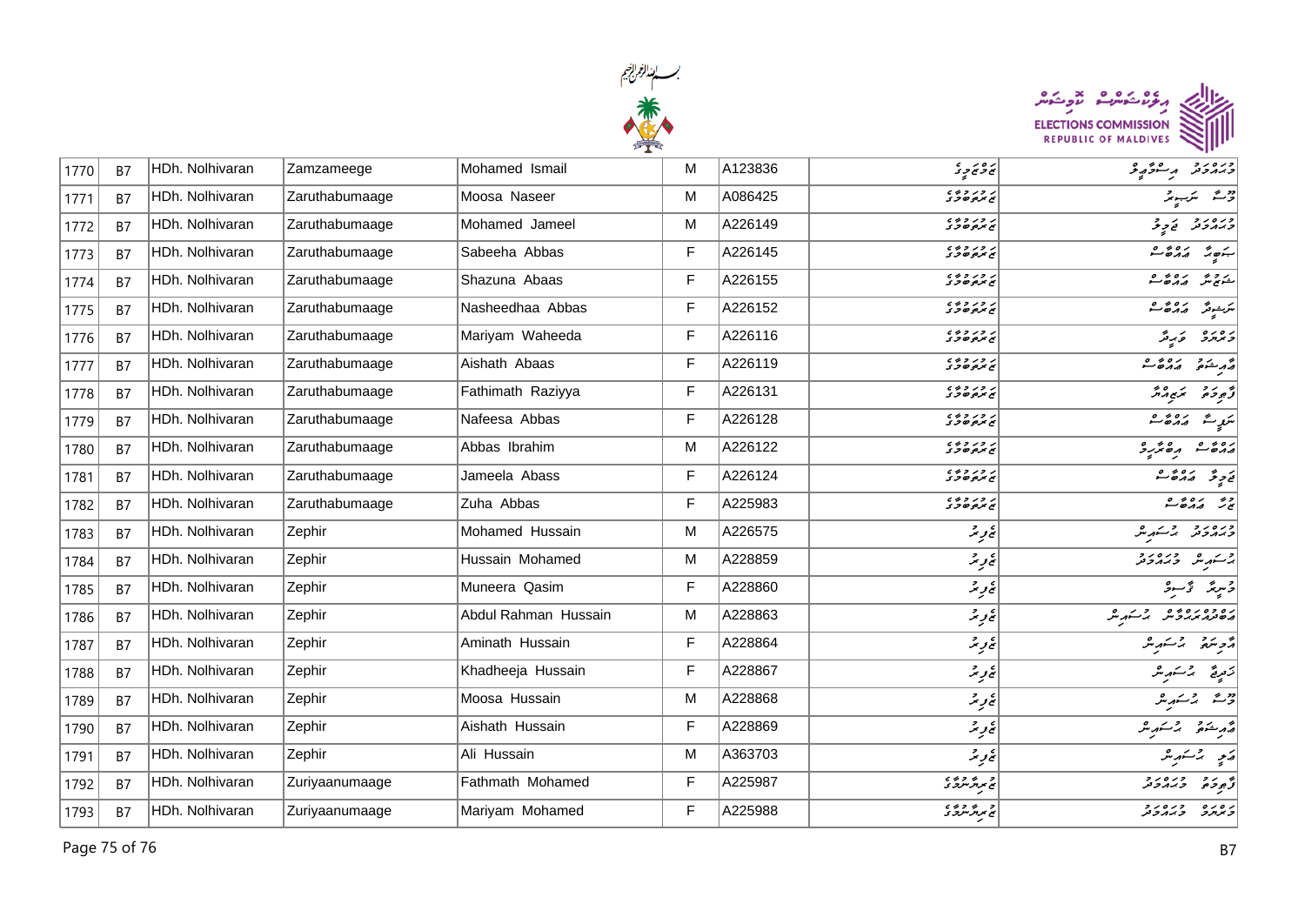| 1770 | B7 | HDh. Nolhivaran | Zamzameege | Mohamed Ismail | M | A123836 | ޒަމްޒަމީގެ | މުހައްމަދު އިސްމާޢީލު |
|---|---|---|---|---|---|---|---|---|
| 1771 | B7 | HDh. Nolhivaran | Zaruthabumaage | Moosa Naseer | M | A086425 | ޒަރުތަބުމާގެ | މޫސާ ނަސީރު |
| 1772 | B7 | HDh. Nolhivaran | Zaruthabumaage | Mohamed Jameel | M | A226149 | ޒަރުތަބުމާގެ | މުހައްމަދު ޖަމީލު |
| 1773 | B7 | HDh. Nolhivaran | Zaruthabumaage | Sabeeha Abbas | F | A226145 | ޒަރުތަބުމާގެ | ސަބީހާ އައްބާސް |
| 1774 | B7 | HDh. Nolhivaran | Zaruthabumaage | Shazuna Abaas | F | A226155 | ޒަރުތަބުމާގެ | ޝަޒުނާ އައްބާސް |
| 1775 | B7 | HDh. Nolhivaran | Zaruthabumaage | Nasheedhaa Abbas | F | A226152 | ޒަރުތަބުމާގެ | ނަޝީދާ އައްބާސް |
| 1776 | B7 | HDh. Nolhivaran | Zaruthabumaage | Mariyam Waheeda | F | A226116 | ޒަރުތަބުމާގެ | މަރިޔަމް ވަހީދާ |
| 1777 | B7 | HDh. Nolhivaran | Zaruthabumaage | Aishath Abaas | F | A226119 | ޒަރުތަބުމާގެ | އާއިޝަތު އައްބާސް |
| 1778 | B7 | HDh. Nolhivaran | Zaruthabumaage | Fathimath Raziyya | F | A226131 | ޒަރުތަބުމާގެ | ފާތިމަތު ރަޒިއްޔާ |
| 1779 | B7 | HDh. Nolhivaran | Zaruthabumaage | Nafeesa Abbas | F | A226128 | ޒަރުތަބުމާގެ | ނަފީސާ އައްބާސް |
| 1780 | B7 | HDh. Nolhivaran | Zaruthabumaage | Abbas Ibrahim | M | A226122 | ޒަރުތަބުމާގެ | އައްބާސް އިބްރާހީމް |
| 1781 | B7 | HDh. Nolhivaran | Zaruthabumaage | Jameela Abass | F | A226124 | ޒަރުތަބުމާގެ | ޖަމީލާ އައްބާސް |
| 1782 | B7 | HDh. Nolhivaran | Zaruthabumaage | Zuha Abbas | F | A225983 | ޒަރުތަބުމާގެ | ޒުހާ އައްބާސް |
| 1783 | B7 | HDh. Nolhivaran | Zephir | Mohamed Hussain | M | A226575 | ޒެފިރު | މުހައްމަދު ހުސައިން |
| 1784 | B7 | HDh. Nolhivaran | Zephir | Hussain Mohamed | M | A228859 | ޒެފިރު | ހުސައިން މުހައްމަދު |
| 1785 | B7 | HDh. Nolhivaran | Zephir | Muneera Qasim | F | A228860 | ޒެފިރު | މުނީރާ ޤާސިމް |
| 1786 | B7 | HDh. Nolhivaran | Zephir | Abdul Rahman Hussain | M | A228863 | ޒެފިރު | އަބްދުއްރަޙްމާން ހުސައިން |
| 1787 | B7 | HDh. Nolhivaran | Zephir | Aminath Hussain | F | A228864 | ޒެފިރު | އާމިނަތު ހުސައިން |
| 1788 | B7 | HDh. Nolhivaran | Zephir | Khadheeja Hussain | F | A228867 | ޒެފިރު | ޚަދީޖާ ހުސައިން |
| 1789 | B7 | HDh. Nolhivaran | Zephir | Moosa Hussain | M | A228868 | ޒެފިރު | މޫސާ ހުސައިން |
| 1790 | B7 | HDh. Nolhivaran | Zephir | Aishath Hussain | F | A228869 | ޒެފިރު | އާއިޝަތު ހުސައިން |
| 1791 | B7 | HDh. Nolhivaran | Zephir | Ali Hussain | M | A363703 | ޒެފިރު | އަލި ހުސައިން |
| 1792 | B7 | HDh. Nolhivaran | Zuriyaanumaage | Fathmath Mohamed | F | A225987 | ޒުރިޔާނުމާގެ | ފާތިމަތު މުހައްމަދު |
| 1793 | B7 | HDh. Nolhivaran | Zuriyaanumaage | Mariyam Mohamed | F | A225988 | ޒުރިޔާނުމާގެ | މަރިޔަމް މުހައްމަދު |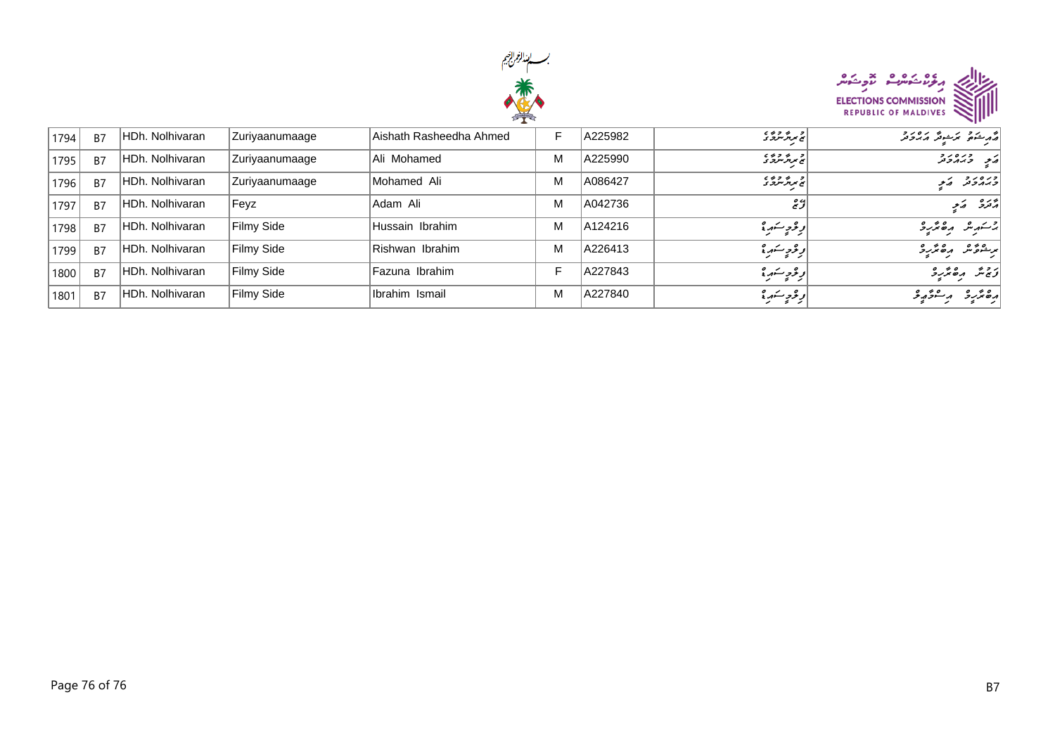| | | | | | | | | |
|---|---|---|---|---|---|---|---|---|
| 1794 | B7 | HDh. Nolhivaran | Zuriyaanumaage | Aishath Rasheedha Ahmed | F | A225982 | ޒުރިޔާނުމާގެ | އައިޝަތު ރަޝީދާ އަޙުމަދު |
| 1795 | B7 | HDh. Nolhivaran | Zuriyaanumaage | Ali Mohamed | M | A225990 | ޒުރިޔާނުމާގެ | އަލި މުޙައްމަދު |
| 1796 | B7 | HDh. Nolhivaran | Zuriyaanumaage | Mohamed Ali | M | A086427 | ޒުރިޔާނުމާގެ | މުޙައްމަދު އަލި |
| 1797 | B7 | HDh. Nolhivaran | Feyz | Adam Ali | M | A042736 | ފޭޒް | އާދަމް އަލި |
| 1798 | B7 | HDh. Nolhivaran | Filmy Side | Hussain Ibrahim | M | A124216 | ފިލްމީސައިޑް | ޙުސައިން އިބްރާހީމް |
| 1799 | B7 | HDh. Nolhivaran | Filmy Side | Rishwan Ibrahim | M | A226413 | ފިލްމީސައިޑް | ރިޝްވާން އިބްރާހީމް |
| 1800 | B7 | HDh. Nolhivaran | Filmy Side | Fazuna Ibrahim | F | A227843 | ފިލްމީސައިޑް | ފަޒުނާ އިބްރާހީމް |
| 1801 | B7 | HDh. Nolhivaran | Filmy Side | Ibrahim Ismail | M | A227840 | ފިލްމީސައިޑް | އިބްރާހީމް އިސްމާޢީލް |